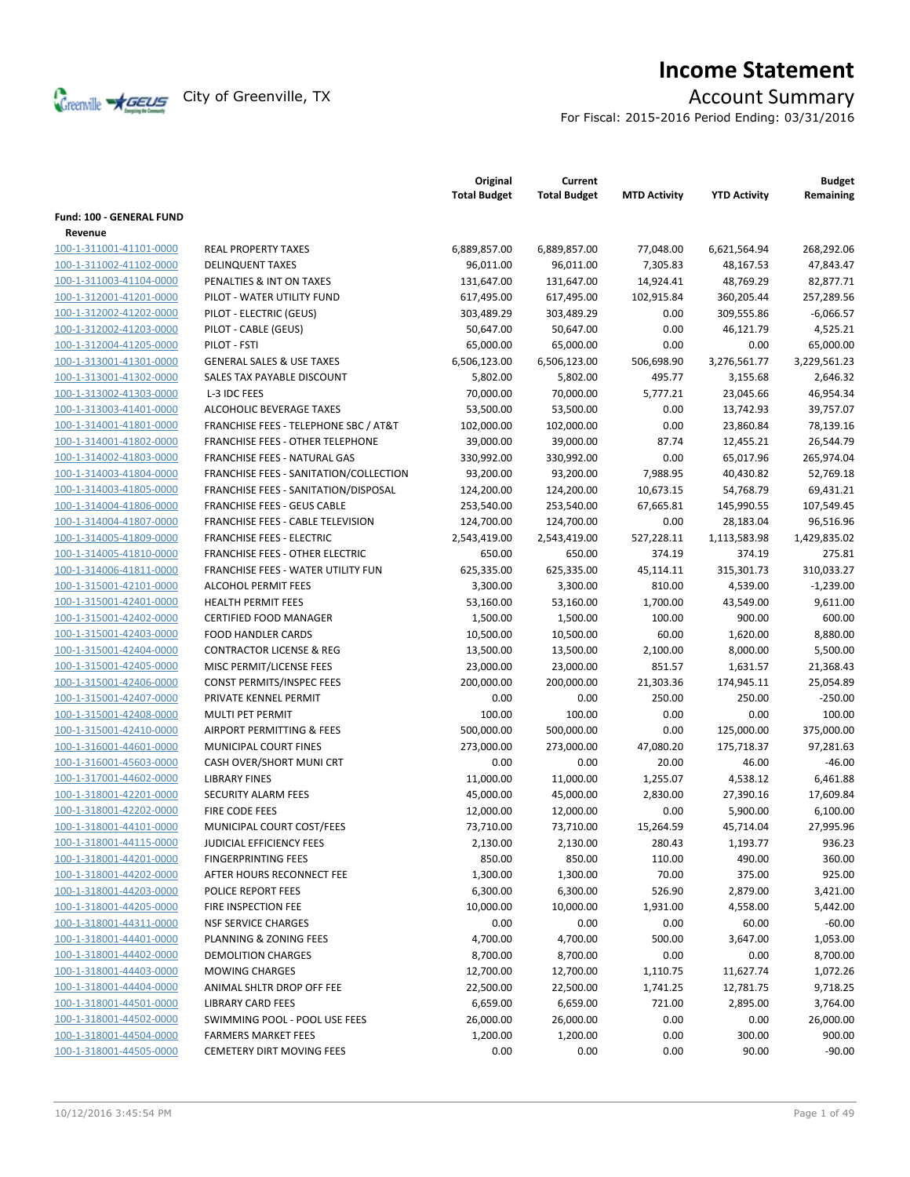# Income Statement

City of Greenville, TX

## Account Summary

For Fiscal: 2015-2016 Period Ending: 03/31/2016

| | | Original Total Budget | Current Total Budget | MTD Activity | YTD Activity | Budget Remaining |
|---|---|---|---|---|---|---|
| **Fund: 100 - GENERAL FUND** | | | | | | |
| **Revenue** | | | | | | |
| 100-1-311001-41101-0000 | REAL PROPERTY TAXES | 6,889,857.00 | 6,889,857.00 | 77,048.00 | 6,621,564.94 | 268,292.06 |
| 100-1-311002-41102-0000 | DELINQUENT TAXES | 96,011.00 | 96,011.00 | 7,305.83 | 48,167.53 | 47,843.47 |
| 100-1-311003-41104-0000 | PENALTIES & INT ON TAXES | 131,647.00 | 131,647.00 | 14,924.41 | 48,769.29 | 82,877.71 |
| 100-1-312001-41201-0000 | PILOT - WATER UTILITY FUND | 617,495.00 | 617,495.00 | 102,915.84 | 360,205.44 | 257,289.56 |
| 100-1-312002-41202-0000 | PILOT - ELECTRIC (GEUS) | 303,489.29 | 303,489.29 | 0.00 | 309,555.86 | -6,066.57 |
| 100-1-312002-41203-0000 | PILOT - CABLE (GEUS) | 50,647.00 | 50,647.00 | 0.00 | 46,121.79 | 4,525.21 |
| 100-1-312004-41205-0000 | PILOT - FSTI | 65,000.00 | 65,000.00 | 0.00 | 0.00 | 65,000.00 |
| 100-1-313001-41301-0000 | GENERAL SALES & USE TAXES | 6,506,123.00 | 6,506,123.00 | 506,698.90 | 3,276,561.77 | 3,229,561.23 |
| 100-1-313001-41302-0000 | SALES TAX PAYABLE DISCOUNT | 5,802.00 | 5,802.00 | 495.77 | 3,155.68 | 2,646.32 |
| 100-1-313002-41303-0000 | L-3 IDC FEES | 70,000.00 | 70,000.00 | 5,777.21 | 23,045.66 | 46,954.34 |
| 100-1-313003-41401-0000 | ALCOHOLIC BEVERAGE TAXES | 53,500.00 | 53,500.00 | 0.00 | 13,742.93 | 39,757.07 |
| 100-1-314001-41801-0000 | FRANCHISE FEES - TELEPHONE SBC / AT&T | 102,000.00 | 102,000.00 | 0.00 | 23,860.84 | 78,139.16 |
| 100-1-314001-41802-0000 | FRANCHISE FEES - OTHER TELEPHONE | 39,000.00 | 39,000.00 | 87.74 | 12,455.21 | 26,544.79 |
| 100-1-314002-41803-0000 | FRANCHISE FEES - NATURAL GAS | 330,992.00 | 330,992.00 | 0.00 | 65,017.96 | 265,974.04 |
| 100-1-314003-41804-0000 | FRANCHISE FEES - SANITATION/COLLECTION | 93,200.00 | 93,200.00 | 7,988.95 | 40,430.82 | 52,769.18 |
| 100-1-314003-41805-0000 | FRANCHISE FEES - SANITATION/DISPOSAL | 124,200.00 | 124,200.00 | 10,673.15 | 54,768.79 | 69,431.21 |
| 100-1-314004-41806-0000 | FRANCHISE FEES - GEUS CABLE | 253,540.00 | 253,540.00 | 67,665.81 | 145,990.55 | 107,549.45 |
| 100-1-314004-41807-0000 | FRANCHISE FEES - CABLE TELEVISION | 124,700.00 | 124,700.00 | 0.00 | 28,183.04 | 96,516.96 |
| 100-1-314005-41809-0000 | FRANCHISE FEES - ELECTRIC | 2,543,419.00 | 2,543,419.00 | 527,228.11 | 1,113,583.98 | 1,429,835.02 |
| 100-1-314005-41810-0000 | FRANCHISE FEES - OTHER ELECTRIC | 650.00 | 650.00 | 374.19 | 374.19 | 275.81 |
| 100-1-314006-41811-0000 | FRANCHISE FEES - WATER UTILITY FUN | 625,335.00 | 625,335.00 | 45,114.11 | 315,301.73 | 310,033.27 |
| 100-1-315001-42101-0000 | ALCOHOL PERMIT FEES | 3,300.00 | 3,300.00 | 810.00 | 4,539.00 | -1,239.00 |
| 100-1-315001-42401-0000 | HEALTH PERMIT FEES | 53,160.00 | 53,160.00 | 1,700.00 | 43,549.00 | 9,611.00 |
| 100-1-315001-42402-0000 | CERTIFIED FOOD MANAGER | 1,500.00 | 1,500.00 | 100.00 | 900.00 | 600.00 |
| 100-1-315001-42403-0000 | FOOD HANDLER CARDS | 10,500.00 | 10,500.00 | 60.00 | 1,620.00 | 8,880.00 |
| 100-1-315001-42404-0000 | CONTRACTOR LICENSE & REG | 13,500.00 | 13,500.00 | 2,100.00 | 8,000.00 | 5,500.00 |
| 100-1-315001-42405-0000 | MISC PERMIT/LICENSE FEES | 23,000.00 | 23,000.00 | 851.57 | 1,631.57 | 21,368.43 |
| 100-1-315001-42406-0000 | CONST PERMITS/INSPEC FEES | 200,000.00 | 200,000.00 | 21,303.36 | 174,945.11 | 25,054.89 |
| 100-1-315001-42407-0000 | PRIVATE KENNEL PERMIT | 0.00 | 0.00 | 250.00 | 250.00 | -250.00 |
| 100-1-315001-42408-0000 | MULTI PET PERMIT | 100.00 | 100.00 | 0.00 | 0.00 | 100.00 |
| 100-1-315001-42410-0000 | AIRPORT PERMITTING & FEES | 500,000.00 | 500,000.00 | 0.00 | 125,000.00 | 375,000.00 |
| 100-1-316001-44601-0000 | MUNICIPAL COURT FINES | 273,000.00 | 273,000.00 | 47,080.20 | 175,718.37 | 97,281.63 |
| 100-1-316001-45603-0000 | CASH OVER/SHORT MUNI CRT | 0.00 | 0.00 | 20.00 | 46.00 | -46.00 |
| 100-1-317001-44602-0000 | LIBRARY FINES | 11,000.00 | 11,000.00 | 1,255.07 | 4,538.12 | 6,461.88 |
| 100-1-318001-42201-0000 | SECURITY ALARM FEES | 45,000.00 | 45,000.00 | 2,830.00 | 27,390.16 | 17,609.84 |
| 100-1-318001-42202-0000 | FIRE CODE FEES | 12,000.00 | 12,000.00 | 0.00 | 5,900.00 | 6,100.00 |
| 100-1-318001-44101-0000 | MUNICIPAL COURT COST/FEES | 73,710.00 | 73,710.00 | 15,264.59 | 45,714.04 | 27,995.96 |
| 100-1-318001-44115-0000 | JUDICIAL EFFICIENCY FEES | 2,130.00 | 2,130.00 | 280.43 | 1,193.77 | 936.23 |
| 100-1-318001-44201-0000 | FINGERPRINTING FEES | 850.00 | 850.00 | 110.00 | 490.00 | 360.00 |
| 100-1-318001-44202-0000 | AFTER HOURS RECONNECT FEE | 1,300.00 | 1,300.00 | 70.00 | 375.00 | 925.00 |
| 100-1-318001-44203-0000 | POLICE REPORT FEES | 6,300.00 | 6,300.00 | 526.90 | 2,879.00 | 3,421.00 |
| 100-1-318001-44205-0000 | FIRE INSPECTION FEE | 10,000.00 | 10,000.00 | 1,931.00 | 4,558.00 | 5,442.00 |
| 100-1-318001-44311-0000 | NSF SERVICE CHARGES | 0.00 | 0.00 | 0.00 | 60.00 | -60.00 |
| 100-1-318001-44401-0000 | PLANNING & ZONING FEES | 4,700.00 | 4,700.00 | 500.00 | 3,647.00 | 1,053.00 |
| 100-1-318001-44402-0000 | DEMOLITION CHARGES | 8,700.00 | 8,700.00 | 0.00 | 0.00 | 8,700.00 |
| 100-1-318001-44403-0000 | MOWING CHARGES | 12,700.00 | 12,700.00 | 1,110.75 | 11,627.74 | 1,072.26 |
| 100-1-318001-44404-0000 | ANIMAL SHLTR DROP OFF FEE | 22,500.00 | 22,500.00 | 1,741.25 | 12,781.75 | 9,718.25 |
| 100-1-318001-44501-0000 | LIBRARY CARD FEES | 6,659.00 | 6,659.00 | 721.00 | 2,895.00 | 3,764.00 |
| 100-1-318001-44502-0000 | SWIMMING POOL - POOL USE FEES | 26,000.00 | 26,000.00 | 0.00 | 0.00 | 26,000.00 |
| 100-1-318001-44504-0000 | FARMERS MARKET FEES | 1,200.00 | 1,200.00 | 0.00 | 300.00 | 900.00 |
| 100-1-318001-44505-0000 | CEMETERY DIRT MOVING FEES | 0.00 | 0.00 | 0.00 | 90.00 | -90.00 |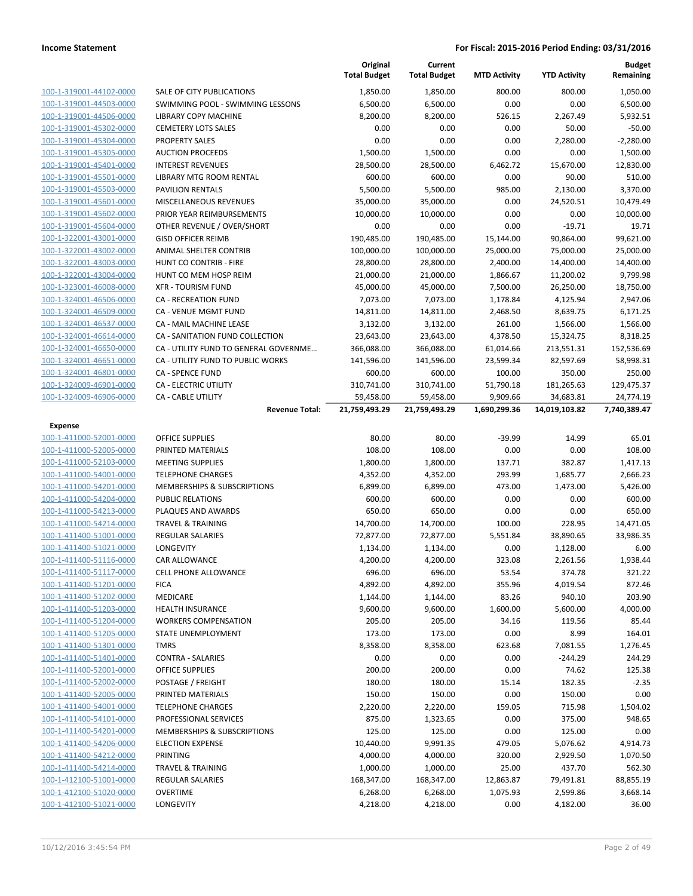|  |  | Original Total Budget | Current Total Budget | MTD Activity | YTD Activity | Budget Remaining |
|---|---|---|---|---|---|---|
| 100-1-319001-44102-0000 | SALE OF CITY PUBLICATIONS | 1,850.00 | 1,850.00 | 800.00 | 800.00 | 1,050.00 |
| 100-1-319001-44503-0000 | SWIMMING POOL - SWIMMING LESSONS | 6,500.00 | 6,500.00 | 0.00 | 0.00 | 6,500.00 |
| 100-1-319001-44506-0000 | LIBRARY COPY MACHINE | 8,200.00 | 8,200.00 | 526.15 | 2,267.49 | 5,932.51 |
| 100-1-319001-45302-0000 | CEMETERY LOTS SALES | 0.00 | 0.00 | 0.00 | 50.00 | -50.00 |
| 100-1-319001-45304-0000 | PROPERTY SALES | 0.00 | 0.00 | 0.00 | 2,280.00 | -2,280.00 |
| 100-1-319001-45305-0000 | AUCTION PROCEEDS | 1,500.00 | 1,500.00 | 0.00 | 0.00 | 1,500.00 |
| 100-1-319001-45401-0000 | INTEREST REVENUES | 28,500.00 | 28,500.00 | 6,462.72 | 15,670.00 | 12,830.00 |
| 100-1-319001-45501-0000 | LIBRARY MTG ROOM RENTAL | 600.00 | 600.00 | 0.00 | 90.00 | 510.00 |
| 100-1-319001-45503-0000 | PAVILION RENTALS | 5,500.00 | 5,500.00 | 985.00 | 2,130.00 | 3,370.00 |
| 100-1-319001-45601-0000 | MISCELLANEOUS REVENUES | 35,000.00 | 35,000.00 | 0.00 | 24,520.51 | 10,479.49 |
| 100-1-319001-45602-0000 | PRIOR YEAR REIMBURSEMENTS | 10,000.00 | 10,000.00 | 0.00 | 0.00 | 10,000.00 |
| 100-1-319001-45604-0000 | OTHER REVENUE / OVER/SHORT | 0.00 | 0.00 | 0.00 | -19.71 | 19.71 |
| 100-1-322001-43001-0000 | GISD OFFICER REIMB | 190,485.00 | 190,485.00 | 15,144.00 | 90,864.00 | 99,621.00 |
| 100-1-322001-43002-0000 | ANIMAL SHELTER CONTRIB | 100,000.00 | 100,000.00 | 25,000.00 | 75,000.00 | 25,000.00 |
| 100-1-322001-43003-0000 | HUNT CO CONTRIB - FIRE | 28,800.00 | 28,800.00 | 2,400.00 | 14,400.00 | 14,400.00 |
| 100-1-322001-43004-0000 | HUNT CO MEM HOSP REIM | 21,000.00 | 21,000.00 | 1,866.67 | 11,200.02 | 9,799.98 |
| 100-1-323001-46008-0000 | XFR - TOURISM FUND | 45,000.00 | 45,000.00 | 7,500.00 | 26,250.00 | 18,750.00 |
| 100-1-324001-46506-0000 | CA - RECREATION FUND | 7,073.00 | 7,073.00 | 1,178.84 | 4,125.94 | 2,947.06 |
| 100-1-324001-46509-0000 | CA - VENUE MGMT FUND | 14,811.00 | 14,811.00 | 2,468.50 | 8,639.75 | 6,171.25 |
| 100-1-324001-46537-0000 | CA - MAIL MACHINE LEASE | 3,132.00 | 3,132.00 | 261.00 | 1,566.00 | 1,566.00 |
| 100-1-324001-46614-0000 | CA - SANITATION FUND COLLECTION | 23,643.00 | 23,643.00 | 4,378.50 | 15,324.75 | 8,318.25 |
| 100-1-324001-46650-0000 | CA - UTILITY FUND TO GENERAL GOVERNME… | 366,088.00 | 366,088.00 | 61,014.66 | 213,551.31 | 152,536.69 |
| 100-1-324001-46651-0000 | CA - UTILITY FUND TO PUBLIC WORKS | 141,596.00 | 141,596.00 | 23,599.34 | 82,597.69 | 58,998.31 |
| 100-1-324001-46801-0000 | CA - SPENCE FUND | 600.00 | 600.00 | 100.00 | 350.00 | 250.00 |
| 100-1-324009-46901-0000 | CA - ELECTRIC UTILITY | 310,741.00 | 310,741.00 | 51,790.18 | 181,265.63 | 129,475.37 |
| 100-1-324009-46906-0000 | CA - CABLE UTILITY | 59,458.00 | 59,458.00 | 9,909.66 | 34,683.81 | 24,774.19 |
|  | **Revenue Total:** | **21,759,493.29** | **21,759,493.29** | **1,690,299.36** | **14,019,103.82** | **7,740,389.47** |
| **Expense** |  |  |  |  |  |  |
| 100-1-411000-52001-0000 | OFFICE SUPPLIES | 80.00 | 80.00 | -39.99 | 14.99 | 65.01 |
| 100-1-411000-52005-0000 | PRINTED MATERIALS | 108.00 | 108.00 | 0.00 | 0.00 | 108.00 |
| 100-1-411000-52103-0000 | MEETING SUPPLIES | 1,800.00 | 1,800.00 | 137.71 | 382.87 | 1,417.13 |
| 100-1-411000-54001-0000 | TELEPHONE CHARGES | 4,352.00 | 4,352.00 | 293.99 | 1,685.77 | 2,666.23 |
| 100-1-411000-54201-0000 | MEMBERSHIPS & SUBSCRIPTIONS | 6,899.00 | 6,899.00 | 473.00 | 1,473.00 | 5,426.00 |
| 100-1-411000-54204-0000 | PUBLIC RELATIONS | 600.00 | 600.00 | 0.00 | 0.00 | 600.00 |
| 100-1-411000-54213-0000 | PLAQUES AND AWARDS | 650.00 | 650.00 | 0.00 | 0.00 | 650.00 |
| 100-1-411000-54214-0000 | TRAVEL & TRAINING | 14,700.00 | 14,700.00 | 100.00 | 228.95 | 14,471.05 |
| 100-1-411400-51001-0000 | REGULAR SALARIES | 72,877.00 | 72,877.00 | 5,551.84 | 38,890.65 | 33,986.35 |
| 100-1-411400-51021-0000 | LONGEVITY | 1,134.00 | 1,134.00 | 0.00 | 1,128.00 | 6.00 |
| 100-1-411400-51116-0000 | CAR ALLOWANCE | 4,200.00 | 4,200.00 | 323.08 | 2,261.56 | 1,938.44 |
| 100-1-411400-51117-0000 | CELL PHONE ALLOWANCE | 696.00 | 696.00 | 53.54 | 374.78 | 321.22 |
| 100-1-411400-51201-0000 | FICA | 4,892.00 | 4,892.00 | 355.96 | 4,019.54 | 872.46 |
| 100-1-411400-51202-0000 | MEDICARE | 1,144.00 | 1,144.00 | 83.26 | 940.10 | 203.90 |
| 100-1-411400-51203-0000 | HEALTH INSURANCE | 9,600.00 | 9,600.00 | 1,600.00 | 5,600.00 | 4,000.00 |
| 100-1-411400-51204-0000 | WORKERS COMPENSATION | 205.00 | 205.00 | 34.16 | 119.56 | 85.44 |
| 100-1-411400-51205-0000 | STATE UNEMPLOYMENT | 173.00 | 173.00 | 0.00 | 8.99 | 164.01 |
| 100-1-411400-51301-0000 | TMRS | 8,358.00 | 8,358.00 | 623.68 | 7,081.55 | 1,276.45 |
| 100-1-411400-51401-0000 | CONTRA - SALARIES | 0.00 | 0.00 | 0.00 | -244.29 | 244.29 |
| 100-1-411400-52001-0000 | OFFICE SUPPLIES | 200.00 | 200.00 | 0.00 | 74.62 | 125.38 |
| 100-1-411400-52002-0000 | POSTAGE / FREIGHT | 180.00 | 180.00 | 15.14 | 182.35 | -2.35 |
| 100-1-411400-52005-0000 | PRINTED MATERIALS | 150.00 | 150.00 | 0.00 | 150.00 | 0.00 |
| 100-1-411400-54001-0000 | TELEPHONE CHARGES | 2,220.00 | 2,220.00 | 159.05 | 715.98 | 1,504.02 |
| 100-1-411400-54101-0000 | PROFESSIONAL SERVICES | 875.00 | 1,323.65 | 0.00 | 375.00 | 948.65 |
| 100-1-411400-54201-0000 | MEMBERSHIPS & SUBSCRIPTIONS | 125.00 | 125.00 | 0.00 | 125.00 | 0.00 |
| 100-1-411400-54206-0000 | ELECTION EXPENSE | 10,440.00 | 9,991.35 | 479.05 | 5,076.62 | 4,914.73 |
| 100-1-411400-54212-0000 | PRINTING | 4,000.00 | 4,000.00 | 320.00 | 2,929.50 | 1,070.50 |
| 100-1-411400-54214-0000 | TRAVEL & TRAINING | 1,000.00 | 1,000.00 | 25.00 | 437.70 | 562.30 |
| 100-1-412100-51001-0000 | REGULAR SALARIES | 168,347.00 | 168,347.00 | 12,863.87 | 79,491.81 | 88,855.19 |
| 100-1-412100-51020-0000 | OVERTIME | 6,268.00 | 6,268.00 | 1,075.93 | 2,599.86 | 3,668.14 |
| 100-1-412100-51021-0000 | LONGEVITY | 4,218.00 | 4,218.00 | 0.00 | 4,182.00 | 36.00 |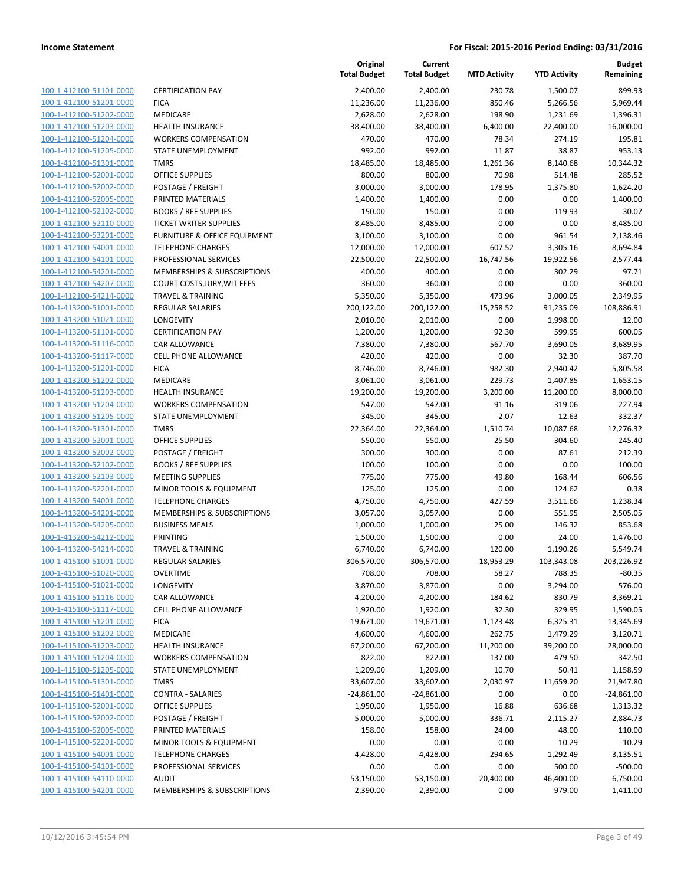**Income Statement** — For Fiscal: 2015-2016 Period Ending: 03/31/2016

| | | Original Total Budget | Current Total Budget | MTD Activity | YTD Activity | Budget Remaining |
|---|---|---|---|---|---|---|
| 100-1-412100-51101-0000 | CERTIFICATION PAY | 2,400.00 | 2,400.00 | 230.78 | 1,500.07 | 899.93 |
| 100-1-412100-51201-0000 | FICA | 11,236.00 | 11,236.00 | 850.46 | 5,266.56 | 5,969.44 |
| 100-1-412100-51202-0000 | MEDICARE | 2,628.00 | 2,628.00 | 198.90 | 1,231.69 | 1,396.31 |
| 100-1-412100-51203-0000 | HEALTH INSURANCE | 38,400.00 | 38,400.00 | 6,400.00 | 22,400.00 | 16,000.00 |
| 100-1-412100-51204-0000 | WORKERS COMPENSATION | 470.00 | 470.00 | 78.34 | 274.19 | 195.81 |
| 100-1-412100-51205-0000 | STATE UNEMPLOYMENT | 992.00 | 992.00 | 11.87 | 38.87 | 953.13 |
| 100-1-412100-51301-0000 | TMRS | 18,485.00 | 18,485.00 | 1,261.36 | 8,140.68 | 10,344.32 |
| 100-1-412100-52001-0000 | OFFICE SUPPLIES | 800.00 | 800.00 | 70.98 | 514.48 | 285.52 |
| 100-1-412100-52002-0000 | POSTAGE / FREIGHT | 3,000.00 | 3,000.00 | 178.95 | 1,375.80 | 1,624.20 |
| 100-1-412100-52005-0000 | PRINTED MATERIALS | 1,400.00 | 1,400.00 | 0.00 | 0.00 | 1,400.00 |
| 100-1-412100-52102-0000 | BOOKS / REF SUPPLIES | 150.00 | 150.00 | 0.00 | 119.93 | 30.07 |
| 100-1-412100-52110-0000 | TICKET WRITER SUPPLIES | 8,485.00 | 8,485.00 | 0.00 | 0.00 | 8,485.00 |
| 100-1-412100-53201-0000 | FURNITURE & OFFICE EQUIPMENT | 3,100.00 | 3,100.00 | 0.00 | 961.54 | 2,138.46 |
| 100-1-412100-54001-0000 | TELEPHONE CHARGES | 12,000.00 | 12,000.00 | 607.52 | 3,305.16 | 8,694.84 |
| 100-1-412100-54101-0000 | PROFESSIONAL SERVICES | 22,500.00 | 22,500.00 | 16,747.56 | 19,922.56 | 2,577.44 |
| 100-1-412100-54201-0000 | MEMBERSHIPS & SUBSCRIPTIONS | 400.00 | 400.00 | 0.00 | 302.29 | 97.71 |
| 100-1-412100-54207-0000 | COURT COSTS,JURY,WIT FEES | 360.00 | 360.00 | 0.00 | 0.00 | 360.00 |
| 100-1-412100-54214-0000 | TRAVEL & TRAINING | 5,350.00 | 5,350.00 | 473.96 | 3,000.05 | 2,349.95 |
| 100-1-413200-51001-0000 | REGULAR SALARIES | 200,122.00 | 200,122.00 | 15,258.52 | 91,235.09 | 108,886.91 |
| 100-1-413200-51021-0000 | LONGEVITY | 2,010.00 | 2,010.00 | 0.00 | 1,998.00 | 12.00 |
| 100-1-413200-51101-0000 | CERTIFICATION PAY | 1,200.00 | 1,200.00 | 92.30 | 599.95 | 600.05 |
| 100-1-413200-51116-0000 | CAR ALLOWANCE | 7,380.00 | 7,380.00 | 567.70 | 3,690.05 | 3,689.95 |
| 100-1-413200-51117-0000 | CELL PHONE ALLOWANCE | 420.00 | 420.00 | 0.00 | 32.30 | 387.70 |
| 100-1-413200-51201-0000 | FICA | 8,746.00 | 8,746.00 | 982.30 | 2,940.42 | 5,805.58 |
| 100-1-413200-51202-0000 | MEDICARE | 3,061.00 | 3,061.00 | 229.73 | 1,407.85 | 1,653.15 |
| 100-1-413200-51203-0000 | HEALTH INSURANCE | 19,200.00 | 19,200.00 | 3,200.00 | 11,200.00 | 8,000.00 |
| 100-1-413200-51204-0000 | WORKERS COMPENSATION | 547.00 | 547.00 | 91.16 | 319.06 | 227.94 |
| 100-1-413200-51205-0000 | STATE UNEMPLOYMENT | 345.00 | 345.00 | 2.07 | 12.63 | 332.37 |
| 100-1-413200-51301-0000 | TMRS | 22,364.00 | 22,364.00 | 1,510.74 | 10,087.68 | 12,276.32 |
| 100-1-413200-52001-0000 | OFFICE SUPPLIES | 550.00 | 550.00 | 25.50 | 304.60 | 245.40 |
| 100-1-413200-52002-0000 | POSTAGE / FREIGHT | 300.00 | 300.00 | 0.00 | 87.61 | 212.39 |
| 100-1-413200-52102-0000 | BOOKS / REF SUPPLIES | 100.00 | 100.00 | 0.00 | 0.00 | 100.00 |
| 100-1-413200-52103-0000 | MEETING SUPPLIES | 775.00 | 775.00 | 49.80 | 168.44 | 606.56 |
| 100-1-413200-52201-0000 | MINOR TOOLS & EQUIPMENT | 125.00 | 125.00 | 0.00 | 124.62 | 0.38 |
| 100-1-413200-54001-0000 | TELEPHONE CHARGES | 4,750.00 | 4,750.00 | 427.59 | 3,511.66 | 1,238.34 |
| 100-1-413200-54201-0000 | MEMBERSHIPS & SUBSCRIPTIONS | 3,057.00 | 3,057.00 | 0.00 | 551.95 | 2,505.05 |
| 100-1-413200-54205-0000 | BUSINESS MEALS | 1,000.00 | 1,000.00 | 25.00 | 146.32 | 853.68 |
| 100-1-413200-54212-0000 | PRINTING | 1,500.00 | 1,500.00 | 0.00 | 24.00 | 1,476.00 |
| 100-1-413200-54214-0000 | TRAVEL & TRAINING | 6,740.00 | 6,740.00 | 120.00 | 1,190.26 | 5,549.74 |
| 100-1-415100-51001-0000 | REGULAR SALARIES | 306,570.00 | 306,570.00 | 18,953.29 | 103,343.08 | 203,226.92 |
| 100-1-415100-51020-0000 | OVERTIME | 708.00 | 708.00 | 58.27 | 788.35 | -80.35 |
| 100-1-415100-51021-0000 | LONGEVITY | 3,870.00 | 3,870.00 | 0.00 | 3,294.00 | 576.00 |
| 100-1-415100-51116-0000 | CAR ALLOWANCE | 4,200.00 | 4,200.00 | 184.62 | 830.79 | 3,369.21 |
| 100-1-415100-51117-0000 | CELL PHONE ALLOWANCE | 1,920.00 | 1,920.00 | 32.30 | 329.95 | 1,590.05 |
| 100-1-415100-51201-0000 | FICA | 19,671.00 | 19,671.00 | 1,123.48 | 6,325.31 | 13,345.69 |
| 100-1-415100-51202-0000 | MEDICARE | 4,600.00 | 4,600.00 | 262.75 | 1,479.29 | 3,120.71 |
| 100-1-415100-51203-0000 | HEALTH INSURANCE | 67,200.00 | 67,200.00 | 11,200.00 | 39,200.00 | 28,000.00 |
| 100-1-415100-51204-0000 | WORKERS COMPENSATION | 822.00 | 822.00 | 137.00 | 479.50 | 342.50 |
| 100-1-415100-51205-0000 | STATE UNEMPLOYMENT | 1,209.00 | 1,209.00 | 10.70 | 50.41 | 1,158.59 |
| 100-1-415100-51301-0000 | TMRS | 33,607.00 | 33,607.00 | 2,030.97 | 11,659.20 | 21,947.80 |
| 100-1-415100-51401-0000 | CONTRA - SALARIES | -24,861.00 | -24,861.00 | 0.00 | 0.00 | -24,861.00 |
| 100-1-415100-52001-0000 | OFFICE SUPPLIES | 1,950.00 | 1,950.00 | 16.88 | 636.68 | 1,313.32 |
| 100-1-415100-52002-0000 | POSTAGE / FREIGHT | 5,000.00 | 5,000.00 | 336.71 | 2,115.27 | 2,884.73 |
| 100-1-415100-52005-0000 | PRINTED MATERIALS | 158.00 | 158.00 | 24.00 | 48.00 | 110.00 |
| 100-1-415100-52201-0000 | MINOR TOOLS & EQUIPMENT | 0.00 | 0.00 | 0.00 | 10.29 | -10.29 |
| 100-1-415100-54001-0000 | TELEPHONE CHARGES | 4,428.00 | 4,428.00 | 294.65 | 1,292.49 | 3,135.51 |
| 100-1-415100-54101-0000 | PROFESSIONAL SERVICES | 0.00 | 0.00 | 0.00 | 500.00 | -500.00 |
| 100-1-415100-54110-0000 | AUDIT | 53,150.00 | 53,150.00 | 20,400.00 | 46,400.00 | 6,750.00 |
| 100-1-415100-54201-0000 | MEMBERSHIPS & SUBSCRIPTIONS | 2,390.00 | 2,390.00 | 0.00 | 979.00 | 1,411.00 |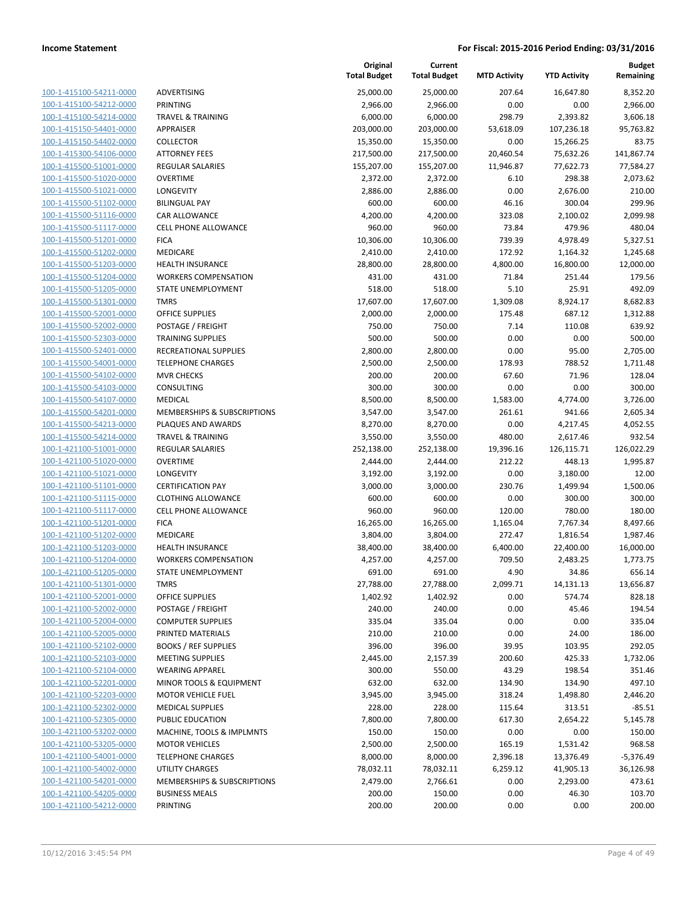**Income Statement** — **For Fiscal: 2015-2016 Period Ending: 03/31/2016**

| | | Original Total Budget | Current Total Budget | MTD Activity | YTD Activity | Budget Remaining |
|---|---|---|---|---|---|---|
| 100-1-415100-54211-0000 | ADVERTISING | 25,000.00 | 25,000.00 | 207.64 | 16,647.80 | 8,352.20 |
| 100-1-415100-54212-0000 | PRINTING | 2,966.00 | 2,966.00 | 0.00 | 0.00 | 2,966.00 |
| 100-1-415100-54214-0000 | TRAVEL & TRAINING | 6,000.00 | 6,000.00 | 298.79 | 2,393.82 | 3,606.18 |
| 100-1-415150-54401-0000 | APPRAISER | 203,000.00 | 203,000.00 | 53,618.09 | 107,236.18 | 95,763.82 |
| 100-1-415150-54402-0000 | COLLECTOR | 15,350.00 | 15,350.00 | 0.00 | 15,266.25 | 83.75 |
| 100-1-415300-54106-0000 | ATTORNEY FEES | 217,500.00 | 217,500.00 | 20,460.54 | 75,632.26 | 141,867.74 |
| 100-1-415500-51001-0000 | REGULAR SALARIES | 155,207.00 | 155,207.00 | 11,946.87 | 77,622.73 | 77,584.27 |
| 100-1-415500-51020-0000 | OVERTIME | 2,372.00 | 2,372.00 | 6.10 | 298.38 | 2,073.62 |
| 100-1-415500-51021-0000 | LONGEVITY | 2,886.00 | 2,886.00 | 0.00 | 2,676.00 | 210.00 |
| 100-1-415500-51102-0000 | BILINGUAL PAY | 600.00 | 600.00 | 46.16 | 300.04 | 299.96 |
| 100-1-415500-51116-0000 | CAR ALLOWANCE | 4,200.00 | 4,200.00 | 323.08 | 2,100.02 | 2,099.98 |
| 100-1-415500-51117-0000 | CELL PHONE ALLOWANCE | 960.00 | 960.00 | 73.84 | 479.96 | 480.04 |
| 100-1-415500-51201-0000 | FICA | 10,306.00 | 10,306.00 | 739.39 | 4,978.49 | 5,327.51 |
| 100-1-415500-51202-0000 | MEDICARE | 2,410.00 | 2,410.00 | 172.92 | 1,164.32 | 1,245.68 |
| 100-1-415500-51203-0000 | HEALTH INSURANCE | 28,800.00 | 28,800.00 | 4,800.00 | 16,800.00 | 12,000.00 |
| 100-1-415500-51204-0000 | WORKERS COMPENSATION | 431.00 | 431.00 | 71.84 | 251.44 | 179.56 |
| 100-1-415500-51205-0000 | STATE UNEMPLOYMENT | 518.00 | 518.00 | 5.10 | 25.91 | 492.09 |
| 100-1-415500-51301-0000 | TMRS | 17,607.00 | 17,607.00 | 1,309.08 | 8,924.17 | 8,682.83 |
| 100-1-415500-52001-0000 | OFFICE SUPPLIES | 2,000.00 | 2,000.00 | 175.48 | 687.12 | 1,312.88 |
| 100-1-415500-52002-0000 | POSTAGE / FREIGHT | 750.00 | 750.00 | 7.14 | 110.08 | 639.92 |
| 100-1-415500-52303-0000 | TRAINING SUPPLIES | 500.00 | 500.00 | 0.00 | 0.00 | 500.00 |
| 100-1-415500-52401-0000 | RECREATIONAL SUPPLIES | 2,800.00 | 2,800.00 | 0.00 | 95.00 | 2,705.00 |
| 100-1-415500-54001-0000 | TELEPHONE CHARGES | 2,500.00 | 2,500.00 | 178.93 | 788.52 | 1,711.48 |
| 100-1-415500-54102-0000 | MVR CHECKS | 200.00 | 200.00 | 67.60 | 71.96 | 128.04 |
| 100-1-415500-54103-0000 | CONSULTING | 300.00 | 300.00 | 0.00 | 0.00 | 300.00 |
| 100-1-415500-54107-0000 | MEDICAL | 8,500.00 | 8,500.00 | 1,583.00 | 4,774.00 | 3,726.00 |
| 100-1-415500-54201-0000 | MEMBERSHIPS & SUBSCRIPTIONS | 3,547.00 | 3,547.00 | 261.61 | 941.66 | 2,605.34 |
| 100-1-415500-54213-0000 | PLAQUES AND AWARDS | 8,270.00 | 8,270.00 | 0.00 | 4,217.45 | 4,052.55 |
| 100-1-415500-54214-0000 | TRAVEL & TRAINING | 3,550.00 | 3,550.00 | 480.00 | 2,617.46 | 932.54 |
| 100-1-421100-51001-0000 | REGULAR SALARIES | 252,138.00 | 252,138.00 | 19,396.16 | 126,115.71 | 126,022.29 |
| 100-1-421100-51020-0000 | OVERTIME | 2,444.00 | 2,444.00 | 212.22 | 448.13 | 1,995.87 |
| 100-1-421100-51021-0000 | LONGEVITY | 3,192.00 | 3,192.00 | 0.00 | 3,180.00 | 12.00 |
| 100-1-421100-51101-0000 | CERTIFICATION PAY | 3,000.00 | 3,000.00 | 230.76 | 1,499.94 | 1,500.06 |
| 100-1-421100-51115-0000 | CLOTHING ALLOWANCE | 600.00 | 600.00 | 0.00 | 300.00 | 300.00 |
| 100-1-421100-51117-0000 | CELL PHONE ALLOWANCE | 960.00 | 960.00 | 120.00 | 780.00 | 180.00 |
| 100-1-421100-51201-0000 | FICA | 16,265.00 | 16,265.00 | 1,165.04 | 7,767.34 | 8,497.66 |
| 100-1-421100-51202-0000 | MEDICARE | 3,804.00 | 3,804.00 | 272.47 | 1,816.54 | 1,987.46 |
| 100-1-421100-51203-0000 | HEALTH INSURANCE | 38,400.00 | 38,400.00 | 6,400.00 | 22,400.00 | 16,000.00 |
| 100-1-421100-51204-0000 | WORKERS COMPENSATION | 4,257.00 | 4,257.00 | 709.50 | 2,483.25 | 1,773.75 |
| 100-1-421100-51205-0000 | STATE UNEMPLOYMENT | 691.00 | 691.00 | 4.90 | 34.86 | 656.14 |
| 100-1-421100-51301-0000 | TMRS | 27,788.00 | 27,788.00 | 2,099.71 | 14,131.13 | 13,656.87 |
| 100-1-421100-52001-0000 | OFFICE SUPPLIES | 1,402.92 | 1,402.92 | 0.00 | 574.74 | 828.18 |
| 100-1-421100-52002-0000 | POSTAGE / FREIGHT | 240.00 | 240.00 | 0.00 | 45.46 | 194.54 |
| 100-1-421100-52004-0000 | COMPUTER SUPPLIES | 335.04 | 335.04 | 0.00 | 0.00 | 335.04 |
| 100-1-421100-52005-0000 | PRINTED MATERIALS | 210.00 | 210.00 | 0.00 | 24.00 | 186.00 |
| 100-1-421100-52102-0000 | BOOKS / REF SUPPLIES | 396.00 | 396.00 | 39.95 | 103.95 | 292.05 |
| 100-1-421100-52103-0000 | MEETING SUPPLIES | 2,445.00 | 2,157.39 | 200.60 | 425.33 | 1,732.06 |
| 100-1-421100-52104-0000 | WEARING APPAREL | 300.00 | 550.00 | 43.29 | 198.54 | 351.46 |
| 100-1-421100-52201-0000 | MINOR TOOLS & EQUIPMENT | 632.00 | 632.00 | 134.90 | 134.90 | 497.10 |
| 100-1-421100-52203-0000 | MOTOR VEHICLE FUEL | 3,945.00 | 3,945.00 | 318.24 | 1,498.80 | 2,446.20 |
| 100-1-421100-52302-0000 | MEDICAL SUPPLIES | 228.00 | 228.00 | 115.64 | 313.51 | -85.51 |
| 100-1-421100-52305-0000 | PUBLIC EDUCATION | 7,800.00 | 7,800.00 | 617.30 | 2,654.22 | 5,145.78 |
| 100-1-421100-53202-0000 | MACHINE, TOOLS & IMPLMNTS | 150.00 | 150.00 | 0.00 | 0.00 | 150.00 |
| 100-1-421100-53205-0000 | MOTOR VEHICLES | 2,500.00 | 2,500.00 | 165.19 | 1,531.42 | 968.58 |
| 100-1-421100-54001-0000 | TELEPHONE CHARGES | 8,000.00 | 8,000.00 | 2,396.18 | 13,376.49 | -5,376.49 |
| 100-1-421100-54002-0000 | UTILITY CHARGES | 78,032.11 | 78,032.11 | 6,259.12 | 41,905.13 | 36,126.98 |
| 100-1-421100-54201-0000 | MEMBERSHIPS & SUBSCRIPTIONS | 2,479.00 | 2,766.61 | 0.00 | 2,293.00 | 473.61 |
| 100-1-421100-54205-0000 | BUSINESS MEALS | 200.00 | 150.00 | 0.00 | 46.30 | 103.70 |
| 100-1-421100-54212-0000 | PRINTING | 200.00 | 200.00 | 0.00 | 0.00 | 200.00 |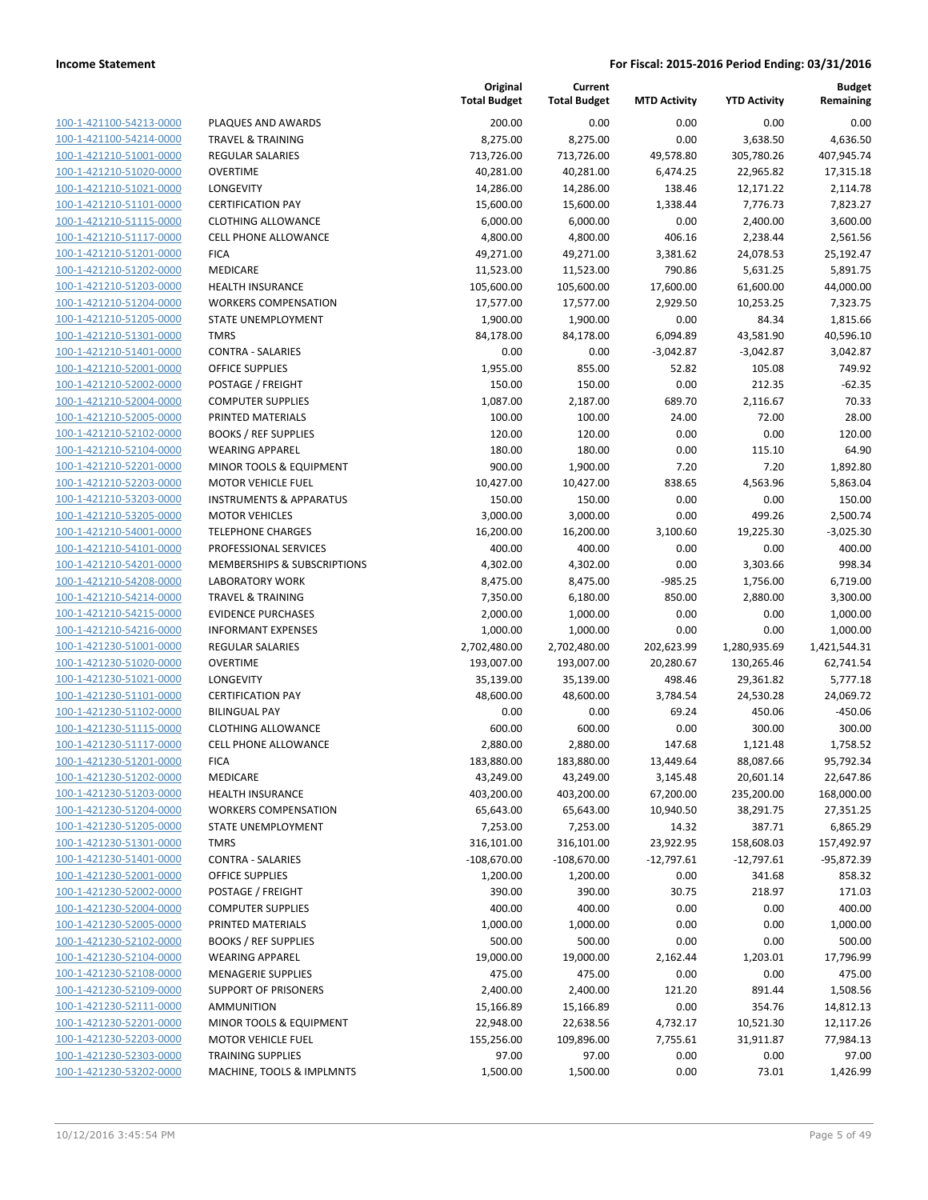**Income Statement** — **For Fiscal: 2015-2016 Period Ending: 03/31/2016**

| | | Original Total Budget | Current Total Budget | MTD Activity | YTD Activity | Budget Remaining |
|---|---|---|---|---|---|---|
| 100-1-421100-54213-0000 | PLAQUES AND AWARDS | 200.00 | 0.00 | 0.00 | 0.00 | 0.00 |
| 100-1-421100-54214-0000 | TRAVEL & TRAINING | 8,275.00 | 8,275.00 | 0.00 | 3,638.50 | 4,636.50 |
| 100-1-421210-51001-0000 | REGULAR SALARIES | 713,726.00 | 713,726.00 | 49,578.80 | 305,780.26 | 407,945.74 |
| 100-1-421210-51020-0000 | OVERTIME | 40,281.00 | 40,281.00 | 6,474.25 | 22,965.82 | 17,315.18 |
| 100-1-421210-51021-0000 | LONGEVITY | 14,286.00 | 14,286.00 | 138.46 | 12,171.22 | 2,114.78 |
| 100-1-421210-51101-0000 | CERTIFICATION PAY | 15,600.00 | 15,600.00 | 1,338.44 | 7,776.73 | 7,823.27 |
| 100-1-421210-51115-0000 | CLOTHING ALLOWANCE | 6,000.00 | 6,000.00 | 0.00 | 2,400.00 | 3,600.00 |
| 100-1-421210-51117-0000 | CELL PHONE ALLOWANCE | 4,800.00 | 4,800.00 | 406.16 | 2,238.44 | 2,561.56 |
| 100-1-421210-51201-0000 | FICA | 49,271.00 | 49,271.00 | 3,381.62 | 24,078.53 | 25,192.47 |
| 100-1-421210-51202-0000 | MEDICARE | 11,523.00 | 11,523.00 | 790.86 | 5,631.25 | 5,891.75 |
| 100-1-421210-51203-0000 | HEALTH INSURANCE | 105,600.00 | 105,600.00 | 17,600.00 | 61,600.00 | 44,000.00 |
| 100-1-421210-51204-0000 | WORKERS COMPENSATION | 17,577.00 | 17,577.00 | 2,929.50 | 10,253.25 | 7,323.75 |
| 100-1-421210-51205-0000 | STATE UNEMPLOYMENT | 1,900.00 | 1,900.00 | 0.00 | 84.34 | 1,815.66 |
| 100-1-421210-51301-0000 | TMRS | 84,178.00 | 84,178.00 | 6,094.89 | 43,581.90 | 40,596.10 |
| 100-1-421210-51401-0000 | CONTRA - SALARIES | 0.00 | 0.00 | -3,042.87 | -3,042.87 | 3,042.87 |
| 100-1-421210-52001-0000 | OFFICE SUPPLIES | 1,955.00 | 855.00 | 52.82 | 105.08 | 749.92 |
| 100-1-421210-52002-0000 | POSTAGE / FREIGHT | 150.00 | 150.00 | 0.00 | 212.35 | -62.35 |
| 100-1-421210-52004-0000 | COMPUTER SUPPLIES | 1,087.00 | 2,187.00 | 689.70 | 2,116.67 | 70.33 |
| 100-1-421210-52005-0000 | PRINTED MATERIALS | 100.00 | 100.00 | 24.00 | 72.00 | 28.00 |
| 100-1-421210-52102-0000 | BOOKS / REF SUPPLIES | 120.00 | 120.00 | 0.00 | 0.00 | 120.00 |
| 100-1-421210-52104-0000 | WEARING APPAREL | 180.00 | 180.00 | 0.00 | 115.10 | 64.90 |
| 100-1-421210-52201-0000 | MINOR TOOLS & EQUIPMENT | 900.00 | 1,900.00 | 7.20 | 7.20 | 1,892.80 |
| 100-1-421210-52203-0000 | MOTOR VEHICLE FUEL | 10,427.00 | 10,427.00 | 838.65 | 4,563.96 | 5,863.04 |
| 100-1-421210-53203-0000 | INSTRUMENTS & APPARATUS | 150.00 | 150.00 | 0.00 | 0.00 | 150.00 |
| 100-1-421210-53205-0000 | MOTOR VEHICLES | 3,000.00 | 3,000.00 | 0.00 | 499.26 | 2,500.74 |
| 100-1-421210-54001-0000 | TELEPHONE CHARGES | 16,200.00 | 16,200.00 | 3,100.60 | 19,225.30 | -3,025.30 |
| 100-1-421210-54101-0000 | PROFESSIONAL SERVICES | 400.00 | 400.00 | 0.00 | 0.00 | 400.00 |
| 100-1-421210-54201-0000 | MEMBERSHIPS & SUBSCRIPTIONS | 4,302.00 | 4,302.00 | 0.00 | 3,303.66 | 998.34 |
| 100-1-421210-54208-0000 | LABORATORY WORK | 8,475.00 | 8,475.00 | -985.25 | 1,756.00 | 6,719.00 |
| 100-1-421210-54214-0000 | TRAVEL & TRAINING | 7,350.00 | 6,180.00 | 850.00 | 2,880.00 | 3,300.00 |
| 100-1-421210-54215-0000 | EVIDENCE PURCHASES | 2,000.00 | 1,000.00 | 0.00 | 0.00 | 1,000.00 |
| 100-1-421210-54216-0000 | INFORMANT EXPENSES | 1,000.00 | 1,000.00 | 0.00 | 0.00 | 1,000.00 |
| 100-1-421230-51001-0000 | REGULAR SALARIES | 2,702,480.00 | 2,702,480.00 | 202,623.99 | 1,280,935.69 | 1,421,544.31 |
| 100-1-421230-51020-0000 | OVERTIME | 193,007.00 | 193,007.00 | 20,280.67 | 130,265.46 | 62,741.54 |
| 100-1-421230-51021-0000 | LONGEVITY | 35,139.00 | 35,139.00 | 498.46 | 29,361.82 | 5,777.18 |
| 100-1-421230-51101-0000 | CERTIFICATION PAY | 48,600.00 | 48,600.00 | 3,784.54 | 24,530.28 | 24,069.72 |
| 100-1-421230-51102-0000 | BILINGUAL PAY | 0.00 | 0.00 | 69.24 | 450.06 | -450.06 |
| 100-1-421230-51115-0000 | CLOTHING ALLOWANCE | 600.00 | 600.00 | 0.00 | 300.00 | 300.00 |
| 100-1-421230-51117-0000 | CELL PHONE ALLOWANCE | 2,880.00 | 2,880.00 | 147.68 | 1,121.48 | 1,758.52 |
| 100-1-421230-51201-0000 | FICA | 183,880.00 | 183,880.00 | 13,449.64 | 88,087.66 | 95,792.34 |
| 100-1-421230-51202-0000 | MEDICARE | 43,249.00 | 43,249.00 | 3,145.48 | 20,601.14 | 22,647.86 |
| 100-1-421230-51203-0000 | HEALTH INSURANCE | 403,200.00 | 403,200.00 | 67,200.00 | 235,200.00 | 168,000.00 |
| 100-1-421230-51204-0000 | WORKERS COMPENSATION | 65,643.00 | 65,643.00 | 10,940.50 | 38,291.75 | 27,351.25 |
| 100-1-421230-51205-0000 | STATE UNEMPLOYMENT | 7,253.00 | 7,253.00 | 14.32 | 387.71 | 6,865.29 |
| 100-1-421230-51301-0000 | TMRS | 316,101.00 | 316,101.00 | 23,922.95 | 158,608.03 | 157,492.97 |
| 100-1-421230-51401-0000 | CONTRA - SALARIES | -108,670.00 | -108,670.00 | -12,797.61 | -12,797.61 | -95,872.39 |
| 100-1-421230-52001-0000 | OFFICE SUPPLIES | 1,200.00 | 1,200.00 | 0.00 | 341.68 | 858.32 |
| 100-1-421230-52002-0000 | POSTAGE / FREIGHT | 390.00 | 390.00 | 30.75 | 218.97 | 171.03 |
| 100-1-421230-52004-0000 | COMPUTER SUPPLIES | 400.00 | 400.00 | 0.00 | 0.00 | 400.00 |
| 100-1-421230-52005-0000 | PRINTED MATERIALS | 1,000.00 | 1,000.00 | 0.00 | 0.00 | 1,000.00 |
| 100-1-421230-52102-0000 | BOOKS / REF SUPPLIES | 500.00 | 500.00 | 0.00 | 0.00 | 500.00 |
| 100-1-421230-52104-0000 | WEARING APPAREL | 19,000.00 | 19,000.00 | 2,162.44 | 1,203.01 | 17,796.99 |
| 100-1-421230-52108-0000 | MENAGERIE SUPPLIES | 475.00 | 475.00 | 0.00 | 0.00 | 475.00 |
| 100-1-421230-52109-0000 | SUPPORT OF PRISONERS | 2,400.00 | 2,400.00 | 121.20 | 891.44 | 1,508.56 |
| 100-1-421230-52111-0000 | AMMUNITION | 15,166.89 | 15,166.89 | 0.00 | 354.76 | 14,812.13 |
| 100-1-421230-52201-0000 | MINOR TOOLS & EQUIPMENT | 22,948.00 | 22,638.56 | 4,732.17 | 10,521.30 | 12,117.26 |
| 100-1-421230-52203-0000 | MOTOR VEHICLE FUEL | 155,256.00 | 109,896.00 | 7,755.61 | 31,911.87 | 77,984.13 |
| 100-1-421230-52303-0000 | TRAINING SUPPLIES | 97.00 | 97.00 | 0.00 | 0.00 | 97.00 |
| 100-1-421230-53202-0000 | MACHINE, TOOLS & IMPLMNTS | 1,500.00 | 1,500.00 | 0.00 | 73.01 | 1,426.99 |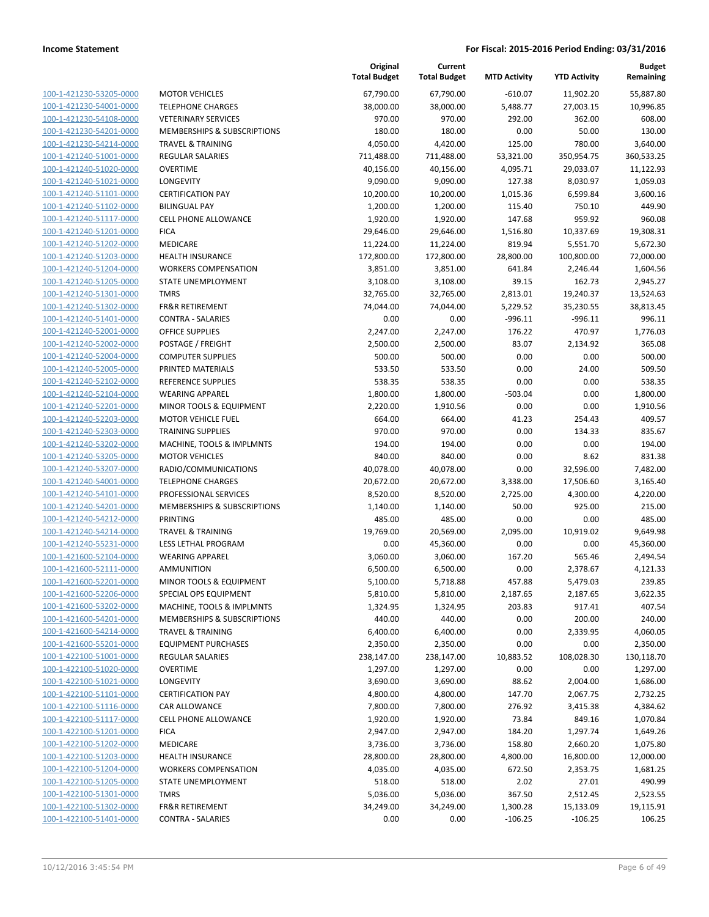**Income Statement** | **For Fiscal: 2015-2016 Period Ending: 03/31/2016**

| | | Original Total Budget | Current Total Budget | MTD Activity | YTD Activity | Budget Remaining |
|---|---|---|---|---|---|---|
| 100-1-421230-53205-0000 | MOTOR VEHICLES | 67,790.00 | 67,790.00 | -610.07 | 11,902.20 | 55,887.80 |
| 100-1-421230-54001-0000 | TELEPHONE CHARGES | 38,000.00 | 38,000.00 | 5,488.77 | 27,003.15 | 10,996.85 |
| 100-1-421230-54108-0000 | VETERINARY SERVICES | 970.00 | 970.00 | 292.00 | 362.00 | 608.00 |
| 100-1-421230-54201-0000 | MEMBERSHIPS & SUBSCRIPTIONS | 180.00 | 180.00 | 0.00 | 50.00 | 130.00 |
| 100-1-421230-54214-0000 | TRAVEL & TRAINING | 4,050.00 | 4,420.00 | 125.00 | 780.00 | 3,640.00 |
| 100-1-421240-51001-0000 | REGULAR SALARIES | 711,488.00 | 711,488.00 | 53,321.00 | 350,954.75 | 360,533.25 |
| 100-1-421240-51020-0000 | OVERTIME | 40,156.00 | 40,156.00 | 4,095.71 | 29,033.07 | 11,122.93 |
| 100-1-421240-51021-0000 | LONGEVITY | 9,090.00 | 9,090.00 | 127.38 | 8,030.97 | 1,059.03 |
| 100-1-421240-51101-0000 | CERTIFICATION PAY | 10,200.00 | 10,200.00 | 1,015.36 | 6,599.84 | 3,600.16 |
| 100-1-421240-51102-0000 | BILINGUAL PAY | 1,200.00 | 1,200.00 | 115.40 | 750.10 | 449.90 |
| 100-1-421240-51117-0000 | CELL PHONE ALLOWANCE | 1,920.00 | 1,920.00 | 147.68 | 959.92 | 960.08 |
| 100-1-421240-51201-0000 | FICA | 29,646.00 | 29,646.00 | 1,516.80 | 10,337.69 | 19,308.31 |
| 100-1-421240-51202-0000 | MEDICARE | 11,224.00 | 11,224.00 | 819.94 | 5,551.70 | 5,672.30 |
| 100-1-421240-51203-0000 | HEALTH INSURANCE | 172,800.00 | 172,800.00 | 28,800.00 | 100,800.00 | 72,000.00 |
| 100-1-421240-51204-0000 | WORKERS COMPENSATION | 3,851.00 | 3,851.00 | 641.84 | 2,246.44 | 1,604.56 |
| 100-1-421240-51205-0000 | STATE UNEMPLOYMENT | 3,108.00 | 3,108.00 | 39.15 | 162.73 | 2,945.27 |
| 100-1-421240-51301-0000 | TMRS | 32,765.00 | 32,765.00 | 2,813.01 | 19,240.37 | 13,524.63 |
| 100-1-421240-51302-0000 | FR&R RETIREMENT | 74,044.00 | 74,044.00 | 5,229.52 | 35,230.55 | 38,813.45 |
| 100-1-421240-51401-0000 | CONTRA - SALARIES | 0.00 | 0.00 | -996.11 | -996.11 | 996.11 |
| 100-1-421240-52001-0000 | OFFICE SUPPLIES | 2,247.00 | 2,247.00 | 176.22 | 470.97 | 1,776.03 |
| 100-1-421240-52002-0000 | POSTAGE / FREIGHT | 2,500.00 | 2,500.00 | 83.07 | 2,134.92 | 365.08 |
| 100-1-421240-52004-0000 | COMPUTER SUPPLIES | 500.00 | 500.00 | 0.00 | 0.00 | 500.00 |
| 100-1-421240-52005-0000 | PRINTED MATERIALS | 533.50 | 533.50 | 0.00 | 24.00 | 509.50 |
| 100-1-421240-52102-0000 | REFERENCE SUPPLIES | 538.35 | 538.35 | 0.00 | 0.00 | 538.35 |
| 100-1-421240-52104-0000 | WEARING APPAREL | 1,800.00 | 1,800.00 | -503.04 | 0.00 | 1,800.00 |
| 100-1-421240-52201-0000 | MINOR TOOLS & EQUIPMENT | 2,220.00 | 1,910.56 | 0.00 | 0.00 | 1,910.56 |
| 100-1-421240-52203-0000 | MOTOR VEHICLE FUEL | 664.00 | 664.00 | 41.23 | 254.43 | 409.57 |
| 100-1-421240-52303-0000 | TRAINING SUPPLIES | 970.00 | 970.00 | 0.00 | 134.33 | 835.67 |
| 100-1-421240-53202-0000 | MACHINE, TOOLS & IMPLMNTS | 194.00 | 194.00 | 0.00 | 0.00 | 194.00 |
| 100-1-421240-53205-0000 | MOTOR VEHICLES | 840.00 | 840.00 | 0.00 | 8.62 | 831.38 |
| 100-1-421240-53207-0000 | RADIO/COMMUNICATIONS | 40,078.00 | 40,078.00 | 0.00 | 32,596.00 | 7,482.00 |
| 100-1-421240-54001-0000 | TELEPHONE CHARGES | 20,672.00 | 20,672.00 | 3,338.00 | 17,506.60 | 3,165.40 |
| 100-1-421240-54101-0000 | PROFESSIONAL SERVICES | 8,520.00 | 8,520.00 | 2,725.00 | 4,300.00 | 4,220.00 |
| 100-1-421240-54201-0000 | MEMBERSHIPS & SUBSCRIPTIONS | 1,140.00 | 1,140.00 | 50.00 | 925.00 | 215.00 |
| 100-1-421240-54212-0000 | PRINTING | 485.00 | 485.00 | 0.00 | 0.00 | 485.00 |
| 100-1-421240-54214-0000 | TRAVEL & TRAINING | 19,769.00 | 20,569.00 | 2,095.00 | 10,919.02 | 9,649.98 |
| 100-1-421240-55231-0000 | LESS LETHAL PROGRAM | 0.00 | 45,360.00 | 0.00 | 0.00 | 45,360.00 |
| 100-1-421600-52104-0000 | WEARING APPAREL | 3,060.00 | 3,060.00 | 167.20 | 565.46 | 2,494.54 |
| 100-1-421600-52111-0000 | AMMUNITION | 6,500.00 | 6,500.00 | 0.00 | 2,378.67 | 4,121.33 |
| 100-1-421600-52201-0000 | MINOR TOOLS & EQUIPMENT | 5,100.00 | 5,718.88 | 457.88 | 5,479.03 | 239.85 |
| 100-1-421600-52206-0000 | SPECIAL OPS EQUIPMENT | 5,810.00 | 5,810.00 | 2,187.65 | 2,187.65 | 3,622.35 |
| 100-1-421600-53202-0000 | MACHINE, TOOLS & IMPLMNTS | 1,324.95 | 1,324.95 | 203.83 | 917.41 | 407.54 |
| 100-1-421600-54201-0000 | MEMBERSHIPS & SUBSCRIPTIONS | 440.00 | 440.00 | 0.00 | 200.00 | 240.00 |
| 100-1-421600-54214-0000 | TRAVEL & TRAINING | 6,400.00 | 6,400.00 | 0.00 | 2,339.95 | 4,060.05 |
| 100-1-421600-55201-0000 | EQUIPMENT PURCHASES | 2,350.00 | 2,350.00 | 0.00 | 0.00 | 2,350.00 |
| 100-1-422100-51001-0000 | REGULAR SALARIES | 238,147.00 | 238,147.00 | 10,883.52 | 108,028.30 | 130,118.70 |
| 100-1-422100-51020-0000 | OVERTIME | 1,297.00 | 1,297.00 | 0.00 | 0.00 | 1,297.00 |
| 100-1-422100-51021-0000 | LONGEVITY | 3,690.00 | 3,690.00 | 88.62 | 2,004.00 | 1,686.00 |
| 100-1-422100-51101-0000 | CERTIFICATION PAY | 4,800.00 | 4,800.00 | 147.70 | 2,067.75 | 2,732.25 |
| 100-1-422100-51116-0000 | CAR ALLOWANCE | 7,800.00 | 7,800.00 | 276.92 | 3,415.38 | 4,384.62 |
| 100-1-422100-51117-0000 | CELL PHONE ALLOWANCE | 1,920.00 | 1,920.00 | 73.84 | 849.16 | 1,070.84 |
| 100-1-422100-51201-0000 | FICA | 2,947.00 | 2,947.00 | 184.20 | 1,297.74 | 1,649.26 |
| 100-1-422100-51202-0000 | MEDICARE | 3,736.00 | 3,736.00 | 158.80 | 2,660.20 | 1,075.80 |
| 100-1-422100-51203-0000 | HEALTH INSURANCE | 28,800.00 | 28,800.00 | 4,800.00 | 16,800.00 | 12,000.00 |
| 100-1-422100-51204-0000 | WORKERS COMPENSATION | 4,035.00 | 4,035.00 | 672.50 | 2,353.75 | 1,681.25 |
| 100-1-422100-51205-0000 | STATE UNEMPLOYMENT | 518.00 | 518.00 | 2.02 | 27.01 | 490.99 |
| 100-1-422100-51301-0000 | TMRS | 5,036.00 | 5,036.00 | 367.50 | 2,512.45 | 2,523.55 |
| 100-1-422100-51302-0000 | FR&R RETIREMENT | 34,249.00 | 34,249.00 | 1,300.28 | 15,133.09 | 19,115.91 |
| 100-1-422100-51401-0000 | CONTRA - SALARIES | 0.00 | 0.00 | -106.25 | -106.25 | 106.25 |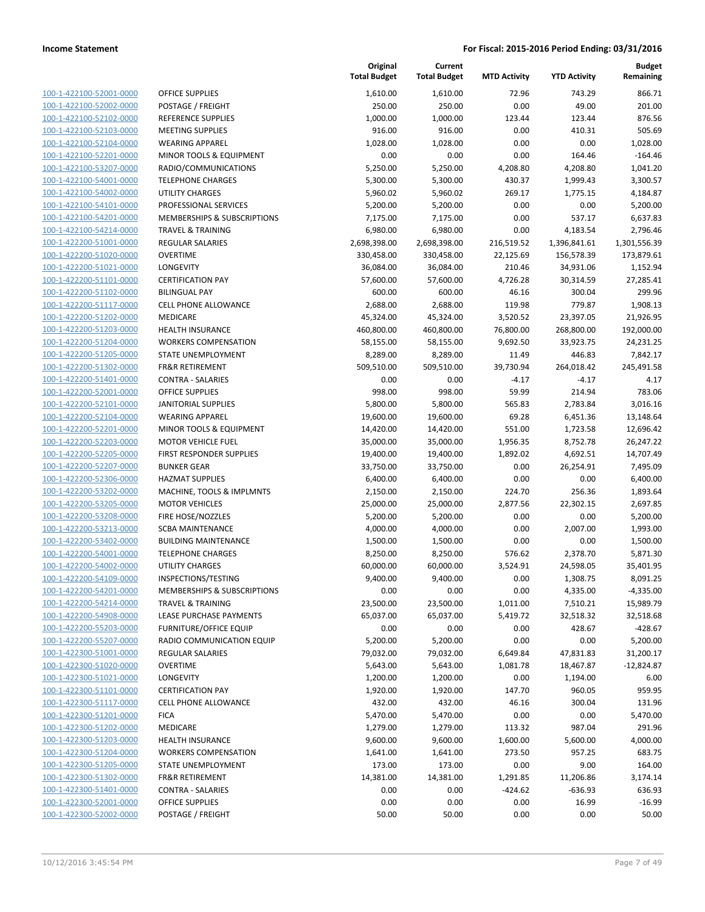**Income Statement** — For Fiscal: 2015-2016 Period Ending: 03/31/2016

| | | Original Total Budget | Current Total Budget | MTD Activity | YTD Activity | Budget Remaining |
|---|---|---|---|---|---|---|
| 100-1-422100-52001-0000 | OFFICE SUPPLIES | 1,610.00 | 1,610.00 | 72.96 | 743.29 | 866.71 |
| 100-1-422100-52002-0000 | POSTAGE / FREIGHT | 250.00 | 250.00 | 0.00 | 49.00 | 201.00 |
| 100-1-422100-52102-0000 | REFERENCE SUPPLIES | 1,000.00 | 1,000.00 | 123.44 | 123.44 | 876.56 |
| 100-1-422100-52103-0000 | MEETING SUPPLIES | 916.00 | 916.00 | 0.00 | 410.31 | 505.69 |
| 100-1-422100-52104-0000 | WEARING APPAREL | 1,028.00 | 1,028.00 | 0.00 | 0.00 | 1,028.00 |
| 100-1-422100-52201-0000 | MINOR TOOLS & EQUIPMENT | 0.00 | 0.00 | 0.00 | 164.46 | -164.46 |
| 100-1-422100-53207-0000 | RADIO/COMMUNICATIONS | 5,250.00 | 5,250.00 | 4,208.80 | 4,208.80 | 1,041.20 |
| 100-1-422100-54001-0000 | TELEPHONE CHARGES | 5,300.00 | 5,300.00 | 430.37 | 1,999.43 | 3,300.57 |
| 100-1-422100-54002-0000 | UTILITY CHARGES | 5,960.02 | 5,960.02 | 269.17 | 1,775.15 | 4,184.87 |
| 100-1-422100-54101-0000 | PROFESSIONAL SERVICES | 5,200.00 | 5,200.00 | 0.00 | 0.00 | 5,200.00 |
| 100-1-422100-54201-0000 | MEMBERSHIPS & SUBSCRIPTIONS | 7,175.00 | 7,175.00 | 0.00 | 537.17 | 6,637.83 |
| 100-1-422100-54214-0000 | TRAVEL & TRAINING | 6,980.00 | 6,980.00 | 0.00 | 4,183.54 | 2,796.46 |
| 100-1-422200-51001-0000 | REGULAR SALARIES | 2,698,398.00 | 2,698,398.00 | 216,519.52 | 1,396,841.61 | 1,301,556.39 |
| 100-1-422200-51020-0000 | OVERTIME | 330,458.00 | 330,458.00 | 22,125.69 | 156,578.39 | 173,879.61 |
| 100-1-422200-51021-0000 | LONGEVITY | 36,084.00 | 36,084.00 | 210.46 | 34,931.06 | 1,152.94 |
| 100-1-422200-51101-0000 | CERTIFICATION PAY | 57,600.00 | 57,600.00 | 4,726.28 | 30,314.59 | 27,285.41 |
| 100-1-422200-51102-0000 | BILINGUAL PAY | 600.00 | 600.00 | 46.16 | 300.04 | 299.96 |
| 100-1-422200-51117-0000 | CELL PHONE ALLOWANCE | 2,688.00 | 2,688.00 | 119.98 | 779.87 | 1,908.13 |
| 100-1-422200-51202-0000 | MEDICARE | 45,324.00 | 45,324.00 | 3,520.52 | 23,397.05 | 21,926.95 |
| 100-1-422200-51203-0000 | HEALTH INSURANCE | 460,800.00 | 460,800.00 | 76,800.00 | 268,800.00 | 192,000.00 |
| 100-1-422200-51204-0000 | WORKERS COMPENSATION | 58,155.00 | 58,155.00 | 9,692.50 | 33,923.75 | 24,231.25 |
| 100-1-422200-51205-0000 | STATE UNEMPLOYMENT | 8,289.00 | 8,289.00 | 11.49 | 446.83 | 7,842.17 |
| 100-1-422200-51302-0000 | FR&R RETIREMENT | 509,510.00 | 509,510.00 | 39,730.94 | 264,018.42 | 245,491.58 |
| 100-1-422200-51401-0000 | CONTRA - SALARIES | 0.00 | 0.00 | -4.17 | -4.17 | 4.17 |
| 100-1-422200-52001-0000 | OFFICE SUPPLIES | 998.00 | 998.00 | 59.99 | 214.94 | 783.06 |
| 100-1-422200-52101-0000 | JANITORIAL SUPPLIES | 5,800.00 | 5,800.00 | 565.83 | 2,783.84 | 3,016.16 |
| 100-1-422200-52104-0000 | WEARING APPAREL | 19,600.00 | 19,600.00 | 69.28 | 6,451.36 | 13,148.64 |
| 100-1-422200-52201-0000 | MINOR TOOLS & EQUIPMENT | 14,420.00 | 14,420.00 | 551.00 | 1,723.58 | 12,696.42 |
| 100-1-422200-52203-0000 | MOTOR VEHICLE FUEL | 35,000.00 | 35,000.00 | 1,956.35 | 8,752.78 | 26,247.22 |
| 100-1-422200-52205-0000 | FIRST RESPONDER SUPPLIES | 19,400.00 | 19,400.00 | 1,892.02 | 4,692.51 | 14,707.49 |
| 100-1-422200-52207-0000 | BUNKER GEAR | 33,750.00 | 33,750.00 | 0.00 | 26,254.91 | 7,495.09 |
| 100-1-422200-52306-0000 | HAZMAT SUPPLIES | 6,400.00 | 6,400.00 | 0.00 | 0.00 | 6,400.00 |
| 100-1-422200-53202-0000 | MACHINE, TOOLS & IMPLMNTS | 2,150.00 | 2,150.00 | 224.70 | 256.36 | 1,893.64 |
| 100-1-422200-53205-0000 | MOTOR VEHICLES | 25,000.00 | 25,000.00 | 2,877.56 | 22,302.15 | 2,697.85 |
| 100-1-422200-53208-0000 | FIRE HOSE/NOZZLES | 5,200.00 | 5,200.00 | 0.00 | 0.00 | 5,200.00 |
| 100-1-422200-53213-0000 | SCBA MAINTENANCE | 4,000.00 | 4,000.00 | 0.00 | 2,007.00 | 1,993.00 |
| 100-1-422200-53402-0000 | BUILDING MAINTENANCE | 1,500.00 | 1,500.00 | 0.00 | 0.00 | 1,500.00 |
| 100-1-422200-54001-0000 | TELEPHONE CHARGES | 8,250.00 | 8,250.00 | 576.62 | 2,378.70 | 5,871.30 |
| 100-1-422200-54002-0000 | UTILITY CHARGES | 60,000.00 | 60,000.00 | 3,524.91 | 24,598.05 | 35,401.95 |
| 100-1-422200-54109-0000 | INSPECTIONS/TESTING | 9,400.00 | 9,400.00 | 0.00 | 1,308.75 | 8,091.25 |
| 100-1-422200-54201-0000 | MEMBERSHIPS & SUBSCRIPTIONS | 0.00 | 0.00 | 0.00 | 4,335.00 | -4,335.00 |
| 100-1-422200-54214-0000 | TRAVEL & TRAINING | 23,500.00 | 23,500.00 | 1,011.00 | 7,510.21 | 15,989.79 |
| 100-1-422200-54908-0000 | LEASE PURCHASE PAYMENTS | 65,037.00 | 65,037.00 | 5,419.72 | 32,518.32 | 32,518.68 |
| 100-1-422200-55203-0000 | FURNITURE/OFFICE EQUIP | 0.00 | 0.00 | 0.00 | 428.67 | -428.67 |
| 100-1-422200-55207-0000 | RADIO COMMUNICATION EQUIP | 5,200.00 | 5,200.00 | 0.00 | 0.00 | 5,200.00 |
| 100-1-422300-51001-0000 | REGULAR SALARIES | 79,032.00 | 79,032.00 | 6,649.84 | 47,831.83 | 31,200.17 |
| 100-1-422300-51020-0000 | OVERTIME | 5,643.00 | 5,643.00 | 1,081.78 | 18,467.87 | -12,824.87 |
| 100-1-422300-51021-0000 | LONGEVITY | 1,200.00 | 1,200.00 | 0.00 | 1,194.00 | 6.00 |
| 100-1-422300-51101-0000 | CERTIFICATION PAY | 1,920.00 | 1,920.00 | 147.70 | 960.05 | 959.95 |
| 100-1-422300-51117-0000 | CELL PHONE ALLOWANCE | 432.00 | 432.00 | 46.16 | 300.04 | 131.96 |
| 100-1-422300-51201-0000 | FICA | 5,470.00 | 5,470.00 | 0.00 | 0.00 | 5,470.00 |
| 100-1-422300-51202-0000 | MEDICARE | 1,279.00 | 1,279.00 | 113.32 | 987.04 | 291.96 |
| 100-1-422300-51203-0000 | HEALTH INSURANCE | 9,600.00 | 9,600.00 | 1,600.00 | 5,600.00 | 4,000.00 |
| 100-1-422300-51204-0000 | WORKERS COMPENSATION | 1,641.00 | 1,641.00 | 273.50 | 957.25 | 683.75 |
| 100-1-422300-51205-0000 | STATE UNEMPLOYMENT | 173.00 | 173.00 | 0.00 | 9.00 | 164.00 |
| 100-1-422300-51302-0000 | FR&R RETIREMENT | 14,381.00 | 14,381.00 | 1,291.85 | 11,206.86 | 3,174.14 |
| 100-1-422300-51401-0000 | CONTRA - SALARIES | 0.00 | 0.00 | -424.62 | -636.93 | 636.93 |
| 100-1-422300-52001-0000 | OFFICE SUPPLIES | 0.00 | 0.00 | 0.00 | 16.99 | -16.99 |
| 100-1-422300-52002-0000 | POSTAGE / FREIGHT | 50.00 | 50.00 | 0.00 | 0.00 | 50.00 |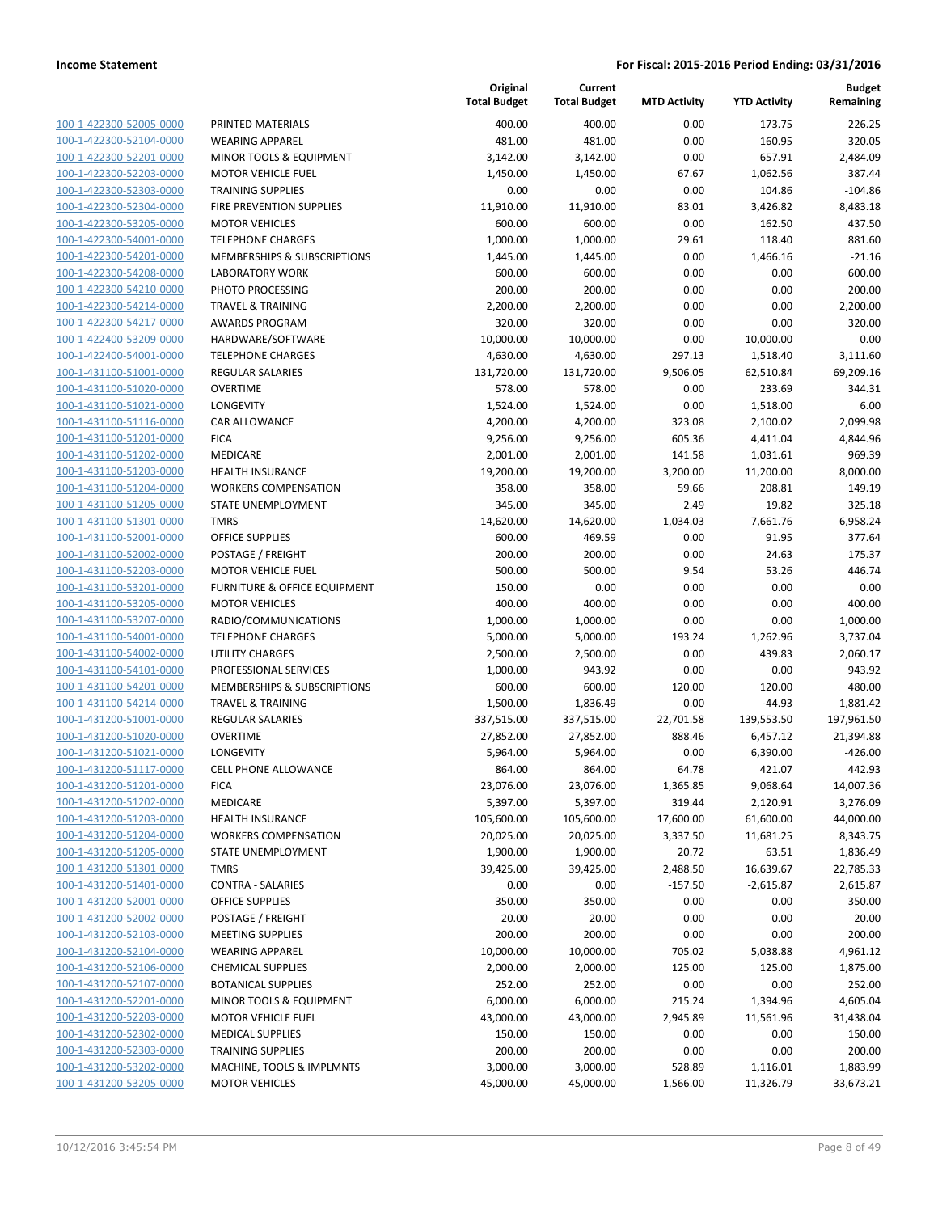**Income Statement** **For Fiscal: 2015-2016 Period Ending: 03/31/2016**

| | | Original Total Budget | Current Total Budget | MTD Activity | YTD Activity | Budget Remaining |
|---|---|---|---|---|---|---|
| 100-1-422300-52005-0000 | PRINTED MATERIALS | 400.00 | 400.00 | 0.00 | 173.75 | 226.25 |
| 100-1-422300-52104-0000 | WEARING APPAREL | 481.00 | 481.00 | 0.00 | 160.95 | 320.05 |
| 100-1-422300-52201-0000 | MINOR TOOLS & EQUIPMENT | 3,142.00 | 3,142.00 | 0.00 | 657.91 | 2,484.09 |
| 100-1-422300-52203-0000 | MOTOR VEHICLE FUEL | 1,450.00 | 1,450.00 | 67.67 | 1,062.56 | 387.44 |
| 100-1-422300-52303-0000 | TRAINING SUPPLIES | 0.00 | 0.00 | 0.00 | 104.86 | -104.86 |
| 100-1-422300-52304-0000 | FIRE PREVENTION SUPPLIES | 11,910.00 | 11,910.00 | 83.01 | 3,426.82 | 8,483.18 |
| 100-1-422300-53205-0000 | MOTOR VEHICLES | 600.00 | 600.00 | 0.00 | 162.50 | 437.50 |
| 100-1-422300-54001-0000 | TELEPHONE CHARGES | 1,000.00 | 1,000.00 | 29.61 | 118.40 | 881.60 |
| 100-1-422300-54201-0000 | MEMBERSHIPS & SUBSCRIPTIONS | 1,445.00 | 1,445.00 | 0.00 | 1,466.16 | -21.16 |
| 100-1-422300-54208-0000 | LABORATORY WORK | 600.00 | 600.00 | 0.00 | 0.00 | 600.00 |
| 100-1-422300-54210-0000 | PHOTO PROCESSING | 200.00 | 200.00 | 0.00 | 0.00 | 200.00 |
| 100-1-422300-54214-0000 | TRAVEL & TRAINING | 2,200.00 | 2,200.00 | 0.00 | 0.00 | 2,200.00 |
| 100-1-422300-54217-0000 | AWARDS PROGRAM | 320.00 | 320.00 | 0.00 | 0.00 | 320.00 |
| 100-1-422400-53209-0000 | HARDWARE/SOFTWARE | 10,000.00 | 10,000.00 | 0.00 | 10,000.00 | 0.00 |
| 100-1-422400-54001-0000 | TELEPHONE CHARGES | 4,630.00 | 4,630.00 | 297.13 | 1,518.40 | 3,111.60 |
| 100-1-431100-51001-0000 | REGULAR SALARIES | 131,720.00 | 131,720.00 | 9,506.05 | 62,510.84 | 69,209.16 |
| 100-1-431100-51020-0000 | OVERTIME | 578.00 | 578.00 | 0.00 | 233.69 | 344.31 |
| 100-1-431100-51021-0000 | LONGEVITY | 1,524.00 | 1,524.00 | 0.00 | 1,518.00 | 6.00 |
| 100-1-431100-51116-0000 | CAR ALLOWANCE | 4,200.00 | 4,200.00 | 323.08 | 2,100.02 | 2,099.98 |
| 100-1-431100-51201-0000 | FICA | 9,256.00 | 9,256.00 | 605.36 | 4,411.04 | 4,844.96 |
| 100-1-431100-51202-0000 | MEDICARE | 2,001.00 | 2,001.00 | 141.58 | 1,031.61 | 969.39 |
| 100-1-431100-51203-0000 | HEALTH INSURANCE | 19,200.00 | 19,200.00 | 3,200.00 | 11,200.00 | 8,000.00 |
| 100-1-431100-51204-0000 | WORKERS COMPENSATION | 358.00 | 358.00 | 59.66 | 208.81 | 149.19 |
| 100-1-431100-51205-0000 | STATE UNEMPLOYMENT | 345.00 | 345.00 | 2.49 | 19.82 | 325.18 |
| 100-1-431100-51301-0000 | TMRS | 14,620.00 | 14,620.00 | 1,034.03 | 7,661.76 | 6,958.24 |
| 100-1-431100-52001-0000 | OFFICE SUPPLIES | 600.00 | 469.59 | 0.00 | 91.95 | 377.64 |
| 100-1-431100-52002-0000 | POSTAGE / FREIGHT | 200.00 | 200.00 | 0.00 | 24.63 | 175.37 |
| 100-1-431100-52203-0000 | MOTOR VEHICLE FUEL | 500.00 | 500.00 | 9.54 | 53.26 | 446.74 |
| 100-1-431100-53201-0000 | FURNITURE & OFFICE EQUIPMENT | 150.00 | 0.00 | 0.00 | 0.00 | 0.00 |
| 100-1-431100-53205-0000 | MOTOR VEHICLES | 400.00 | 400.00 | 0.00 | 0.00 | 400.00 |
| 100-1-431100-53207-0000 | RADIO/COMMUNICATIONS | 1,000.00 | 1,000.00 | 0.00 | 0.00 | 1,000.00 |
| 100-1-431100-54001-0000 | TELEPHONE CHARGES | 5,000.00 | 5,000.00 | 193.24 | 1,262.96 | 3,737.04 |
| 100-1-431100-54002-0000 | UTILITY CHARGES | 2,500.00 | 2,500.00 | 0.00 | 439.83 | 2,060.17 |
| 100-1-431100-54101-0000 | PROFESSIONAL SERVICES | 1,000.00 | 943.92 | 0.00 | 0.00 | 943.92 |
| 100-1-431100-54201-0000 | MEMBERSHIPS & SUBSCRIPTIONS | 600.00 | 600.00 | 120.00 | 120.00 | 480.00 |
| 100-1-431100-54214-0000 | TRAVEL & TRAINING | 1,500.00 | 1,836.49 | 0.00 | -44.93 | 1,881.42 |
| 100-1-431200-51001-0000 | REGULAR SALARIES | 337,515.00 | 337,515.00 | 22,701.58 | 139,553.50 | 197,961.50 |
| 100-1-431200-51020-0000 | OVERTIME | 27,852.00 | 27,852.00 | 888.46 | 6,457.12 | 21,394.88 |
| 100-1-431200-51021-0000 | LONGEVITY | 5,964.00 | 5,964.00 | 0.00 | 6,390.00 | -426.00 |
| 100-1-431200-51117-0000 | CELL PHONE ALLOWANCE | 864.00 | 864.00 | 64.78 | 421.07 | 442.93 |
| 100-1-431200-51201-0000 | FICA | 23,076.00 | 23,076.00 | 1,365.85 | 9,068.64 | 14,007.36 |
| 100-1-431200-51202-0000 | MEDICARE | 5,397.00 | 5,397.00 | 319.44 | 2,120.91 | 3,276.09 |
| 100-1-431200-51203-0000 | HEALTH INSURANCE | 105,600.00 | 105,600.00 | 17,600.00 | 61,600.00 | 44,000.00 |
| 100-1-431200-51204-0000 | WORKERS COMPENSATION | 20,025.00 | 20,025.00 | 3,337.50 | 11,681.25 | 8,343.75 |
| 100-1-431200-51205-0000 | STATE UNEMPLOYMENT | 1,900.00 | 1,900.00 | 20.72 | 63.51 | 1,836.49 |
| 100-1-431200-51301-0000 | TMRS | 39,425.00 | 39,425.00 | 2,488.50 | 16,639.67 | 22,785.33 |
| 100-1-431200-51401-0000 | CONTRA - SALARIES | 0.00 | 0.00 | -157.50 | -2,615.87 | 2,615.87 |
| 100-1-431200-52001-0000 | OFFICE SUPPLIES | 350.00 | 350.00 | 0.00 | 0.00 | 350.00 |
| 100-1-431200-52002-0000 | POSTAGE / FREIGHT | 20.00 | 20.00 | 0.00 | 0.00 | 20.00 |
| 100-1-431200-52103-0000 | MEETING SUPPLIES | 200.00 | 200.00 | 0.00 | 0.00 | 200.00 |
| 100-1-431200-52104-0000 | WEARING APPAREL | 10,000.00 | 10,000.00 | 705.02 | 5,038.88 | 4,961.12 |
| 100-1-431200-52106-0000 | CHEMICAL SUPPLIES | 2,000.00 | 2,000.00 | 125.00 | 125.00 | 1,875.00 |
| 100-1-431200-52107-0000 | BOTANICAL SUPPLIES | 252.00 | 252.00 | 0.00 | 0.00 | 252.00 |
| 100-1-431200-52201-0000 | MINOR TOOLS & EQUIPMENT | 6,000.00 | 6,000.00 | 215.24 | 1,394.96 | 4,605.04 |
| 100-1-431200-52203-0000 | MOTOR VEHICLE FUEL | 43,000.00 | 43,000.00 | 2,945.89 | 11,561.96 | 31,438.04 |
| 100-1-431200-52302-0000 | MEDICAL SUPPLIES | 150.00 | 150.00 | 0.00 | 0.00 | 150.00 |
| 100-1-431200-52303-0000 | TRAINING SUPPLIES | 200.00 | 200.00 | 0.00 | 0.00 | 200.00 |
| 100-1-431200-53202-0000 | MACHINE, TOOLS & IMPLMNTS | 3,000.00 | 3,000.00 | 528.89 | 1,116.01 | 1,883.99 |
| 100-1-431200-53205-0000 | MOTOR VEHICLES | 45,000.00 | 45,000.00 | 1,566.00 | 11,326.79 | 33,673.21 |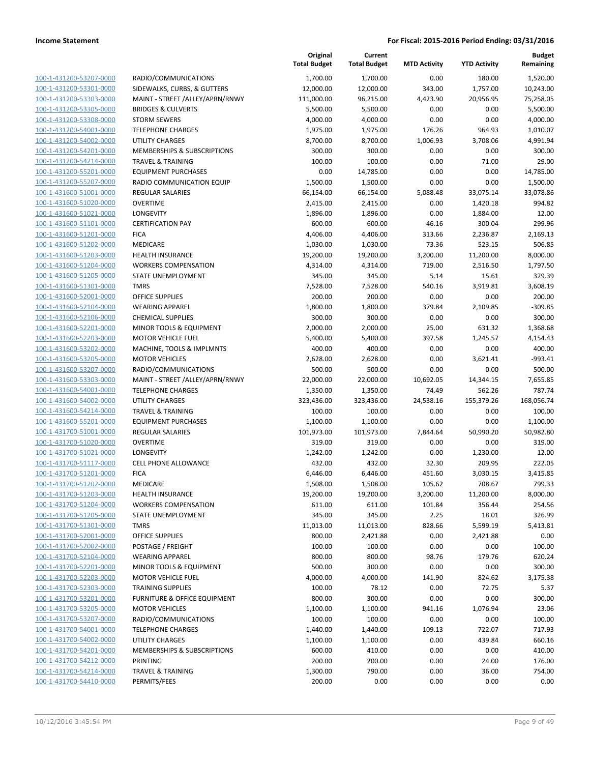**Income Statement** **For Fiscal: 2015-2016 Period Ending: 03/31/2016**

| | | Original Total Budget | Current Total Budget | MTD Activity | YTD Activity | Budget Remaining |
|---|---|---|---|---|---|---|
| 100-1-431200-53207-0000 | RADIO/COMMUNICATIONS | 1,700.00 | 1,700.00 | 0.00 | 180.00 | 1,520.00 |
| 100-1-431200-53301-0000 | SIDEWALKS, CURBS, & GUTTERS | 12,000.00 | 12,000.00 | 343.00 | 1,757.00 | 10,243.00 |
| 100-1-431200-53303-0000 | MAINT - STREET /ALLEY/APRN/RNWY | 111,000.00 | 96,215.00 | 4,423.90 | 20,956.95 | 75,258.05 |
| 100-1-431200-53305-0000 | BRIDGES & CULVERTS | 5,500.00 | 5,500.00 | 0.00 | 0.00 | 5,500.00 |
| 100-1-431200-53308-0000 | STORM SEWERS | 4,000.00 | 4,000.00 | 0.00 | 0.00 | 4,000.00 |
| 100-1-431200-54001-0000 | TELEPHONE CHARGES | 1,975.00 | 1,975.00 | 176.26 | 964.93 | 1,010.07 |
| 100-1-431200-54002-0000 | UTILITY CHARGES | 8,700.00 | 8,700.00 | 1,006.93 | 3,708.06 | 4,991.94 |
| 100-1-431200-54201-0000 | MEMBERSHIPS & SUBSCRIPTIONS | 300.00 | 300.00 | 0.00 | 0.00 | 300.00 |
| 100-1-431200-54214-0000 | TRAVEL & TRAINING | 100.00 | 100.00 | 0.00 | 71.00 | 29.00 |
| 100-1-431200-55201-0000 | EQUIPMENT PURCHASES | 0.00 | 14,785.00 | 0.00 | 0.00 | 14,785.00 |
| 100-1-431200-55207-0000 | RADIO COMMUNICATION EQUIP | 1,500.00 | 1,500.00 | 0.00 | 0.00 | 1,500.00 |
| 100-1-431600-51001-0000 | REGULAR SALARIES | 66,154.00 | 66,154.00 | 5,088.48 | 33,075.14 | 33,078.86 |
| 100-1-431600-51020-0000 | OVERTIME | 2,415.00 | 2,415.00 | 0.00 | 1,420.18 | 994.82 |
| 100-1-431600-51021-0000 | LONGEVITY | 1,896.00 | 1,896.00 | 0.00 | 1,884.00 | 12.00 |
| 100-1-431600-51101-0000 | CERTIFICATION PAY | 600.00 | 600.00 | 46.16 | 300.04 | 299.96 |
| 100-1-431600-51201-0000 | FICA | 4,406.00 | 4,406.00 | 313.66 | 2,236.87 | 2,169.13 |
| 100-1-431600-51202-0000 | MEDICARE | 1,030.00 | 1,030.00 | 73.36 | 523.15 | 506.85 |
| 100-1-431600-51203-0000 | HEALTH INSURANCE | 19,200.00 | 19,200.00 | 3,200.00 | 11,200.00 | 8,000.00 |
| 100-1-431600-51204-0000 | WORKERS COMPENSATION | 4,314.00 | 4,314.00 | 719.00 | 2,516.50 | 1,797.50 |
| 100-1-431600-51205-0000 | STATE UNEMPLOYMENT | 345.00 | 345.00 | 5.14 | 15.61 | 329.39 |
| 100-1-431600-51301-0000 | TMRS | 7,528.00 | 7,528.00 | 540.16 | 3,919.81 | 3,608.19 |
| 100-1-431600-52001-0000 | OFFICE SUPPLIES | 200.00 | 200.00 | 0.00 | 0.00 | 200.00 |
| 100-1-431600-52104-0000 | WEARING APPAREL | 1,800.00 | 1,800.00 | 379.84 | 2,109.85 | -309.85 |
| 100-1-431600-52106-0000 | CHEMICAL SUPPLIES | 300.00 | 300.00 | 0.00 | 0.00 | 300.00 |
| 100-1-431600-52201-0000 | MINOR TOOLS & EQUIPMENT | 2,000.00 | 2,000.00 | 25.00 | 631.32 | 1,368.68 |
| 100-1-431600-52203-0000 | MOTOR VEHICLE FUEL | 5,400.00 | 5,400.00 | 397.58 | 1,245.57 | 4,154.43 |
| 100-1-431600-53202-0000 | MACHINE, TOOLS & IMPLMNTS | 400.00 | 400.00 | 0.00 | 0.00 | 400.00 |
| 100-1-431600-53205-0000 | MOTOR VEHICLES | 2,628.00 | 2,628.00 | 0.00 | 3,621.41 | -993.41 |
| 100-1-431600-53207-0000 | RADIO/COMMUNICATIONS | 500.00 | 500.00 | 0.00 | 0.00 | 500.00 |
| 100-1-431600-53303-0000 | MAINT - STREET /ALLEY/APRN/RNWY | 22,000.00 | 22,000.00 | 10,692.05 | 14,344.15 | 7,655.85 |
| 100-1-431600-54001-0000 | TELEPHONE CHARGES | 1,350.00 | 1,350.00 | 74.49 | 562.26 | 787.74 |
| 100-1-431600-54002-0000 | UTILITY CHARGES | 323,436.00 | 323,436.00 | 24,538.16 | 155,379.26 | 168,056.74 |
| 100-1-431600-54214-0000 | TRAVEL & TRAINING | 100.00 | 100.00 | 0.00 | 0.00 | 100.00 |
| 100-1-431600-55201-0000 | EQUIPMENT PURCHASES | 1,100.00 | 1,100.00 | 0.00 | 0.00 | 1,100.00 |
| 100-1-431700-51001-0000 | REGULAR SALARIES | 101,973.00 | 101,973.00 | 7,844.64 | 50,990.20 | 50,982.80 |
| 100-1-431700-51020-0000 | OVERTIME | 319.00 | 319.00 | 0.00 | 0.00 | 319.00 |
| 100-1-431700-51021-0000 | LONGEVITY | 1,242.00 | 1,242.00 | 0.00 | 1,230.00 | 12.00 |
| 100-1-431700-51117-0000 | CELL PHONE ALLOWANCE | 432.00 | 432.00 | 32.30 | 209.95 | 222.05 |
| 100-1-431700-51201-0000 | FICA | 6,446.00 | 6,446.00 | 451.60 | 3,030.15 | 3,415.85 |
| 100-1-431700-51202-0000 | MEDICARE | 1,508.00 | 1,508.00 | 105.62 | 708.67 | 799.33 |
| 100-1-431700-51203-0000 | HEALTH INSURANCE | 19,200.00 | 19,200.00 | 3,200.00 | 11,200.00 | 8,000.00 |
| 100-1-431700-51204-0000 | WORKERS COMPENSATION | 611.00 | 611.00 | 101.84 | 356.44 | 254.56 |
| 100-1-431700-51205-0000 | STATE UNEMPLOYMENT | 345.00 | 345.00 | 2.25 | 18.01 | 326.99 |
| 100-1-431700-51301-0000 | TMRS | 11,013.00 | 11,013.00 | 828.66 | 5,599.19 | 5,413.81 |
| 100-1-431700-52001-0000 | OFFICE SUPPLIES | 800.00 | 2,421.88 | 0.00 | 2,421.88 | 0.00 |
| 100-1-431700-52002-0000 | POSTAGE / FREIGHT | 100.00 | 100.00 | 0.00 | 0.00 | 100.00 |
| 100-1-431700-52104-0000 | WEARING APPAREL | 800.00 | 800.00 | 98.76 | 179.76 | 620.24 |
| 100-1-431700-52201-0000 | MINOR TOOLS & EQUIPMENT | 500.00 | 300.00 | 0.00 | 0.00 | 300.00 |
| 100-1-431700-52203-0000 | MOTOR VEHICLE FUEL | 4,000.00 | 4,000.00 | 141.90 | 824.62 | 3,175.38 |
| 100-1-431700-52303-0000 | TRAINING SUPPLIES | 100.00 | 78.12 | 0.00 | 72.75 | 5.37 |
| 100-1-431700-53201-0000 | FURNITURE & OFFICE EQUIPMENT | 800.00 | 300.00 | 0.00 | 0.00 | 300.00 |
| 100-1-431700-53205-0000 | MOTOR VEHICLES | 1,100.00 | 1,100.00 | 941.16 | 1,076.94 | 23.06 |
| 100-1-431700-53207-0000 | RADIO/COMMUNICATIONS | 100.00 | 100.00 | 0.00 | 0.00 | 100.00 |
| 100-1-431700-54001-0000 | TELEPHONE CHARGES | 1,440.00 | 1,440.00 | 109.13 | 722.07 | 717.93 |
| 100-1-431700-54002-0000 | UTILITY CHARGES | 1,100.00 | 1,100.00 | 0.00 | 439.84 | 660.16 |
| 100-1-431700-54201-0000 | MEMBERSHIPS & SUBSCRIPTIONS | 600.00 | 410.00 | 0.00 | 0.00 | 410.00 |
| 100-1-431700-54212-0000 | PRINTING | 200.00 | 200.00 | 0.00 | 24.00 | 176.00 |
| 100-1-431700-54214-0000 | TRAVEL & TRAINING | 1,300.00 | 790.00 | 0.00 | 36.00 | 754.00 |
| 100-1-431700-54410-0000 | PERMITS/FEES | 200.00 | 0.00 | 0.00 | 0.00 | 0.00 |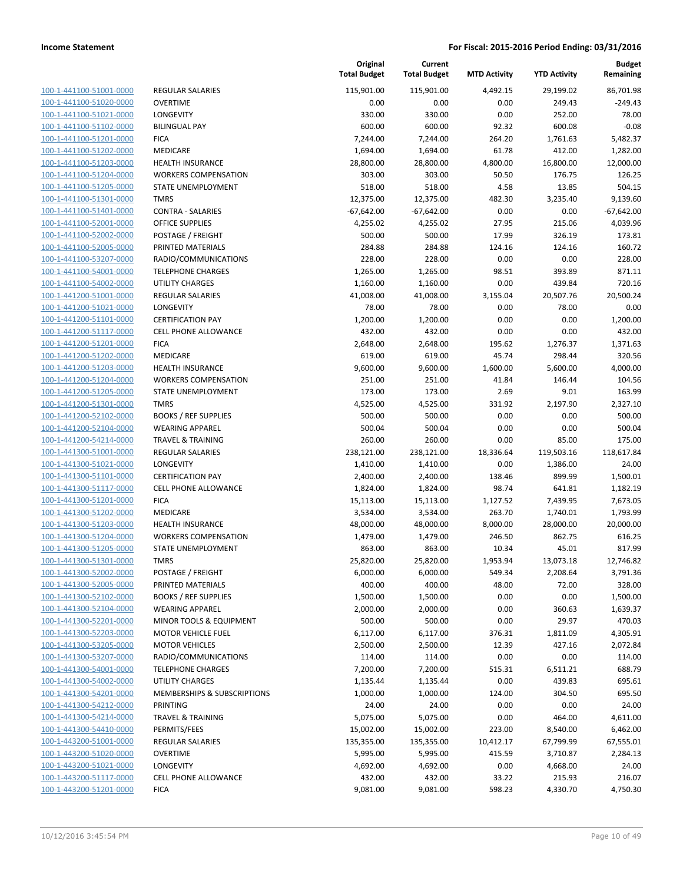**Income Statement** **For Fiscal: 2015-2016 Period Ending: 03/31/2016**

| | | Original Total Budget | Current Total Budget | MTD Activity | YTD Activity | Budget Remaining |
|---|---|---|---|---|---|---|
| 100-1-441100-51001-0000 | REGULAR SALARIES | 115,901.00 | 115,901.00 | 4,492.15 | 29,199.02 | 86,701.98 |
| 100-1-441100-51020-0000 | OVERTIME | 0.00 | 0.00 | 0.00 | 249.43 | -249.43 |
| 100-1-441100-51021-0000 | LONGEVITY | 330.00 | 330.00 | 0.00 | 252.00 | 78.00 |
| 100-1-441100-51102-0000 | BILINGUAL PAY | 600.00 | 600.00 | 92.32 | 600.08 | -0.08 |
| 100-1-441100-51201-0000 | FICA | 7,244.00 | 7,244.00 | 264.20 | 1,761.63 | 5,482.37 |
| 100-1-441100-51202-0000 | MEDICARE | 1,694.00 | 1,694.00 | 61.78 | 412.00 | 1,282.00 |
| 100-1-441100-51203-0000 | HEALTH INSURANCE | 28,800.00 | 28,800.00 | 4,800.00 | 16,800.00 | 12,000.00 |
| 100-1-441100-51204-0000 | WORKERS COMPENSATION | 303.00 | 303.00 | 50.50 | 176.75 | 126.25 |
| 100-1-441100-51205-0000 | STATE UNEMPLOYMENT | 518.00 | 518.00 | 4.58 | 13.85 | 504.15 |
| 100-1-441100-51301-0000 | TMRS | 12,375.00 | 12,375.00 | 482.30 | 3,235.40 | 9,139.60 |
| 100-1-441100-51401-0000 | CONTRA - SALARIES | -67,642.00 | -67,642.00 | 0.00 | 0.00 | -67,642.00 |
| 100-1-441100-52001-0000 | OFFICE SUPPLIES | 4,255.02 | 4,255.02 | 27.95 | 215.06 | 4,039.96 |
| 100-1-441100-52002-0000 | POSTAGE / FREIGHT | 500.00 | 500.00 | 17.99 | 326.19 | 173.81 |
| 100-1-441100-52005-0000 | PRINTED MATERIALS | 284.88 | 284.88 | 124.16 | 124.16 | 160.72 |
| 100-1-441100-53207-0000 | RADIO/COMMUNICATIONS | 228.00 | 228.00 | 0.00 | 0.00 | 228.00 |
| 100-1-441100-54001-0000 | TELEPHONE CHARGES | 1,265.00 | 1,265.00 | 98.51 | 393.89 | 871.11 |
| 100-1-441100-54002-0000 | UTILITY CHARGES | 1,160.00 | 1,160.00 | 0.00 | 439.84 | 720.16 |
| 100-1-441200-51001-0000 | REGULAR SALARIES | 41,008.00 | 41,008.00 | 3,155.04 | 20,507.76 | 20,500.24 |
| 100-1-441200-51021-0000 | LONGEVITY | 78.00 | 78.00 | 0.00 | 78.00 | 0.00 |
| 100-1-441200-51101-0000 | CERTIFICATION PAY | 1,200.00 | 1,200.00 | 0.00 | 0.00 | 1,200.00 |
| 100-1-441200-51117-0000 | CELL PHONE ALLOWANCE | 432.00 | 432.00 | 0.00 | 0.00 | 432.00 |
| 100-1-441200-51201-0000 | FICA | 2,648.00 | 2,648.00 | 195.62 | 1,276.37 | 1,371.63 |
| 100-1-441200-51202-0000 | MEDICARE | 619.00 | 619.00 | 45.74 | 298.44 | 320.56 |
| 100-1-441200-51203-0000 | HEALTH INSURANCE | 9,600.00 | 9,600.00 | 1,600.00 | 5,600.00 | 4,000.00 |
| 100-1-441200-51204-0000 | WORKERS COMPENSATION | 251.00 | 251.00 | 41.84 | 146.44 | 104.56 |
| 100-1-441200-51205-0000 | STATE UNEMPLOYMENT | 173.00 | 173.00 | 2.69 | 9.01 | 163.99 |
| 100-1-441200-51301-0000 | TMRS | 4,525.00 | 4,525.00 | 331.92 | 2,197.90 | 2,327.10 |
| 100-1-441200-52102-0000 | BOOKS / REF SUPPLIES | 500.00 | 500.00 | 0.00 | 0.00 | 500.00 |
| 100-1-441200-52104-0000 | WEARING APPAREL | 500.04 | 500.04 | 0.00 | 0.00 | 500.04 |
| 100-1-441200-54214-0000 | TRAVEL & TRAINING | 260.00 | 260.00 | 0.00 | 85.00 | 175.00 |
| 100-1-441300-51001-0000 | REGULAR SALARIES | 238,121.00 | 238,121.00 | 18,336.64 | 119,503.16 | 118,617.84 |
| 100-1-441300-51021-0000 | LONGEVITY | 1,410.00 | 1,410.00 | 0.00 | 1,386.00 | 24.00 |
| 100-1-441300-51101-0000 | CERTIFICATION PAY | 2,400.00 | 2,400.00 | 138.46 | 899.99 | 1,500.01 |
| 100-1-441300-51117-0000 | CELL PHONE ALLOWANCE | 1,824.00 | 1,824.00 | 98.74 | 641.81 | 1,182.19 |
| 100-1-441300-51201-0000 | FICA | 15,113.00 | 15,113.00 | 1,127.52 | 7,439.95 | 7,673.05 |
| 100-1-441300-51202-0000 | MEDICARE | 3,534.00 | 3,534.00 | 263.70 | 1,740.01 | 1,793.99 |
| 100-1-441300-51203-0000 | HEALTH INSURANCE | 48,000.00 | 48,000.00 | 8,000.00 | 28,000.00 | 20,000.00 |
| 100-1-441300-51204-0000 | WORKERS COMPENSATION | 1,479.00 | 1,479.00 | 246.50 | 862.75 | 616.25 |
| 100-1-441300-51205-0000 | STATE UNEMPLOYMENT | 863.00 | 863.00 | 10.34 | 45.01 | 817.99 |
| 100-1-441300-51301-0000 | TMRS | 25,820.00 | 25,820.00 | 1,953.94 | 13,073.18 | 12,746.82 |
| 100-1-441300-52002-0000 | POSTAGE / FREIGHT | 6,000.00 | 6,000.00 | 549.34 | 2,208.64 | 3,791.36 |
| 100-1-441300-52005-0000 | PRINTED MATERIALS | 400.00 | 400.00 | 48.00 | 72.00 | 328.00 |
| 100-1-441300-52102-0000 | BOOKS / REF SUPPLIES | 1,500.00 | 1,500.00 | 0.00 | 0.00 | 1,500.00 |
| 100-1-441300-52104-0000 | WEARING APPAREL | 2,000.00 | 2,000.00 | 0.00 | 360.63 | 1,639.37 |
| 100-1-441300-52201-0000 | MINOR TOOLS & EQUIPMENT | 500.00 | 500.00 | 0.00 | 29.97 | 470.03 |
| 100-1-441300-52203-0000 | MOTOR VEHICLE FUEL | 6,117.00 | 6,117.00 | 376.31 | 1,811.09 | 4,305.91 |
| 100-1-441300-53205-0000 | MOTOR VEHICLES | 2,500.00 | 2,500.00 | 12.39 | 427.16 | 2,072.84 |
| 100-1-441300-53207-0000 | RADIO/COMMUNICATIONS | 114.00 | 114.00 | 0.00 | 0.00 | 114.00 |
| 100-1-441300-54001-0000 | TELEPHONE CHARGES | 7,200.00 | 7,200.00 | 515.31 | 6,511.21 | 688.79 |
| 100-1-441300-54002-0000 | UTILITY CHARGES | 1,135.44 | 1,135.44 | 0.00 | 439.83 | 695.61 |
| 100-1-441300-54201-0000 | MEMBERSHIPS & SUBSCRIPTIONS | 1,000.00 | 1,000.00 | 124.00 | 304.50 | 695.50 |
| 100-1-441300-54212-0000 | PRINTING | 24.00 | 24.00 | 0.00 | 0.00 | 24.00 |
| 100-1-441300-54214-0000 | TRAVEL & TRAINING | 5,075.00 | 5,075.00 | 0.00 | 464.00 | 4,611.00 |
| 100-1-441300-54410-0000 | PERMITS/FEES | 15,002.00 | 15,002.00 | 223.00 | 8,540.00 | 6,462.00 |
| 100-1-443200-51001-0000 | REGULAR SALARIES | 135,355.00 | 135,355.00 | 10,412.17 | 67,799.99 | 67,555.01 |
| 100-1-443200-51020-0000 | OVERTIME | 5,995.00 | 5,995.00 | 415.59 | 3,710.87 | 2,284.13 |
| 100-1-443200-51021-0000 | LONGEVITY | 4,692.00 | 4,692.00 | 0.00 | 4,668.00 | 24.00 |
| 100-1-443200-51117-0000 | CELL PHONE ALLOWANCE | 432.00 | 432.00 | 33.22 | 215.93 | 216.07 |
| 100-1-443200-51201-0000 | FICA | 9,081.00 | 9,081.00 | 598.23 | 4,330.70 | 4,750.30 |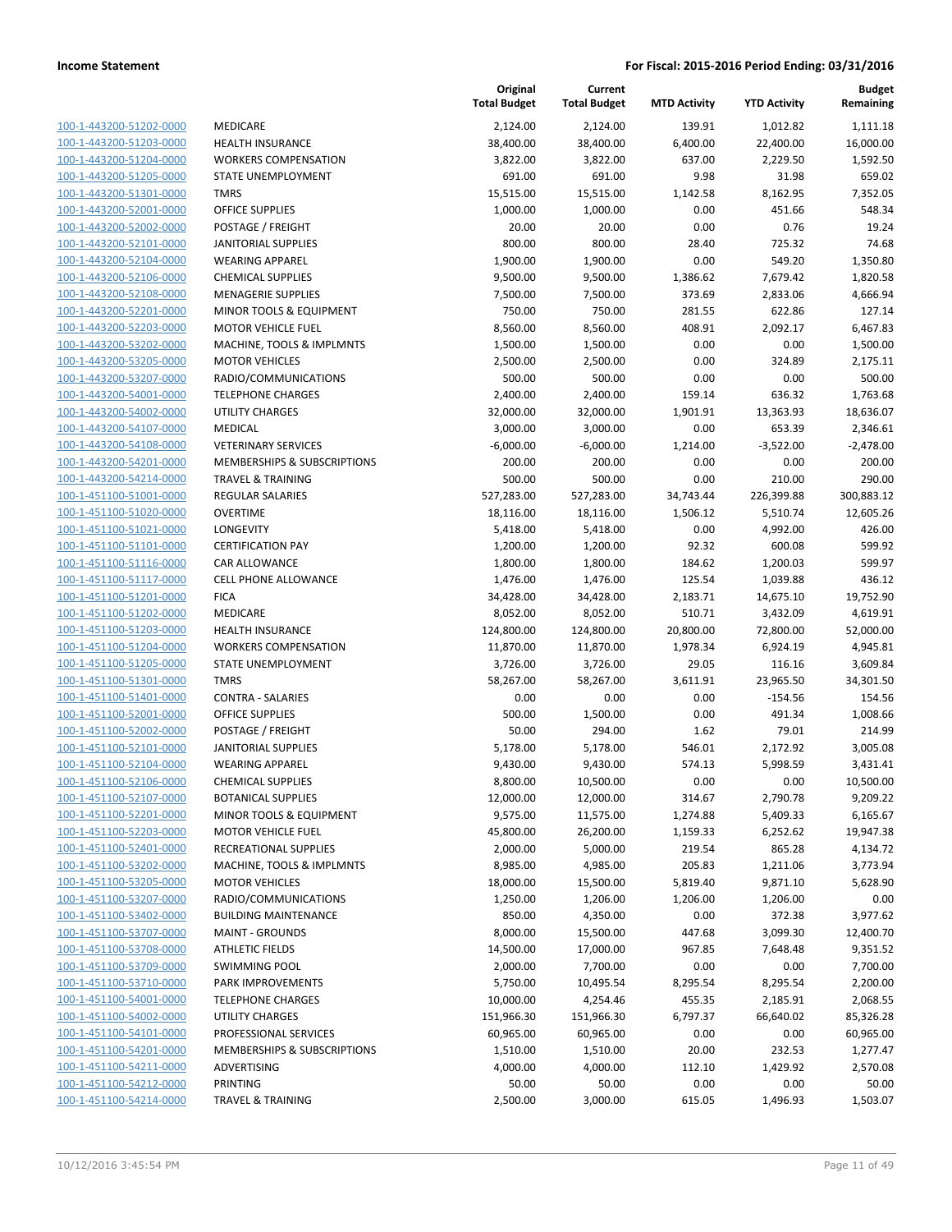**Income Statement** | **For Fiscal: 2015-2016 Period Ending: 03/31/2016**

| | | Original Total Budget | Current Total Budget | MTD Activity | YTD Activity | Budget Remaining |
|---|---|---|---|---|---|---|
| 100-1-443200-51202-0000 | MEDICARE | 2,124.00 | 2,124.00 | 139.91 | 1,012.82 | 1,111.18 |
| 100-1-443200-51203-0000 | HEALTH INSURANCE | 38,400.00 | 38,400.00 | 6,400.00 | 22,400.00 | 16,000.00 |
| 100-1-443200-51204-0000 | WORKERS COMPENSATION | 3,822.00 | 3,822.00 | 637.00 | 2,229.50 | 1,592.50 |
| 100-1-443200-51205-0000 | STATE UNEMPLOYMENT | 691.00 | 691.00 | 9.98 | 31.98 | 659.02 |
| 100-1-443200-51301-0000 | TMRS | 15,515.00 | 15,515.00 | 1,142.58 | 8,162.95 | 7,352.05 |
| 100-1-443200-52001-0000 | OFFICE SUPPLIES | 1,000.00 | 1,000.00 | 0.00 | 451.66 | 548.34 |
| 100-1-443200-52002-0000 | POSTAGE / FREIGHT | 20.00 | 20.00 | 0.00 | 0.76 | 19.24 |
| 100-1-443200-52101-0000 | JANITORIAL SUPPLIES | 800.00 | 800.00 | 28.40 | 725.32 | 74.68 |
| 100-1-443200-52104-0000 | WEARING APPAREL | 1,900.00 | 1,900.00 | 0.00 | 549.20 | 1,350.80 |
| 100-1-443200-52106-0000 | CHEMICAL SUPPLIES | 9,500.00 | 9,500.00 | 1,386.62 | 7,679.42 | 1,820.58 |
| 100-1-443200-52108-0000 | MENAGERIE SUPPLIES | 7,500.00 | 7,500.00 | 373.69 | 2,833.06 | 4,666.94 |
| 100-1-443200-52201-0000 | MINOR TOOLS & EQUIPMENT | 750.00 | 750.00 | 281.55 | 622.86 | 127.14 |
| 100-1-443200-52203-0000 | MOTOR VEHICLE FUEL | 8,560.00 | 8,560.00 | 408.91 | 2,092.17 | 6,467.83 |
| 100-1-443200-53202-0000 | MACHINE, TOOLS & IMPLMNTS | 1,500.00 | 1,500.00 | 0.00 | 0.00 | 1,500.00 |
| 100-1-443200-53205-0000 | MOTOR VEHICLES | 2,500.00 | 2,500.00 | 0.00 | 324.89 | 2,175.11 |
| 100-1-443200-53207-0000 | RADIO/COMMUNICATIONS | 500.00 | 500.00 | 0.00 | 0.00 | 500.00 |
| 100-1-443200-54001-0000 | TELEPHONE CHARGES | 2,400.00 | 2,400.00 | 159.14 | 636.32 | 1,763.68 |
| 100-1-443200-54002-0000 | UTILITY CHARGES | 32,000.00 | 32,000.00 | 1,901.91 | 13,363.93 | 18,636.07 |
| 100-1-443200-54107-0000 | MEDICAL | 3,000.00 | 3,000.00 | 0.00 | 653.39 | 2,346.61 |
| 100-1-443200-54108-0000 | VETERINARY SERVICES | -6,000.00 | -6,000.00 | 1,214.00 | -3,522.00 | -2,478.00 |
| 100-1-443200-54201-0000 | MEMBERSHIPS & SUBSCRIPTIONS | 200.00 | 200.00 | 0.00 | 0.00 | 200.00 |
| 100-1-443200-54214-0000 | TRAVEL & TRAINING | 500.00 | 500.00 | 0.00 | 210.00 | 290.00 |
| 100-1-451100-51001-0000 | REGULAR SALARIES | 527,283.00 | 527,283.00 | 34,743.44 | 226,399.88 | 300,883.12 |
| 100-1-451100-51020-0000 | OVERTIME | 18,116.00 | 18,116.00 | 1,506.12 | 5,510.74 | 12,605.26 |
| 100-1-451100-51021-0000 | LONGEVITY | 5,418.00 | 5,418.00 | 0.00 | 4,992.00 | 426.00 |
| 100-1-451100-51101-0000 | CERTIFICATION PAY | 1,200.00 | 1,200.00 | 92.32 | 600.08 | 599.92 |
| 100-1-451100-51116-0000 | CAR ALLOWANCE | 1,800.00 | 1,800.00 | 184.62 | 1,200.03 | 599.97 |
| 100-1-451100-51117-0000 | CELL PHONE ALLOWANCE | 1,476.00 | 1,476.00 | 125.54 | 1,039.88 | 436.12 |
| 100-1-451100-51201-0000 | FICA | 34,428.00 | 34,428.00 | 2,183.71 | 14,675.10 | 19,752.90 |
| 100-1-451100-51202-0000 | MEDICARE | 8,052.00 | 8,052.00 | 510.71 | 3,432.09 | 4,619.91 |
| 100-1-451100-51203-0000 | HEALTH INSURANCE | 124,800.00 | 124,800.00 | 20,800.00 | 72,800.00 | 52,000.00 |
| 100-1-451100-51204-0000 | WORKERS COMPENSATION | 11,870.00 | 11,870.00 | 1,978.34 | 6,924.19 | 4,945.81 |
| 100-1-451100-51205-0000 | STATE UNEMPLOYMENT | 3,726.00 | 3,726.00 | 29.05 | 116.16 | 3,609.84 |
| 100-1-451100-51301-0000 | TMRS | 58,267.00 | 58,267.00 | 3,611.91 | 23,965.50 | 34,301.50 |
| 100-1-451100-51401-0000 | CONTRA - SALARIES | 0.00 | 0.00 | 0.00 | -154.56 | 154.56 |
| 100-1-451100-52001-0000 | OFFICE SUPPLIES | 500.00 | 1,500.00 | 0.00 | 491.34 | 1,008.66 |
| 100-1-451100-52002-0000 | POSTAGE / FREIGHT | 50.00 | 294.00 | 1.62 | 79.01 | 214.99 |
| 100-1-451100-52101-0000 | JANITORIAL SUPPLIES | 5,178.00 | 5,178.00 | 546.01 | 2,172.92 | 3,005.08 |
| 100-1-451100-52104-0000 | WEARING APPAREL | 9,430.00 | 9,430.00 | 574.13 | 5,998.59 | 3,431.41 |
| 100-1-451100-52106-0000 | CHEMICAL SUPPLIES | 8,800.00 | 10,500.00 | 0.00 | 0.00 | 10,500.00 |
| 100-1-451100-52107-0000 | BOTANICAL SUPPLIES | 12,000.00 | 12,000.00 | 314.67 | 2,790.78 | 9,209.22 |
| 100-1-451100-52201-0000 | MINOR TOOLS & EQUIPMENT | 9,575.00 | 11,575.00 | 1,274.88 | 5,409.33 | 6,165.67 |
| 100-1-451100-52203-0000 | MOTOR VEHICLE FUEL | 45,800.00 | 26,200.00 | 1,159.33 | 6,252.62 | 19,947.38 |
| 100-1-451100-52401-0000 | RECREATIONAL SUPPLIES | 2,000.00 | 5,000.00 | 219.54 | 865.28 | 4,134.72 |
| 100-1-451100-53202-0000 | MACHINE, TOOLS & IMPLMNTS | 8,985.00 | 4,985.00 | 205.83 | 1,211.06 | 3,773.94 |
| 100-1-451100-53205-0000 | MOTOR VEHICLES | 18,000.00 | 15,500.00 | 5,819.40 | 9,871.10 | 5,628.90 |
| 100-1-451100-53207-0000 | RADIO/COMMUNICATIONS | 1,250.00 | 1,206.00 | 1,206.00 | 1,206.00 | 0.00 |
| 100-1-451100-53402-0000 | BUILDING MAINTENANCE | 850.00 | 4,350.00 | 0.00 | 372.38 | 3,977.62 |
| 100-1-451100-53707-0000 | MAINT - GROUNDS | 8,000.00 | 15,500.00 | 447.68 | 3,099.30 | 12,400.70 |
| 100-1-451100-53708-0000 | ATHLETIC FIELDS | 14,500.00 | 17,000.00 | 967.85 | 7,648.48 | 9,351.52 |
| 100-1-451100-53709-0000 | SWIMMING POOL | 2,000.00 | 7,700.00 | 0.00 | 0.00 | 7,700.00 |
| 100-1-451100-53710-0000 | PARK IMPROVEMENTS | 5,750.00 | 10,495.54 | 8,295.54 | 8,295.54 | 2,200.00 |
| 100-1-451100-54001-0000 | TELEPHONE CHARGES | 10,000.00 | 4,254.46 | 455.35 | 2,185.91 | 2,068.55 |
| 100-1-451100-54002-0000 | UTILITY CHARGES | 151,966.30 | 151,966.30 | 6,797.37 | 66,640.02 | 85,326.28 |
| 100-1-451100-54101-0000 | PROFESSIONAL SERVICES | 60,965.00 | 60,965.00 | 0.00 | 0.00 | 60,965.00 |
| 100-1-451100-54201-0000 | MEMBERSHIPS & SUBSCRIPTIONS | 1,510.00 | 1,510.00 | 20.00 | 232.53 | 1,277.47 |
| 100-1-451100-54211-0000 | ADVERTISING | 4,000.00 | 4,000.00 | 112.10 | 1,429.92 | 2,570.08 |
| 100-1-451100-54212-0000 | PRINTING | 50.00 | 50.00 | 0.00 | 0.00 | 50.00 |
| 100-1-451100-54214-0000 | TRAVEL & TRAINING | 2,500.00 | 3,000.00 | 615.05 | 1,496.93 | 1,503.07 |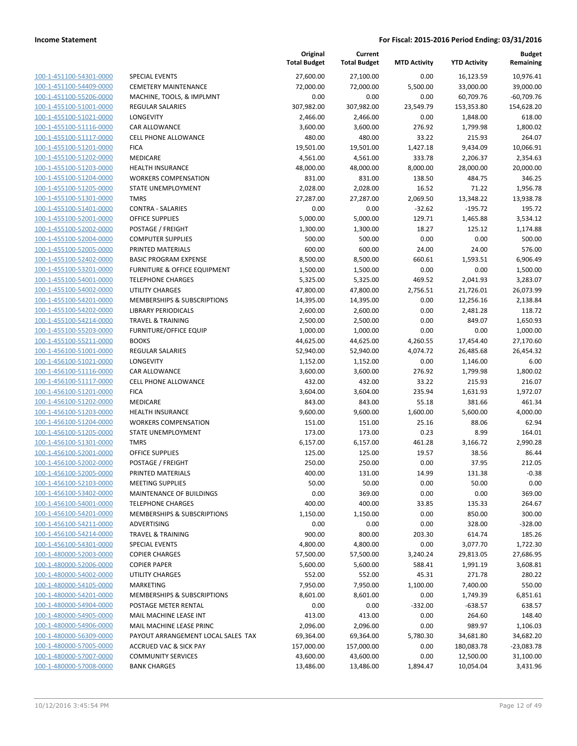| | | Original Total Budget | Current Total Budget | MTD Activity | YTD Activity | Budget Remaining |
|---|---|---|---|---|---|---|
| 100-1-451100-54301-0000 | SPECIAL EVENTS | 27,600.00 | 27,100.00 | 0.00 | 16,123.59 | 10,976.41 |
| 100-1-451100-54409-0000 | CEMETERY MAINTENANCE | 72,000.00 | 72,000.00 | 5,500.00 | 33,000.00 | 39,000.00 |
| 100-1-451100-55206-0000 | MACHINE, TOOLS, & IMPLMNT | 0.00 | 0.00 | 0.00 | 60,709.76 | -60,709.76 |
| 100-1-455100-51001-0000 | REGULAR SALARIES | 307,982.00 | 307,982.00 | 23,549.79 | 153,353.80 | 154,628.20 |
| 100-1-455100-51021-0000 | LONGEVITY | 2,466.00 | 2,466.00 | 0.00 | 1,848.00 | 618.00 |
| 100-1-455100-51116-0000 | CAR ALLOWANCE | 3,600.00 | 3,600.00 | 276.92 | 1,799.98 | 1,800.02 |
| 100-1-455100-51117-0000 | CELL PHONE ALLOWANCE | 480.00 | 480.00 | 33.22 | 215.93 | 264.07 |
| 100-1-455100-51201-0000 | FICA | 19,501.00 | 19,501.00 | 1,427.18 | 9,434.09 | 10,066.91 |
| 100-1-455100-51202-0000 | MEDICARE | 4,561.00 | 4,561.00 | 333.78 | 2,206.37 | 2,354.63 |
| 100-1-455100-51203-0000 | HEALTH INSURANCE | 48,000.00 | 48,000.00 | 8,000.00 | 28,000.00 | 20,000.00 |
| 100-1-455100-51204-0000 | WORKERS COMPENSATION | 831.00 | 831.00 | 138.50 | 484.75 | 346.25 |
| 100-1-455100-51205-0000 | STATE UNEMPLOYMENT | 2,028.00 | 2,028.00 | 16.52 | 71.22 | 1,956.78 |
| 100-1-455100-51301-0000 | TMRS | 27,287.00 | 27,287.00 | 2,069.50 | 13,348.22 | 13,938.78 |
| 100-1-455100-51401-0000 | CONTRA - SALARIES | 0.00 | 0.00 | -32.62 | -195.72 | 195.72 |
| 100-1-455100-52001-0000 | OFFICE SUPPLIES | 5,000.00 | 5,000.00 | 129.71 | 1,465.88 | 3,534.12 |
| 100-1-455100-52002-0000 | POSTAGE / FREIGHT | 1,300.00 | 1,300.00 | 18.27 | 125.12 | 1,174.88 |
| 100-1-455100-52004-0000 | COMPUTER SUPPLIES | 500.00 | 500.00 | 0.00 | 0.00 | 500.00 |
| 100-1-455100-52005-0000 | PRINTED MATERIALS | 600.00 | 600.00 | 24.00 | 24.00 | 576.00 |
| 100-1-455100-52402-0000 | BASIC PROGRAM EXPENSE | 8,500.00 | 8,500.00 | 660.61 | 1,593.51 | 6,906.49 |
| 100-1-455100-53201-0000 | FURNITURE & OFFICE EQUIPMENT | 1,500.00 | 1,500.00 | 0.00 | 0.00 | 1,500.00 |
| 100-1-455100-54001-0000 | TELEPHONE CHARGES | 5,325.00 | 5,325.00 | 469.52 | 2,041.93 | 3,283.07 |
| 100-1-455100-54002-0000 | UTILITY CHARGES | 47,800.00 | 47,800.00 | 2,756.51 | 21,726.01 | 26,073.99 |
| 100-1-455100-54201-0000 | MEMBERSHIPS & SUBSCRIPTIONS | 14,395.00 | 14,395.00 | 0.00 | 12,256.16 | 2,138.84 |
| 100-1-455100-54202-0000 | LIBRARY PERIODICALS | 2,600.00 | 2,600.00 | 0.00 | 2,481.28 | 118.72 |
| 100-1-455100-54214-0000 | TRAVEL & TRAINING | 2,500.00 | 2,500.00 | 0.00 | 849.07 | 1,650.93 |
| 100-1-455100-55203-0000 | FURNITURE/OFFICE EQUIP | 1,000.00 | 1,000.00 | 0.00 | 0.00 | 1,000.00 |
| 100-1-455100-55211-0000 | BOOKS | 44,625.00 | 44,625.00 | 4,260.55 | 17,454.40 | 27,170.60 |
| 100-1-456100-51001-0000 | REGULAR SALARIES | 52,940.00 | 52,940.00 | 4,074.72 | 26,485.68 | 26,454.32 |
| 100-1-456100-51021-0000 | LONGEVITY | 1,152.00 | 1,152.00 | 0.00 | 1,146.00 | 6.00 |
| 100-1-456100-51116-0000 | CAR ALLOWANCE | 3,600.00 | 3,600.00 | 276.92 | 1,799.98 | 1,800.02 |
| 100-1-456100-51117-0000 | CELL PHONE ALLOWANCE | 432.00 | 432.00 | 33.22 | 215.93 | 216.07 |
| 100-1-456100-51201-0000 | FICA | 3,604.00 | 3,604.00 | 235.94 | 1,631.93 | 1,972.07 |
| 100-1-456100-51202-0000 | MEDICARE | 843.00 | 843.00 | 55.18 | 381.66 | 461.34 |
| 100-1-456100-51203-0000 | HEALTH INSURANCE | 9,600.00 | 9,600.00 | 1,600.00 | 5,600.00 | 4,000.00 |
| 100-1-456100-51204-0000 | WORKERS COMPENSATION | 151.00 | 151.00 | 25.16 | 88.06 | 62.94 |
| 100-1-456100-51205-0000 | STATE UNEMPLOYMENT | 173.00 | 173.00 | 0.23 | 8.99 | 164.01 |
| 100-1-456100-51301-0000 | TMRS | 6,157.00 | 6,157.00 | 461.28 | 3,166.72 | 2,990.28 |
| 100-1-456100-52001-0000 | OFFICE SUPPLIES | 125.00 | 125.00 | 19.57 | 38.56 | 86.44 |
| 100-1-456100-52002-0000 | POSTAGE / FREIGHT | 250.00 | 250.00 | 0.00 | 37.95 | 212.05 |
| 100-1-456100-52005-0000 | PRINTED MATERIALS | 400.00 | 131.00 | 14.99 | 131.38 | -0.38 |
| 100-1-456100-52103-0000 | MEETING SUPPLIES | 50.00 | 50.00 | 0.00 | 50.00 | 0.00 |
| 100-1-456100-53402-0000 | MAINTENANCE OF BUILDINGS | 0.00 | 369.00 | 0.00 | 0.00 | 369.00 |
| 100-1-456100-54001-0000 | TELEPHONE CHARGES | 400.00 | 400.00 | 33.85 | 135.33 | 264.67 |
| 100-1-456100-54201-0000 | MEMBERSHIPS & SUBSCRIPTIONS | 1,150.00 | 1,150.00 | 0.00 | 850.00 | 300.00 |
| 100-1-456100-54211-0000 | ADVERTISING | 0.00 | 0.00 | 0.00 | 328.00 | -328.00 |
| 100-1-456100-54214-0000 | TRAVEL & TRAINING | 900.00 | 800.00 | 203.30 | 614.74 | 185.26 |
| 100-1-456100-54301-0000 | SPECIAL EVENTS | 4,800.00 | 4,800.00 | 0.00 | 3,077.70 | 1,722.30 |
| 100-1-480000-52003-0000 | COPIER CHARGES | 57,500.00 | 57,500.00 | 3,240.24 | 29,813.05 | 27,686.95 |
| 100-1-480000-52006-0000 | COPIER PAPER | 5,600.00 | 5,600.00 | 588.41 | 1,991.19 | 3,608.81 |
| 100-1-480000-54002-0000 | UTILITY CHARGES | 552.00 | 552.00 | 45.31 | 271.78 | 280.22 |
| 100-1-480000-54105-0000 | MARKETING | 7,950.00 | 7,950.00 | 1,100.00 | 7,400.00 | 550.00 |
| 100-1-480000-54201-0000 | MEMBERSHIPS & SUBSCRIPTIONS | 8,601.00 | 8,601.00 | 0.00 | 1,749.39 | 6,851.61 |
| 100-1-480000-54904-0000 | POSTAGE METER RENTAL | 0.00 | 0.00 | -332.00 | -638.57 | 638.57 |
| 100-1-480000-54905-0000 | MAIL MACHINE LEASE INT | 413.00 | 413.00 | 0.00 | 264.60 | 148.40 |
| 100-1-480000-54906-0000 | MAIL MACHINE LEASE PRINC | 2,096.00 | 2,096.00 | 0.00 | 989.97 | 1,106.03 |
| 100-1-480000-56309-0000 | PAYOUT ARRANGEMENT LOCAL SALES TAX | 69,364.00 | 69,364.00 | 5,780.30 | 34,681.80 | 34,682.20 |
| 100-1-480000-57005-0000 | ACCRUED VAC & SICK PAY | 157,000.00 | 157,000.00 | 0.00 | 180,083.78 | -23,083.78 |
| 100-1-480000-57007-0000 | COMMUNITY SERVICES | 43,600.00 | 43,600.00 | 0.00 | 12,500.00 | 31,100.00 |
| 100-1-480000-57008-0000 | BANK CHARGES | 13,486.00 | 13,486.00 | 1,894.47 | 10,054.04 | 3,431.96 |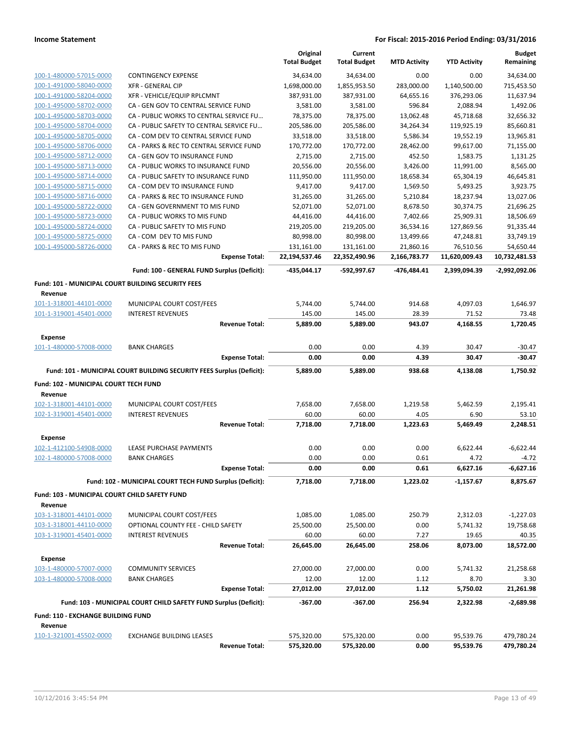| | | Original Total Budget | Current Total Budget | MTD Activity | YTD Activity | Budget Remaining |
|---|---|---|---|---|---|---|
| 100-1-480000-57015-0000 | CONTINGENCY EXPENSE | 34,634.00 | 34,634.00 | 0.00 | 0.00 | 34,634.00 |
| 100-1-491000-58040-0000 | XFR - GENERAL CIP | 1,698,000.00 | 1,855,953.50 | 283,000.00 | 1,140,500.00 | 715,453.50 |
| 100-1-491000-58204-0000 | XFR - VEHICLE/EQUIP RPLCMNT | 387,931.00 | 387,931.00 | 64,655.16 | 376,293.06 | 11,637.94 |
| 100-1-495000-58702-0000 | CA - GEN GOV TO CENTRAL SERVICE FUND | 3,581.00 | 3,581.00 | 596.84 | 2,088.94 | 1,492.06 |
| 100-1-495000-58703-0000 | CA - PUBLIC WORKS TO CENTRAL SERVICE FU... | 78,375.00 | 78,375.00 | 13,062.48 | 45,718.68 | 32,656.32 |
| 100-1-495000-58704-0000 | CA - PUBLIC SAFETY TO CENTRAL SERVICE FU... | 205,586.00 | 205,586.00 | 34,264.34 | 119,925.19 | 85,660.81 |
| 100-1-495000-58705-0000 | CA - COM DEV TO CENTRAL SERVICE FUND | 33,518.00 | 33,518.00 | 5,586.34 | 19,552.19 | 13,965.81 |
| 100-1-495000-58706-0000 | CA - PARKS & REC TO CENTRAL SERVICE FUND | 170,772.00 | 170,772.00 | 28,462.00 | 99,617.00 | 71,155.00 |
| 100-1-495000-58712-0000 | CA - GEN GOV TO INSURANCE FUND | 2,715.00 | 2,715.00 | 452.50 | 1,583.75 | 1,131.25 |
| 100-1-495000-58713-0000 | CA - PUBLIC WORKS TO INSURANCE FUND | 20,556.00 | 20,556.00 | 3,426.00 | 11,991.00 | 8,565.00 |
| 100-1-495000-58714-0000 | CA - PUBLIC SAFETY TO INSURANCE FUND | 111,950.00 | 111,950.00 | 18,658.34 | 65,304.19 | 46,645.81 |
| 100-1-495000-58715-0000 | CA - COM DEV TO INSURANCE FUND | 9,417.00 | 9,417.00 | 1,569.50 | 5,493.25 | 3,923.75 |
| 100-1-495000-58716-0000 | CA - PARKS & REC TO INSURANCE FUND | 31,265.00 | 31,265.00 | 5,210.84 | 18,237.94 | 13,027.06 |
| 100-1-495000-58722-0000 | CA - GEN GOVERNMENT TO MIS FUND | 52,071.00 | 52,071.00 | 8,678.50 | 30,374.75 | 21,696.25 |
| 100-1-495000-58723-0000 | CA - PUBLIC WORKS TO MIS FUND | 44,416.00 | 44,416.00 | 7,402.66 | 25,909.31 | 18,506.69 |
| 100-1-495000-58724-0000 | CA - PUBLIC SAFETY TO MIS FUND | 219,205.00 | 219,205.00 | 36,534.16 | 127,869.56 | 91,335.44 |
| 100-1-495000-58725-0000 | CA - COM DEV TO MIS FUND | 80,998.00 | 80,998.00 | 13,499.66 | 47,248.81 | 33,749.19 |
| 100-1-495000-58726-0000 | CA - PARKS & REC TO MIS FUND | 131,161.00 | 131,161.00 | 21,860.16 | 76,510.56 | 54,650.44 |
| | **Expense Total:** | **22,194,537.46** | **22,352,490.96** | **2,166,783.77** | **11,620,009.43** | **10,732,481.53** |
| | **Fund: 100 - GENERAL FUND Surplus (Deficit):** | **-435,044.17** | **-592,997.67** | **-476,484.41** | **2,399,094.39** | **-2,992,092.06** |
| **Fund: 101 - MUNICIPAL COURT BUILDING SECURITY FEES** | | | | | | |
| **Revenue** | | | | | | |
| 101-1-318001-44101-0000 | MUNICIPAL COURT COST/FEES | 5,744.00 | 5,744.00 | 914.68 | 4,097.03 | 1,646.97 |
| 101-1-319001-45401-0000 | INTEREST REVENUES | 145.00 | 145.00 | 28.39 | 71.52 | 73.48 |
| | **Revenue Total:** | **5,889.00** | **5,889.00** | **943.07** | **4,168.55** | **1,720.45** |
| **Expense** | | | | | | |
| 101-1-480000-57008-0000 | BANK CHARGES | 0.00 | 0.00 | 4.39 | 30.47 | -30.47 |
| | **Expense Total:** | **0.00** | **0.00** | **4.39** | **30.47** | **-30.47** |
| | **Fund: 101 - MUNICIPAL COURT BUILDING SECURITY FEES Surplus (Deficit):** | **5,889.00** | **5,889.00** | **938.68** | **4,138.08** | **1,750.92** |
| **Fund: 102 - MUNICIPAL COURT TECH FUND** | | | | | | |
| **Revenue** | | | | | | |
| 102-1-318001-44101-0000 | MUNICIPAL COURT COST/FEES | 7,658.00 | 7,658.00 | 1,219.58 | 5,462.59 | 2,195.41 |
| 102-1-319001-45401-0000 | INTEREST REVENUES | 60.00 | 60.00 | 4.05 | 6.90 | 53.10 |
| | **Revenue Total:** | **7,718.00** | **7,718.00** | **1,223.63** | **5,469.49** | **2,248.51** |
| **Expense** | | | | | | |
| 102-1-412100-54908-0000 | LEASE PURCHASE PAYMENTS | 0.00 | 0.00 | 0.00 | 6,622.44 | -6,622.44 |
| 102-1-480000-57008-0000 | BANK CHARGES | 0.00 | 0.00 | 0.61 | 4.72 | -4.72 |
| | **Expense Total:** | **0.00** | **0.00** | **0.61** | **6,627.16** | **-6,627.16** |
| | **Fund: 102 - MUNICIPAL COURT TECH FUND Surplus (Deficit):** | **7,718.00** | **7,718.00** | **1,223.02** | **-1,157.67** | **8,875.67** |
| **Fund: 103 - MUNICIPAL COURT CHILD SAFETY FUND** | | | | | | |
| **Revenue** | | | | | | |
| 103-1-318001-44101-0000 | MUNICIPAL COURT COST/FEES | 1,085.00 | 1,085.00 | 250.79 | 2,312.03 | -1,227.03 |
| 103-1-318001-44110-0000 | OPTIONAL COUNTY FEE - CHILD SAFETY | 25,500.00 | 25,500.00 | 0.00 | 5,741.32 | 19,758.68 |
| 103-1-319001-45401-0000 | INTEREST REVENUES | 60.00 | 60.00 | 7.27 | 19.65 | 40.35 |
| | **Revenue Total:** | **26,645.00** | **26,645.00** | **258.06** | **8,073.00** | **18,572.00** |
| **Expense** | | | | | | |
| 103-1-480000-57007-0000 | COMMUNITY SERVICES | 27,000.00 | 27,000.00 | 0.00 | 5,741.32 | 21,258.68 |
| 103-1-480000-57008-0000 | BANK CHARGES | 12.00 | 12.00 | 1.12 | 8.70 | 3.30 |
| | **Expense Total:** | **27,012.00** | **27,012.00** | **1.12** | **5,750.02** | **21,261.98** |
| | **Fund: 103 - MUNICIPAL COURT CHILD SAFETY FUND Surplus (Deficit):** | **-367.00** | **-367.00** | **256.94** | **2,322.98** | **-2,689.98** |
| **Fund: 110 - EXCHANGE BUILDING FUND** | | | | | | |
| **Revenue** | | | | | | |
| 110-1-321001-45502-0000 | EXCHANGE BUILDING LEASES | 575,320.00 | 575,320.00 | 0.00 | 95,539.76 | 479,780.24 |
| | **Revenue Total:** | **575,320.00** | **575,320.00** | **0.00** | **95,539.76** | **479,780.24** |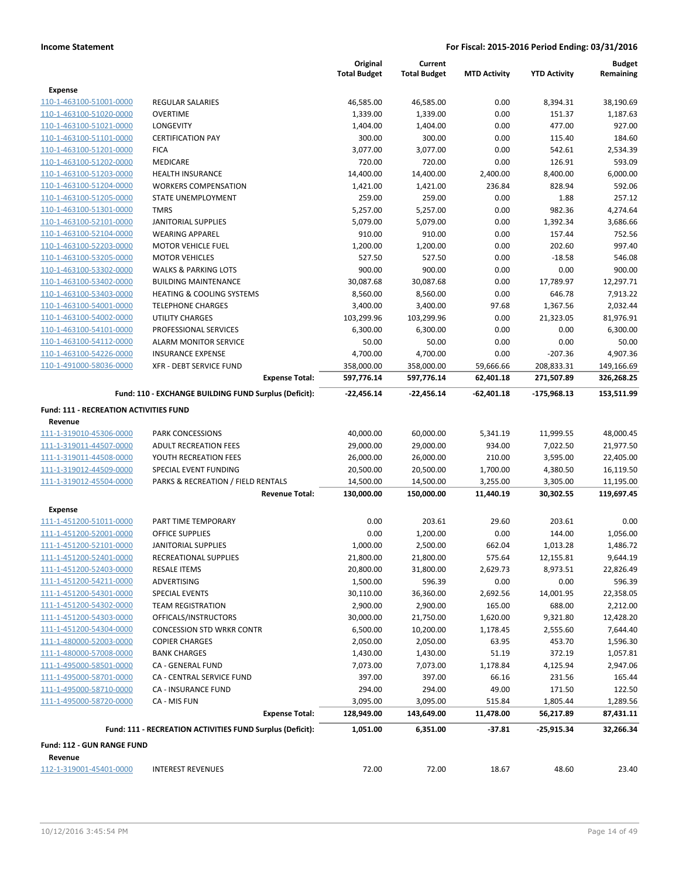**Income Statement** — **For Fiscal: 2015-2016 Period Ending: 03/31/2016**

| | | Original Total Budget | Current Total Budget | MTD Activity | YTD Activity | Budget Remaining |
|---|---|---|---|---|---|---|
| **Expense** | | | | | | |
| 110-1-463100-51001-0000 | REGULAR SALARIES | 46,585.00 | 46,585.00 | 0.00 | 8,394.31 | 38,190.69 |
| 110-1-463100-51020-0000 | OVERTIME | 1,339.00 | 1,339.00 | 0.00 | 151.37 | 1,187.63 |
| 110-1-463100-51021-0000 | LONGEVITY | 1,404.00 | 1,404.00 | 0.00 | 477.00 | 927.00 |
| 110-1-463100-51101-0000 | CERTIFICATION PAY | 300.00 | 300.00 | 0.00 | 115.40 | 184.60 |
| 110-1-463100-51201-0000 | FICA | 3,077.00 | 3,077.00 | 0.00 | 542.61 | 2,534.39 |
| 110-1-463100-51202-0000 | MEDICARE | 720.00 | 720.00 | 0.00 | 126.91 | 593.09 |
| 110-1-463100-51203-0000 | HEALTH INSURANCE | 14,400.00 | 14,400.00 | 2,400.00 | 8,400.00 | 6,000.00 |
| 110-1-463100-51204-0000 | WORKERS COMPENSATION | 1,421.00 | 1,421.00 | 236.84 | 828.94 | 592.06 |
| 110-1-463100-51205-0000 | STATE UNEMPLOYMENT | 259.00 | 259.00 | 0.00 | 1.88 | 257.12 |
| 110-1-463100-51301-0000 | TMRS | 5,257.00 | 5,257.00 | 0.00 | 982.36 | 4,274.64 |
| 110-1-463100-52101-0000 | JANITORIAL SUPPLIES | 5,079.00 | 5,079.00 | 0.00 | 1,392.34 | 3,686.66 |
| 110-1-463100-52104-0000 | WEARING APPAREL | 910.00 | 910.00 | 0.00 | 157.44 | 752.56 |
| 110-1-463100-52203-0000 | MOTOR VEHICLE FUEL | 1,200.00 | 1,200.00 | 0.00 | 202.60 | 997.40 |
| 110-1-463100-53205-0000 | MOTOR VEHICLES | 527.50 | 527.50 | 0.00 | -18.58 | 546.08 |
| 110-1-463100-53302-0000 | WALKS & PARKING LOTS | 900.00 | 900.00 | 0.00 | 0.00 | 900.00 |
| 110-1-463100-53402-0000 | BUILDING MAINTENANCE | 30,087.68 | 30,087.68 | 0.00 | 17,789.97 | 12,297.71 |
| 110-1-463100-53403-0000 | HEATING & COOLING SYSTEMS | 8,560.00 | 8,560.00 | 0.00 | 646.78 | 7,913.22 |
| 110-1-463100-54001-0000 | TELEPHONE CHARGES | 3,400.00 | 3,400.00 | 97.68 | 1,367.56 | 2,032.44 |
| 110-1-463100-54002-0000 | UTILITY CHARGES | 103,299.96 | 103,299.96 | 0.00 | 21,323.05 | 81,976.91 |
| 110-1-463100-54101-0000 | PROFESSIONAL SERVICES | 6,300.00 | 6,300.00 | 0.00 | 0.00 | 6,300.00 |
| 110-1-463100-54112-0000 | ALARM MONITOR SERVICE | 50.00 | 50.00 | 0.00 | 0.00 | 50.00 |
| 110-1-463100-54226-0000 | INSURANCE EXPENSE | 4,700.00 | 4,700.00 | 0.00 | -207.36 | 4,907.36 |
| 110-1-491000-58036-0000 | XFR - DEBT SERVICE FUND | 358,000.00 | 358,000.00 | 59,666.66 | 208,833.31 | 149,166.69 |
| | **Expense Total:** | **597,776.14** | **597,776.14** | **62,401.18** | **271,507.89** | **326,268.25** |
| | **Fund: 110 - EXCHANGE BUILDING FUND Surplus (Deficit):** | **-22,456.14** | **-22,456.14** | **-62,401.18** | **-175,968.13** | **153,511.99** |
| **Fund: 111 - RECREATION ACTIVITIES FUND** | | | | | | |
| **Revenue** | | | | | | |
| 111-1-319010-45306-0000 | PARK CONCESSIONS | 40,000.00 | 60,000.00 | 5,341.19 | 11,999.55 | 48,000.45 |
| 111-1-319011-44507-0000 | ADULT RECREATION FEES | 29,000.00 | 29,000.00 | 934.00 | 7,022.50 | 21,977.50 |
| 111-1-319011-44508-0000 | YOUTH RECREATION FEES | 26,000.00 | 26,000.00 | 210.00 | 3,595.00 | 22,405.00 |
| 111-1-319012-44509-0000 | SPECIAL EVENT FUNDING | 20,500.00 | 20,500.00 | 1,700.00 | 4,380.50 | 16,119.50 |
| 111-1-319012-45504-0000 | PARKS & RECREATION / FIELD RENTALS | 14,500.00 | 14,500.00 | 3,255.00 | 3,305.00 | 11,195.00 |
| | **Revenue Total:** | **130,000.00** | **150,000.00** | **11,440.19** | **30,302.55** | **119,697.45** |
| **Expense** | | | | | | |
| 111-1-451200-51011-0000 | PART TIME TEMPORARY | 0.00 | 203.61 | 29.60 | 203.61 | 0.00 |
| 111-1-451200-52001-0000 | OFFICE SUPPLIES | 0.00 | 1,200.00 | 0.00 | 144.00 | 1,056.00 |
| 111-1-451200-52101-0000 | JANITORIAL SUPPLIES | 1,000.00 | 2,500.00 | 662.04 | 1,013.28 | 1,486.72 |
| 111-1-451200-52401-0000 | RECREATIONAL SUPPLIES | 21,800.00 | 21,800.00 | 575.64 | 12,155.81 | 9,644.19 |
| 111-1-451200-52403-0000 | RESALE ITEMS | 20,800.00 | 31,800.00 | 2,629.73 | 8,973.51 | 22,826.49 |
| 111-1-451200-54211-0000 | ADVERTISING | 1,500.00 | 596.39 | 0.00 | 0.00 | 596.39 |
| 111-1-451200-54301-0000 | SPECIAL EVENTS | 30,110.00 | 36,360.00 | 2,692.56 | 14,001.95 | 22,358.05 |
| 111-1-451200-54302-0000 | TEAM REGISTRATION | 2,900.00 | 2,900.00 | 165.00 | 688.00 | 2,212.00 |
| 111-1-451200-54303-0000 | OFFICALS/INSTRUCTORS | 30,000.00 | 21,750.00 | 1,620.00 | 9,321.80 | 12,428.20 |
| 111-1-451200-54304-0000 | CONCESSION STD WRKR CONTR | 6,500.00 | 10,200.00 | 1,178.45 | 2,555.60 | 7,644.40 |
| 111-1-480000-52003-0000 | COPIER CHARGES | 2,050.00 | 2,050.00 | 63.95 | 453.70 | 1,596.30 |
| 111-1-480000-57008-0000 | BANK CHARGES | 1,430.00 | 1,430.00 | 51.19 | 372.19 | 1,057.81 |
| 111-1-495000-58501-0000 | CA - GENERAL FUND | 7,073.00 | 7,073.00 | 1,178.84 | 4,125.94 | 2,947.06 |
| 111-1-495000-58701-0000 | CA - CENTRAL SERVICE FUND | 397.00 | 397.00 | 66.16 | 231.56 | 165.44 |
| 111-1-495000-58710-0000 | CA - INSURANCE FUND | 294.00 | 294.00 | 49.00 | 171.50 | 122.50 |
| 111-1-495000-58720-0000 | CA - MIS FUN | 3,095.00 | 3,095.00 | 515.84 | 1,805.44 | 1,289.56 |
| | **Expense Total:** | **128,949.00** | **143,649.00** | **11,478.00** | **56,217.89** | **87,431.11** |
| | **Fund: 111 - RECREATION ACTIVITIES FUND Surplus (Deficit):** | **1,051.00** | **6,351.00** | **-37.81** | **-25,915.34** | **32,266.34** |
| **Fund: 112 - GUN RANGE FUND** | | | | | | |
| **Revenue** | | | | | | |
| 112-1-319001-45401-0000 | INTEREST REVENUES | 72.00 | 72.00 | 18.67 | 48.60 | 23.40 |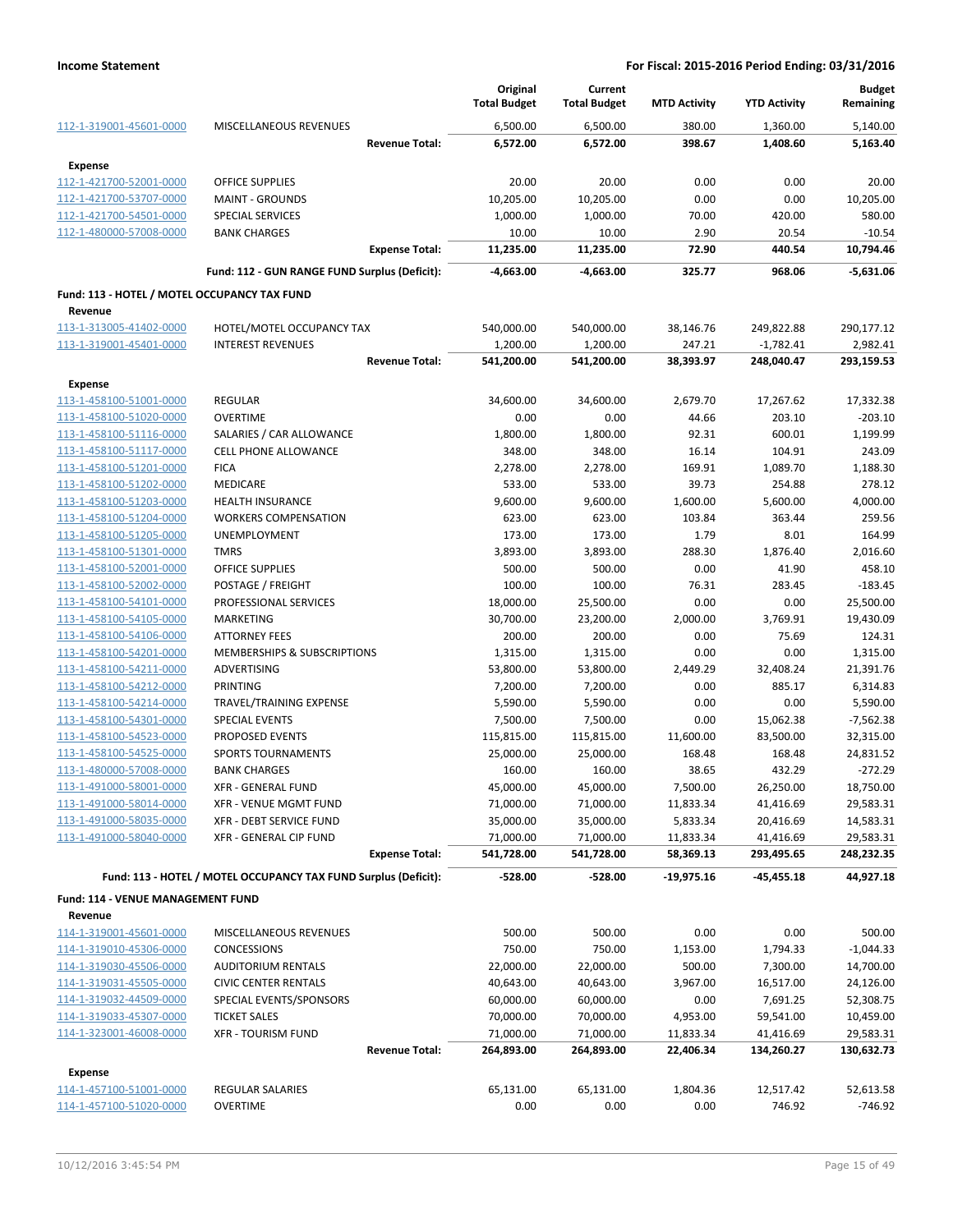| | | Original Total Budget | Current Total Budget | MTD Activity | YTD Activity | Budget Remaining |
|---|---|---|---|---|---|---|
| 112-1-319001-45601-0000 | MISCELLANEOUS REVENUES | 6,500.00 | 6,500.00 | 380.00 | 1,360.00 | 5,140.00 |
| | **Revenue Total:** | **6,572.00** | **6,572.00** | **398.67** | **1,408.60** | **5,163.40** |
| **Expense** | | | | | | |
| 112-1-421700-52001-0000 | OFFICE SUPPLIES | 20.00 | 20.00 | 0.00 | 0.00 | 20.00 |
| 112-1-421700-53707-0000 | MAINT - GROUNDS | 10,205.00 | 10,205.00 | 0.00 | 0.00 | 10,205.00 |
| 112-1-421700-54501-0000 | SPECIAL SERVICES | 1,000.00 | 1,000.00 | 70.00 | 420.00 | 580.00 |
| 112-1-480000-57008-0000 | BANK CHARGES | 10.00 | 10.00 | 2.90 | 20.54 | -10.54 |
| | **Expense Total:** | **11,235.00** | **11,235.00** | **72.90** | **440.54** | **10,794.46** |
| | **Fund: 112 - GUN RANGE FUND Surplus (Deficit):** | **-4,663.00** | **-4,663.00** | **325.77** | **968.06** | **-5,631.06** |
| **Fund: 113 - HOTEL / MOTEL OCCUPANCY TAX FUND** | | | | | | |
| **Revenue** | | | | | | |
| 113-1-313005-41402-0000 | HOTEL/MOTEL OCCUPANCY TAX | 540,000.00 | 540,000.00 | 38,146.76 | 249,822.88 | 290,177.12 |
| 113-1-319001-45401-0000 | INTEREST REVENUES | 1,200.00 | 1,200.00 | 247.21 | -1,782.41 | 2,982.41 |
| | **Revenue Total:** | **541,200.00** | **541,200.00** | **38,393.97** | **248,040.47** | **293,159.53** |
| **Expense** | | | | | | |
| 113-1-458100-51001-0000 | REGULAR | 34,600.00 | 34,600.00 | 2,679.70 | 17,267.62 | 17,332.38 |
| 113-1-458100-51020-0000 | OVERTIME | 0.00 | 0.00 | 44.66 | 203.10 | -203.10 |
| 113-1-458100-51116-0000 | SALARIES / CAR ALLOWANCE | 1,800.00 | 1,800.00 | 92.31 | 600.01 | 1,199.99 |
| 113-1-458100-51117-0000 | CELL PHONE ALLOWANCE | 348.00 | 348.00 | 16.14 | 104.91 | 243.09 |
| 113-1-458100-51201-0000 | FICA | 2,278.00 | 2,278.00 | 169.91 | 1,089.70 | 1,188.30 |
| 113-1-458100-51202-0000 | MEDICARE | 533.00 | 533.00 | 39.73 | 254.88 | 278.12 |
| 113-1-458100-51203-0000 | HEALTH INSURANCE | 9,600.00 | 9,600.00 | 1,600.00 | 5,600.00 | 4,000.00 |
| 113-1-458100-51204-0000 | WORKERS COMPENSATION | 623.00 | 623.00 | 103.84 | 363.44 | 259.56 |
| 113-1-458100-51205-0000 | UNEMPLOYMENT | 173.00 | 173.00 | 1.79 | 8.01 | 164.99 |
| 113-1-458100-51301-0000 | TMRS | 3,893.00 | 3,893.00 | 288.30 | 1,876.40 | 2,016.60 |
| 113-1-458100-52001-0000 | OFFICE SUPPLIES | 500.00 | 500.00 | 0.00 | 41.90 | 458.10 |
| 113-1-458100-52002-0000 | POSTAGE / FREIGHT | 100.00 | 100.00 | 76.31 | 283.45 | -183.45 |
| 113-1-458100-54101-0000 | PROFESSIONAL SERVICES | 18,000.00 | 25,500.00 | 0.00 | 0.00 | 25,500.00 |
| 113-1-458100-54105-0000 | MARKETING | 30,700.00 | 23,200.00 | 2,000.00 | 3,769.91 | 19,430.09 |
| 113-1-458100-54106-0000 | ATTORNEY FEES | 200.00 | 200.00 | 0.00 | 75.69 | 124.31 |
| 113-1-458100-54201-0000 | MEMBERSHIPS & SUBSCRIPTIONS | 1,315.00 | 1,315.00 | 0.00 | 0.00 | 1,315.00 |
| 113-1-458100-54211-0000 | ADVERTISING | 53,800.00 | 53,800.00 | 2,449.29 | 32,408.24 | 21,391.76 |
| 113-1-458100-54212-0000 | PRINTING | 7,200.00 | 7,200.00 | 0.00 | 885.17 | 6,314.83 |
| 113-1-458100-54214-0000 | TRAVEL/TRAINING EXPENSE | 5,590.00 | 5,590.00 | 0.00 | 0.00 | 5,590.00 |
| 113-1-458100-54301-0000 | SPECIAL EVENTS | 7,500.00 | 7,500.00 | 0.00 | 15,062.38 | -7,562.38 |
| 113-1-458100-54523-0000 | PROPOSED EVENTS | 115,815.00 | 115,815.00 | 11,600.00 | 83,500.00 | 32,315.00 |
| 113-1-458100-54525-0000 | SPORTS TOURNAMENTS | 25,000.00 | 25,000.00 | 168.48 | 168.48 | 24,831.52 |
| 113-1-480000-57008-0000 | BANK CHARGES | 160.00 | 160.00 | 38.65 | 432.29 | -272.29 |
| 113-1-491000-58001-0000 | XFR - GENERAL FUND | 45,000.00 | 45,000.00 | 7,500.00 | 26,250.00 | 18,750.00 |
| 113-1-491000-58014-0000 | XFR - VENUE MGMT FUND | 71,000.00 | 71,000.00 | 11,833.34 | 41,416.69 | 29,583.31 |
| 113-1-491000-58035-0000 | XFR - DEBT SERVICE FUND | 35,000.00 | 35,000.00 | 5,833.34 | 20,416.69 | 14,583.31 |
| 113-1-491000-58040-0000 | XFR - GENERAL CIP FUND | 71,000.00 | 71,000.00 | 11,833.34 | 41,416.69 | 29,583.31 |
| | **Expense Total:** | **541,728.00** | **541,728.00** | **58,369.13** | **293,495.65** | **248,232.35** |
| | **Fund: 113 - HOTEL / MOTEL OCCUPANCY TAX FUND Surplus (Deficit):** | **-528.00** | **-528.00** | **-19,975.16** | **-45,455.18** | **44,927.18** |
| **Fund: 114 - VENUE MANAGEMENT FUND** | | | | | | |
| **Revenue** | | | | | | |
| 114-1-319001-45601-0000 | MISCELLANEOUS REVENUES | 500.00 | 500.00 | 0.00 | 0.00 | 500.00 |
| 114-1-319010-45306-0000 | CONCESSIONS | 750.00 | 750.00 | 1,153.00 | 1,794.33 | -1,044.33 |
| 114-1-319030-45506-0000 | AUDITORIUM RENTALS | 22,000.00 | 22,000.00 | 500.00 | 7,300.00 | 14,700.00 |
| 114-1-319031-45505-0000 | CIVIC CENTER RENTALS | 40,643.00 | 40,643.00 | 3,967.00 | 16,517.00 | 24,126.00 |
| 114-1-319032-44509-0000 | SPECIAL EVENTS/SPONSORS | 60,000.00 | 60,000.00 | 0.00 | 7,691.25 | 52,308.75 |
| 114-1-319033-45307-0000 | TICKET SALES | 70,000.00 | 70,000.00 | 4,953.00 | 59,541.00 | 10,459.00 |
| 114-1-323001-46008-0000 | XFR - TOURISM FUND | 71,000.00 | 71,000.00 | 11,833.34 | 41,416.69 | 29,583.31 |
| | **Revenue Total:** | **264,893.00** | **264,893.00** | **22,406.34** | **134,260.27** | **130,632.73** |
| **Expense** | | | | | | |
| 114-1-457100-51001-0000 | REGULAR SALARIES | 65,131.00 | 65,131.00 | 1,804.36 | 12,517.42 | 52,613.58 |
| 114-1-457100-51020-0000 | OVERTIME | 0.00 | 0.00 | 0.00 | 746.92 | -746.92 |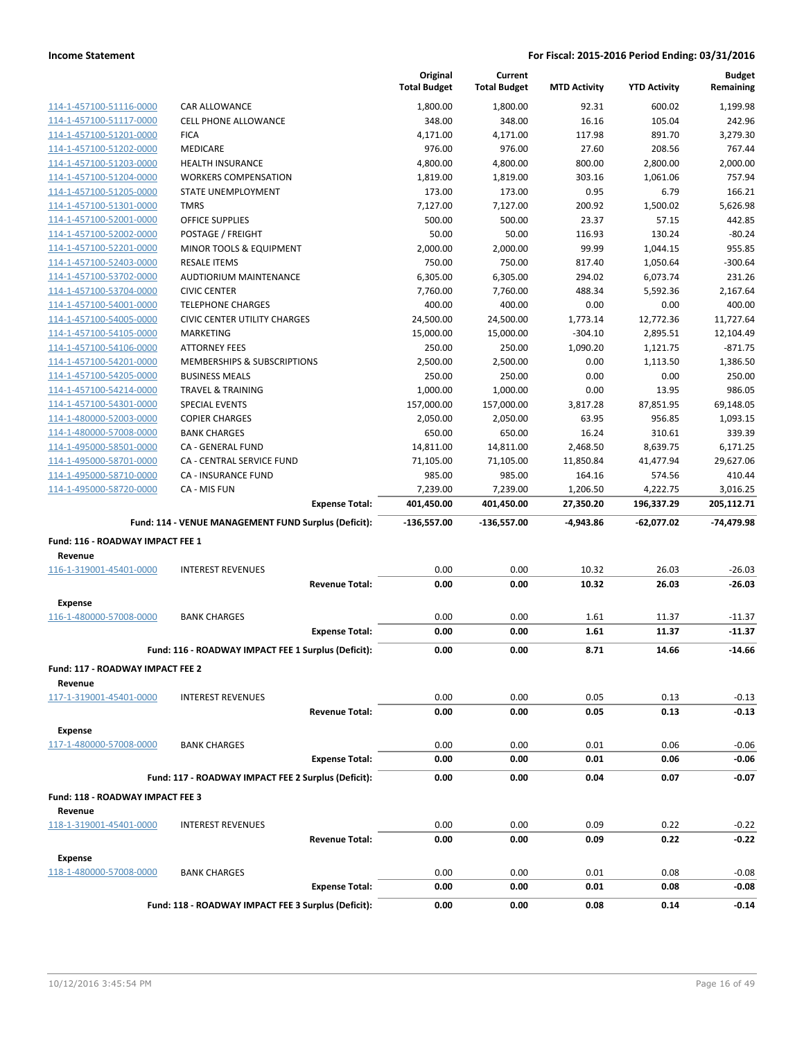| | | Original Total Budget | Current Total Budget | MTD Activity | YTD Activity | Budget Remaining |
|---|---|---|---|---|---|---|
| 114-1-457100-51116-0000 | CAR ALLOWANCE | 1,800.00 | 1,800.00 | 92.31 | 600.02 | 1,199.98 |
| 114-1-457100-51117-0000 | CELL PHONE ALLOWANCE | 348.00 | 348.00 | 16.16 | 105.04 | 242.96 |
| 114-1-457100-51201-0000 | FICA | 4,171.00 | 4,171.00 | 117.98 | 891.70 | 3,279.30 |
| 114-1-457100-51202-0000 | MEDICARE | 976.00 | 976.00 | 27.60 | 208.56 | 767.44 |
| 114-1-457100-51203-0000 | HEALTH INSURANCE | 4,800.00 | 4,800.00 | 800.00 | 2,800.00 | 2,000.00 |
| 114-1-457100-51204-0000 | WORKERS COMPENSATION | 1,819.00 | 1,819.00 | 303.16 | 1,061.06 | 757.94 |
| 114-1-457100-51205-0000 | STATE UNEMPLOYMENT | 173.00 | 173.00 | 0.95 | 6.79 | 166.21 |
| 114-1-457100-51301-0000 | TMRS | 7,127.00 | 7,127.00 | 200.92 | 1,500.02 | 5,626.98 |
| 114-1-457100-52001-0000 | OFFICE SUPPLIES | 500.00 | 500.00 | 23.37 | 57.15 | 442.85 |
| 114-1-457100-52002-0000 | POSTAGE / FREIGHT | 50.00 | 50.00 | 116.93 | 130.24 | -80.24 |
| 114-1-457100-52201-0000 | MINOR TOOLS & EQUIPMENT | 2,000.00 | 2,000.00 | 99.99 | 1,044.15 | 955.85 |
| 114-1-457100-52403-0000 | RESALE ITEMS | 750.00 | 750.00 | 817.40 | 1,050.64 | -300.64 |
| 114-1-457100-53702-0000 | AUDTIORIUM MAINTENANCE | 6,305.00 | 6,305.00 | 294.02 | 6,073.74 | 231.26 |
| 114-1-457100-53704-0000 | CIVIC CENTER | 7,760.00 | 7,760.00 | 488.34 | 5,592.36 | 2,167.64 |
| 114-1-457100-54001-0000 | TELEPHONE CHARGES | 400.00 | 400.00 | 0.00 | 0.00 | 400.00 |
| 114-1-457100-54005-0000 | CIVIC CENTER UTILITY CHARGES | 24,500.00 | 24,500.00 | 1,773.14 | 12,772.36 | 11,727.64 |
| 114-1-457100-54105-0000 | MARKETING | 15,000.00 | 15,000.00 | -304.10 | 2,895.51 | 12,104.49 |
| 114-1-457100-54106-0000 | ATTORNEY FEES | 250.00 | 250.00 | 1,090.20 | 1,121.75 | -871.75 |
| 114-1-457100-54201-0000 | MEMBERSHIPS & SUBSCRIPTIONS | 2,500.00 | 2,500.00 | 0.00 | 1,113.50 | 1,386.50 |
| 114-1-457100-54205-0000 | BUSINESS MEALS | 250.00 | 250.00 | 0.00 | 0.00 | 250.00 |
| 114-1-457100-54214-0000 | TRAVEL & TRAINING | 1,000.00 | 1,000.00 | 0.00 | 13.95 | 986.05 |
| 114-1-457100-54301-0000 | SPECIAL EVENTS | 157,000.00 | 157,000.00 | 3,817.28 | 87,851.95 | 69,148.05 |
| 114-1-480000-52003-0000 | COPIER CHARGES | 2,050.00 | 2,050.00 | 63.95 | 956.85 | 1,093.15 |
| 114-1-480000-57008-0000 | BANK CHARGES | 650.00 | 650.00 | 16.24 | 310.61 | 339.39 |
| 114-1-495000-58501-0000 | CA - GENERAL FUND | 14,811.00 | 14,811.00 | 2,468.50 | 8,639.75 | 6,171.25 |
| 114-1-495000-58701-0000 | CA - CENTRAL SERVICE FUND | 71,105.00 | 71,105.00 | 11,850.84 | 41,477.94 | 29,627.06 |
| 114-1-495000-58710-0000 | CA - INSURANCE FUND | 985.00 | 985.00 | 164.16 | 574.56 | 410.44 |
| 114-1-495000-58720-0000 | CA - MIS FUN | 7,239.00 | 7,239.00 | 1,206.50 | 4,222.75 | 3,016.25 |
| | **Expense Total:** | **401,450.00** | **401,450.00** | **27,350.20** | **196,337.29** | **205,112.71** |
| | **Fund: 114 - VENUE MANAGEMENT FUND Surplus (Deficit):** | **-136,557.00** | **-136,557.00** | **-4,943.86** | **-62,077.02** | **-74,479.98** |
| **Fund: 116 - ROADWAY IMPACT FEE 1** | | | | | | |
| **Revenue** | | | | | | |
| 116-1-319001-45401-0000 | INTEREST REVENUES | 0.00 | 0.00 | 10.32 | 26.03 | -26.03 |
| | **Revenue Total:** | **0.00** | **0.00** | **10.32** | **26.03** | **-26.03** |
| **Expense** | | | | | | |
| 116-1-480000-57008-0000 | BANK CHARGES | 0.00 | 0.00 | 1.61 | 11.37 | -11.37 |
| | **Expense Total:** | **0.00** | **0.00** | **1.61** | **11.37** | **-11.37** |
| | **Fund: 116 - ROADWAY IMPACT FEE 1 Surplus (Deficit):** | **0.00** | **0.00** | **8.71** | **14.66** | **-14.66** |
| **Fund: 117 - ROADWAY IMPACT FEE 2** | | | | | | |
| **Revenue** | | | | | | |
| 117-1-319001-45401-0000 | INTEREST REVENUES | 0.00 | 0.00 | 0.05 | 0.13 | -0.13 |
| | **Revenue Total:** | **0.00** | **0.00** | **0.05** | **0.13** | **-0.13** |
| **Expense** | | | | | | |
| 117-1-480000-57008-0000 | BANK CHARGES | 0.00 | 0.00 | 0.01 | 0.06 | -0.06 |
| | **Expense Total:** | **0.00** | **0.00** | **0.01** | **0.06** | **-0.06** |
| | **Fund: 117 - ROADWAY IMPACT FEE 2 Surplus (Deficit):** | **0.00** | **0.00** | **0.04** | **0.07** | **-0.07** |
| **Fund: 118 - ROADWAY IMPACT FEE 3** | | | | | | |
| **Revenue** | | | | | | |
| 118-1-319001-45401-0000 | INTEREST REVENUES | 0.00 | 0.00 | 0.09 | 0.22 | -0.22 |
| | **Revenue Total:** | **0.00** | **0.00** | **0.09** | **0.22** | **-0.22** |
| **Expense** | | | | | | |
| 118-1-480000-57008-0000 | BANK CHARGES | 0.00 | 0.00 | 0.01 | 0.08 | -0.08 |
| | **Expense Total:** | **0.00** | **0.00** | **0.01** | **0.08** | **-0.08** |
| | **Fund: 118 - ROADWAY IMPACT FEE 3 Surplus (Deficit):** | **0.00** | **0.00** | **0.08** | **0.14** | **-0.14** |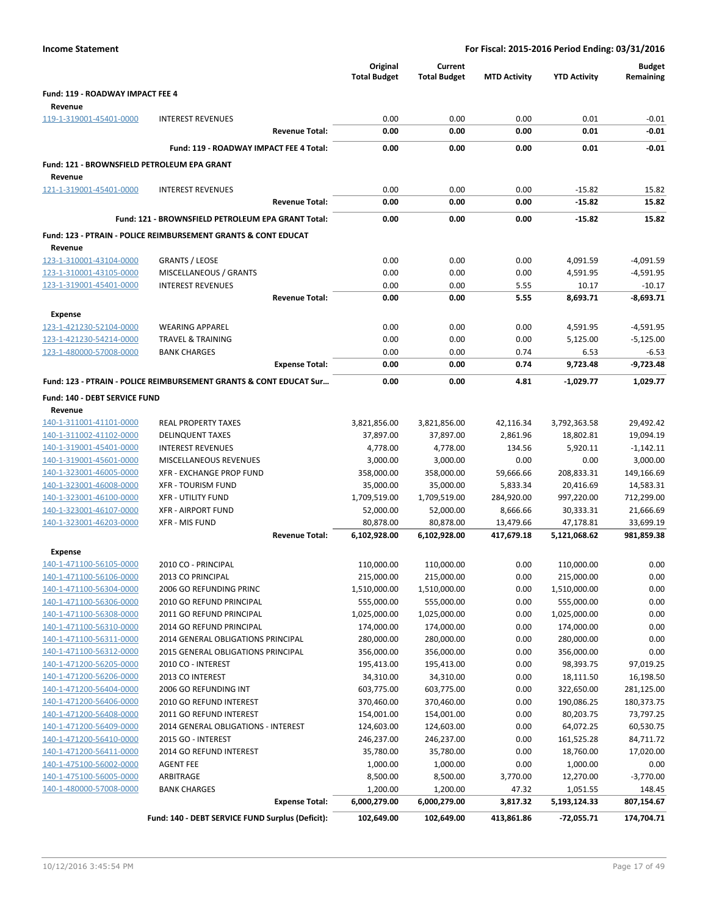**Income Statement** — **For Fiscal: 2015-2016 Period Ending: 03/31/2016**

| | | Original Total Budget | Current Total Budget | MTD Activity | YTD Activity | Budget Remaining |
|---|---|---|---|---|---|---|
| **Fund: 119 - ROADWAY IMPACT FEE 4** | | | | | | |
| **Revenue** | | | | | | |
| 119-1-319001-45401-0000 | INTEREST REVENUES | 0.00 | 0.00 | 0.00 | 0.01 | -0.01 |
| | **Revenue Total:** | **0.00** | **0.00** | **0.00** | **0.01** | **-0.01** |
| | **Fund: 119 - ROADWAY IMPACT FEE 4 Total:** | **0.00** | **0.00** | **0.00** | **0.01** | **-0.01** |
| **Fund: 121 - BROWNSFIELD PETROLEUM EPA GRANT** | | | | | | |
| **Revenue** | | | | | | |
| 121-1-319001-45401-0000 | INTEREST REVENUES | 0.00 | 0.00 | 0.00 | -15.82 | 15.82 |
| | **Revenue Total:** | **0.00** | **0.00** | **0.00** | **-15.82** | **15.82** |
| | **Fund: 121 - BROWNSFIELD PETROLEUM EPA GRANT Total:** | **0.00** | **0.00** | **0.00** | **-15.82** | **15.82** |
| **Fund: 123 - PTRAIN - POLICE REIMBURSEMENT GRANTS & CONT EDUCAT** | | | | | | |
| **Revenue** | | | | | | |
| 123-1-310001-43104-0000 | GRANTS / LEOSE | 0.00 | 0.00 | 0.00 | 4,091.59 | -4,091.59 |
| 123-1-310001-43105-0000 | MISCELLANEOUS / GRANTS | 0.00 | 0.00 | 0.00 | 4,591.95 | -4,591.95 |
| 123-1-319001-45401-0000 | INTEREST REVENUES | 0.00 | 0.00 | 5.55 | 10.17 | -10.17 |
| | **Revenue Total:** | **0.00** | **0.00** | **5.55** | **8,693.71** | **-8,693.71** |
| **Expense** | | | | | | |
| 123-1-421230-52104-0000 | WEARING APPAREL | 0.00 | 0.00 | 0.00 | 4,591.95 | -4,591.95 |
| 123-1-421230-54214-0000 | TRAVEL & TRAINING | 0.00 | 0.00 | 0.00 | 5,125.00 | -5,125.00 |
| 123-1-480000-57008-0000 | BANK CHARGES | 0.00 | 0.00 | 0.74 | 6.53 | -6.53 |
| | **Expense Total:** | **0.00** | **0.00** | **0.74** | **9,723.48** | **-9,723.48** |
| **Fund: 123 - PTRAIN - POLICE REIMBURSEMENT GRANTS & CONT EDUCAT Sur...** | | **0.00** | **0.00** | **4.81** | **-1,029.77** | **1,029.77** |
| **Fund: 140 - DEBT SERVICE FUND** | | | | | | |
| **Revenue** | | | | | | |
| 140-1-311001-41101-0000 | REAL PROPERTY TAXES | 3,821,856.00 | 3,821,856.00 | 42,116.34 | 3,792,363.58 | 29,492.42 |
| 140-1-311002-41102-0000 | DELINQUENT TAXES | 37,897.00 | 37,897.00 | 2,861.96 | 18,802.81 | 19,094.19 |
| 140-1-319001-45401-0000 | INTEREST REVENUES | 4,778.00 | 4,778.00 | 134.56 | 5,920.11 | -1,142.11 |
| 140-1-319001-45601-0000 | MISCELLANEOUS REVENUES | 3,000.00 | 3,000.00 | 0.00 | 0.00 | 3,000.00 |
| 140-1-323001-46005-0000 | XFR - EXCHANGE PROP FUND | 358,000.00 | 358,000.00 | 59,666.66 | 208,833.31 | 149,166.69 |
| 140-1-323001-46008-0000 | XFR - TOURISM FUND | 35,000.00 | 35,000.00 | 5,833.34 | 20,416.69 | 14,583.31 |
| 140-1-323001-46100-0000 | XFR - UTILITY FUND | 1,709,519.00 | 1,709,519.00 | 284,920.00 | 997,220.00 | 712,299.00 |
| 140-1-323001-46107-0000 | XFR - AIRPORT FUND | 52,000.00 | 52,000.00 | 8,666.66 | 30,333.31 | 21,666.69 |
| 140-1-323001-46203-0000 | XFR - MIS FUND | 80,878.00 | 80,878.00 | 13,479.66 | 47,178.81 | 33,699.19 |
| | **Revenue Total:** | **6,102,928.00** | **6,102,928.00** | **417,679.18** | **5,121,068.62** | **981,859.38** |
| **Expense** | | | | | | |
| 140-1-471100-56105-0000 | 2010 CO - PRINCIPAL | 110,000.00 | 110,000.00 | 0.00 | 110,000.00 | 0.00 |
| 140-1-471100-56106-0000 | 2013 CO PRINCIPAL | 215,000.00 | 215,000.00 | 0.00 | 215,000.00 | 0.00 |
| 140-1-471100-56304-0000 | 2006 GO REFUNDING PRINC | 1,510,000.00 | 1,510,000.00 | 0.00 | 1,510,000.00 | 0.00 |
| 140-1-471100-56306-0000 | 2010 GO REFUND PRINCIPAL | 555,000.00 | 555,000.00 | 0.00 | 555,000.00 | 0.00 |
| 140-1-471100-56308-0000 | 2011 GO REFUND PRINCIPAL | 1,025,000.00 | 1,025,000.00 | 0.00 | 1,025,000.00 | 0.00 |
| 140-1-471100-56310-0000 | 2014 GO REFUND PRINCIPAL | 174,000.00 | 174,000.00 | 0.00 | 174,000.00 | 0.00 |
| 140-1-471100-56311-0000 | 2014 GENERAL OBLIGATIONS PRINCIPAL | 280,000.00 | 280,000.00 | 0.00 | 280,000.00 | 0.00 |
| 140-1-471100-56312-0000 | 2015 GENERAL OBLIGATIONS PRINCIPAL | 356,000.00 | 356,000.00 | 0.00 | 356,000.00 | 0.00 |
| 140-1-471200-56205-0000 | 2010 CO - INTEREST | 195,413.00 | 195,413.00 | 0.00 | 98,393.75 | 97,019.25 |
| 140-1-471200-56206-0000 | 2013 CO INTEREST | 34,310.00 | 34,310.00 | 0.00 | 18,111.50 | 16,198.50 |
| 140-1-471200-56404-0000 | 2006 GO REFUNDING INT | 603,775.00 | 603,775.00 | 0.00 | 322,650.00 | 281,125.00 |
| 140-1-471200-56406-0000 | 2010 GO REFUND INTEREST | 370,460.00 | 370,460.00 | 0.00 | 190,086.25 | 180,373.75 |
| 140-1-471200-56408-0000 | 2011 GO REFUND INTEREST | 154,001.00 | 154,001.00 | 0.00 | 80,203.75 | 73,797.25 |
| 140-1-471200-56409-0000 | 2014 GENERAL OBLIGATIONS - INTEREST | 124,603.00 | 124,603.00 | 0.00 | 64,072.25 | 60,530.75 |
| 140-1-471200-56410-0000 | 2015 GO - INTEREST | 246,237.00 | 246,237.00 | 0.00 | 161,525.28 | 84,711.72 |
| 140-1-471200-56411-0000 | 2014 GO REFUND INTEREST | 35,780.00 | 35,780.00 | 0.00 | 18,760.00 | 17,020.00 |
| 140-1-475100-56002-0000 | AGENT FEE | 1,000.00 | 1,000.00 | 0.00 | 1,000.00 | 0.00 |
| 140-1-475100-56005-0000 | ARBITRAGE | 8,500.00 | 8,500.00 | 3,770.00 | 12,270.00 | -3,770.00 |
| 140-1-480000-57008-0000 | BANK CHARGES | 1,200.00 | 1,200.00 | 47.32 | 1,051.55 | 148.45 |
| | **Expense Total:** | **6,000,279.00** | **6,000,279.00** | **3,817.32** | **5,193,124.33** | **807,154.67** |
| | **Fund: 140 - DEBT SERVICE FUND Surplus (Deficit):** | **102,649.00** | **102,649.00** | **413,861.86** | **-72,055.71** | **174,704.71** |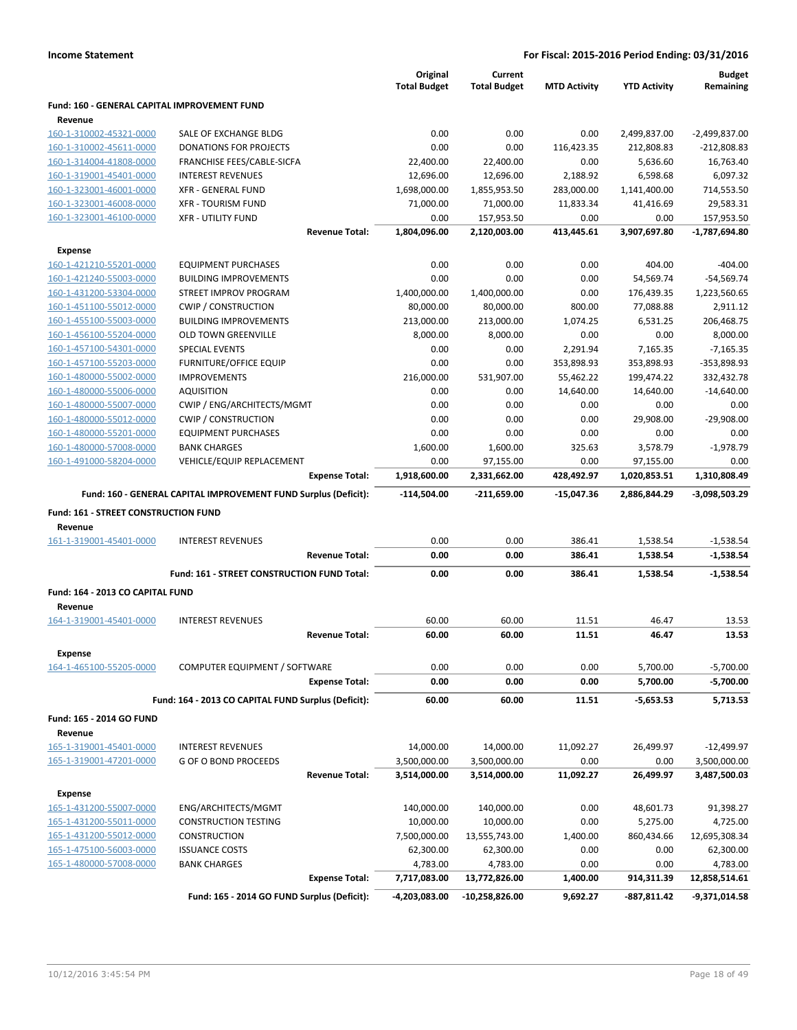**Income Statement** — For Fiscal: 2015-2016 Period Ending: 03/31/2016

| | | Original Total Budget | Current Total Budget | MTD Activity | YTD Activity | Budget Remaining |
|---|---|---|---|---|---|---|
| **Fund: 160 - GENERAL CAPITAL IMPROVEMENT FUND** | | | | | | |
| **Revenue** | | | | | | |
| 160-1-310002-45321-0000 | SALE OF EXCHANGE BLDG | 0.00 | 0.00 | 0.00 | 2,499,837.00 | -2,499,837.00 |
| 160-1-310002-45611-0000 | DONATIONS FOR PROJECTS | 0.00 | 0.00 | 116,423.35 | 212,808.83 | -212,808.83 |
| 160-1-314004-41808-0000 | FRANCHISE FEES/CABLE-SICFA | 22,400.00 | 22,400.00 | 0.00 | 5,636.60 | 16,763.40 |
| 160-1-319001-45401-0000 | INTEREST REVENUES | 12,696.00 | 12,696.00 | 2,188.92 | 6,598.68 | 6,097.32 |
| 160-1-323001-46001-0000 | XFR - GENERAL FUND | 1,698,000.00 | 1,855,953.50 | 283,000.00 | 1,141,400.00 | 714,553.50 |
| 160-1-323001-46008-0000 | XFR - TOURISM FUND | 71,000.00 | 71,000.00 | 11,833.34 | 41,416.69 | 29,583.31 |
| 160-1-323001-46100-0000 | XFR - UTILITY FUND | 0.00 | 157,953.50 | 0.00 | 0.00 | 157,953.50 |
| | **Revenue Total:** | **1,804,096.00** | **2,120,003.00** | **413,445.61** | **3,907,697.80** | **-1,787,694.80** |
| **Expense** | | | | | | |
| 160-1-421210-55201-0000 | EQUIPMENT PURCHASES | 0.00 | 0.00 | 0.00 | 404.00 | -404.00 |
| 160-1-421240-55003-0000 | BUILDING IMPROVEMENTS | 0.00 | 0.00 | 0.00 | 54,569.74 | -54,569.74 |
| 160-1-431200-53304-0000 | STREET IMPROV PROGRAM | 1,400,000.00 | 1,400,000.00 | 0.00 | 176,439.35 | 1,223,560.65 |
| 160-1-451100-55012-0000 | CWIP / CONSTRUCTION | 80,000.00 | 80,000.00 | 800.00 | 77,088.88 | 2,911.12 |
| 160-1-455100-55003-0000 | BUILDING IMPROVEMENTS | 213,000.00 | 213,000.00 | 1,074.25 | 6,531.25 | 206,468.75 |
| 160-1-456100-55204-0000 | OLD TOWN GREENVILLE | 8,000.00 | 8,000.00 | 0.00 | 0.00 | 8,000.00 |
| 160-1-457100-54301-0000 | SPECIAL EVENTS | 0.00 | 0.00 | 2,291.94 | 7,165.35 | -7,165.35 |
| 160-1-457100-55203-0000 | FURNITURE/OFFICE EQUIP | 0.00 | 0.00 | 353,898.93 | 353,898.93 | -353,898.93 |
| 160-1-480000-55002-0000 | IMPROVEMENTS | 216,000.00 | 531,907.00 | 55,462.22 | 199,474.22 | 332,432.78 |
| 160-1-480000-55006-0000 | AQUISITION | 0.00 | 0.00 | 14,640.00 | 14,640.00 | -14,640.00 |
| 160-1-480000-55007-0000 | CWIP / ENG/ARCHITECTS/MGMT | 0.00 | 0.00 | 0.00 | 0.00 | 0.00 |
| 160-1-480000-55012-0000 | CWIP / CONSTRUCTION | 0.00 | 0.00 | 0.00 | 29,908.00 | -29,908.00 |
| 160-1-480000-55201-0000 | EQUIPMENT PURCHASES | 0.00 | 0.00 | 0.00 | 0.00 | 0.00 |
| 160-1-480000-57008-0000 | BANK CHARGES | 1,600.00 | 1,600.00 | 325.63 | 3,578.79 | -1,978.79 |
| 160-1-491000-58204-0000 | VEHICLE/EQUIP REPLACEMENT | 0.00 | 97,155.00 | 0.00 | 97,155.00 | 0.00 |
| | **Expense Total:** | **1,918,600.00** | **2,331,662.00** | **428,492.97** | **1,020,853.51** | **1,310,808.49** |
| | **Fund: 160 - GENERAL CAPITAL IMPROVEMENT FUND Surplus (Deficit):** | **-114,504.00** | **-211,659.00** | **-15,047.36** | **2,886,844.29** | **-3,098,503.29** |
| **Fund: 161 - STREET CONSTRUCTION FUND** | | | | | | |
| **Revenue** | | | | | | |
| 161-1-319001-45401-0000 | INTEREST REVENUES | 0.00 | 0.00 | 386.41 | 1,538.54 | -1,538.54 |
| | **Revenue Total:** | **0.00** | **0.00** | **386.41** | **1,538.54** | **-1,538.54** |
| | **Fund: 161 - STREET CONSTRUCTION FUND Total:** | **0.00** | **0.00** | **386.41** | **1,538.54** | **-1,538.54** |
| **Fund: 164 - 2013 CO CAPITAL FUND** | | | | | | |
| **Revenue** | | | | | | |
| 164-1-319001-45401-0000 | INTEREST REVENUES | 60.00 | 60.00 | 11.51 | 46.47 | 13.53 |
| | **Revenue Total:** | **60.00** | **60.00** | **11.51** | **46.47** | **13.53** |
| **Expense** | | | | | | |
| 164-1-465100-55205-0000 | COMPUTER EQUIPMENT / SOFTWARE | 0.00 | 0.00 | 0.00 | 5,700.00 | -5,700.00 |
| | **Expense Total:** | **0.00** | **0.00** | **0.00** | **5,700.00** | **-5,700.00** |
| | **Fund: 164 - 2013 CO CAPITAL FUND Surplus (Deficit):** | **60.00** | **60.00** | **11.51** | **-5,653.53** | **5,713.53** |
| **Fund: 165 - 2014 GO FUND** | | | | | | |
| **Revenue** | | | | | | |
| 165-1-319001-45401-0000 | INTEREST REVENUES | 14,000.00 | 14,000.00 | 11,092.27 | 26,499.97 | -12,499.97 |
| 165-1-319001-47201-0000 | G OF O BOND PROCEEDS | 3,500,000.00 | 3,500,000.00 | 0.00 | 0.00 | 3,500,000.00 |
| | **Revenue Total:** | **3,514,000.00** | **3,514,000.00** | **11,092.27** | **26,499.97** | **3,487,500.03** |
| **Expense** | | | | | | |
| 165-1-431200-55007-0000 | ENG/ARCHITECTS/MGMT | 140,000.00 | 140,000.00 | 0.00 | 48,601.73 | 91,398.27 |
| 165-1-431200-55011-0000 | CONSTRUCTION TESTING | 10,000.00 | 10,000.00 | 0.00 | 5,275.00 | 4,725.00 |
| 165-1-431200-55012-0000 | CONSTRUCTION | 7,500,000.00 | 13,555,743.00 | 1,400.00 | 860,434.66 | 12,695,308.34 |
| 165-1-475100-56003-0000 | ISSUANCE COSTS | 62,300.00 | 62,300.00 | 0.00 | 0.00 | 62,300.00 |
| 165-1-480000-57008-0000 | BANK CHARGES | 4,783.00 | 4,783.00 | 0.00 | 0.00 | 4,783.00 |
| | **Expense Total:** | **7,717,083.00** | **13,772,826.00** | **1,400.00** | **914,311.39** | **12,858,514.61** |
| | **Fund: 165 - 2014 GO FUND Surplus (Deficit):** | **-4,203,083.00** | **-10,258,826.00** | **9,692.27** | **-887,811.42** | **-9,371,014.58** |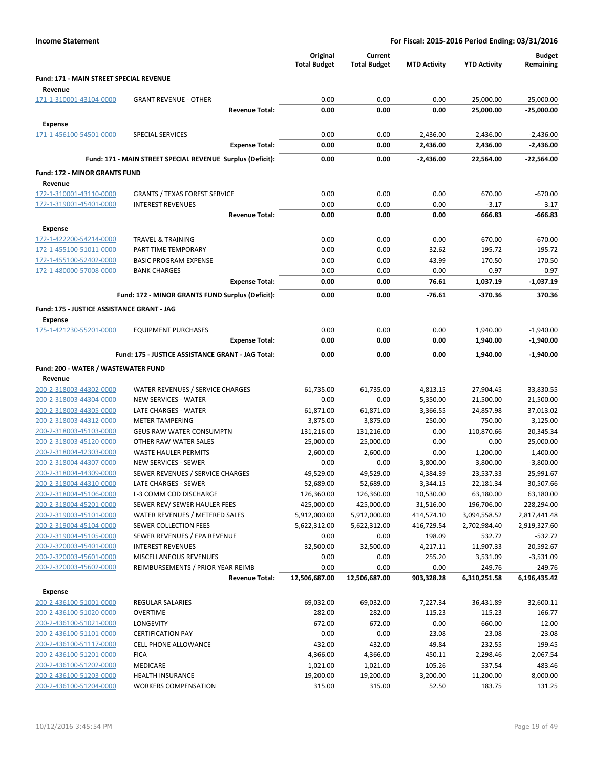**Income Statement** | **For Fiscal: 2015-2016 Period Ending: 03/31/2016**

| | | Original Total Budget | Current Total Budget | MTD Activity | YTD Activity | Budget Remaining |
|---|---|---|---|---|---|---|
| **Fund: 171 - MAIN STREET SPECIAL REVENUE** | | | | | | |
| **Revenue** | | | | | | |
| 171-1-310001-43104-0000 | GRANT REVENUE - OTHER | 0.00 | 0.00 | 0.00 | 25,000.00 | -25,000.00 |
| | **Revenue Total:** | **0.00** | **0.00** | **0.00** | **25,000.00** | **-25,000.00** |
| **Expense** | | | | | | |
| 171-1-456100-54501-0000 | SPECIAL SERVICES | 0.00 | 0.00 | 2,436.00 | 2,436.00 | -2,436.00 |
| | **Expense Total:** | **0.00** | **0.00** | **2,436.00** | **2,436.00** | **-2,436.00** |
| | **Fund: 171 - MAIN STREET SPECIAL REVENUE Surplus (Deficit):** | **0.00** | **0.00** | **-2,436.00** | **22,564.00** | **-22,564.00** |
| **Fund: 172 - MINOR GRANTS FUND** | | | | | | |
| **Revenue** | | | | | | |
| 172-1-310001-43110-0000 | GRANTS / TEXAS FOREST SERVICE | 0.00 | 0.00 | 0.00 | 670.00 | -670.00 |
| 172-1-319001-45401-0000 | INTEREST REVENUES | 0.00 | 0.00 | 0.00 | -3.17 | 3.17 |
| | **Revenue Total:** | **0.00** | **0.00** | **0.00** | **666.83** | **-666.83** |
| **Expense** | | | | | | |
| 172-1-422200-54214-0000 | TRAVEL & TRAINING | 0.00 | 0.00 | 0.00 | 670.00 | -670.00 |
| 172-1-455100-51011-0000 | PART TIME TEMPORARY | 0.00 | 0.00 | 32.62 | 195.72 | -195.72 |
| 172-1-455100-52402-0000 | BASIC PROGRAM EXPENSE | 0.00 | 0.00 | 43.99 | 170.50 | -170.50 |
| 172-1-480000-57008-0000 | BANK CHARGES | 0.00 | 0.00 | 0.00 | 0.97 | -0.97 |
| | **Expense Total:** | **0.00** | **0.00** | **76.61** | **1,037.19** | **-1,037.19** |
| | **Fund: 172 - MINOR GRANTS FUND Surplus (Deficit):** | **0.00** | **0.00** | **-76.61** | **-370.36** | **370.36** |
| **Fund: 175 - JUSTICE ASSISTANCE GRANT - JAG** | | | | | | |
| **Expense** | | | | | | |
| 175-1-421230-55201-0000 | EQUIPMENT PURCHASES | 0.00 | 0.00 | 0.00 | 1,940.00 | -1,940.00 |
| | **Expense Total:** | **0.00** | **0.00** | **0.00** | **1,940.00** | **-1,940.00** |
| | **Fund: 175 - JUSTICE ASSISTANCE GRANT - JAG Total:** | **0.00** | **0.00** | **0.00** | **1,940.00** | **-1,940.00** |
| **Fund: 200 - WATER / WASTEWATER FUND** | | | | | | |
| **Revenue** | | | | | | |
| 200-2-318003-44302-0000 | WATER REVENUES / SERVICE CHARGES | 61,735.00 | 61,735.00 | 4,813.15 | 27,904.45 | 33,830.55 |
| 200-2-318003-44304-0000 | NEW SERVICES - WATER | 0.00 | 0.00 | 5,350.00 | 21,500.00 | -21,500.00 |
| 200-2-318003-44305-0000 | LATE CHARGES - WATER | 61,871.00 | 61,871.00 | 3,366.55 | 24,857.98 | 37,013.02 |
| 200-2-318003-44312-0000 | METER TAMPERING | 3,875.00 | 3,875.00 | 250.00 | 750.00 | 3,125.00 |
| 200-2-318003-45103-0000 | GEUS RAW WATER CONSUMPTN | 131,216.00 | 131,216.00 | 0.00 | 110,870.66 | 20,345.34 |
| 200-2-318003-45120-0000 | OTHER RAW WATER SALES | 25,000.00 | 25,000.00 | 0.00 | 0.00 | 25,000.00 |
| 200-2-318004-42303-0000 | WASTE HAULER PERMITS | 2,600.00 | 2,600.00 | 0.00 | 1,200.00 | 1,400.00 |
| 200-2-318004-44307-0000 | NEW SERVICES - SEWER | 0.00 | 0.00 | 3,800.00 | 3,800.00 | -3,800.00 |
| 200-2-318004-44309-0000 | SEWER REVENUES / SERVICE CHARGES | 49,529.00 | 49,529.00 | 4,384.39 | 23,537.33 | 25,991.67 |
| 200-2-318004-44310-0000 | LATE CHARGES - SEWER | 52,689.00 | 52,689.00 | 3,344.15 | 22,181.34 | 30,507.66 |
| 200-2-318004-45106-0000 | L-3 COMM COD DISCHARGE | 126,360.00 | 126,360.00 | 10,530.00 | 63,180.00 | 63,180.00 |
| 200-2-318004-45201-0000 | SEWER REV/ SEWER HAULER FEES | 425,000.00 | 425,000.00 | 31,516.00 | 196,706.00 | 228,294.00 |
| 200-2-319003-45101-0000 | WATER REVENUES / METERED SALES | 5,912,000.00 | 5,912,000.00 | 414,574.10 | 3,094,558.52 | 2,817,441.48 |
| 200-2-319004-45104-0000 | SEWER COLLECTION FEES | 5,622,312.00 | 5,622,312.00 | 416,729.54 | 2,702,984.40 | 2,919,327.60 |
| 200-2-319004-45105-0000 | SEWER REVENUES / EPA REVENUE | 0.00 | 0.00 | 198.09 | 532.72 | -532.72 |
| 200-2-320003-45401-0000 | INTEREST REVENUES | 32,500.00 | 32,500.00 | 4,217.11 | 11,907.33 | 20,592.67 |
| 200-2-320003-45601-0000 | MISCELLANEOUS REVENUES | 0.00 | 0.00 | 255.20 | 3,531.09 | -3,531.09 |
| 200-2-320003-45602-0000 | REIMBURSEMENTS / PRIOR YEAR REIMB | 0.00 | 0.00 | 0.00 | 249.76 | -249.76 |
| | **Revenue Total:** | **12,506,687.00** | **12,506,687.00** | **903,328.28** | **6,310,251.58** | **6,196,435.42** |
| **Expense** | | | | | | |
| 200-2-436100-51001-0000 | REGULAR SALARIES | 69,032.00 | 69,032.00 | 7,227.34 | 36,431.89 | 32,600.11 |
| 200-2-436100-51020-0000 | OVERTIME | 282.00 | 282.00 | 115.23 | 115.23 | 166.77 |
| 200-2-436100-51021-0000 | LONGEVITY | 672.00 | 672.00 | 0.00 | 660.00 | 12.00 |
| 200-2-436100-51101-0000 | CERTIFICATION PAY | 0.00 | 0.00 | 23.08 | 23.08 | -23.08 |
| 200-2-436100-51117-0000 | CELL PHONE ALLOWANCE | 432.00 | 432.00 | 49.84 | 232.55 | 199.45 |
| 200-2-436100-51201-0000 | FICA | 4,366.00 | 4,366.00 | 450.11 | 2,298.46 | 2,067.54 |
| 200-2-436100-51202-0000 | MEDICARE | 1,021.00 | 1,021.00 | 105.26 | 537.54 | 483.46 |
| 200-2-436100-51203-0000 | HEALTH INSURANCE | 19,200.00 | 19,200.00 | 3,200.00 | 11,200.00 | 8,000.00 |
| 200-2-436100-51204-0000 | WORKERS COMPENSATION | 315.00 | 315.00 | 52.50 | 183.75 | 131.25 |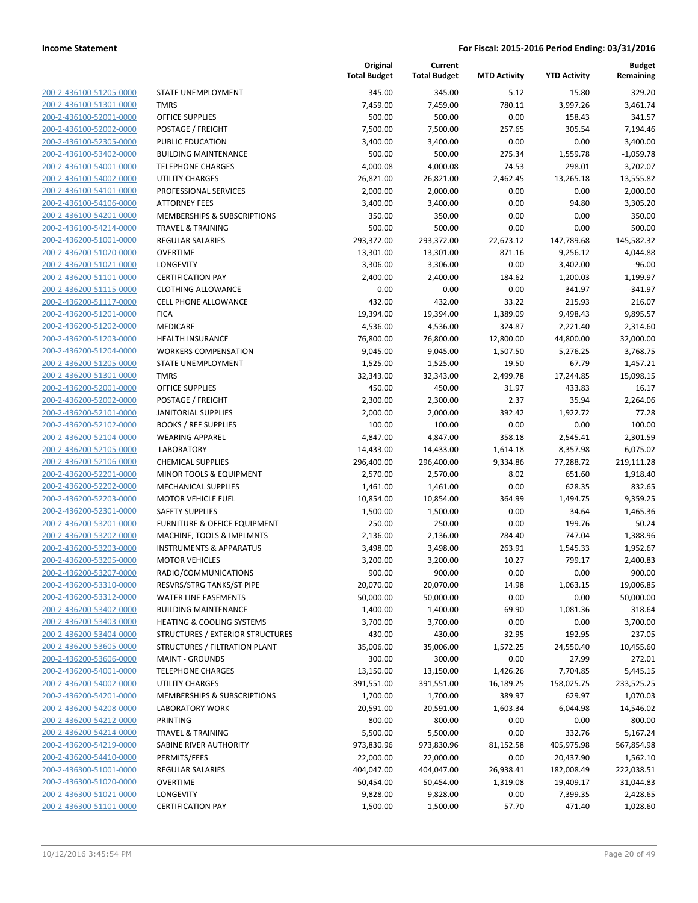**Income Statement** | **For Fiscal: 2015-2016 Period Ending: 03/31/2016**

| | | Original Total Budget | Current Total Budget | MTD Activity | YTD Activity | Budget Remaining |
|---|---|---|---|---|---|---|
| 200-2-436100-51205-0000 | STATE UNEMPLOYMENT | 345.00 | 345.00 | 5.12 | 15.80 | 329.20 |
| 200-2-436100-51301-0000 | TMRS | 7,459.00 | 7,459.00 | 780.11 | 3,997.26 | 3,461.74 |
| 200-2-436100-52001-0000 | OFFICE SUPPLIES | 500.00 | 500.00 | 0.00 | 158.43 | 341.57 |
| 200-2-436100-52002-0000 | POSTAGE / FREIGHT | 7,500.00 | 7,500.00 | 257.65 | 305.54 | 7,194.46 |
| 200-2-436100-52305-0000 | PUBLIC EDUCATION | 3,400.00 | 3,400.00 | 0.00 | 0.00 | 3,400.00 |
| 200-2-436100-53402-0000 | BUILDING MAINTENANCE | 500.00 | 500.00 | 275.34 | 1,559.78 | -1,059.78 |
| 200-2-436100-54001-0000 | TELEPHONE CHARGES | 4,000.08 | 4,000.08 | 74.53 | 298.01 | 3,702.07 |
| 200-2-436100-54002-0000 | UTILITY CHARGES | 26,821.00 | 26,821.00 | 2,462.45 | 13,265.18 | 13,555.82 |
| 200-2-436100-54101-0000 | PROFESSIONAL SERVICES | 2,000.00 | 2,000.00 | 0.00 | 0.00 | 2,000.00 |
| 200-2-436100-54106-0000 | ATTORNEY FEES | 3,400.00 | 3,400.00 | 0.00 | 94.80 | 3,305.20 |
| 200-2-436100-54201-0000 | MEMBERSHIPS & SUBSCRIPTIONS | 350.00 | 350.00 | 0.00 | 0.00 | 350.00 |
| 200-2-436100-54214-0000 | TRAVEL & TRAINING | 500.00 | 500.00 | 0.00 | 0.00 | 500.00 |
| 200-2-436200-51001-0000 | REGULAR SALARIES | 293,372.00 | 293,372.00 | 22,673.12 | 147,789.68 | 145,582.32 |
| 200-2-436200-51020-0000 | OVERTIME | 13,301.00 | 13,301.00 | 871.16 | 9,256.12 | 4,044.88 |
| 200-2-436200-51021-0000 | LONGEVITY | 3,306.00 | 3,306.00 | 0.00 | 3,402.00 | -96.00 |
| 200-2-436200-51101-0000 | CERTIFICATION PAY | 2,400.00 | 2,400.00 | 184.62 | 1,200.03 | 1,199.97 |
| 200-2-436200-51115-0000 | CLOTHING ALLOWANCE | 0.00 | 0.00 | 0.00 | 341.97 | -341.97 |
| 200-2-436200-51117-0000 | CELL PHONE ALLOWANCE | 432.00 | 432.00 | 33.22 | 215.93 | 216.07 |
| 200-2-436200-51201-0000 | FICA | 19,394.00 | 19,394.00 | 1,389.09 | 9,498.43 | 9,895.57 |
| 200-2-436200-51202-0000 | MEDICARE | 4,536.00 | 4,536.00 | 324.87 | 2,221.40 | 2,314.60 |
| 200-2-436200-51203-0000 | HEALTH INSURANCE | 76,800.00 | 76,800.00 | 12,800.00 | 44,800.00 | 32,000.00 |
| 200-2-436200-51204-0000 | WORKERS COMPENSATION | 9,045.00 | 9,045.00 | 1,507.50 | 5,276.25 | 3,768.75 |
| 200-2-436200-51205-0000 | STATE UNEMPLOYMENT | 1,525.00 | 1,525.00 | 19.50 | 67.79 | 1,457.21 |
| 200-2-436200-51301-0000 | TMRS | 32,343.00 | 32,343.00 | 2,499.78 | 17,244.85 | 15,098.15 |
| 200-2-436200-52001-0000 | OFFICE SUPPLIES | 450.00 | 450.00 | 31.97 | 433.83 | 16.17 |
| 200-2-436200-52002-0000 | POSTAGE / FREIGHT | 2,300.00 | 2,300.00 | 2.37 | 35.94 | 2,264.06 |
| 200-2-436200-52101-0000 | JANITORIAL SUPPLIES | 2,000.00 | 2,000.00 | 392.42 | 1,922.72 | 77.28 |
| 200-2-436200-52102-0000 | BOOKS / REF SUPPLIES | 100.00 | 100.00 | 0.00 | 0.00 | 100.00 |
| 200-2-436200-52104-0000 | WEARING APPAREL | 4,847.00 | 4,847.00 | 358.18 | 2,545.41 | 2,301.59 |
| 200-2-436200-52105-0000 | LABORATORY | 14,433.00 | 14,433.00 | 1,614.18 | 8,357.98 | 6,075.02 |
| 200-2-436200-52106-0000 | CHEMICAL SUPPLIES | 296,400.00 | 296,400.00 | 9,334.86 | 77,288.72 | 219,111.28 |
| 200-2-436200-52201-0000 | MINOR TOOLS & EQUIPMENT | 2,570.00 | 2,570.00 | 8.02 | 651.60 | 1,918.40 |
| 200-2-436200-52202-0000 | MECHANICAL SUPPLIES | 1,461.00 | 1,461.00 | 0.00 | 628.35 | 832.65 |
| 200-2-436200-52203-0000 | MOTOR VEHICLE FUEL | 10,854.00 | 10,854.00 | 364.99 | 1,494.75 | 9,359.25 |
| 200-2-436200-52301-0000 | SAFETY SUPPLIES | 1,500.00 | 1,500.00 | 0.00 | 34.64 | 1,465.36 |
| 200-2-436200-53201-0000 | FURNITURE & OFFICE EQUIPMENT | 250.00 | 250.00 | 0.00 | 199.76 | 50.24 |
| 200-2-436200-53202-0000 | MACHINE, TOOLS & IMPLMNTS | 2,136.00 | 2,136.00 | 284.40 | 747.04 | 1,388.96 |
| 200-2-436200-53203-0000 | INSTRUMENTS & APPARATUS | 3,498.00 | 3,498.00 | 263.91 | 1,545.33 | 1,952.67 |
| 200-2-436200-53205-0000 | MOTOR VEHICLES | 3,200.00 | 3,200.00 | 10.27 | 799.17 | 2,400.83 |
| 200-2-436200-53207-0000 | RADIO/COMMUNICATIONS | 900.00 | 900.00 | 0.00 | 0.00 | 900.00 |
| 200-2-436200-53310-0000 | RESVRS/STRG TANKS/ST PIPE | 20,070.00 | 20,070.00 | 14.98 | 1,063.15 | 19,006.85 |
| 200-2-436200-53312-0000 | WATER LINE EASEMENTS | 50,000.00 | 50,000.00 | 0.00 | 0.00 | 50,000.00 |
| 200-2-436200-53402-0000 | BUILDING MAINTENANCE | 1,400.00 | 1,400.00 | 69.90 | 1,081.36 | 318.64 |
| 200-2-436200-53403-0000 | HEATING & COOLING SYSTEMS | 3,700.00 | 3,700.00 | 0.00 | 0.00 | 3,700.00 |
| 200-2-436200-53404-0000 | STRUCTURES / EXTERIOR STRUCTURES | 430.00 | 430.00 | 32.95 | 192.95 | 237.05 |
| 200-2-436200-53605-0000 | STRUCTURES / FILTRATION PLANT | 35,006.00 | 35,006.00 | 1,572.25 | 24,550.40 | 10,455.60 |
| 200-2-436200-53606-0000 | MAINT - GROUNDS | 300.00 | 300.00 | 0.00 | 27.99 | 272.01 |
| 200-2-436200-54001-0000 | TELEPHONE CHARGES | 13,150.00 | 13,150.00 | 1,426.26 | 7,704.85 | 5,445.15 |
| 200-2-436200-54002-0000 | UTILITY CHARGES | 391,551.00 | 391,551.00 | 16,189.25 | 158,025.75 | 233,525.25 |
| 200-2-436200-54201-0000 | MEMBERSHIPS & SUBSCRIPTIONS | 1,700.00 | 1,700.00 | 389.97 | 629.97 | 1,070.03 |
| 200-2-436200-54208-0000 | LABORATORY WORK | 20,591.00 | 20,591.00 | 1,603.34 | 6,044.98 | 14,546.02 |
| 200-2-436200-54212-0000 | PRINTING | 800.00 | 800.00 | 0.00 | 0.00 | 800.00 |
| 200-2-436200-54214-0000 | TRAVEL & TRAINING | 5,500.00 | 5,500.00 | 0.00 | 332.76 | 5,167.24 |
| 200-2-436200-54219-0000 | SABINE RIVER AUTHORITY | 973,830.96 | 973,830.96 | 81,152.58 | 405,975.98 | 567,854.98 |
| 200-2-436200-54410-0000 | PERMITS/FEES | 22,000.00 | 22,000.00 | 0.00 | 20,437.90 | 1,562.10 |
| 200-2-436300-51001-0000 | REGULAR SALARIES | 404,047.00 | 404,047.00 | 26,938.41 | 182,008.49 | 222,038.51 |
| 200-2-436300-51020-0000 | OVERTIME | 50,454.00 | 50,454.00 | 1,319.08 | 19,409.17 | 31,044.83 |
| 200-2-436300-51021-0000 | LONGEVITY | 9,828.00 | 9,828.00 | 0.00 | 7,399.35 | 2,428.65 |
| 200-2-436300-51101-0000 | CERTIFICATION PAY | 1,500.00 | 1,500.00 | 57.70 | 471.40 | 1,028.60 |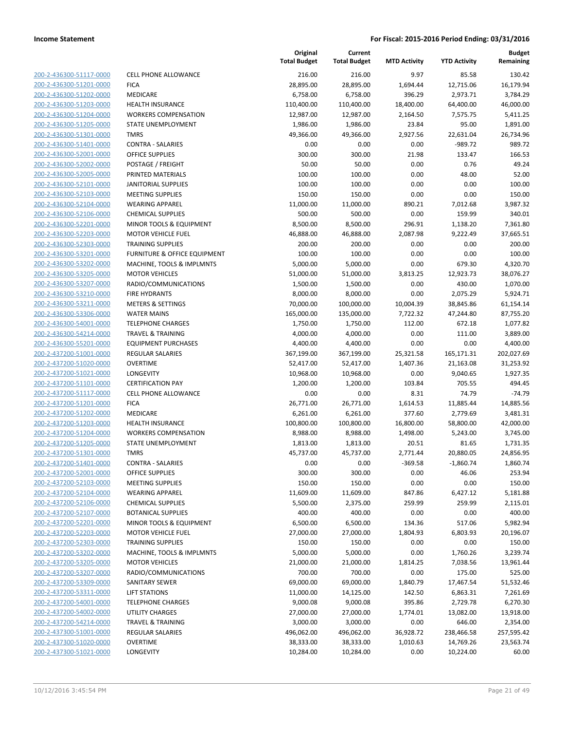**Income Statement** — **For Fiscal: 2015-2016 Period Ending: 03/31/2016**

| | | Original Total Budget | Current Total Budget | MTD Activity | YTD Activity | Budget Remaining |
|---|---|---|---|---|---|---|
| 200-2-436300-51117-0000 | CELL PHONE ALLOWANCE | 216.00 | 216.00 | 9.97 | 85.58 | 130.42 |
| 200-2-436300-51201-0000 | FICA | 28,895.00 | 28,895.00 | 1,694.44 | 12,715.06 | 16,179.94 |
| 200-2-436300-51202-0000 | MEDICARE | 6,758.00 | 6,758.00 | 396.29 | 2,973.71 | 3,784.29 |
| 200-2-436300-51203-0000 | HEALTH INSURANCE | 110,400.00 | 110,400.00 | 18,400.00 | 64,400.00 | 46,000.00 |
| 200-2-436300-51204-0000 | WORKERS COMPENSATION | 12,987.00 | 12,987.00 | 2,164.50 | 7,575.75 | 5,411.25 |
| 200-2-436300-51205-0000 | STATE UNEMPLOYMENT | 1,986.00 | 1,986.00 | 23.84 | 95.00 | 1,891.00 |
| 200-2-436300-51301-0000 | TMRS | 49,366.00 | 49,366.00 | 2,927.56 | 22,631.04 | 26,734.96 |
| 200-2-436300-51401-0000 | CONTRA - SALARIES | 0.00 | 0.00 | 0.00 | -989.72 | 989.72 |
| 200-2-436300-52001-0000 | OFFICE SUPPLIES | 300.00 | 300.00 | 21.98 | 133.47 | 166.53 |
| 200-2-436300-52002-0000 | POSTAGE / FREIGHT | 50.00 | 50.00 | 0.00 | 0.76 | 49.24 |
| 200-2-436300-52005-0000 | PRINTED MATERIALS | 100.00 | 100.00 | 0.00 | 48.00 | 52.00 |
| 200-2-436300-52101-0000 | JANITORIAL SUPPLIES | 100.00 | 100.00 | 0.00 | 0.00 | 100.00 |
| 200-2-436300-52103-0000 | MEETING SUPPLIES | 150.00 | 150.00 | 0.00 | 0.00 | 150.00 |
| 200-2-436300-52104-0000 | WEARING APPAREL | 11,000.00 | 11,000.00 | 890.21 | 7,012.68 | 3,987.32 |
| 200-2-436300-52106-0000 | CHEMICAL SUPPLIES | 500.00 | 500.00 | 0.00 | 159.99 | 340.01 |
| 200-2-436300-52201-0000 | MINOR TOOLS & EQUIPMENT | 8,500.00 | 8,500.00 | 296.91 | 1,138.20 | 7,361.80 |
| 200-2-436300-52203-0000 | MOTOR VEHICLE FUEL | 46,888.00 | 46,888.00 | 2,087.98 | 9,222.49 | 37,665.51 |
| 200-2-436300-52303-0000 | TRAINING SUPPLIES | 200.00 | 200.00 | 0.00 | 0.00 | 200.00 |
| 200-2-436300-53201-0000 | FURNITURE & OFFICE EQUIPMENT | 100.00 | 100.00 | 0.00 | 0.00 | 100.00 |
| 200-2-436300-53202-0000 | MACHINE, TOOLS & IMPLMNTS | 5,000.00 | 5,000.00 | 0.00 | 679.30 | 4,320.70 |
| 200-2-436300-53205-0000 | MOTOR VEHICLES | 51,000.00 | 51,000.00 | 3,813.25 | 12,923.73 | 38,076.27 |
| 200-2-436300-53207-0000 | RADIO/COMMUNICATIONS | 1,500.00 | 1,500.00 | 0.00 | 430.00 | 1,070.00 |
| 200-2-436300-53210-0000 | FIRE HYDRANTS | 8,000.00 | 8,000.00 | 0.00 | 2,075.29 | 5,924.71 |
| 200-2-436300-53211-0000 | METERS & SETTINGS | 70,000.00 | 100,000.00 | 10,004.39 | 38,845.86 | 61,154.14 |
| 200-2-436300-53306-0000 | WATER MAINS | 165,000.00 | 135,000.00 | 7,722.32 | 47,244.80 | 87,755.20 |
| 200-2-436300-54001-0000 | TELEPHONE CHARGES | 1,750.00 | 1,750.00 | 112.00 | 672.18 | 1,077.82 |
| 200-2-436300-54214-0000 | TRAVEL & TRAINING | 4,000.00 | 4,000.00 | 0.00 | 111.00 | 3,889.00 |
| 200-2-436300-55201-0000 | EQUIPMENT PURCHASES | 4,400.00 | 4,400.00 | 0.00 | 0.00 | 4,400.00 |
| 200-2-437200-51001-0000 | REGULAR SALARIES | 367,199.00 | 367,199.00 | 25,321.58 | 165,171.31 | 202,027.69 |
| 200-2-437200-51020-0000 | OVERTIME | 52,417.00 | 52,417.00 | 1,407.36 | 21,163.08 | 31,253.92 |
| 200-2-437200-51021-0000 | LONGEVITY | 10,968.00 | 10,968.00 | 0.00 | 9,040.65 | 1,927.35 |
| 200-2-437200-51101-0000 | CERTIFICATION PAY | 1,200.00 | 1,200.00 | 103.84 | 705.55 | 494.45 |
| 200-2-437200-51117-0000 | CELL PHONE ALLOWANCE | 0.00 | 0.00 | 8.31 | 74.79 | -74.79 |
| 200-2-437200-51201-0000 | FICA | 26,771.00 | 26,771.00 | 1,614.53 | 11,885.44 | 14,885.56 |
| 200-2-437200-51202-0000 | MEDICARE | 6,261.00 | 6,261.00 | 377.60 | 2,779.69 | 3,481.31 |
| 200-2-437200-51203-0000 | HEALTH INSURANCE | 100,800.00 | 100,800.00 | 16,800.00 | 58,800.00 | 42,000.00 |
| 200-2-437200-51204-0000 | WORKERS COMPENSATION | 8,988.00 | 8,988.00 | 1,498.00 | 5,243.00 | 3,745.00 |
| 200-2-437200-51205-0000 | STATE UNEMPLOYMENT | 1,813.00 | 1,813.00 | 20.51 | 81.65 | 1,731.35 |
| 200-2-437200-51301-0000 | TMRS | 45,737.00 | 45,737.00 | 2,771.44 | 20,880.05 | 24,856.95 |
| 200-2-437200-51401-0000 | CONTRA - SALARIES | 0.00 | 0.00 | -369.58 | -1,860.74 | 1,860.74 |
| 200-2-437200-52001-0000 | OFFICE SUPPLIES | 300.00 | 300.00 | 0.00 | 46.06 | 253.94 |
| 200-2-437200-52103-0000 | MEETING SUPPLIES | 150.00 | 150.00 | 0.00 | 0.00 | 150.00 |
| 200-2-437200-52104-0000 | WEARING APPAREL | 11,609.00 | 11,609.00 | 847.86 | 6,427.12 | 5,181.88 |
| 200-2-437200-52106-0000 | CHEMICAL SUPPLIES | 5,500.00 | 2,375.00 | 259.99 | 259.99 | 2,115.01 |
| 200-2-437200-52107-0000 | BOTANICAL SUPPLIES | 400.00 | 400.00 | 0.00 | 0.00 | 400.00 |
| 200-2-437200-52201-0000 | MINOR TOOLS & EQUIPMENT | 6,500.00 | 6,500.00 | 134.36 | 517.06 | 5,982.94 |
| 200-2-437200-52203-0000 | MOTOR VEHICLE FUEL | 27,000.00 | 27,000.00 | 1,804.93 | 6,803.93 | 20,196.07 |
| 200-2-437200-52303-0000 | TRAINING SUPPLIES | 150.00 | 150.00 | 0.00 | 0.00 | 150.00 |
| 200-2-437200-53202-0000 | MACHINE, TOOLS & IMPLMNTS | 5,000.00 | 5,000.00 | 0.00 | 1,760.26 | 3,239.74 |
| 200-2-437200-53205-0000 | MOTOR VEHICLES | 21,000.00 | 21,000.00 | 1,814.25 | 7,038.56 | 13,961.44 |
| 200-2-437200-53207-0000 | RADIO/COMMUNICATIONS | 700.00 | 700.00 | 0.00 | 175.00 | 525.00 |
| 200-2-437200-53309-0000 | SANITARY SEWER | 69,000.00 | 69,000.00 | 1,840.79 | 17,467.54 | 51,532.46 |
| 200-2-437200-53311-0000 | LIFT STATIONS | 11,000.00 | 14,125.00 | 142.50 | 6,863.31 | 7,261.69 |
| 200-2-437200-54001-0000 | TELEPHONE CHARGES | 9,000.08 | 9,000.08 | 395.86 | 2,729.78 | 6,270.30 |
| 200-2-437200-54002-0000 | UTILITY CHARGES | 27,000.00 | 27,000.00 | 1,774.01 | 13,082.00 | 13,918.00 |
| 200-2-437200-54214-0000 | TRAVEL & TRAINING | 3,000.00 | 3,000.00 | 0.00 | 646.00 | 2,354.00 |
| 200-2-437300-51001-0000 | REGULAR SALARIES | 496,062.00 | 496,062.00 | 36,928.72 | 238,466.58 | 257,595.42 |
| 200-2-437300-51020-0000 | OVERTIME | 38,333.00 | 38,333.00 | 1,010.63 | 14,769.26 | 23,563.74 |
| 200-2-437300-51021-0000 | LONGEVITY | 10,284.00 | 10,284.00 | 0.00 | 10,224.00 | 60.00 |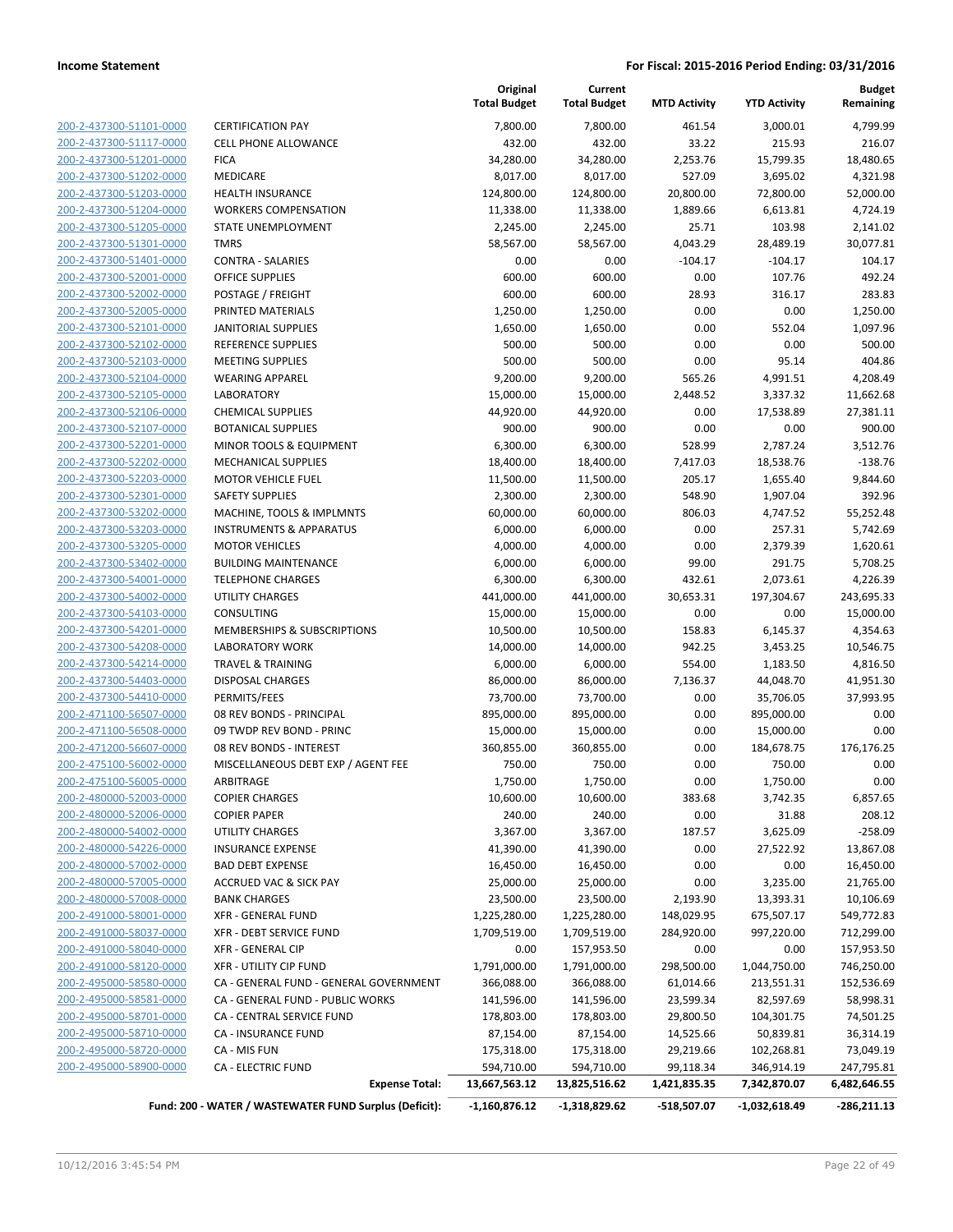**Income Statement** — For Fiscal: 2015-2016 Period Ending: 03/31/2016

| | | Original Total Budget | Current Total Budget | MTD Activity | YTD Activity | Budget Remaining |
|---|---|---|---|---|---|---|
| 200-2-437300-51101-0000 | CERTIFICATION PAY | 7,800.00 | 7,800.00 | 461.54 | 3,000.01 | 4,799.99 |
| 200-2-437300-51117-0000 | CELL PHONE ALLOWANCE | 432.00 | 432.00 | 33.22 | 215.93 | 216.07 |
| 200-2-437300-51201-0000 | FICA | 34,280.00 | 34,280.00 | 2,253.76 | 15,799.35 | 18,480.65 |
| 200-2-437300-51202-0000 | MEDICARE | 8,017.00 | 8,017.00 | 527.09 | 3,695.02 | 4,321.98 |
| 200-2-437300-51203-0000 | HEALTH INSURANCE | 124,800.00 | 124,800.00 | 20,800.00 | 72,800.00 | 52,000.00 |
| 200-2-437300-51204-0000 | WORKERS COMPENSATION | 11,338.00 | 11,338.00 | 1,889.66 | 6,613.81 | 4,724.19 |
| 200-2-437300-51205-0000 | STATE UNEMPLOYMENT | 2,245.00 | 2,245.00 | 25.71 | 103.98 | 2,141.02 |
| 200-2-437300-51301-0000 | TMRS | 58,567.00 | 58,567.00 | 4,043.29 | 28,489.19 | 30,077.81 |
| 200-2-437300-51401-0000 | CONTRA - SALARIES | 0.00 | 0.00 | -104.17 | -104.17 | 104.17 |
| 200-2-437300-52001-0000 | OFFICE SUPPLIES | 600.00 | 600.00 | 0.00 | 107.76 | 492.24 |
| 200-2-437300-52002-0000 | POSTAGE / FREIGHT | 600.00 | 600.00 | 28.93 | 316.17 | 283.83 |
| 200-2-437300-52005-0000 | PRINTED MATERIALS | 1,250.00 | 1,250.00 | 0.00 | 0.00 | 1,250.00 |
| 200-2-437300-52101-0000 | JANITORIAL SUPPLIES | 1,650.00 | 1,650.00 | 0.00 | 552.04 | 1,097.96 |
| 200-2-437300-52102-0000 | REFERENCE SUPPLIES | 500.00 | 500.00 | 0.00 | 0.00 | 500.00 |
| 200-2-437300-52103-0000 | MEETING SUPPLIES | 500.00 | 500.00 | 0.00 | 95.14 | 404.86 |
| 200-2-437300-52104-0000 | WEARING APPAREL | 9,200.00 | 9,200.00 | 565.26 | 4,991.51 | 4,208.49 |
| 200-2-437300-52105-0000 | LABORATORY | 15,000.00 | 15,000.00 | 2,448.52 | 3,337.32 | 11,662.68 |
| 200-2-437300-52106-0000 | CHEMICAL SUPPLIES | 44,920.00 | 44,920.00 | 0.00 | 17,538.89 | 27,381.11 |
| 200-2-437300-52107-0000 | BOTANICAL SUPPLIES | 900.00 | 900.00 | 0.00 | 0.00 | 900.00 |
| 200-2-437300-52201-0000 | MINOR TOOLS & EQUIPMENT | 6,300.00 | 6,300.00 | 528.99 | 2,787.24 | 3,512.76 |
| 200-2-437300-52202-0000 | MECHANICAL SUPPLIES | 18,400.00 | 18,400.00 | 7,417.03 | 18,538.76 | -138.76 |
| 200-2-437300-52203-0000 | MOTOR VEHICLE FUEL | 11,500.00 | 11,500.00 | 205.17 | 1,655.40 | 9,844.60 |
| 200-2-437300-52301-0000 | SAFETY SUPPLIES | 2,300.00 | 2,300.00 | 548.90 | 1,907.04 | 392.96 |
| 200-2-437300-53202-0000 | MACHINE, TOOLS & IMPLMNTS | 60,000.00 | 60,000.00 | 806.03 | 4,747.52 | 55,252.48 |
| 200-2-437300-53203-0000 | INSTRUMENTS & APPARATUS | 6,000.00 | 6,000.00 | 0.00 | 257.31 | 5,742.69 |
| 200-2-437300-53205-0000 | MOTOR VEHICLES | 4,000.00 | 4,000.00 | 0.00 | 2,379.39 | 1,620.61 |
| 200-2-437300-53402-0000 | BUILDING MAINTENANCE | 6,000.00 | 6,000.00 | 99.00 | 291.75 | 5,708.25 |
| 200-2-437300-54001-0000 | TELEPHONE CHARGES | 6,300.00 | 6,300.00 | 432.61 | 2,073.61 | 4,226.39 |
| 200-2-437300-54002-0000 | UTILITY CHARGES | 441,000.00 | 441,000.00 | 30,653.31 | 197,304.67 | 243,695.33 |
| 200-2-437300-54103-0000 | CONSULTING | 15,000.00 | 15,000.00 | 0.00 | 0.00 | 15,000.00 |
| 200-2-437300-54201-0000 | MEMBERSHIPS & SUBSCRIPTIONS | 10,500.00 | 10,500.00 | 158.83 | 6,145.37 | 4,354.63 |
| 200-2-437300-54208-0000 | LABORATORY WORK | 14,000.00 | 14,000.00 | 942.25 | 3,453.25 | 10,546.75 |
| 200-2-437300-54214-0000 | TRAVEL & TRAINING | 6,000.00 | 6,000.00 | 554.00 | 1,183.50 | 4,816.50 |
| 200-2-437300-54403-0000 | DISPOSAL CHARGES | 86,000.00 | 86,000.00 | 7,136.37 | 44,048.70 | 41,951.30 |
| 200-2-437300-54410-0000 | PERMITS/FEES | 73,700.00 | 73,700.00 | 0.00 | 35,706.05 | 37,993.95 |
| 200-2-471100-56507-0000 | 08 REV BONDS - PRINCIPAL | 895,000.00 | 895,000.00 | 0.00 | 895,000.00 | 0.00 |
| 200-2-471100-56508-0000 | 09 TWDP REV BOND - PRINC | 15,000.00 | 15,000.00 | 0.00 | 15,000.00 | 0.00 |
| 200-2-471200-56607-0000 | 08 REV BONDS - INTEREST | 360,855.00 | 360,855.00 | 0.00 | 184,678.75 | 176,176.25 |
| 200-2-475100-56002-0000 | MISCELLANEOUS DEBT EXP / AGENT FEE | 750.00 | 750.00 | 0.00 | 750.00 | 0.00 |
| 200-2-475100-56005-0000 | ARBITRAGE | 1,750.00 | 1,750.00 | 0.00 | 1,750.00 | 0.00 |
| 200-2-480000-52003-0000 | COPIER CHARGES | 10,600.00 | 10,600.00 | 383.68 | 3,742.35 | 6,857.65 |
| 200-2-480000-52006-0000 | COPIER PAPER | 240.00 | 240.00 | 0.00 | 31.88 | 208.12 |
| 200-2-480000-54002-0000 | UTILITY CHARGES | 3,367.00 | 3,367.00 | 187.57 | 3,625.09 | -258.09 |
| 200-2-480000-54226-0000 | INSURANCE EXPENSE | 41,390.00 | 41,390.00 | 0.00 | 27,522.92 | 13,867.08 |
| 200-2-480000-57002-0000 | BAD DEBT EXPENSE | 16,450.00 | 16,450.00 | 0.00 | 0.00 | 16,450.00 |
| 200-2-480000-57005-0000 | ACCRUED VAC & SICK PAY | 25,000.00 | 25,000.00 | 0.00 | 3,235.00 | 21,765.00 |
| 200-2-480000-57008-0000 | BANK CHARGES | 23,500.00 | 23,500.00 | 2,193.90 | 13,393.31 | 10,106.69 |
| 200-2-491000-58001-0000 | XFR - GENERAL FUND | 1,225,280.00 | 1,225,280.00 | 148,029.95 | 675,507.17 | 549,772.83 |
| 200-2-491000-58037-0000 | XFR - DEBT SERVICE FUND | 1,709,519.00 | 1,709,519.00 | 284,920.00 | 997,220.00 | 712,299.00 |
| 200-2-491000-58040-0000 | XFR - GENERAL CIP | 0.00 | 157,953.50 | 0.00 | 0.00 | 157,953.50 |
| 200-2-491000-58120-0000 | XFR - UTILITY CIP FUND | 1,791,000.00 | 1,791,000.00 | 298,500.00 | 1,044,750.00 | 746,250.00 |
| 200-2-495000-58580-0000 | CA - GENERAL FUND - GENERAL GOVERNMENT | 366,088.00 | 366,088.00 | 61,014.66 | 213,551.31 | 152,536.69 |
| 200-2-495000-58581-0000 | CA - GENERAL FUND - PUBLIC WORKS | 141,596.00 | 141,596.00 | 23,599.34 | 82,597.69 | 58,998.31 |
| 200-2-495000-58701-0000 | CA - CENTRAL SERVICE FUND | 178,803.00 | 178,803.00 | 29,800.50 | 104,301.75 | 74,501.25 |
| 200-2-495000-58710-0000 | CA - INSURANCE FUND | 87,154.00 | 87,154.00 | 14,525.66 | 50,839.81 | 36,314.19 |
| 200-2-495000-58720-0000 | CA - MIS FUN | 175,318.00 | 175,318.00 | 29,219.66 | 102,268.81 | 73,049.19 |
| 200-2-495000-58900-0000 | CA - ELECTRIC FUND | 594,710.00 | 594,710.00 | 99,118.34 | 346,914.19 | 247,795.81 |
| | **Expense Total:** | **13,667,563.12** | **13,825,516.62** | **1,421,835.35** | **7,342,870.07** | **6,482,646.55** |
| | **Fund: 200 - WATER / WASTEWATER FUND Surplus (Deficit):** | **-1,160,876.12** | **-1,318,829.62** | **-518,507.07** | **-1,032,618.49** | **-286,211.13** |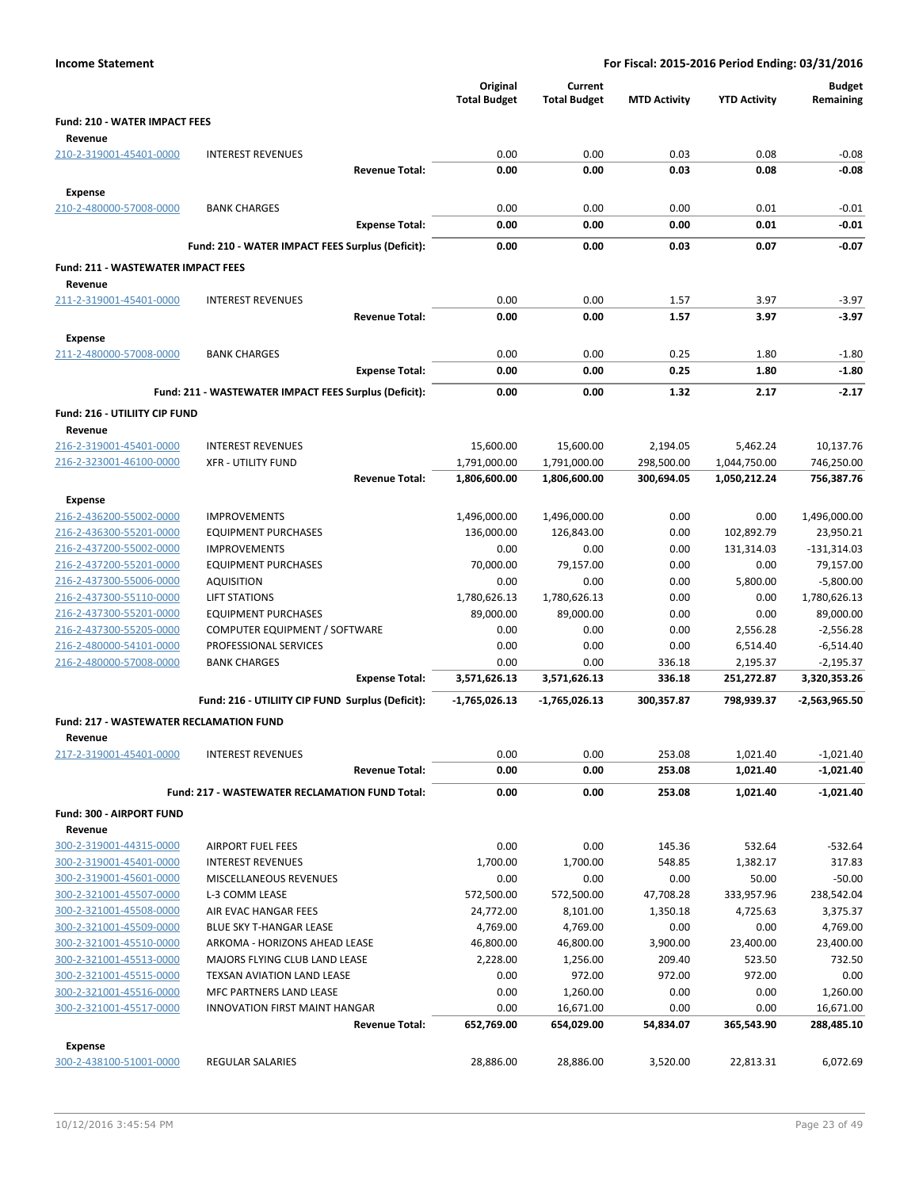**Income Statement** — **For Fiscal: 2015-2016 Period Ending: 03/31/2016**

| | | Original Total Budget | Current Total Budget | MTD Activity | YTD Activity | Budget Remaining |
|---|---|---|---|---|---|---|
| **Fund: 210 - WATER IMPACT FEES** | | | | | | |
| **Revenue** | | | | | | |
| 210-2-319001-45401-0000 | INTEREST REVENUES | 0.00 | 0.00 | 0.03 | 0.08 | -0.08 |
| | **Revenue Total:** | **0.00** | **0.00** | **0.03** | **0.08** | **-0.08** |
| **Expense** | | | | | | |
| 210-2-480000-57008-0000 | BANK CHARGES | 0.00 | 0.00 | 0.00 | 0.01 | -0.01 |
| | **Expense Total:** | **0.00** | **0.00** | **0.00** | **0.01** | **-0.01** |
| | **Fund: 210 - WATER IMPACT FEES Surplus (Deficit):** | **0.00** | **0.00** | **0.03** | **0.07** | **-0.07** |
| **Fund: 211 - WASTEWATER IMPACT FEES** | | | | | | |
| **Revenue** | | | | | | |
| 211-2-319001-45401-0000 | INTEREST REVENUES | 0.00 | 0.00 | 1.57 | 3.97 | -3.97 |
| | **Revenue Total:** | **0.00** | **0.00** | **1.57** | **3.97** | **-3.97** |
| **Expense** | | | | | | |
| 211-2-480000-57008-0000 | BANK CHARGES | 0.00 | 0.00 | 0.25 | 1.80 | -1.80 |
| | **Expense Total:** | **0.00** | **0.00** | **0.25** | **1.80** | **-1.80** |
| | **Fund: 211 - WASTEWATER IMPACT FEES Surplus (Deficit):** | **0.00** | **0.00** | **1.32** | **2.17** | **-2.17** |
| **Fund: 216 - UTILIITY CIP FUND** | | | | | | |
| **Revenue** | | | | | | |
| 216-2-319001-45401-0000 | INTEREST REVENUES | 15,600.00 | 15,600.00 | 2,194.05 | 5,462.24 | 10,137.76 |
| 216-2-323001-46100-0000 | XFR - UTILITY FUND | 1,791,000.00 | 1,791,000.00 | 298,500.00 | 1,044,750.00 | 746,250.00 |
| | **Revenue Total:** | **1,806,600.00** | **1,806,600.00** | **300,694.05** | **1,050,212.24** | **756,387.76** |
| **Expense** | | | | | | |
| 216-2-436200-55002-0000 | IMPROVEMENTS | 1,496,000.00 | 1,496,000.00 | 0.00 | 0.00 | 1,496,000.00 |
| 216-2-436300-55201-0000 | EQUIPMENT PURCHASES | 136,000.00 | 126,843.00 | 0.00 | 102,892.79 | 23,950.21 |
| 216-2-437200-55002-0000 | IMPROVEMENTS | 0.00 | 0.00 | 0.00 | 131,314.03 | -131,314.03 |
| 216-2-437200-55201-0000 | EQUIPMENT PURCHASES | 70,000.00 | 79,157.00 | 0.00 | 0.00 | 79,157.00 |
| 216-2-437300-55006-0000 | AQUISITION | 0.00 | 0.00 | 0.00 | 5,800.00 | -5,800.00 |
| 216-2-437300-55110-0000 | LIFT STATIONS | 1,780,626.13 | 1,780,626.13 | 0.00 | 0.00 | 1,780,626.13 |
| 216-2-437300-55201-0000 | EQUIPMENT PURCHASES | 89,000.00 | 89,000.00 | 0.00 | 0.00 | 89,000.00 |
| 216-2-437300-55205-0000 | COMPUTER EQUIPMENT / SOFTWARE | 0.00 | 0.00 | 0.00 | 2,556.28 | -2,556.28 |
| 216-2-480000-54101-0000 | PROFESSIONAL SERVICES | 0.00 | 0.00 | 0.00 | 6,514.40 | -6,514.40 |
| 216-2-480000-57008-0000 | BANK CHARGES | 0.00 | 0.00 | 336.18 | 2,195.37 | -2,195.37 |
| | **Expense Total:** | **3,571,626.13** | **3,571,626.13** | **336.18** | **251,272.87** | **3,320,353.26** |
| | **Fund: 216 - UTILIITY CIP FUND Surplus (Deficit):** | **-1,765,026.13** | **-1,765,026.13** | **300,357.87** | **798,939.37** | **-2,563,965.50** |
| **Fund: 217 - WASTEWATER RECLAMATION FUND** | | | | | | |
| **Revenue** | | | | | | |
| 217-2-319001-45401-0000 | INTEREST REVENUES | 0.00 | 0.00 | 253.08 | 1,021.40 | -1,021.40 |
| | **Revenue Total:** | **0.00** | **0.00** | **253.08** | **1,021.40** | **-1,021.40** |
| | **Fund: 217 - WASTEWATER RECLAMATION FUND Total:** | **0.00** | **0.00** | **253.08** | **1,021.40** | **-1,021.40** |
| **Fund: 300 - AIRPORT FUND** | | | | | | |
| **Revenue** | | | | | | |
| 300-2-319001-44315-0000 | AIRPORT FUEL FEES | 0.00 | 0.00 | 145.36 | 532.64 | -532.64 |
| 300-2-319001-45401-0000 | INTEREST REVENUES | 1,700.00 | 1,700.00 | 548.85 | 1,382.17 | 317.83 |
| 300-2-319001-45601-0000 | MISCELLANEOUS REVENUES | 0.00 | 0.00 | 0.00 | 50.00 | -50.00 |
| 300-2-321001-45507-0000 | L-3 COMM LEASE | 572,500.00 | 572,500.00 | 47,708.28 | 333,957.96 | 238,542.04 |
| 300-2-321001-45508-0000 | AIR EVAC HANGAR FEES | 24,772.00 | 8,101.00 | 1,350.18 | 4,725.63 | 3,375.37 |
| 300-2-321001-45509-0000 | BLUE SKY T-HANGAR LEASE | 4,769.00 | 4,769.00 | 0.00 | 0.00 | 4,769.00 |
| 300-2-321001-45510-0000 | ARKOMA - HORIZONS AHEAD LEASE | 46,800.00 | 46,800.00 | 3,900.00 | 23,400.00 | 23,400.00 |
| 300-2-321001-45513-0000 | MAJORS FLYING CLUB LAND LEASE | 2,228.00 | 1,256.00 | 209.40 | 523.50 | 732.50 |
| 300-2-321001-45515-0000 | TEXSAN AVIATION LAND LEASE | 0.00 | 972.00 | 972.00 | 972.00 | 0.00 |
| 300-2-321001-45516-0000 | MFC PARTNERS LAND LEASE | 0.00 | 1,260.00 | 0.00 | 0.00 | 1,260.00 |
| 300-2-321001-45517-0000 | INNOVATION FIRST MAINT HANGAR | 0.00 | 16,671.00 | 0.00 | 0.00 | 16,671.00 |
| | **Revenue Total:** | **652,769.00** | **654,029.00** | **54,834.07** | **365,543.90** | **288,485.10** |
| **Expense** | | | | | | |
| 300-2-438100-51001-0000 | REGULAR SALARIES | 28,886.00 | 28,886.00 | 3,520.00 | 22,813.31 | 6,072.69 |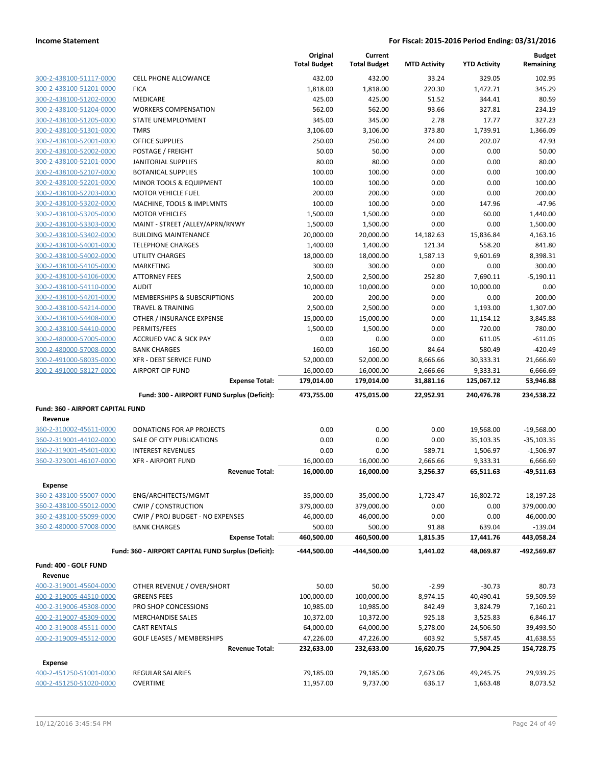| | | Original Total Budget | Current Total Budget | MTD Activity | YTD Activity | Budget Remaining |
|---|---|---|---|---|---|---|
| 300-2-438100-51117-0000 | CELL PHONE ALLOWANCE | 432.00 | 432.00 | 33.24 | 329.05 | 102.95 |
| 300-2-438100-51201-0000 | FICA | 1,818.00 | 1,818.00 | 220.30 | 1,472.71 | 345.29 |
| 300-2-438100-51202-0000 | MEDICARE | 425.00 | 425.00 | 51.52 | 344.41 | 80.59 |
| 300-2-438100-51204-0000 | WORKERS COMPENSATION | 562.00 | 562.00 | 93.66 | 327.81 | 234.19 |
| 300-2-438100-51205-0000 | STATE UNEMPLOYMENT | 345.00 | 345.00 | 2.78 | 17.77 | 327.23 |
| 300-2-438100-51301-0000 | TMRS | 3,106.00 | 3,106.00 | 373.80 | 1,739.91 | 1,366.09 |
| 300-2-438100-52001-0000 | OFFICE SUPPLIES | 250.00 | 250.00 | 24.00 | 202.07 | 47.93 |
| 300-2-438100-52002-0000 | POSTAGE / FREIGHT | 50.00 | 50.00 | 0.00 | 0.00 | 50.00 |
| 300-2-438100-52101-0000 | JANITORIAL SUPPLIES | 80.00 | 80.00 | 0.00 | 0.00 | 80.00 |
| 300-2-438100-52107-0000 | BOTANICAL SUPPLIES | 100.00 | 100.00 | 0.00 | 0.00 | 100.00 |
| 300-2-438100-52201-0000 | MINOR TOOLS & EQUIPMENT | 100.00 | 100.00 | 0.00 | 0.00 | 100.00 |
| 300-2-438100-52203-0000 | MOTOR VEHICLE FUEL | 200.00 | 200.00 | 0.00 | 0.00 | 200.00 |
| 300-2-438100-53202-0000 | MACHINE, TOOLS & IMPLMNTS | 100.00 | 100.00 | 0.00 | 147.96 | -47.96 |
| 300-2-438100-53205-0000 | MOTOR VEHICLES | 1,500.00 | 1,500.00 | 0.00 | 60.00 | 1,440.00 |
| 300-2-438100-53303-0000 | MAINT - STREET /ALLEY/APRN/RNWY | 1,500.00 | 1,500.00 | 0.00 | 0.00 | 1,500.00 |
| 300-2-438100-53402-0000 | BUILDING MAINTENANCE | 20,000.00 | 20,000.00 | 14,182.63 | 15,836.84 | 4,163.16 |
| 300-2-438100-54001-0000 | TELEPHONE CHARGES | 1,400.00 | 1,400.00 | 121.34 | 558.20 | 841.80 |
| 300-2-438100-54002-0000 | UTILITY CHARGES | 18,000.00 | 18,000.00 | 1,587.13 | 9,601.69 | 8,398.31 |
| 300-2-438100-54105-0000 | MARKETING | 300.00 | 300.00 | 0.00 | 0.00 | 300.00 |
| 300-2-438100-54106-0000 | ATTORNEY FEES | 2,500.00 | 2,500.00 | 252.80 | 7,690.11 | -5,190.11 |
| 300-2-438100-54110-0000 | AUDIT | 10,000.00 | 10,000.00 | 0.00 | 10,000.00 | 0.00 |
| 300-2-438100-54201-0000 | MEMBERSHIPS & SUBSCRIPTIONS | 200.00 | 200.00 | 0.00 | 0.00 | 200.00 |
| 300-2-438100-54214-0000 | TRAVEL & TRAINING | 2,500.00 | 2,500.00 | 0.00 | 1,193.00 | 1,307.00 |
| 300-2-438100-54408-0000 | OTHER / INSURANCE EXPENSE | 15,000.00 | 15,000.00 | 0.00 | 11,154.12 | 3,845.88 |
| 300-2-438100-54410-0000 | PERMITS/FEES | 1,500.00 | 1,500.00 | 0.00 | 720.00 | 780.00 |
| 300-2-480000-57005-0000 | ACCRUED VAC & SICK PAY | 0.00 | 0.00 | 0.00 | 611.05 | -611.05 |
| 300-2-480000-57008-0000 | BANK CHARGES | 160.00 | 160.00 | 84.64 | 580.49 | -420.49 |
| 300-2-491000-58035-0000 | XFR - DEBT SERVICE FUND | 52,000.00 | 52,000.00 | 8,666.66 | 30,333.31 | 21,666.69 |
| 300-2-491000-58127-0000 | AIRPORT CIP FUND | 16,000.00 | 16,000.00 | 2,666.66 | 9,333.31 | 6,666.69 |
| | **Expense Total:** | **179,014.00** | **179,014.00** | **31,881.16** | **125,067.12** | **53,946.88** |
| | **Fund: 300 - AIRPORT FUND Surplus (Deficit):** | **473,755.00** | **475,015.00** | **22,952.91** | **240,476.78** | **234,538.22** |
| **Fund: 360 - AIRPORT CAPITAL FUND** | | | | | | |
| **Revenue** | | | | | | |
| 360-2-310002-45611-0000 | DONATIONS FOR AP PROJECTS | 0.00 | 0.00 | 0.00 | 19,568.00 | -19,568.00 |
| 360-2-319001-44102-0000 | SALE OF CITY PUBLICATIONS | 0.00 | 0.00 | 0.00 | 35,103.35 | -35,103.35 |
| 360-2-319001-45401-0000 | INTEREST REVENUES | 0.00 | 0.00 | 589.71 | 1,506.97 | -1,506.97 |
| 360-2-323001-46107-0000 | XFR - AIRPORT FUND | 16,000.00 | 16,000.00 | 2,666.66 | 9,333.31 | 6,666.69 |
| | **Revenue Total:** | **16,000.00** | **16,000.00** | **3,256.37** | **65,511.63** | **-49,511.63** |
| **Expense** | | | | | | |
| 360-2-438100-55007-0000 | ENG/ARCHITECTS/MGMT | 35,000.00 | 35,000.00 | 1,723.47 | 16,802.72 | 18,197.28 |
| 360-2-438100-55012-0000 | CWIP / CONSTRUCTION | 379,000.00 | 379,000.00 | 0.00 | 0.00 | 379,000.00 |
| 360-2-438100-55099-0000 | CWIP / PROJ BUDGET - NO EXPENSES | 46,000.00 | 46,000.00 | 0.00 | 0.00 | 46,000.00 |
| 360-2-480000-57008-0000 | BANK CHARGES | 500.00 | 500.00 | 91.88 | 639.04 | -139.04 |
| | **Expense Total:** | **460,500.00** | **460,500.00** | **1,815.35** | **17,441.76** | **443,058.24** |
| | **Fund: 360 - AIRPORT CAPITAL FUND Surplus (Deficit):** | **-444,500.00** | **-444,500.00** | **1,441.02** | **48,069.87** | **-492,569.87** |
| **Fund: 400 - GOLF FUND** | | | | | | |
| **Revenue** | | | | | | |
| 400-2-319001-45604-0000 | OTHER REVENUE / OVER/SHORT | 50.00 | 50.00 | -2.99 | -30.73 | 80.73 |
| 400-2-319005-44510-0000 | GREENS FEES | 100,000.00 | 100,000.00 | 8,974.15 | 40,490.41 | 59,509.59 |
| 400-2-319006-45308-0000 | PRO SHOP CONCESSIONS | 10,985.00 | 10,985.00 | 842.49 | 3,824.79 | 7,160.21 |
| 400-2-319007-45309-0000 | MERCHANDISE SALES | 10,372.00 | 10,372.00 | 925.18 | 3,525.83 | 6,846.17 |
| 400-2-319008-45511-0000 | CART RENTALS | 64,000.00 | 64,000.00 | 5,278.00 | 24,506.50 | 39,493.50 |
| 400-2-319009-45512-0000 | GOLF LEASES / MEMBERSHIPS | 47,226.00 | 47,226.00 | 603.92 | 5,587.45 | 41,638.55 |
| | **Revenue Total:** | **232,633.00** | **232,633.00** | **16,620.75** | **77,904.25** | **154,728.75** |
| **Expense** | | | | | | |
| 400-2-451250-51001-0000 | REGULAR SALARIES | 79,185.00 | 79,185.00 | 7,673.06 | 49,245.75 | 29,939.25 |
| 400-2-451250-51020-0000 | OVERTIME | 11,957.00 | 9,737.00 | 636.17 | 1,663.48 | 8,073.52 |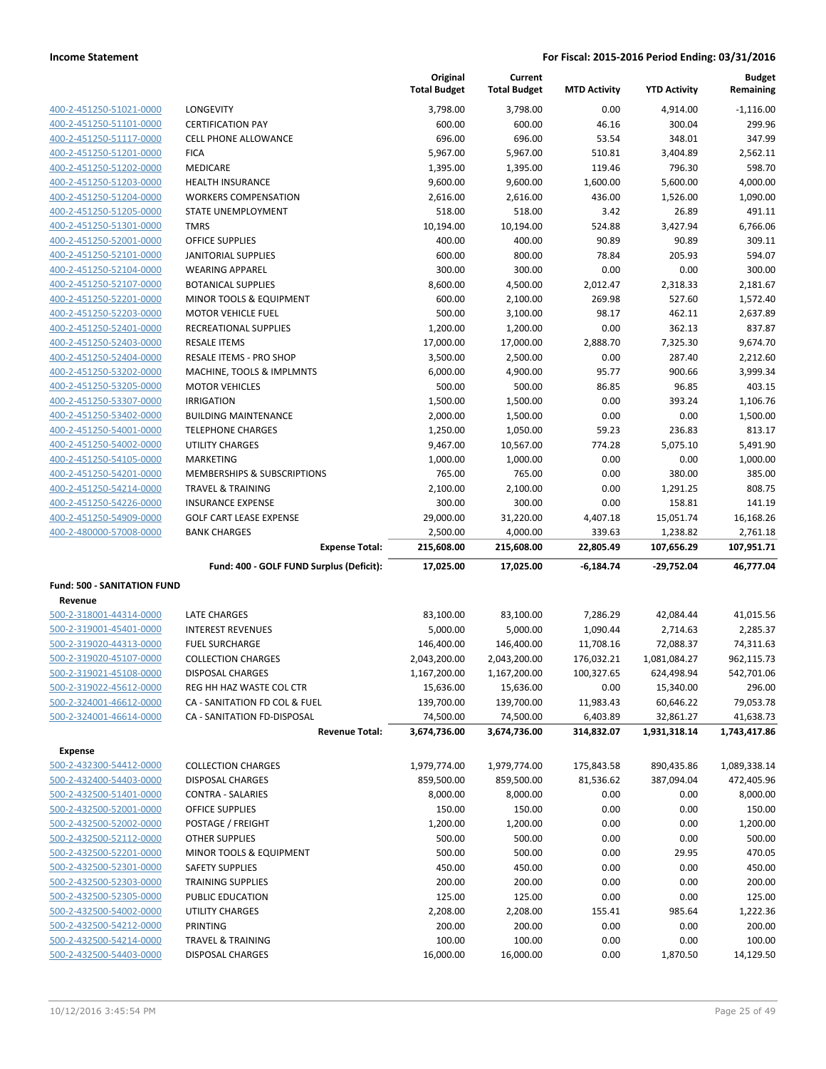**Income Statement** — **For Fiscal: 2015-2016 Period Ending: 03/31/2016**

| | | Original Total Budget | Current Total Budget | MTD Activity | YTD Activity | Budget Remaining |
|---|---|---|---|---|---|---|
| 400-2-451250-51021-0000 | LONGEVITY | 3,798.00 | 3,798.00 | 0.00 | 4,914.00 | -1,116.00 |
| 400-2-451250-51101-0000 | CERTIFICATION PAY | 600.00 | 600.00 | 46.16 | 300.04 | 299.96 |
| 400-2-451250-51117-0000 | CELL PHONE ALLOWANCE | 696.00 | 696.00 | 53.54 | 348.01 | 347.99 |
| 400-2-451250-51201-0000 | FICA | 5,967.00 | 5,967.00 | 510.81 | 3,404.89 | 2,562.11 |
| 400-2-451250-51202-0000 | MEDICARE | 1,395.00 | 1,395.00 | 119.46 | 796.30 | 598.70 |
| 400-2-451250-51203-0000 | HEALTH INSURANCE | 9,600.00 | 9,600.00 | 1,600.00 | 5,600.00 | 4,000.00 |
| 400-2-451250-51204-0000 | WORKERS COMPENSATION | 2,616.00 | 2,616.00 | 436.00 | 1,526.00 | 1,090.00 |
| 400-2-451250-51205-0000 | STATE UNEMPLOYMENT | 518.00 | 518.00 | 3.42 | 26.89 | 491.11 |
| 400-2-451250-51301-0000 | TMRS | 10,194.00 | 10,194.00 | 524.88 | 3,427.94 | 6,766.06 |
| 400-2-451250-52001-0000 | OFFICE SUPPLIES | 400.00 | 400.00 | 90.89 | 90.89 | 309.11 |
| 400-2-451250-52101-0000 | JANITORIAL SUPPLIES | 600.00 | 800.00 | 78.84 | 205.93 | 594.07 |
| 400-2-451250-52104-0000 | WEARING APPAREL | 300.00 | 300.00 | 0.00 | 0.00 | 300.00 |
| 400-2-451250-52107-0000 | BOTANICAL SUPPLIES | 8,600.00 | 4,500.00 | 2,012.47 | 2,318.33 | 2,181.67 |
| 400-2-451250-52201-0000 | MINOR TOOLS & EQUIPMENT | 600.00 | 2,100.00 | 269.98 | 527.60 | 1,572.40 |
| 400-2-451250-52203-0000 | MOTOR VEHICLE FUEL | 500.00 | 3,100.00 | 98.17 | 462.11 | 2,637.89 |
| 400-2-451250-52401-0000 | RECREATIONAL SUPPLIES | 1,200.00 | 1,200.00 | 0.00 | 362.13 | 837.87 |
| 400-2-451250-52403-0000 | RESALE ITEMS | 17,000.00 | 17,000.00 | 2,888.70 | 7,325.30 | 9,674.70 |
| 400-2-451250-52404-0000 | RESALE ITEMS - PRO SHOP | 3,500.00 | 2,500.00 | 0.00 | 287.40 | 2,212.60 |
| 400-2-451250-53202-0000 | MACHINE, TOOLS & IMPLMNTS | 6,000.00 | 4,900.00 | 95.77 | 900.66 | 3,999.34 |
| 400-2-451250-53205-0000 | MOTOR VEHICLES | 500.00 | 500.00 | 86.85 | 96.85 | 403.15 |
| 400-2-451250-53307-0000 | IRRIGATION | 1,500.00 | 1,500.00 | 0.00 | 393.24 | 1,106.76 |
| 400-2-451250-53402-0000 | BUILDING MAINTENANCE | 2,000.00 | 1,500.00 | 0.00 | 0.00 | 1,500.00 |
| 400-2-451250-54001-0000 | TELEPHONE CHARGES | 1,250.00 | 1,050.00 | 59.23 | 236.83 | 813.17 |
| 400-2-451250-54002-0000 | UTILITY CHARGES | 9,467.00 | 10,567.00 | 774.28 | 5,075.10 | 5,491.90 |
| 400-2-451250-54105-0000 | MARKETING | 1,000.00 | 1,000.00 | 0.00 | 0.00 | 1,000.00 |
| 400-2-451250-54201-0000 | MEMBERSHIPS & SUBSCRIPTIONS | 765.00 | 765.00 | 0.00 | 380.00 | 385.00 |
| 400-2-451250-54214-0000 | TRAVEL & TRAINING | 2,100.00 | 2,100.00 | 0.00 | 1,291.25 | 808.75 |
| 400-2-451250-54226-0000 | INSURANCE EXPENSE | 300.00 | 300.00 | 0.00 | 158.81 | 141.19 |
| 400-2-451250-54909-0000 | GOLF CART LEASE EXPENSE | 29,000.00 | 31,220.00 | 4,407.18 | 15,051.74 | 16,168.26 |
| 400-2-480000-57008-0000 | BANK CHARGES | 2,500.00 | 4,000.00 | 339.63 | 1,238.82 | 2,761.18 |
| | **Expense Total:** | **215,608.00** | **215,608.00** | **22,805.49** | **107,656.29** | **107,951.71** |
| | **Fund: 400 - GOLF FUND Surplus (Deficit):** | **17,025.00** | **17,025.00** | **-6,184.74** | **-29,752.04** | **46,777.04** |
| **Fund: 500 - SANITATION FUND** | | | | | | |
| **Revenue** | | | | | | |
| 500-2-318001-44314-0000 | LATE CHARGES | 83,100.00 | 83,100.00 | 7,286.29 | 42,084.44 | 41,015.56 |
| 500-2-319001-45401-0000 | INTEREST REVENUES | 5,000.00 | 5,000.00 | 1,090.44 | 2,714.63 | 2,285.37 |
| 500-2-319020-44313-0000 | FUEL SURCHARGE | 146,400.00 | 146,400.00 | 11,708.16 | 72,088.37 | 74,311.63 |
| 500-2-319020-45107-0000 | COLLECTION CHARGES | 2,043,200.00 | 2,043,200.00 | 176,032.21 | 1,081,084.27 | 962,115.73 |
| 500-2-319021-45108-0000 | DISPOSAL CHARGES | 1,167,200.00 | 1,167,200.00 | 100,327.65 | 624,498.94 | 542,701.06 |
| 500-2-319022-45612-0000 | REG HH HAZ WASTE COL CTR | 15,636.00 | 15,636.00 | 0.00 | 15,340.00 | 296.00 |
| 500-2-324001-46612-0000 | CA - SANITATION FD COL & FUEL | 139,700.00 | 139,700.00 | 11,983.43 | 60,646.22 | 79,053.78 |
| 500-2-324001-46614-0000 | CA - SANITATION FD-DISPOSAL | 74,500.00 | 74,500.00 | 6,403.89 | 32,861.27 | 41,638.73 |
| | **Revenue Total:** | **3,674,736.00** | **3,674,736.00** | **314,832.07** | **1,931,318.14** | **1,743,417.86** |
| **Expense** | | | | | | |
| 500-2-432300-54412-0000 | COLLECTION CHARGES | 1,979,774.00 | 1,979,774.00 | 175,843.58 | 890,435.86 | 1,089,338.14 |
| 500-2-432400-54403-0000 | DISPOSAL CHARGES | 859,500.00 | 859,500.00 | 81,536.62 | 387,094.04 | 472,405.96 |
| 500-2-432500-51401-0000 | CONTRA - SALARIES | 8,000.00 | 8,000.00 | 0.00 | 0.00 | 8,000.00 |
| 500-2-432500-52001-0000 | OFFICE SUPPLIES | 150.00 | 150.00 | 0.00 | 0.00 | 150.00 |
| 500-2-432500-52002-0000 | POSTAGE / FREIGHT | 1,200.00 | 1,200.00 | 0.00 | 0.00 | 1,200.00 |
| 500-2-432500-52112-0000 | OTHER SUPPLIES | 500.00 | 500.00 | 0.00 | 0.00 | 500.00 |
| 500-2-432500-52201-0000 | MINOR TOOLS & EQUIPMENT | 500.00 | 500.00 | 0.00 | 29.95 | 470.05 |
| 500-2-432500-52301-0000 | SAFETY SUPPLIES | 450.00 | 450.00 | 0.00 | 0.00 | 450.00 |
| 500-2-432500-52303-0000 | TRAINING SUPPLIES | 200.00 | 200.00 | 0.00 | 0.00 | 200.00 |
| 500-2-432500-52305-0000 | PUBLIC EDUCATION | 125.00 | 125.00 | 0.00 | 0.00 | 125.00 |
| 500-2-432500-54002-0000 | UTILITY CHARGES | 2,208.00 | 2,208.00 | 155.41 | 985.64 | 1,222.36 |
| 500-2-432500-54212-0000 | PRINTING | 200.00 | 200.00 | 0.00 | 0.00 | 200.00 |
| 500-2-432500-54214-0000 | TRAVEL & TRAINING | 100.00 | 100.00 | 0.00 | 0.00 | 100.00 |
| 500-2-432500-54403-0000 | DISPOSAL CHARGES | 16,000.00 | 16,000.00 | 0.00 | 1,870.50 | 14,129.50 |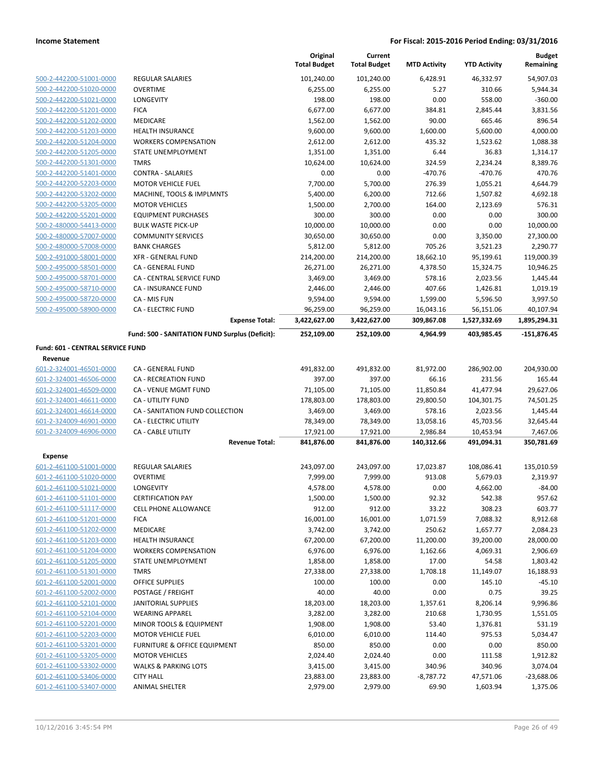**Income Statement** — **For Fiscal: 2015-2016 Period Ending: 03/31/2016**

| | | Original Total Budget | Current Total Budget | MTD Activity | YTD Activity | Budget Remaining |
|---|---|---|---|---|---|---|
| 500-2-442200-51001-0000 | REGULAR SALARIES | 101,240.00 | 101,240.00 | 6,428.91 | 46,332.97 | 54,907.03 |
| 500-2-442200-51020-0000 | OVERTIME | 6,255.00 | 6,255.00 | 5.27 | 310.66 | 5,944.34 |
| 500-2-442200-51021-0000 | LONGEVITY | 198.00 | 198.00 | 0.00 | 558.00 | -360.00 |
| 500-2-442200-51201-0000 | FICA | 6,677.00 | 6,677.00 | 384.81 | 2,845.44 | 3,831.56 |
| 500-2-442200-51202-0000 | MEDICARE | 1,562.00 | 1,562.00 | 90.00 | 665.46 | 896.54 |
| 500-2-442200-51203-0000 | HEALTH INSURANCE | 9,600.00 | 9,600.00 | 1,600.00 | 5,600.00 | 4,000.00 |
| 500-2-442200-51204-0000 | WORKERS COMPENSATION | 2,612.00 | 2,612.00 | 435.32 | 1,523.62 | 1,088.38 |
| 500-2-442200-51205-0000 | STATE UNEMPLOYMENT | 1,351.00 | 1,351.00 | 6.44 | 36.83 | 1,314.17 |
| 500-2-442200-51301-0000 | TMRS | 10,624.00 | 10,624.00 | 324.59 | 2,234.24 | 8,389.76 |
| 500-2-442200-51401-0000 | CONTRA - SALARIES | 0.00 | 0.00 | -470.76 | -470.76 | 470.76 |
| 500-2-442200-52203-0000 | MOTOR VEHICLE FUEL | 7,700.00 | 5,700.00 | 276.39 | 1,055.21 | 4,644.79 |
| 500-2-442200-53202-0000 | MACHINE, TOOLS & IMPLMNTS | 5,400.00 | 6,200.00 | 712.66 | 1,507.82 | 4,692.18 |
| 500-2-442200-53205-0000 | MOTOR VEHICLES | 1,500.00 | 2,700.00 | 164.00 | 2,123.69 | 576.31 |
| 500-2-442200-55201-0000 | EQUIPMENT PURCHASES | 300.00 | 300.00 | 0.00 | 0.00 | 300.00 |
| 500-2-480000-54413-0000 | BULK WASTE PICK-UP | 10,000.00 | 10,000.00 | 0.00 | 0.00 | 10,000.00 |
| 500-2-480000-57007-0000 | COMMUNITY SERVICES | 30,650.00 | 30,650.00 | 0.00 | 3,350.00 | 27,300.00 |
| 500-2-480000-57008-0000 | BANK CHARGES | 5,812.00 | 5,812.00 | 705.26 | 3,521.23 | 2,290.77 |
| 500-2-491000-58001-0000 | XFR - GENERAL FUND | 214,200.00 | 214,200.00 | 18,662.10 | 95,199.61 | 119,000.39 |
| 500-2-495000-58501-0000 | CA - GENERAL FUND | 26,271.00 | 26,271.00 | 4,378.50 | 15,324.75 | 10,946.25 |
| 500-2-495000-58701-0000 | CA - CENTRAL SERVICE FUND | 3,469.00 | 3,469.00 | 578.16 | 2,023.56 | 1,445.44 |
| 500-2-495000-58710-0000 | CA - INSURANCE FUND | 2,446.00 | 2,446.00 | 407.66 | 1,426.81 | 1,019.19 |
| 500-2-495000-58720-0000 | CA - MIS FUN | 9,594.00 | 9,594.00 | 1,599.00 | 5,596.50 | 3,997.50 |
| 500-2-495000-58900-0000 | CA - ELECTRIC FUND | 96,259.00 | 96,259.00 | 16,043.16 | 56,151.06 | 40,107.94 |
| | **Expense Total:** | **3,422,627.00** | **3,422,627.00** | **309,867.08** | **1,527,332.69** | **1,895,294.31** |
| | **Fund: 500 - SANITATION FUND Surplus (Deficit):** | **252,109.00** | **252,109.00** | **4,964.99** | **403,985.45** | **-151,876.45** |

**Fund: 601 - CENTRAL SERVICE FUND**

**Revenue**

| | | Original Total Budget | Current Total Budget | MTD Activity | YTD Activity | Budget Remaining |
|---|---|---|---|---|---|---|
| 601-2-324001-46501-0000 | CA - GENERAL FUND | 491,832.00 | 491,832.00 | 81,972.00 | 286,902.00 | 204,930.00 |
| 601-2-324001-46506-0000 | CA - RECREATION FUND | 397.00 | 397.00 | 66.16 | 231.56 | 165.44 |
| 601-2-324001-46509-0000 | CA - VENUE MGMT FUND | 71,105.00 | 71,105.00 | 11,850.84 | 41,477.94 | 29,627.06 |
| 601-2-324001-46611-0000 | CA - UTILITY FUND | 178,803.00 | 178,803.00 | 29,800.50 | 104,301.75 | 74,501.25 |
| 601-2-324001-46614-0000 | CA - SANITATION FUND COLLECTION | 3,469.00 | 3,469.00 | 578.16 | 2,023.56 | 1,445.44 |
| 601-2-324009-46901-0000 | CA - ELECTRIC UTILITY | 78,349.00 | 78,349.00 | 13,058.16 | 45,703.56 | 32,645.44 |
| 601-2-324009-46906-0000 | CA - CABLE UTILITY | 17,921.00 | 17,921.00 | 2,986.84 | 10,453.94 | 7,467.06 |
| | **Revenue Total:** | **841,876.00** | **841,876.00** | **140,312.66** | **491,094.31** | **350,781.69** |

**Expense**

| | | Original Total Budget | Current Total Budget | MTD Activity | YTD Activity | Budget Remaining |
|---|---|---|---|---|---|---|
| 601-2-461100-51001-0000 | REGULAR SALARIES | 243,097.00 | 243,097.00 | 17,023.87 | 108,086.41 | 135,010.59 |
| 601-2-461100-51020-0000 | OVERTIME | 7,999.00 | 7,999.00 | 913.08 | 5,679.03 | 2,319.97 |
| 601-2-461100-51021-0000 | LONGEVITY | 4,578.00 | 4,578.00 | 0.00 | 4,662.00 | -84.00 |
| 601-2-461100-51101-0000 | CERTIFICATION PAY | 1,500.00 | 1,500.00 | 92.32 | 542.38 | 957.62 |
| 601-2-461100-51117-0000 | CELL PHONE ALLOWANCE | 912.00 | 912.00 | 33.22 | 308.23 | 603.77 |
| 601-2-461100-51201-0000 | FICA | 16,001.00 | 16,001.00 | 1,071.59 | 7,088.32 | 8,912.68 |
| 601-2-461100-51202-0000 | MEDICARE | 3,742.00 | 3,742.00 | 250.62 | 1,657.77 | 2,084.23 |
| 601-2-461100-51203-0000 | HEALTH INSURANCE | 67,200.00 | 67,200.00 | 11,200.00 | 39,200.00 | 28,000.00 |
| 601-2-461100-51204-0000 | WORKERS COMPENSATION | 6,976.00 | 6,976.00 | 1,162.66 | 4,069.31 | 2,906.69 |
| 601-2-461100-51205-0000 | STATE UNEMPLOYMENT | 1,858.00 | 1,858.00 | 17.00 | 54.58 | 1,803.42 |
| 601-2-461100-51301-0000 | TMRS | 27,338.00 | 27,338.00 | 1,708.18 | 11,149.07 | 16,188.93 |
| 601-2-461100-52001-0000 | OFFICE SUPPLIES | 100.00 | 100.00 | 0.00 | 145.10 | -45.10 |
| 601-2-461100-52002-0000 | POSTAGE / FREIGHT | 40.00 | 40.00 | 0.00 | 0.75 | 39.25 |
| 601-2-461100-52101-0000 | JANITORIAL SUPPLIES | 18,203.00 | 18,203.00 | 1,357.61 | 8,206.14 | 9,996.86 |
| 601-2-461100-52104-0000 | WEARING APPAREL | 3,282.00 | 3,282.00 | 210.68 | 1,730.95 | 1,551.05 |
| 601-2-461100-52201-0000 | MINOR TOOLS & EQUIPMENT | 1,908.00 | 1,908.00 | 53.40 | 1,376.81 | 531.19 |
| 601-2-461100-52203-0000 | MOTOR VEHICLE FUEL | 6,010.00 | 6,010.00 | 114.40 | 975.53 | 5,034.47 |
| 601-2-461100-53201-0000 | FURNITURE & OFFICE EQUIPMENT | 850.00 | 850.00 | 0.00 | 0.00 | 850.00 |
| 601-2-461100-53205-0000 | MOTOR VEHICLES | 2,024.40 | 2,024.40 | 0.00 | 111.58 | 1,912.82 |
| 601-2-461100-53302-0000 | WALKS & PARKING LOTS | 3,415.00 | 3,415.00 | 340.96 | 340.96 | 3,074.04 |
| 601-2-461100-53406-0000 | CITY HALL | 23,883.00 | 23,883.00 | -8,787.72 | 47,571.06 | -23,688.06 |
| 601-2-461100-53407-0000 | ANIMAL SHELTER | 2,979.00 | 2,979.00 | 69.90 | 1,603.94 | 1,375.06 |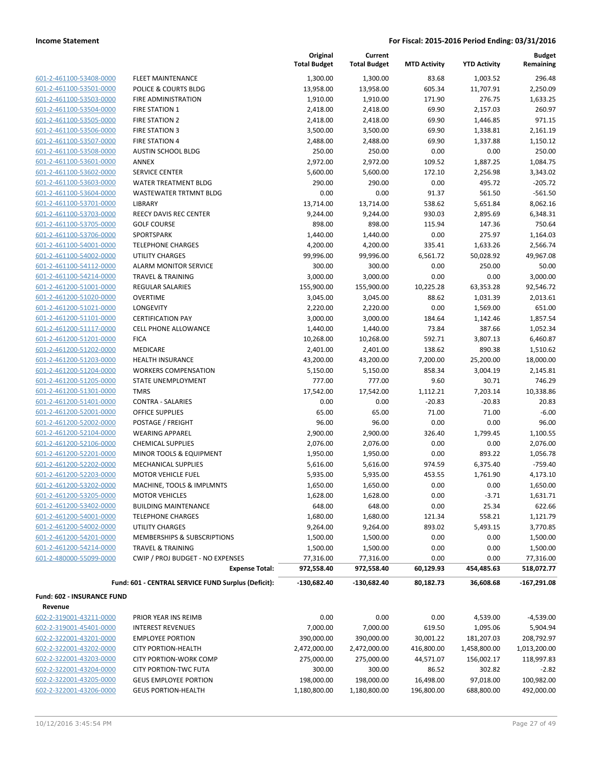**Income Statement** **For Fiscal: 2015-2016 Period Ending: 03/31/2016**

| | | Original Total Budget | Current Total Budget | MTD Activity | YTD Activity | Budget Remaining |
|---|---|---|---|---|---|---|
| 601-2-461100-53408-0000 | FLEET MAINTENANCE | 1,300.00 | 1,300.00 | 83.68 | 1,003.52 | 296.48 |
| 601-2-461100-53501-0000 | POLICE & COURTS BLDG | 13,958.00 | 13,958.00 | 605.34 | 11,707.91 | 2,250.09 |
| 601-2-461100-53503-0000 | FIRE ADMINISTRATION | 1,910.00 | 1,910.00 | 171.90 | 276.75 | 1,633.25 |
| 601-2-461100-53504-0000 | FIRE STATION 1 | 2,418.00 | 2,418.00 | 69.90 | 2,157.03 | 260.97 |
| 601-2-461100-53505-0000 | FIRE STATION 2 | 2,418.00 | 2,418.00 | 69.90 | 1,446.85 | 971.15 |
| 601-2-461100-53506-0000 | FIRE STATION 3 | 3,500.00 | 3,500.00 | 69.90 | 1,338.81 | 2,161.19 |
| 601-2-461100-53507-0000 | FIRE STATION 4 | 2,488.00 | 2,488.00 | 69.90 | 1,337.88 | 1,150.12 |
| 601-2-461100-53508-0000 | AUSTIN SCHOOL BLDG | 250.00 | 250.00 | 0.00 | 0.00 | 250.00 |
| 601-2-461100-53601-0000 | ANNEX | 2,972.00 | 2,972.00 | 109.52 | 1,887.25 | 1,084.75 |
| 601-2-461100-53602-0000 | SERVICE CENTER | 5,600.00 | 5,600.00 | 172.10 | 2,256.98 | 3,343.02 |
| 601-2-461100-53603-0000 | WATER TREATMENT BLDG | 290.00 | 290.00 | 0.00 | 495.72 | -205.72 |
| 601-2-461100-53604-0000 | WASTEWATER TRTMNT BLDG | 0.00 | 0.00 | 91.37 | 561.50 | -561.50 |
| 601-2-461100-53701-0000 | LIBRARY | 13,714.00 | 13,714.00 | 538.62 | 5,651.84 | 8,062.16 |
| 601-2-461100-53703-0000 | REECY DAVIS REC CENTER | 9,244.00 | 9,244.00 | 930.03 | 2,895.69 | 6,348.31 |
| 601-2-461100-53705-0000 | GOLF COURSE | 898.00 | 898.00 | 115.94 | 147.36 | 750.64 |
| 601-2-461100-53706-0000 | SPORTSPARK | 1,440.00 | 1,440.00 | 0.00 | 275.97 | 1,164.03 |
| 601-2-461100-54001-0000 | TELEPHONE CHARGES | 4,200.00 | 4,200.00 | 335.41 | 1,633.26 | 2,566.74 |
| 601-2-461100-54002-0000 | UTILITY CHARGES | 99,996.00 | 99,996.00 | 6,561.72 | 50,028.92 | 49,967.08 |
| 601-2-461100-54112-0000 | ALARM MONITOR SERVICE | 300.00 | 300.00 | 0.00 | 250.00 | 50.00 |
| 601-2-461100-54214-0000 | TRAVEL & TRAINING | 3,000.00 | 3,000.00 | 0.00 | 0.00 | 3,000.00 |
| 601-2-461200-51001-0000 | REGULAR SALARIES | 155,900.00 | 155,900.00 | 10,225.28 | 63,353.28 | 92,546.72 |
| 601-2-461200-51020-0000 | OVERTIME | 3,045.00 | 3,045.00 | 88.62 | 1,031.39 | 2,013.61 |
| 601-2-461200-51021-0000 | LONGEVITY | 2,220.00 | 2,220.00 | 0.00 | 1,569.00 | 651.00 |
| 601-2-461200-51101-0000 | CERTIFICATION PAY | 3,000.00 | 3,000.00 | 184.64 | 1,142.46 | 1,857.54 |
| 601-2-461200-51117-0000 | CELL PHONE ALLOWANCE | 1,440.00 | 1,440.00 | 73.84 | 387.66 | 1,052.34 |
| 601-2-461200-51201-0000 | FICA | 10,268.00 | 10,268.00 | 592.71 | 3,807.13 | 6,460.87 |
| 601-2-461200-51202-0000 | MEDICARE | 2,401.00 | 2,401.00 | 138.62 | 890.38 | 1,510.62 |
| 601-2-461200-51203-0000 | HEALTH INSURANCE | 43,200.00 | 43,200.00 | 7,200.00 | 25,200.00 | 18,000.00 |
| 601-2-461200-51204-0000 | WORKERS COMPENSATION | 5,150.00 | 5,150.00 | 858.34 | 3,004.19 | 2,145.81 |
| 601-2-461200-51205-0000 | STATE UNEMPLOYMENT | 777.00 | 777.00 | 9.60 | 30.71 | 746.29 |
| 601-2-461200-51301-0000 | TMRS | 17,542.00 | 17,542.00 | 1,112.21 | 7,203.14 | 10,338.86 |
| 601-2-461200-51401-0000 | CONTRA - SALARIES | 0.00 | 0.00 | -20.83 | -20.83 | 20.83 |
| 601-2-461200-52001-0000 | OFFICE SUPPLIES | 65.00 | 65.00 | 71.00 | 71.00 | -6.00 |
| 601-2-461200-52002-0000 | POSTAGE / FREIGHT | 96.00 | 96.00 | 0.00 | 0.00 | 96.00 |
| 601-2-461200-52104-0000 | WEARING APPAREL | 2,900.00 | 2,900.00 | 326.40 | 1,799.45 | 1,100.55 |
| 601-2-461200-52106-0000 | CHEMICAL SUPPLIES | 2,076.00 | 2,076.00 | 0.00 | 0.00 | 2,076.00 |
| 601-2-461200-52201-0000 | MINOR TOOLS & EQUIPMENT | 1,950.00 | 1,950.00 | 0.00 | 893.22 | 1,056.78 |
| 601-2-461200-52202-0000 | MECHANICAL SUPPLIES | 5,616.00 | 5,616.00 | 974.59 | 6,375.40 | -759.40 |
| 601-2-461200-52203-0000 | MOTOR VEHICLE FUEL | 5,935.00 | 5,935.00 | 453.55 | 1,761.90 | 4,173.10 |
| 601-2-461200-53202-0000 | MACHINE, TOOLS & IMPLMNTS | 1,650.00 | 1,650.00 | 0.00 | 0.00 | 1,650.00 |
| 601-2-461200-53205-0000 | MOTOR VEHICLES | 1,628.00 | 1,628.00 | 0.00 | -3.71 | 1,631.71 |
| 601-2-461200-53402-0000 | BUILDING MAINTENANCE | 648.00 | 648.00 | 0.00 | 25.34 | 622.66 |
| 601-2-461200-54001-0000 | TELEPHONE CHARGES | 1,680.00 | 1,680.00 | 121.34 | 558.21 | 1,121.79 |
| 601-2-461200-54002-0000 | UTILITY CHARGES | 9,264.00 | 9,264.00 | 893.02 | 5,493.15 | 3,770.85 |
| 601-2-461200-54201-0000 | MEMBERSHIPS & SUBSCRIPTIONS | 1,500.00 | 1,500.00 | 0.00 | 0.00 | 1,500.00 |
| 601-2-461200-54214-0000 | TRAVEL & TRAINING | 1,500.00 | 1,500.00 | 0.00 | 0.00 | 1,500.00 |
| 601-2-480000-55099-0000 | CWIP / PROJ BUDGET - NO EXPENSES | 77,316.00 | 77,316.00 | 0.00 | 0.00 | 77,316.00 |
| | **Expense Total:** | **972,558.40** | **972,558.40** | **60,129.93** | **454,485.63** | **518,072.77** |
| | **Fund: 601 - CENTRAL SERVICE FUND Surplus (Deficit):** | **-130,682.40** | **-130,682.40** | **80,182.73** | **36,608.68** | **-167,291.08** |

**Fund: 602 - INSURANCE FUND**

**Revenue**

| | | Original Total Budget | Current Total Budget | MTD Activity | YTD Activity | Budget Remaining |
|---|---|---|---|---|---|---|
| 602-2-319001-43211-0000 | PRIOR YEAR INS REIMB | 0.00 | 0.00 | 0.00 | 4,539.00 | -4,539.00 |
| 602-2-319001-45401-0000 | INTEREST REVENUES | 7,000.00 | 7,000.00 | 619.50 | 1,095.06 | 5,904.94 |
| 602-2-322001-43201-0000 | EMPLOYEE PORTION | 390,000.00 | 390,000.00 | 30,001.22 | 181,207.03 | 208,792.97 |
| 602-2-322001-43202-0000 | CITY PORTION-HEALTH | 2,472,000.00 | 2,472,000.00 | 416,800.00 | 1,458,800.00 | 1,013,200.00 |
| 602-2-322001-43203-0000 | CITY PORTION-WORK COMP | 275,000.00 | 275,000.00 | 44,571.07 | 156,002.17 | 118,997.83 |
| 602-2-322001-43204-0000 | CITY PORTION-TWC FUTA | 300.00 | 300.00 | 86.52 | 302.82 | -2.82 |
| 602-2-322001-43205-0000 | GEUS EMPLOYEE PORTION | 198,000.00 | 198,000.00 | 16,498.00 | 97,018.00 | 100,982.00 |
| 602-2-322001-43206-0000 | GEUS PORTION-HEALTH | 1,180,800.00 | 1,180,800.00 | 196,800.00 | 688,800.00 | 492,000.00 |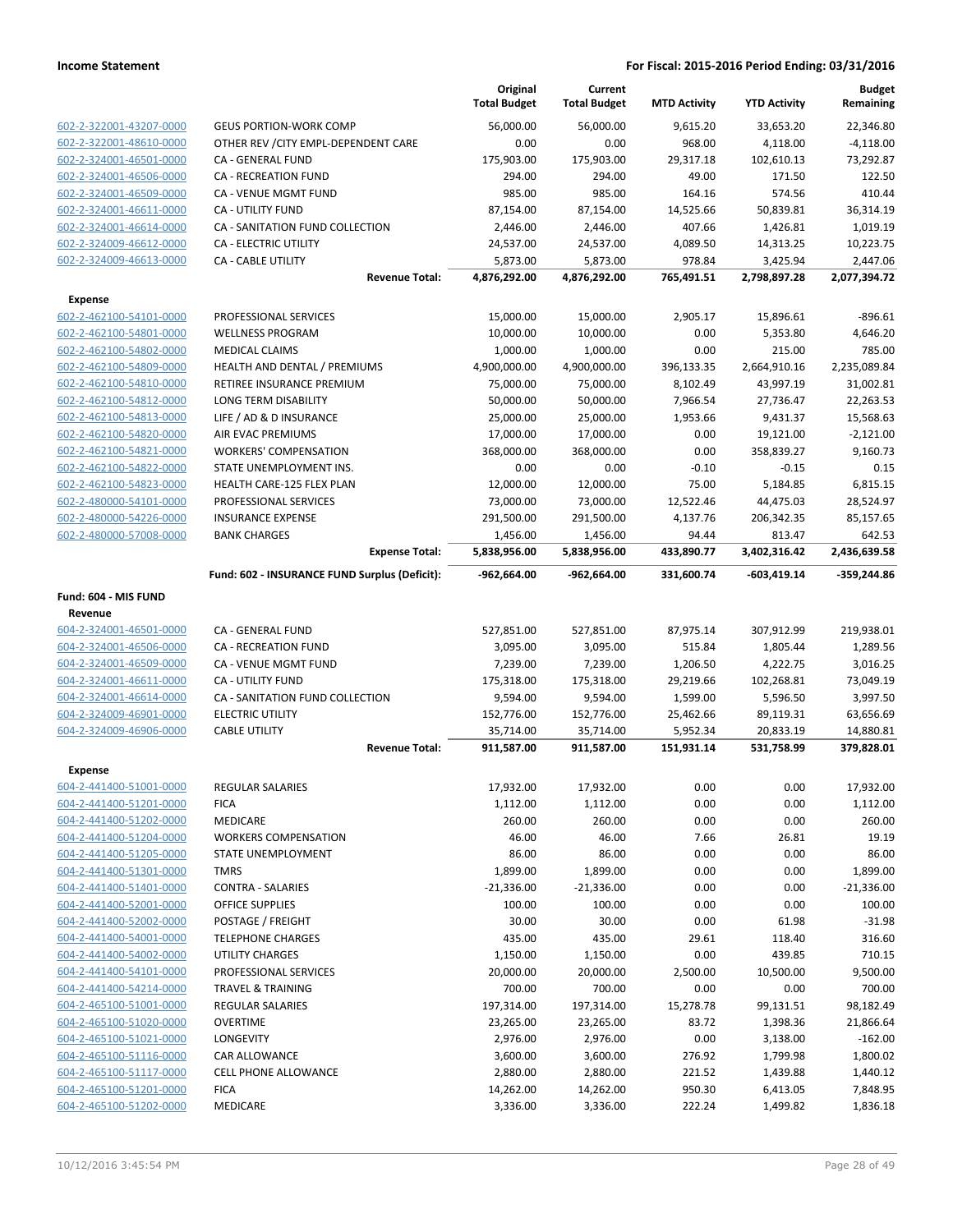| | | Original Total Budget | Current Total Budget | MTD Activity | YTD Activity | Budget Remaining |
|---|---|---|---|---|---|---|
| 602-2-322001-43207-0000 | GEUS PORTION-WORK COMP | 56,000.00 | 56,000.00 | 9,615.20 | 33,653.20 | 22,346.80 |
| 602-2-322001-48610-0000 | OTHER REV /CITY EMPL-DEPENDENT CARE | 0.00 | 0.00 | 968.00 | 4,118.00 | -4,118.00 |
| 602-2-324001-46501-0000 | CA - GENERAL FUND | 175,903.00 | 175,903.00 | 29,317.18 | 102,610.13 | 73,292.87 |
| 602-2-324001-46506-0000 | CA - RECREATION FUND | 294.00 | 294.00 | 49.00 | 171.50 | 122.50 |
| 602-2-324001-46509-0000 | CA - VENUE MGMT FUND | 985.00 | 985.00 | 164.16 | 574.56 | 410.44 |
| 602-2-324001-46611-0000 | CA - UTILITY FUND | 87,154.00 | 87,154.00 | 14,525.66 | 50,839.81 | 36,314.19 |
| 602-2-324001-46614-0000 | CA - SANITATION FUND COLLECTION | 2,446.00 | 2,446.00 | 407.66 | 1,426.81 | 1,019.19 |
| 602-2-324009-46612-0000 | CA - ELECTRIC UTILITY | 24,537.00 | 24,537.00 | 4,089.50 | 14,313.25 | 10,223.75 |
| 602-2-324009-46613-0000 | CA - CABLE UTILITY | 5,873.00 | 5,873.00 | 978.84 | 3,425.94 | 2,447.06 |
| | **Revenue Total:** | **4,876,292.00** | **4,876,292.00** | **765,491.51** | **2,798,897.28** | **2,077,394.72** |
| **Expense** | | | | | | |
| 602-2-462100-54101-0000 | PROFESSIONAL SERVICES | 15,000.00 | 15,000.00 | 2,905.17 | 15,896.61 | -896.61 |
| 602-2-462100-54801-0000 | WELLNESS PROGRAM | 10,000.00 | 10,000.00 | 0.00 | 5,353.80 | 4,646.20 |
| 602-2-462100-54802-0000 | MEDICAL CLAIMS | 1,000.00 | 1,000.00 | 0.00 | 215.00 | 785.00 |
| 602-2-462100-54809-0000 | HEALTH AND DENTAL / PREMIUMS | 4,900,000.00 | 4,900,000.00 | 396,133.35 | 2,664,910.16 | 2,235,089.84 |
| 602-2-462100-54810-0000 | RETIREE INSURANCE PREMIUM | 75,000.00 | 75,000.00 | 8,102.49 | 43,997.19 | 31,002.81 |
| 602-2-462100-54812-0000 | LONG TERM DISABILITY | 50,000.00 | 50,000.00 | 7,966.54 | 27,736.47 | 22,263.53 |
| 602-2-462100-54813-0000 | LIFE / AD & D INSURANCE | 25,000.00 | 25,000.00 | 1,953.66 | 9,431.37 | 15,568.63 |
| 602-2-462100-54820-0000 | AIR EVAC PREMIUMS | 17,000.00 | 17,000.00 | 0.00 | 19,121.00 | -2,121.00 |
| 602-2-462100-54821-0000 | WORKERS' COMPENSATION | 368,000.00 | 368,000.00 | 0.00 | 358,839.27 | 9,160.73 |
| 602-2-462100-54822-0000 | STATE UNEMPLOYMENT INS. | 0.00 | 0.00 | -0.10 | -0.15 | 0.15 |
| 602-2-462100-54823-0000 | HEALTH CARE-125 FLEX PLAN | 12,000.00 | 12,000.00 | 75.00 | 5,184.85 | 6,815.15 |
| 602-2-480000-54101-0000 | PROFESSIONAL SERVICES | 73,000.00 | 73,000.00 | 12,522.46 | 44,475.03 | 28,524.97 |
| 602-2-480000-54226-0000 | INSURANCE EXPENSE | 291,500.00 | 291,500.00 | 4,137.76 | 206,342.35 | 85,157.65 |
| 602-2-480000-57008-0000 | BANK CHARGES | 1,456.00 | 1,456.00 | 94.44 | 813.47 | 642.53 |
| | **Expense Total:** | **5,838,956.00** | **5,838,956.00** | **433,890.77** | **3,402,316.42** | **2,436,639.58** |
| | **Fund: 602 - INSURANCE FUND Surplus (Deficit):** | **-962,664.00** | **-962,664.00** | **331,600.74** | **-603,419.14** | **-359,244.86** |
| **Fund: 604 - MIS FUND** | | | | | | |
| **Revenue** | | | | | | |
| 604-2-324001-46501-0000 | CA - GENERAL FUND | 527,851.00 | 527,851.00 | 87,975.14 | 307,912.99 | 219,938.01 |
| 604-2-324001-46506-0000 | CA - RECREATION FUND | 3,095.00 | 3,095.00 | 515.84 | 1,805.44 | 1,289.56 |
| 604-2-324001-46509-0000 | CA - VENUE MGMT FUND | 7,239.00 | 7,239.00 | 1,206.50 | 4,222.75 | 3,016.25 |
| 604-2-324001-46611-0000 | CA - UTILITY FUND | 175,318.00 | 175,318.00 | 29,219.66 | 102,268.81 | 73,049.19 |
| 604-2-324001-46614-0000 | CA - SANITATION FUND COLLECTION | 9,594.00 | 9,594.00 | 1,599.00 | 5,596.50 | 3,997.50 |
| 604-2-324009-46901-0000 | ELECTRIC UTILITY | 152,776.00 | 152,776.00 | 25,462.66 | 89,119.31 | 63,656.69 |
| 604-2-324009-46906-0000 | CABLE UTILITY | 35,714.00 | 35,714.00 | 5,952.34 | 20,833.19 | 14,880.81 |
| | **Revenue Total:** | **911,587.00** | **911,587.00** | **151,931.14** | **531,758.99** | **379,828.01** |
| **Expense** | | | | | | |
| 604-2-441400-51001-0000 | REGULAR SALARIES | 17,932.00 | 17,932.00 | 0.00 | 0.00 | 17,932.00 |
| 604-2-441400-51201-0000 | FICA | 1,112.00 | 1,112.00 | 0.00 | 0.00 | 1,112.00 |
| 604-2-441400-51202-0000 | MEDICARE | 260.00 | 260.00 | 0.00 | 0.00 | 260.00 |
| 604-2-441400-51204-0000 | WORKERS COMPENSATION | 46.00 | 46.00 | 7.66 | 26.81 | 19.19 |
| 604-2-441400-51205-0000 | STATE UNEMPLOYMENT | 86.00 | 86.00 | 0.00 | 0.00 | 86.00 |
| 604-2-441400-51301-0000 | TMRS | 1,899.00 | 1,899.00 | 0.00 | 0.00 | 1,899.00 |
| 604-2-441400-51401-0000 | CONTRA - SALARIES | -21,336.00 | -21,336.00 | 0.00 | 0.00 | -21,336.00 |
| 604-2-441400-52001-0000 | OFFICE SUPPLIES | 100.00 | 100.00 | 0.00 | 0.00 | 100.00 |
| 604-2-441400-52002-0000 | POSTAGE / FREIGHT | 30.00 | 30.00 | 0.00 | 61.98 | -31.98 |
| 604-2-441400-54001-0000 | TELEPHONE CHARGES | 435.00 | 435.00 | 29.61 | 118.40 | 316.60 |
| 604-2-441400-54002-0000 | UTILITY CHARGES | 1,150.00 | 1,150.00 | 0.00 | 439.85 | 710.15 |
| 604-2-441400-54101-0000 | PROFESSIONAL SERVICES | 20,000.00 | 20,000.00 | 2,500.00 | 10,500.00 | 9,500.00 |
| 604-2-441400-54214-0000 | TRAVEL & TRAINING | 700.00 | 700.00 | 0.00 | 0.00 | 700.00 |
| 604-2-465100-51001-0000 | REGULAR SALARIES | 197,314.00 | 197,314.00 | 15,278.78 | 99,131.51 | 98,182.49 |
| 604-2-465100-51020-0000 | OVERTIME | 23,265.00 | 23,265.00 | 83.72 | 1,398.36 | 21,866.64 |
| 604-2-465100-51021-0000 | LONGEVITY | 2,976.00 | 2,976.00 | 0.00 | 3,138.00 | -162.00 |
| 604-2-465100-51116-0000 | CAR ALLOWANCE | 3,600.00 | 3,600.00 | 276.92 | 1,799.98 | 1,800.02 |
| 604-2-465100-51117-0000 | CELL PHONE ALLOWANCE | 2,880.00 | 2,880.00 | 221.52 | 1,439.88 | 1,440.12 |
| 604-2-465100-51201-0000 | FICA | 14,262.00 | 14,262.00 | 950.30 | 6,413.05 | 7,848.95 |
| 604-2-465100-51202-0000 | MEDICARE | 3,336.00 | 3,336.00 | 222.24 | 1,499.82 | 1,836.18 |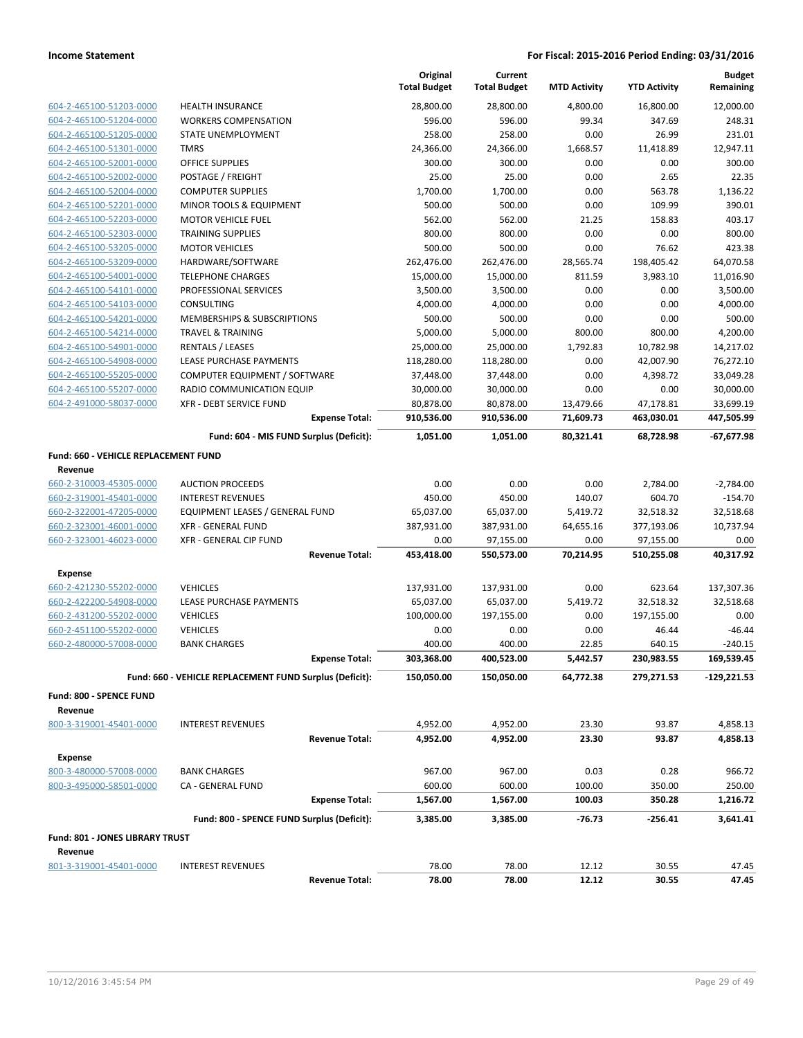**Income Statement** — **For Fiscal: 2015-2016 Period Ending: 03/31/2016**

| | | Original Total Budget | Current Total Budget | MTD Activity | YTD Activity | Budget Remaining |
|---|---|---|---|---|---|---|
| 604-2-465100-51203-0000 | HEALTH INSURANCE | 28,800.00 | 28,800.00 | 4,800.00 | 16,800.00 | 12,000.00 |
| 604-2-465100-51204-0000 | WORKERS COMPENSATION | 596.00 | 596.00 | 99.34 | 347.69 | 248.31 |
| 604-2-465100-51205-0000 | STATE UNEMPLOYMENT | 258.00 | 258.00 | 0.00 | 26.99 | 231.01 |
| 604-2-465100-51301-0000 | TMRS | 24,366.00 | 24,366.00 | 1,668.57 | 11,418.89 | 12,947.11 |
| 604-2-465100-52001-0000 | OFFICE SUPPLIES | 300.00 | 300.00 | 0.00 | 0.00 | 300.00 |
| 604-2-465100-52002-0000 | POSTAGE / FREIGHT | 25.00 | 25.00 | 0.00 | 2.65 | 22.35 |
| 604-2-465100-52004-0000 | COMPUTER SUPPLIES | 1,700.00 | 1,700.00 | 0.00 | 563.78 | 1,136.22 |
| 604-2-465100-52201-0000 | MINOR TOOLS & EQUIPMENT | 500.00 | 500.00 | 0.00 | 109.99 | 390.01 |
| 604-2-465100-52203-0000 | MOTOR VEHICLE FUEL | 562.00 | 562.00 | 21.25 | 158.83 | 403.17 |
| 604-2-465100-52303-0000 | TRAINING SUPPLIES | 800.00 | 800.00 | 0.00 | 0.00 | 800.00 |
| 604-2-465100-53205-0000 | MOTOR VEHICLES | 500.00 | 500.00 | 0.00 | 76.62 | 423.38 |
| 604-2-465100-53209-0000 | HARDWARE/SOFTWARE | 262,476.00 | 262,476.00 | 28,565.74 | 198,405.42 | 64,070.58 |
| 604-2-465100-54001-0000 | TELEPHONE CHARGES | 15,000.00 | 15,000.00 | 811.59 | 3,983.10 | 11,016.90 |
| 604-2-465100-54101-0000 | PROFESSIONAL SERVICES | 3,500.00 | 3,500.00 | 0.00 | 0.00 | 3,500.00 |
| 604-2-465100-54103-0000 | CONSULTING | 4,000.00 | 4,000.00 | 0.00 | 0.00 | 4,000.00 |
| 604-2-465100-54201-0000 | MEMBERSHIPS & SUBSCRIPTIONS | 500.00 | 500.00 | 0.00 | 0.00 | 500.00 |
| 604-2-465100-54214-0000 | TRAVEL & TRAINING | 5,000.00 | 5,000.00 | 800.00 | 800.00 | 4,200.00 |
| 604-2-465100-54901-0000 | RENTALS / LEASES | 25,000.00 | 25,000.00 | 1,792.83 | 10,782.98 | 14,217.02 |
| 604-2-465100-54908-0000 | LEASE PURCHASE PAYMENTS | 118,280.00 | 118,280.00 | 0.00 | 42,007.90 | 76,272.10 |
| 604-2-465100-55205-0000 | COMPUTER EQUIPMENT / SOFTWARE | 37,448.00 | 37,448.00 | 0.00 | 4,398.72 | 33,049.28 |
| 604-2-465100-55207-0000 | RADIO COMMUNICATION EQUIP | 30,000.00 | 30,000.00 | 0.00 | 0.00 | 30,000.00 |
| 604-2-491000-58037-0000 | XFR - DEBT SERVICE FUND | 80,878.00 | 80,878.00 | 13,479.66 | 47,178.81 | 33,699.19 |
| | **Expense Total:** | **910,536.00** | **910,536.00** | **71,609.73** | **463,030.01** | **447,505.99** |
| | **Fund: 604 - MIS FUND Surplus (Deficit):** | **1,051.00** | **1,051.00** | **80,321.41** | **68,728.98** | **-67,677.98** |
| **Fund: 660 - VEHICLE REPLACEMENT FUND** | | | | | | |
| **Revenue** | | | | | | |
| 660-2-310003-45305-0000 | AUCTION PROCEEDS | 0.00 | 0.00 | 0.00 | 2,784.00 | -2,784.00 |
| 660-2-319001-45401-0000 | INTEREST REVENUES | 450.00 | 450.00 | 140.07 | 604.70 | -154.70 |
| 660-2-322001-47205-0000 | EQUIPMENT LEASES / GENERAL FUND | 65,037.00 | 65,037.00 | 5,419.72 | 32,518.32 | 32,518.68 |
| 660-2-323001-46001-0000 | XFR - GENERAL FUND | 387,931.00 | 387,931.00 | 64,655.16 | 377,193.06 | 10,737.94 |
| 660-2-323001-46023-0000 | XFR - GENERAL CIP FUND | 0.00 | 97,155.00 | 0.00 | 97,155.00 | 0.00 |
| | **Revenue Total:** | **453,418.00** | **550,573.00** | **70,214.95** | **510,255.08** | **40,317.92** |
| **Expense** | | | | | | |
| 660-2-421230-55202-0000 | VEHICLES | 137,931.00 | 137,931.00 | 0.00 | 623.64 | 137,307.36 |
| 660-2-422200-54908-0000 | LEASE PURCHASE PAYMENTS | 65,037.00 | 65,037.00 | 5,419.72 | 32,518.32 | 32,518.68 |
| 660-2-431200-55202-0000 | VEHICLES | 100,000.00 | 197,155.00 | 0.00 | 197,155.00 | 0.00 |
| 660-2-451100-55202-0000 | VEHICLES | 0.00 | 0.00 | 0.00 | 46.44 | -46.44 |
| 660-2-480000-57008-0000 | BANK CHARGES | 400.00 | 400.00 | 22.85 | 640.15 | -240.15 |
| | **Expense Total:** | **303,368.00** | **400,523.00** | **5,442.57** | **230,983.55** | **169,539.45** |
| | **Fund: 660 - VEHICLE REPLACEMENT FUND Surplus (Deficit):** | **150,050.00** | **150,050.00** | **64,772.38** | **279,271.53** | **-129,221.53** |
| **Fund: 800 - SPENCE FUND** | | | | | | |
| **Revenue** | | | | | | |
| 800-3-319001-45401-0000 | INTEREST REVENUES | 4,952.00 | 4,952.00 | 23.30 | 93.87 | 4,858.13 |
| | **Revenue Total:** | **4,952.00** | **4,952.00** | **23.30** | **93.87** | **4,858.13** |
| **Expense** | | | | | | |
| 800-3-480000-57008-0000 | BANK CHARGES | 967.00 | 967.00 | 0.03 | 0.28 | 966.72 |
| 800-3-495000-58501-0000 | CA - GENERAL FUND | 600.00 | 600.00 | 100.00 | 350.00 | 250.00 |
| | **Expense Total:** | **1,567.00** | **1,567.00** | **100.03** | **350.28** | **1,216.72** |
| | **Fund: 800 - SPENCE FUND Surplus (Deficit):** | **3,385.00** | **3,385.00** | **-76.73** | **-256.41** | **3,641.41** |
| **Fund: 801 - JONES LIBRARY TRUST** | | | | | | |
| **Revenue** | | | | | | |
| 801-3-319001-45401-0000 | INTEREST REVENUES | 78.00 | 78.00 | 12.12 | 30.55 | 47.45 |
| | **Revenue Total:** | **78.00** | **78.00** | **12.12** | **30.55** | **47.45** |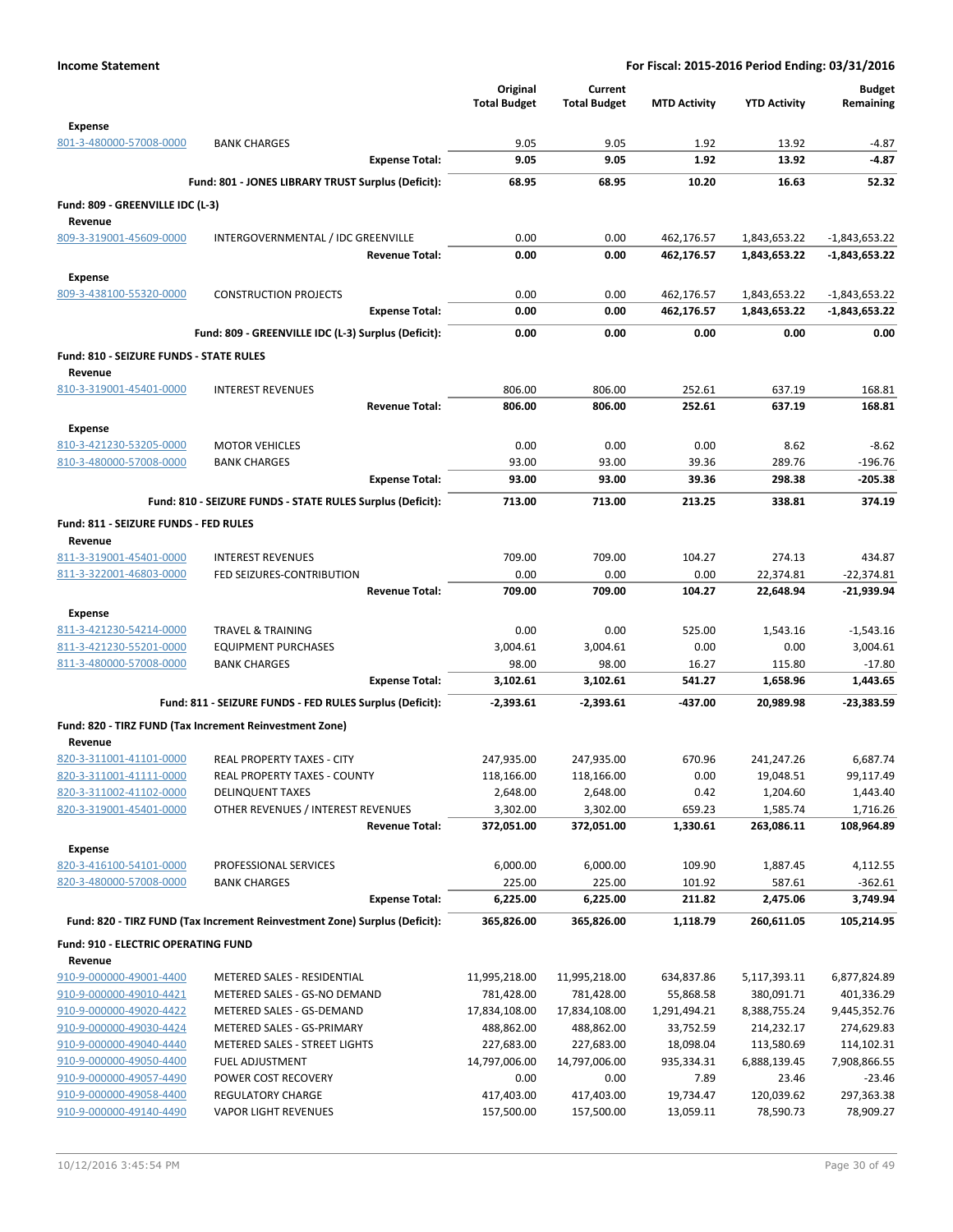**Income Statement** — For Fiscal: 2015-2016 Period Ending: 03/31/2016

| | | Original Total Budget | Current Total Budget | MTD Activity | YTD Activity | Budget Remaining |
|---|---|---|---|---|---|---|
| **Expense** | | | | | | |
| 801-3-480000-57008-0000 | BANK CHARGES | 9.05 | 9.05 | 1.92 | 13.92 | -4.87 |
| | **Expense Total:** | **9.05** | **9.05** | **1.92** | **13.92** | **-4.87** |
| | **Fund: 801 - JONES LIBRARY TRUST Surplus (Deficit):** | **68.95** | **68.95** | **10.20** | **16.63** | **52.32** |
| **Fund: 809 - GREENVILLE IDC (L-3)** | | | | | | |
| **Revenue** | | | | | | |
| 809-3-319001-45609-0000 | INTERGOVERNMENTAL / IDC GREENVILLE | 0.00 | 0.00 | 462,176.57 | 1,843,653.22 | -1,843,653.22 |
| | **Revenue Total:** | **0.00** | **0.00** | **462,176.57** | **1,843,653.22** | **-1,843,653.22** |
| **Expense** | | | | | | |
| 809-3-438100-55320-0000 | CONSTRUCTION PROJECTS | 0.00 | 0.00 | 462,176.57 | 1,843,653.22 | -1,843,653.22 |
| | **Expense Total:** | **0.00** | **0.00** | **462,176.57** | **1,843,653.22** | **-1,843,653.22** |
| | **Fund: 809 - GREENVILLE IDC (L-3) Surplus (Deficit):** | **0.00** | **0.00** | **0.00** | **0.00** | **0.00** |
| **Fund: 810 - SEIZURE FUNDS - STATE RULES** | | | | | | |
| **Revenue** | | | | | | |
| 810-3-319001-45401-0000 | INTEREST REVENUES | 806.00 | 806.00 | 252.61 | 637.19 | 168.81 |
| | **Revenue Total:** | **806.00** | **806.00** | **252.61** | **637.19** | **168.81** |
| **Expense** | | | | | | |
| 810-3-421230-53205-0000 | MOTOR VEHICLES | 0.00 | 0.00 | 0.00 | 8.62 | -8.62 |
| 810-3-480000-57008-0000 | BANK CHARGES | 93.00 | 93.00 | 39.36 | 289.76 | -196.76 |
| | **Expense Total:** | **93.00** | **93.00** | **39.36** | **298.38** | **-205.38** |
| | **Fund: 810 - SEIZURE FUNDS - STATE RULES Surplus (Deficit):** | **713.00** | **713.00** | **213.25** | **338.81** | **374.19** |
| **Fund: 811 - SEIZURE FUNDS - FED RULES** | | | | | | |
| **Revenue** | | | | | | |
| 811-3-319001-45401-0000 | INTEREST REVENUES | 709.00 | 709.00 | 104.27 | 274.13 | 434.87 |
| 811-3-322001-46803-0000 | FED SEIZURES-CONTRIBUTION | 0.00 | 0.00 | 0.00 | 22,374.81 | -22,374.81 |
| | **Revenue Total:** | **709.00** | **709.00** | **104.27** | **22,648.94** | **-21,939.94** |
| **Expense** | | | | | | |
| 811-3-421230-54214-0000 | TRAVEL & TRAINING | 0.00 | 0.00 | 525.00 | 1,543.16 | -1,543.16 |
| 811-3-421230-55201-0000 | EQUIPMENT PURCHASES | 3,004.61 | 3,004.61 | 0.00 | 0.00 | 3,004.61 |
| 811-3-480000-57008-0000 | BANK CHARGES | 98.00 | 98.00 | 16.27 | 115.80 | -17.80 |
| | **Expense Total:** | **3,102.61** | **3,102.61** | **541.27** | **1,658.96** | **1,443.65** |
| | **Fund: 811 - SEIZURE FUNDS - FED RULES Surplus (Deficit):** | **-2,393.61** | **-2,393.61** | **-437.00** | **20,989.98** | **-23,383.59** |
| **Fund: 820 - TIRZ FUND (Tax Increment Reinvestment Zone)** | | | | | | |
| **Revenue** | | | | | | |
| 820-3-311001-41101-0000 | REAL PROPERTY TAXES - CITY | 247,935.00 | 247,935.00 | 670.96 | 241,247.26 | 6,687.74 |
| 820-3-311001-41111-0000 | REAL PROPERTY TAXES - COUNTY | 118,166.00 | 118,166.00 | 0.00 | 19,048.51 | 99,117.49 |
| 820-3-311002-41102-0000 | DELINQUENT TAXES | 2,648.00 | 2,648.00 | 0.42 | 1,204.60 | 1,443.40 |
| 820-3-319001-45401-0000 | OTHER REVENUES / INTEREST REVENUES | 3,302.00 | 3,302.00 | 659.23 | 1,585.74 | 1,716.26 |
| | **Revenue Total:** | **372,051.00** | **372,051.00** | **1,330.61** | **263,086.11** | **108,964.89** |
| **Expense** | | | | | | |
| 820-3-416100-54101-0000 | PROFESSIONAL SERVICES | 6,000.00 | 6,000.00 | 109.90 | 1,887.45 | 4,112.55 |
| 820-3-480000-57008-0000 | BANK CHARGES | 225.00 | 225.00 | 101.92 | 587.61 | -362.61 |
| | **Expense Total:** | **6,225.00** | **6,225.00** | **211.82** | **2,475.06** | **3,749.94** |
| | **Fund: 820 - TIRZ FUND (Tax Increment Reinvestment Zone) Surplus (Deficit):** | **365,826.00** | **365,826.00** | **1,118.79** | **260,611.05** | **105,214.95** |
| **Fund: 910 - ELECTRIC OPERATING FUND** | | | | | | |
| **Revenue** | | | | | | |
| 910-9-000000-49001-4400 | METERED SALES - RESIDENTIAL | 11,995,218.00 | 11,995,218.00 | 634,837.86 | 5,117,393.11 | 6,877,824.89 |
| 910-9-000000-49010-4421 | METERED SALES - GS-NO DEMAND | 781,428.00 | 781,428.00 | 55,868.58 | 380,091.71 | 401,336.29 |
| 910-9-000000-49020-4422 | METERED SALES - GS-DEMAND | 17,834,108.00 | 17,834,108.00 | 1,291,494.21 | 8,388,755.24 | 9,445,352.76 |
| 910-9-000000-49030-4424 | METERED SALES - GS-PRIMARY | 488,862.00 | 488,862.00 | 33,752.59 | 214,232.17 | 274,629.83 |
| 910-9-000000-49040-4440 | METERED SALES - STREET LIGHTS | 227,683.00 | 227,683.00 | 18,098.04 | 113,580.69 | 114,102.31 |
| 910-9-000000-49050-4400 | FUEL ADJUSTMENT | 14,797,006.00 | 14,797,006.00 | 935,334.31 | 6,888,139.45 | 7,908,866.55 |
| 910-9-000000-49057-4490 | POWER COST RECOVERY | 0.00 | 0.00 | 7.89 | 23.46 | -23.46 |
| 910-9-000000-49058-4400 | REGULATORY CHARGE | 417,403.00 | 417,403.00 | 19,734.47 | 120,039.62 | 297,363.38 |
| 910-9-000000-49140-4490 | VAPOR LIGHT REVENUES | 157,500.00 | 157,500.00 | 13,059.11 | 78,590.73 | 78,909.27 |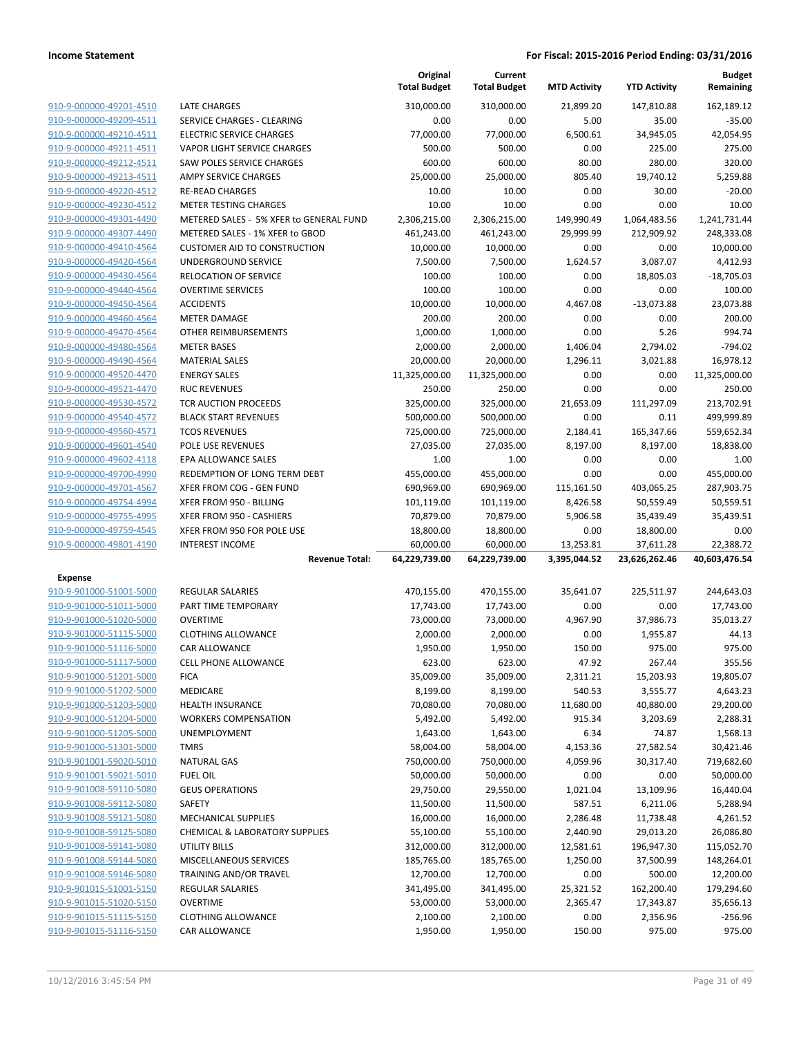| | | Original Total Budget | Current Total Budget | MTD Activity | YTD Activity | Budget Remaining |
|---|---|---|---|---|---|---|
| 910-9-000000-49201-4510 | LATE CHARGES | 310,000.00 | 310,000.00 | 21,899.20 | 147,810.88 | 162,189.12 |
| 910-9-000000-49209-4511 | SERVICE CHARGES - CLEARING | 0.00 | 0.00 | 5.00 | 35.00 | -35.00 |
| 910-9-000000-49210-4511 | ELECTRIC SERVICE CHARGES | 77,000.00 | 77,000.00 | 6,500.61 | 34,945.05 | 42,054.95 |
| 910-9-000000-49211-4511 | VAPOR LIGHT SERVICE CHARGES | 500.00 | 500.00 | 0.00 | 225.00 | 275.00 |
| 910-9-000000-49212-4511 | SAW POLES SERVICE CHARGES | 600.00 | 600.00 | 80.00 | 280.00 | 320.00 |
| 910-9-000000-49213-4511 | AMPY SERVICE CHARGES | 25,000.00 | 25,000.00 | 805.40 | 19,740.12 | 5,259.88 |
| 910-9-000000-49220-4512 | RE-READ CHARGES | 10.00 | 10.00 | 0.00 | 30.00 | -20.00 |
| 910-9-000000-49230-4512 | METER TESTING CHARGES | 10.00 | 10.00 | 0.00 | 0.00 | 10.00 |
| 910-9-000000-49301-4490 | METERED SALES - 5% XFER to GENERAL FUND | 2,306,215.00 | 2,306,215.00 | 149,990.49 | 1,064,483.56 | 1,241,731.44 |
| 910-9-000000-49307-4490 | METERED SALES - 1% XFER to GBOD | 461,243.00 | 461,243.00 | 29,999.99 | 212,909.92 | 248,333.08 |
| 910-9-000000-49410-4564 | CUSTOMER AID TO CONSTRUCTION | 10,000.00 | 10,000.00 | 0.00 | 0.00 | 10,000.00 |
| 910-9-000000-49420-4564 | UNDERGROUND SERVICE | 7,500.00 | 7,500.00 | 1,624.57 | 3,087.07 | 4,412.93 |
| 910-9-000000-49430-4564 | RELOCATION OF SERVICE | 100.00 | 100.00 | 0.00 | 18,805.03 | -18,705.03 |
| 910-9-000000-49440-4564 | OVERTIME SERVICES | 100.00 | 100.00 | 0.00 | 0.00 | 100.00 |
| 910-9-000000-49450-4564 | ACCIDENTS | 10,000.00 | 10,000.00 | 4,467.08 | -13,073.88 | 23,073.88 |
| 910-9-000000-49460-4564 | METER DAMAGE | 200.00 | 200.00 | 0.00 | 0.00 | 200.00 |
| 910-9-000000-49470-4564 | OTHER REIMBURSEMENTS | 1,000.00 | 1,000.00 | 0.00 | 5.26 | 994.74 |
| 910-9-000000-49480-4564 | METER BASES | 2,000.00 | 2,000.00 | 1,406.04 | 2,794.02 | -794.02 |
| 910-9-000000-49490-4564 | MATERIAL SALES | 20,000.00 | 20,000.00 | 1,296.11 | 3,021.88 | 16,978.12 |
| 910-9-000000-49520-4470 | ENERGY SALES | 11,325,000.00 | 11,325,000.00 | 0.00 | 0.00 | 11,325,000.00 |
| 910-9-000000-49521-4470 | RUC REVENUES | 250.00 | 250.00 | 0.00 | 0.00 | 250.00 |
| 910-9-000000-49530-4572 | TCR AUCTION PROCEEDS | 325,000.00 | 325,000.00 | 21,653.09 | 111,297.09 | 213,702.91 |
| 910-9-000000-49540-4572 | BLACK START REVENUES | 500,000.00 | 500,000.00 | 0.00 | 0.11 | 499,999.89 |
| 910-9-000000-49560-4571 | TCOS REVENUES | 725,000.00 | 725,000.00 | 2,184.41 | 165,347.66 | 559,652.34 |
| 910-9-000000-49601-4540 | POLE USE REVENUES | 27,035.00 | 27,035.00 | 8,197.00 | 8,197.00 | 18,838.00 |
| 910-9-000000-49602-4118 | EPA ALLOWANCE SALES | 1.00 | 1.00 | 0.00 | 0.00 | 1.00 |
| 910-9-000000-49700-4990 | REDEMPTION OF LONG TERM DEBT | 455,000.00 | 455,000.00 | 0.00 | 0.00 | 455,000.00 |
| 910-9-000000-49701-4567 | XFER FROM COG - GEN FUND | 690,969.00 | 690,969.00 | 115,161.50 | 403,065.25 | 287,903.75 |
| 910-9-000000-49754-4994 | XFER FROM 950 - BILLING | 101,119.00 | 101,119.00 | 8,426.58 | 50,559.49 | 50,559.51 |
| 910-9-000000-49755-4995 | XFER FROM 950 - CASHIERS | 70,879.00 | 70,879.00 | 5,906.58 | 35,439.49 | 35,439.51 |
| 910-9-000000-49759-4545 | XFER FROM 950 FOR POLE USE | 18,800.00 | 18,800.00 | 0.00 | 18,800.00 | 0.00 |
| 910-9-000000-49801-4190 | INTEREST INCOME | 60,000.00 | 60,000.00 | 13,253.81 | 37,611.28 | 22,388.72 |
| | **Revenue Total:** | **64,229,739.00** | **64,229,739.00** | **3,395,044.52** | **23,626,262.46** | **40,603,476.54** |
| **Expense** | | | | | | |
| 910-9-901000-51001-5000 | REGULAR SALARIES | 470,155.00 | 470,155.00 | 35,641.07 | 225,511.97 | 244,643.03 |
| 910-9-901000-51011-5000 | PART TIME TEMPORARY | 17,743.00 | 17,743.00 | 0.00 | 0.00 | 17,743.00 |
| 910-9-901000-51020-5000 | OVERTIME | 73,000.00 | 73,000.00 | 4,967.90 | 37,986.73 | 35,013.27 |
| 910-9-901000-51115-5000 | CLOTHING ALLOWANCE | 2,000.00 | 2,000.00 | 0.00 | 1,955.87 | 44.13 |
| 910-9-901000-51116-5000 | CAR ALLOWANCE | 1,950.00 | 1,950.00 | 150.00 | 975.00 | 975.00 |
| 910-9-901000-51117-5000 | CELL PHONE ALLOWANCE | 623.00 | 623.00 | 47.92 | 267.44 | 355.56 |
| 910-9-901000-51201-5000 | FICA | 35,009.00 | 35,009.00 | 2,311.21 | 15,203.93 | 19,805.07 |
| 910-9-901000-51202-5000 | MEDICARE | 8,199.00 | 8,199.00 | 540.53 | 3,555.77 | 4,643.23 |
| 910-9-901000-51203-5000 | HEALTH INSURANCE | 70,080.00 | 70,080.00 | 11,680.00 | 40,880.00 | 29,200.00 |
| 910-9-901000-51204-5000 | WORKERS COMPENSATION | 5,492.00 | 5,492.00 | 915.34 | 3,203.69 | 2,288.31 |
| 910-9-901000-51205-5000 | UNEMPLOYMENT | 1,643.00 | 1,643.00 | 6.34 | 74.87 | 1,568.13 |
| 910-9-901000-51301-5000 | TMRS | 58,004.00 | 58,004.00 | 4,153.36 | 27,582.54 | 30,421.46 |
| 910-9-901001-59020-5010 | NATURAL GAS | 750,000.00 | 750,000.00 | 4,059.96 | 30,317.40 | 719,682.60 |
| 910-9-901001-59021-5010 | FUEL OIL | 50,000.00 | 50,000.00 | 0.00 | 0.00 | 50,000.00 |
| 910-9-901008-59110-5080 | GEUS OPERATIONS | 29,750.00 | 29,550.00 | 1,021.04 | 13,109.96 | 16,440.04 |
| 910-9-901008-59112-5080 | SAFETY | 11,500.00 | 11,500.00 | 587.51 | 6,211.06 | 5,288.94 |
| 910-9-901008-59121-5080 | MECHANICAL SUPPLIES | 16,000.00 | 16,000.00 | 2,286.48 | 11,738.48 | 4,261.52 |
| 910-9-901008-59125-5080 | CHEMICAL & LABORATORY SUPPLIES | 55,100.00 | 55,100.00 | 2,440.90 | 29,013.20 | 26,086.80 |
| 910-9-901008-59141-5080 | UTILITY BILLS | 312,000.00 | 312,000.00 | 12,581.61 | 196,947.30 | 115,052.70 |
| 910-9-901008-59144-5080 | MISCELLANEOUS SERVICES | 185,765.00 | 185,765.00 | 1,250.00 | 37,500.99 | 148,264.01 |
| 910-9-901008-59146-5080 | TRAINING AND/OR TRAVEL | 12,700.00 | 12,700.00 | 0.00 | 500.00 | 12,200.00 |
| 910-9-901015-51001-5150 | REGULAR SALARIES | 341,495.00 | 341,495.00 | 25,321.52 | 162,200.40 | 179,294.60 |
| 910-9-901015-51020-5150 | OVERTIME | 53,000.00 | 53,000.00 | 2,365.47 | 17,343.87 | 35,656.13 |
| 910-9-901015-51115-5150 | CLOTHING ALLOWANCE | 2,100.00 | 2,100.00 | 0.00 | 2,356.96 | -256.96 |
| 910-9-901015-51116-5150 | CAR ALLOWANCE | 1,950.00 | 1,950.00 | 150.00 | 975.00 | 975.00 |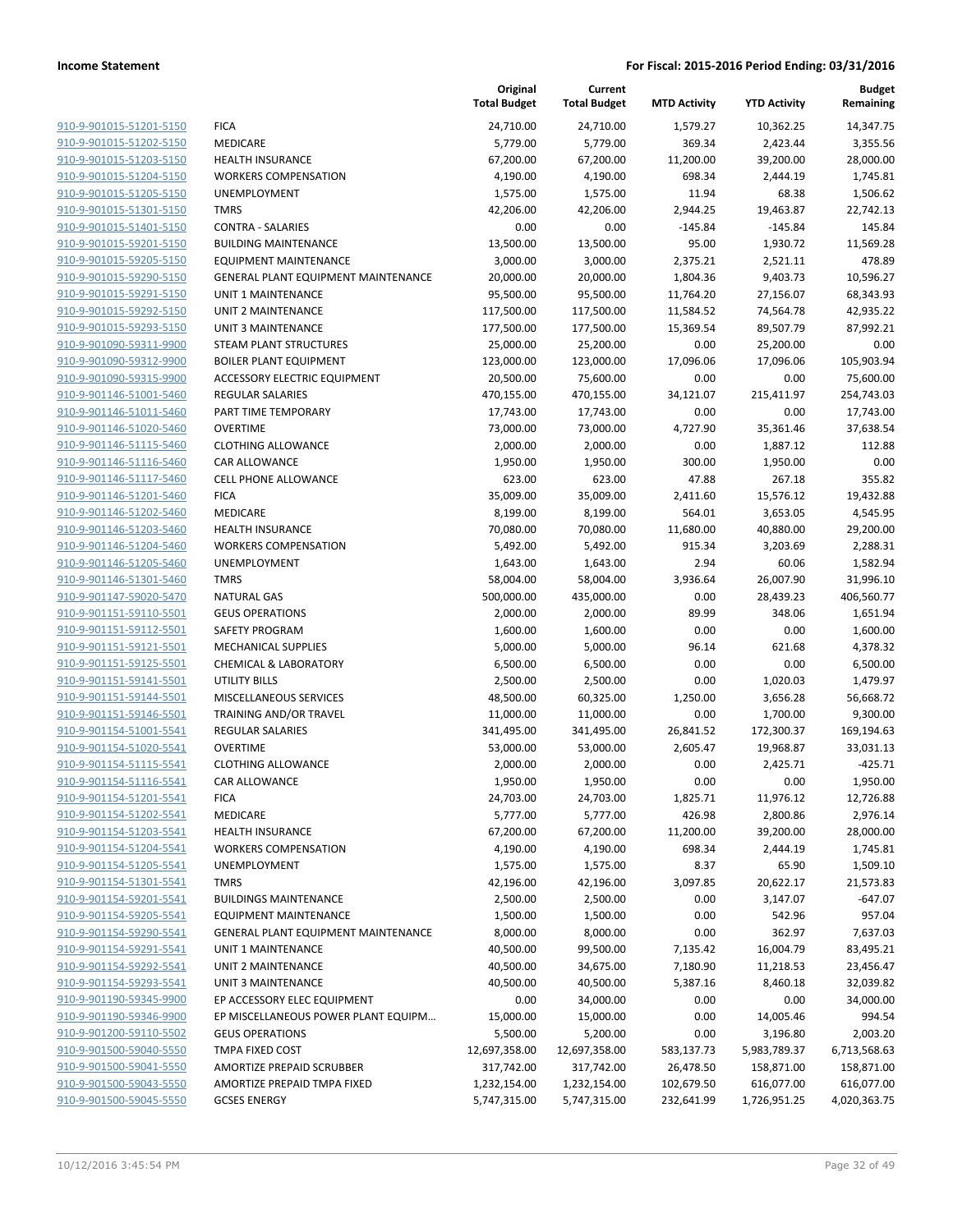**Income Statement** — **For Fiscal: 2015-2016 Period Ending: 03/31/2016**

| | | Original Total Budget | Current Total Budget | MTD Activity | YTD Activity | Budget Remaining |
|---|---|---|---|---|---|---|
| 910-9-901015-51201-5150 | FICA | 24,710.00 | 24,710.00 | 1,579.27 | 10,362.25 | 14,347.75 |
| 910-9-901015-51202-5150 | MEDICARE | 5,779.00 | 5,779.00 | 369.34 | 2,423.44 | 3,355.56 |
| 910-9-901015-51203-5150 | HEALTH INSURANCE | 67,200.00 | 67,200.00 | 11,200.00 | 39,200.00 | 28,000.00 |
| 910-9-901015-51204-5150 | WORKERS COMPENSATION | 4,190.00 | 4,190.00 | 698.34 | 2,444.19 | 1,745.81 |
| 910-9-901015-51205-5150 | UNEMPLOYMENT | 1,575.00 | 1,575.00 | 11.94 | 68.38 | 1,506.62 |
| 910-9-901015-51301-5150 | TMRS | 42,206.00 | 42,206.00 | 2,944.25 | 19,463.87 | 22,742.13 |
| 910-9-901015-51401-5150 | CONTRA - SALARIES | 0.00 | 0.00 | -145.84 | -145.84 | 145.84 |
| 910-9-901015-59201-5150 | BUILDING MAINTENANCE | 13,500.00 | 13,500.00 | 95.00 | 1,930.72 | 11,569.28 |
| 910-9-901015-59205-5150 | EQUIPMENT MAINTENANCE | 3,000.00 | 3,000.00 | 2,375.21 | 2,521.11 | 478.89 |
| 910-9-901015-59290-5150 | GENERAL PLANT EQUIPMENT MAINTENANCE | 20,000.00 | 20,000.00 | 1,804.36 | 9,403.73 | 10,596.27 |
| 910-9-901015-59291-5150 | UNIT 1 MAINTENANCE | 95,500.00 | 95,500.00 | 11,764.20 | 27,156.07 | 68,343.93 |
| 910-9-901015-59292-5150 | UNIT 2 MAINTENANCE | 117,500.00 | 117,500.00 | 11,584.52 | 74,564.78 | 42,935.22 |
| 910-9-901015-59293-5150 | UNIT 3 MAINTENANCE | 177,500.00 | 177,500.00 | 15,369.54 | 89,507.79 | 87,992.21 |
| 910-9-901090-59311-9900 | STEAM PLANT STRUCTURES | 25,000.00 | 25,200.00 | 0.00 | 25,200.00 | 0.00 |
| 910-9-901090-59312-9900 | BOILER PLANT EQUIPMENT | 123,000.00 | 123,000.00 | 17,096.06 | 17,096.06 | 105,903.94 |
| 910-9-901090-59315-9900 | ACCESSORY ELECTRIC EQUIPMENT | 20,500.00 | 75,600.00 | 0.00 | 0.00 | 75,600.00 |
| 910-9-901146-51001-5460 | REGULAR SALARIES | 470,155.00 | 470,155.00 | 34,121.07 | 215,411.97 | 254,743.03 |
| 910-9-901146-51011-5460 | PART TIME TEMPORARY | 17,743.00 | 17,743.00 | 0.00 | 0.00 | 17,743.00 |
| 910-9-901146-51020-5460 | OVERTIME | 73,000.00 | 73,000.00 | 4,727.90 | 35,361.46 | 37,638.54 |
| 910-9-901146-51115-5460 | CLOTHING ALLOWANCE | 2,000.00 | 2,000.00 | 0.00 | 1,887.12 | 112.88 |
| 910-9-901146-51116-5460 | CAR ALLOWANCE | 1,950.00 | 1,950.00 | 300.00 | 1,950.00 | 0.00 |
| 910-9-901146-51117-5460 | CELL PHONE ALLOWANCE | 623.00 | 623.00 | 47.88 | 267.18 | 355.82 |
| 910-9-901146-51201-5460 | FICA | 35,009.00 | 35,009.00 | 2,411.60 | 15,576.12 | 19,432.88 |
| 910-9-901146-51202-5460 | MEDICARE | 8,199.00 | 8,199.00 | 564.01 | 3,653.05 | 4,545.95 |
| 910-9-901146-51203-5460 | HEALTH INSURANCE | 70,080.00 | 70,080.00 | 11,680.00 | 40,880.00 | 29,200.00 |
| 910-9-901146-51204-5460 | WORKERS COMPENSATION | 5,492.00 | 5,492.00 | 915.34 | 3,203.69 | 2,288.31 |
| 910-9-901146-51205-5460 | UNEMPLOYMENT | 1,643.00 | 1,643.00 | 2.94 | 60.06 | 1,582.94 |
| 910-9-901146-51301-5460 | TMRS | 58,004.00 | 58,004.00 | 3,936.64 | 26,007.90 | 31,996.10 |
| 910-9-901147-59020-5470 | NATURAL GAS | 500,000.00 | 435,000.00 | 0.00 | 28,439.23 | 406,560.77 |
| 910-9-901151-59110-5501 | GEUS OPERATIONS | 2,000.00 | 2,000.00 | 89.99 | 348.06 | 1,651.94 |
| 910-9-901151-59112-5501 | SAFETY PROGRAM | 1,600.00 | 1,600.00 | 0.00 | 0.00 | 1,600.00 |
| 910-9-901151-59121-5501 | MECHANICAL SUPPLIES | 5,000.00 | 5,000.00 | 96.14 | 621.68 | 4,378.32 |
| 910-9-901151-59125-5501 | CHEMICAL & LABORATORY | 6,500.00 | 6,500.00 | 0.00 | 0.00 | 6,500.00 |
| 910-9-901151-59141-5501 | UTILITY BILLS | 2,500.00 | 2,500.00 | 0.00 | 1,020.03 | 1,479.97 |
| 910-9-901151-59144-5501 | MISCELLANEOUS SERVICES | 48,500.00 | 60,325.00 | 1,250.00 | 3,656.28 | 56,668.72 |
| 910-9-901151-59146-5501 | TRAINING AND/OR TRAVEL | 11,000.00 | 11,000.00 | 0.00 | 1,700.00 | 9,300.00 |
| 910-9-901154-51001-5541 | REGULAR SALARIES | 341,495.00 | 341,495.00 | 26,841.52 | 172,300.37 | 169,194.63 |
| 910-9-901154-51020-5541 | OVERTIME | 53,000.00 | 53,000.00 | 2,605.47 | 19,968.87 | 33,031.13 |
| 910-9-901154-51115-5541 | CLOTHING ALLOWANCE | 2,000.00 | 2,000.00 | 0.00 | 2,425.71 | -425.71 |
| 910-9-901154-51116-5541 | CAR ALLOWANCE | 1,950.00 | 1,950.00 | 0.00 | 0.00 | 1,950.00 |
| 910-9-901154-51201-5541 | FICA | 24,703.00 | 24,703.00 | 1,825.71 | 11,976.12 | 12,726.88 |
| 910-9-901154-51202-5541 | MEDICARE | 5,777.00 | 5,777.00 | 426.98 | 2,800.86 | 2,976.14 |
| 910-9-901154-51203-5541 | HEALTH INSURANCE | 67,200.00 | 67,200.00 | 11,200.00 | 39,200.00 | 28,000.00 |
| 910-9-901154-51204-5541 | WORKERS COMPENSATION | 4,190.00 | 4,190.00 | 698.34 | 2,444.19 | 1,745.81 |
| 910-9-901154-51205-5541 | UNEMPLOYMENT | 1,575.00 | 1,575.00 | 8.37 | 65.90 | 1,509.10 |
| 910-9-901154-51301-5541 | TMRS | 42,196.00 | 42,196.00 | 3,097.85 | 20,622.17 | 21,573.83 |
| 910-9-901154-59201-5541 | BUILDINGS MAINTENANCE | 2,500.00 | 2,500.00 | 0.00 | 3,147.07 | -647.07 |
| 910-9-901154-59205-5541 | EQUIPMENT MAINTENANCE | 1,500.00 | 1,500.00 | 0.00 | 542.96 | 957.04 |
| 910-9-901154-59290-5541 | GENERAL PLANT EQUIPMENT MAINTENANCE | 8,000.00 | 8,000.00 | 0.00 | 362.97 | 7,637.03 |
| 910-9-901154-59291-5541 | UNIT 1 MAINTENANCE | 40,500.00 | 99,500.00 | 7,135.42 | 16,004.79 | 83,495.21 |
| 910-9-901154-59292-5541 | UNIT 2 MAINTENANCE | 40,500.00 | 34,675.00 | 7,180.90 | 11,218.53 | 23,456.47 |
| 910-9-901154-59293-5541 | UNIT 3 MAINTENANCE | 40,500.00 | 40,500.00 | 5,387.16 | 8,460.18 | 32,039.82 |
| 910-9-901190-59345-9900 | EP ACCESSORY ELEC EQUIPMENT | 0.00 | 34,000.00 | 0.00 | 0.00 | 34,000.00 |
| 910-9-901190-59346-9900 | EP MISCELLANEOUS POWER PLANT EQUIPM… | 15,000.00 | 15,000.00 | 0.00 | 14,005.46 | 994.54 |
| 910-9-901200-59110-5502 | GEUS OPERATIONS | 5,500.00 | 5,200.00 | 0.00 | 3,196.80 | 2,003.20 |
| 910-9-901500-59040-5550 | TMPA FIXED COST | 12,697,358.00 | 12,697,358.00 | 583,137.73 | 5,983,789.37 | 6,713,568.63 |
| 910-9-901500-59041-5550 | AMORTIZE PREPAID SCRUBBER | 317,742.00 | 317,742.00 | 26,478.50 | 158,871.00 | 158,871.00 |
| 910-9-901500-59043-5550 | AMORTIZE PREPAID TMPA FIXED | 1,232,154.00 | 1,232,154.00 | 102,679.50 | 616,077.00 | 616,077.00 |
| 910-9-901500-59045-5550 | GCSES ENERGY | 5,747,315.00 | 5,747,315.00 | 232,641.99 | 1,726,951.25 | 4,020,363.75 |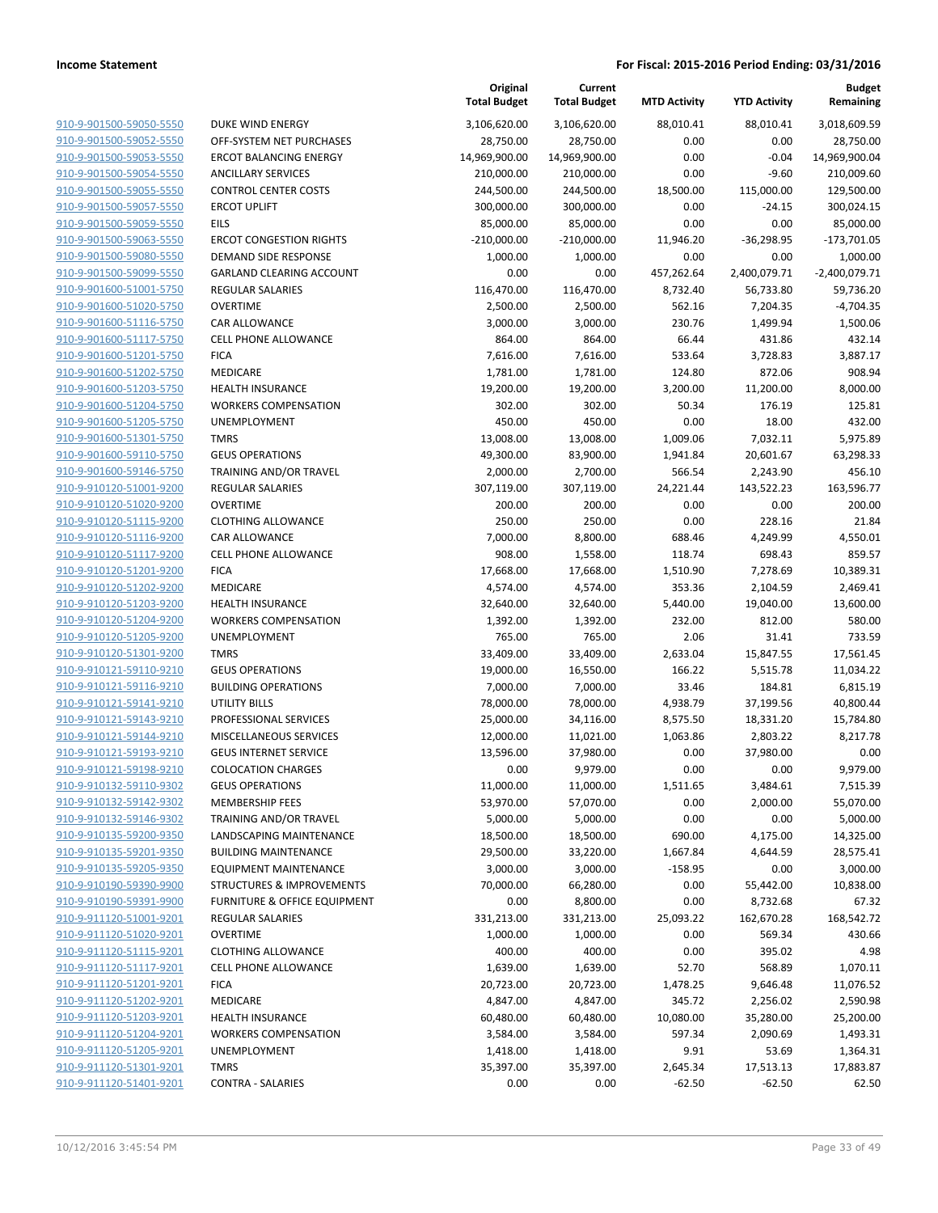**Income Statement** | **For Fiscal: 2015-2016 Period Ending: 03/31/2016**

| | | Original Total Budget | Current Total Budget | MTD Activity | YTD Activity | Budget Remaining |
|---|---|---|---|---|---|---|
| 910-9-901500-59050-5550 | DUKE WIND ENERGY | 3,106,620.00 | 3,106,620.00 | 88,010.41 | 88,010.41 | 3,018,609.59 |
| 910-9-901500-59052-5550 | OFF-SYSTEM NET PURCHASES | 28,750.00 | 28,750.00 | 0.00 | 0.00 | 28,750.00 |
| 910-9-901500-59053-5550 | ERCOT BALANCING ENERGY | 14,969,900.00 | 14,969,900.00 | 0.00 | -0.04 | 14,969,900.04 |
| 910-9-901500-59054-5550 | ANCILLARY SERVICES | 210,000.00 | 210,000.00 | 0.00 | -9.60 | 210,009.60 |
| 910-9-901500-59055-5550 | CONTROL CENTER COSTS | 244,500.00 | 244,500.00 | 18,500.00 | 115,000.00 | 129,500.00 |
| 910-9-901500-59057-5550 | ERCOT UPLIFT | 300,000.00 | 300,000.00 | 0.00 | -24.15 | 300,024.15 |
| 910-9-901500-59059-5550 | EILS | 85,000.00 | 85,000.00 | 0.00 | 0.00 | 85,000.00 |
| 910-9-901500-59063-5550 | ERCOT CONGESTION RIGHTS | -210,000.00 | -210,000.00 | 11,946.20 | -36,298.95 | -173,701.05 |
| 910-9-901500-59080-5550 | DEMAND SIDE RESPONSE | 1,000.00 | 1,000.00 | 0.00 | 0.00 | 1,000.00 |
| 910-9-901500-59099-5550 | GARLAND CLEARING ACCOUNT | 0.00 | 0.00 | 457,262.64 | 2,400,079.71 | -2,400,079.71 |
| 910-9-901600-51001-5750 | REGULAR SALARIES | 116,470.00 | 116,470.00 | 8,732.40 | 56,733.80 | 59,736.20 |
| 910-9-901600-51020-5750 | OVERTIME | 2,500.00 | 2,500.00 | 562.16 | 7,204.35 | -4,704.35 |
| 910-9-901600-51116-5750 | CAR ALLOWANCE | 3,000.00 | 3,000.00 | 230.76 | 1,499.94 | 1,500.06 |
| 910-9-901600-51117-5750 | CELL PHONE ALLOWANCE | 864.00 | 864.00 | 66.44 | 431.86 | 432.14 |
| 910-9-901600-51201-5750 | FICA | 7,616.00 | 7,616.00 | 533.64 | 3,728.83 | 3,887.17 |
| 910-9-901600-51202-5750 | MEDICARE | 1,781.00 | 1,781.00 | 124.80 | 872.06 | 908.94 |
| 910-9-901600-51203-5750 | HEALTH INSURANCE | 19,200.00 | 19,200.00 | 3,200.00 | 11,200.00 | 8,000.00 |
| 910-9-901600-51204-5750 | WORKERS COMPENSATION | 302.00 | 302.00 | 50.34 | 176.19 | 125.81 |
| 910-9-901600-51205-5750 | UNEMPLOYMENT | 450.00 | 450.00 | 0.00 | 18.00 | 432.00 |
| 910-9-901600-51301-5750 | TMRS | 13,008.00 | 13,008.00 | 1,009.06 | 7,032.11 | 5,975.89 |
| 910-9-901600-59110-5750 | GEUS OPERATIONS | 49,300.00 | 83,900.00 | 1,941.84 | 20,601.67 | 63,298.33 |
| 910-9-901600-59146-5750 | TRAINING AND/OR TRAVEL | 2,000.00 | 2,700.00 | 566.54 | 2,243.90 | 456.10 |
| 910-9-910120-51001-9200 | REGULAR SALARIES | 307,119.00 | 307,119.00 | 24,221.44 | 143,522.23 | 163,596.77 |
| 910-9-910120-51020-9200 | OVERTIME | 200.00 | 200.00 | 0.00 | 0.00 | 200.00 |
| 910-9-910120-51115-9200 | CLOTHING ALLOWANCE | 250.00 | 250.00 | 0.00 | 228.16 | 21.84 |
| 910-9-910120-51116-9200 | CAR ALLOWANCE | 7,000.00 | 8,800.00 | 688.46 | 4,249.99 | 4,550.01 |
| 910-9-910120-51117-9200 | CELL PHONE ALLOWANCE | 908.00 | 1,558.00 | 118.74 | 698.43 | 859.57 |
| 910-9-910120-51201-9200 | FICA | 17,668.00 | 17,668.00 | 1,510.90 | 7,278.69 | 10,389.31 |
| 910-9-910120-51202-9200 | MEDICARE | 4,574.00 | 4,574.00 | 353.36 | 2,104.59 | 2,469.41 |
| 910-9-910120-51203-9200 | HEALTH INSURANCE | 32,640.00 | 32,640.00 | 5,440.00 | 19,040.00 | 13,600.00 |
| 910-9-910120-51204-9200 | WORKERS COMPENSATION | 1,392.00 | 1,392.00 | 232.00 | 812.00 | 580.00 |
| 910-9-910120-51205-9200 | UNEMPLOYMENT | 765.00 | 765.00 | 2.06 | 31.41 | 733.59 |
| 910-9-910120-51301-9200 | TMRS | 33,409.00 | 33,409.00 | 2,633.04 | 15,847.55 | 17,561.45 |
| 910-9-910121-59110-9210 | GEUS OPERATIONS | 19,000.00 | 16,550.00 | 166.22 | 5,515.78 | 11,034.22 |
| 910-9-910121-59116-9210 | BUILDING OPERATIONS | 7,000.00 | 7,000.00 | 33.46 | 184.81 | 6,815.19 |
| 910-9-910121-59141-9210 | UTILITY BILLS | 78,000.00 | 78,000.00 | 4,938.79 | 37,199.56 | 40,800.44 |
| 910-9-910121-59143-9210 | PROFESSIONAL SERVICES | 25,000.00 | 34,116.00 | 8,575.50 | 18,331.20 | 15,784.80 |
| 910-9-910121-59144-9210 | MISCELLANEOUS SERVICES | 12,000.00 | 11,021.00 | 1,063.86 | 2,803.22 | 8,217.78 |
| 910-9-910121-59193-9210 | GEUS INTERNET SERVICE | 13,596.00 | 37,980.00 | 0.00 | 37,980.00 | 0.00 |
| 910-9-910121-59198-9210 | COLOCATION CHARGES | 0.00 | 9,979.00 | 0.00 | 0.00 | 9,979.00 |
| 910-9-910132-59110-9302 | GEUS OPERATIONS | 11,000.00 | 11,000.00 | 1,511.65 | 3,484.61 | 7,515.39 |
| 910-9-910132-59142-9302 | MEMBERSHIP FEES | 53,970.00 | 57,070.00 | 0.00 | 2,000.00 | 55,070.00 |
| 910-9-910132-59146-9302 | TRAINING AND/OR TRAVEL | 5,000.00 | 5,000.00 | 0.00 | 0.00 | 5,000.00 |
| 910-9-910135-59200-9350 | LANDSCAPING MAINTENANCE | 18,500.00 | 18,500.00 | 690.00 | 4,175.00 | 14,325.00 |
| 910-9-910135-59201-9350 | BUILDING MAINTENANCE | 29,500.00 | 33,220.00 | 1,667.84 | 4,644.59 | 28,575.41 |
| 910-9-910135-59205-9350 | EQUIPMENT MAINTENANCE | 3,000.00 | 3,000.00 | -158.95 | 0.00 | 3,000.00 |
| 910-9-910190-59390-9900 | STRUCTURES & IMPROVEMENTS | 70,000.00 | 66,280.00 | 0.00 | 55,442.00 | 10,838.00 |
| 910-9-910190-59391-9900 | FURNITURE & OFFICE EQUIPMENT | 0.00 | 8,800.00 | 0.00 | 8,732.68 | 67.32 |
| 910-9-911120-51001-9201 | REGULAR SALARIES | 331,213.00 | 331,213.00 | 25,093.22 | 162,670.28 | 168,542.72 |
| 910-9-911120-51020-9201 | OVERTIME | 1,000.00 | 1,000.00 | 0.00 | 569.34 | 430.66 |
| 910-9-911120-51115-9201 | CLOTHING ALLOWANCE | 400.00 | 400.00 | 0.00 | 395.02 | 4.98 |
| 910-9-911120-51117-9201 | CELL PHONE ALLOWANCE | 1,639.00 | 1,639.00 | 52.70 | 568.89 | 1,070.11 |
| 910-9-911120-51201-9201 | FICA | 20,723.00 | 20,723.00 | 1,478.25 | 9,646.48 | 11,076.52 |
| 910-9-911120-51202-9201 | MEDICARE | 4,847.00 | 4,847.00 | 345.72 | 2,256.02 | 2,590.98 |
| 910-9-911120-51203-9201 | HEALTH INSURANCE | 60,480.00 | 60,480.00 | 10,080.00 | 35,280.00 | 25,200.00 |
| 910-9-911120-51204-9201 | WORKERS COMPENSATION | 3,584.00 | 3,584.00 | 597.34 | 2,090.69 | 1,493.31 |
| 910-9-911120-51205-9201 | UNEMPLOYMENT | 1,418.00 | 1,418.00 | 9.91 | 53.69 | 1,364.31 |
| 910-9-911120-51301-9201 | TMRS | 35,397.00 | 35,397.00 | 2,645.34 | 17,513.13 | 17,883.87 |
| 910-9-911120-51401-9201 | CONTRA - SALARIES | 0.00 | 0.00 | -62.50 | -62.50 | 62.50 |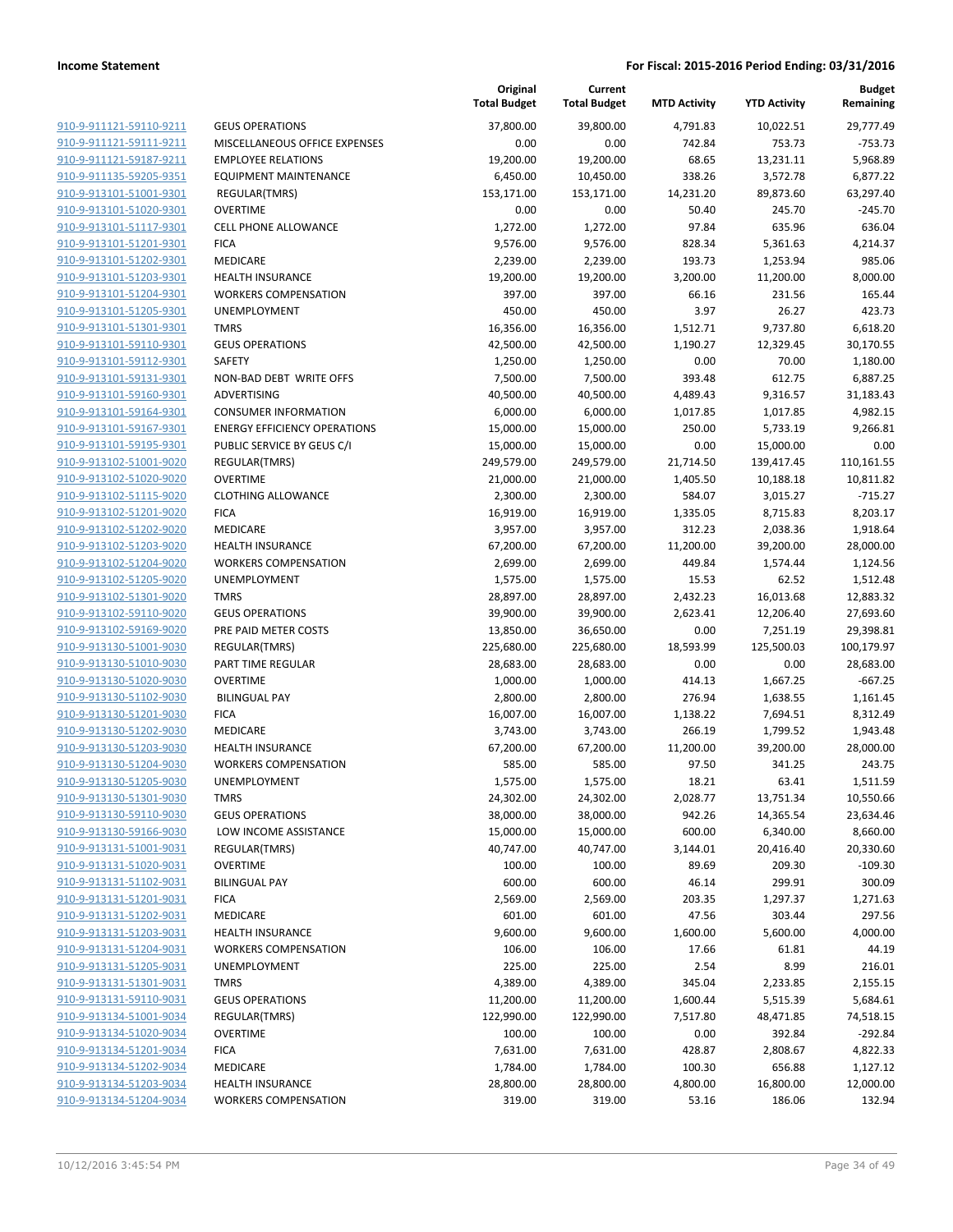| | | Original Total Budget | Current Total Budget | MTD Activity | YTD Activity | Budget Remaining |
|---|---|---|---|---|---|---|
| 910-9-911121-59110-9211 | GEUS OPERATIONS | 37,800.00 | 39,800.00 | 4,791.83 | 10,022.51 | 29,777.49 |
| 910-9-911121-59111-9211 | MISCELLANEOUS OFFICE EXPENSES | 0.00 | 0.00 | 742.84 | 753.73 | -753.73 |
| 910-9-911121-59187-9211 | EMPLOYEE RELATIONS | 19,200.00 | 19,200.00 | 68.65 | 13,231.11 | 5,968.89 |
| 910-9-911135-59205-9351 | EQUIPMENT MAINTENANCE | 6,450.00 | 10,450.00 | 338.26 | 3,572.78 | 6,877.22 |
| 910-9-913101-51001-9301 | REGULAR(TMRS) | 153,171.00 | 153,171.00 | 14,231.20 | 89,873.60 | 63,297.40 |
| 910-9-913101-51020-9301 | OVERTIME | 0.00 | 0.00 | 50.40 | 245.70 | -245.70 |
| 910-9-913101-51117-9301 | CELL PHONE ALLOWANCE | 1,272.00 | 1,272.00 | 97.84 | 635.96 | 636.04 |
| 910-9-913101-51201-9301 | FICA | 9,576.00 | 9,576.00 | 828.34 | 5,361.63 | 4,214.37 |
| 910-9-913101-51202-9301 | MEDICARE | 2,239.00 | 2,239.00 | 193.73 | 1,253.94 | 985.06 |
| 910-9-913101-51203-9301 | HEALTH INSURANCE | 19,200.00 | 19,200.00 | 3,200.00 | 11,200.00 | 8,000.00 |
| 910-9-913101-51204-9301 | WORKERS COMPENSATION | 397.00 | 397.00 | 66.16 | 231.56 | 165.44 |
| 910-9-913101-51205-9301 | UNEMPLOYMENT | 450.00 | 450.00 | 3.97 | 26.27 | 423.73 |
| 910-9-913101-51301-9301 | TMRS | 16,356.00 | 16,356.00 | 1,512.71 | 9,737.80 | 6,618.20 |
| 910-9-913101-59110-9301 | GEUS OPERATIONS | 42,500.00 | 42,500.00 | 1,190.27 | 12,329.45 | 30,170.55 |
| 910-9-913101-59112-9301 | SAFETY | 1,250.00 | 1,250.00 | 0.00 | 70.00 | 1,180.00 |
| 910-9-913101-59131-9301 | NON-BAD DEBT WRITE OFFS | 7,500.00 | 7,500.00 | 393.48 | 612.75 | 6,887.25 |
| 910-9-913101-59160-9301 | ADVERTISING | 40,500.00 | 40,500.00 | 4,489.43 | 9,316.57 | 31,183.43 |
| 910-9-913101-59164-9301 | CONSUMER INFORMATION | 6,000.00 | 6,000.00 | 1,017.85 | 1,017.85 | 4,982.15 |
| 910-9-913101-59167-9301 | ENERGY EFFICIENCY OPERATIONS | 15,000.00 | 15,000.00 | 250.00 | 5,733.19 | 9,266.81 |
| 910-9-913101-59195-9301 | PUBLIC SERVICE BY GEUS C/I | 15,000.00 | 15,000.00 | 0.00 | 15,000.00 | 0.00 |
| 910-9-913102-51001-9020 | REGULAR(TMRS) | 249,579.00 | 249,579.00 | 21,714.50 | 139,417.45 | 110,161.55 |
| 910-9-913102-51020-9020 | OVERTIME | 21,000.00 | 21,000.00 | 1,405.50 | 10,188.18 | 10,811.82 |
| 910-9-913102-51115-9020 | CLOTHING ALLOWANCE | 2,300.00 | 2,300.00 | 584.07 | 3,015.27 | -715.27 |
| 910-9-913102-51201-9020 | FICA | 16,919.00 | 16,919.00 | 1,335.05 | 8,715.83 | 8,203.17 |
| 910-9-913102-51202-9020 | MEDICARE | 3,957.00 | 3,957.00 | 312.23 | 2,038.36 | 1,918.64 |
| 910-9-913102-51203-9020 | HEALTH INSURANCE | 67,200.00 | 67,200.00 | 11,200.00 | 39,200.00 | 28,000.00 |
| 910-9-913102-51204-9020 | WORKERS COMPENSATION | 2,699.00 | 2,699.00 | 449.84 | 1,574.44 | 1,124.56 |
| 910-9-913102-51205-9020 | UNEMPLOYMENT | 1,575.00 | 1,575.00 | 15.53 | 62.52 | 1,512.48 |
| 910-9-913102-51301-9020 | TMRS | 28,897.00 | 28,897.00 | 2,432.23 | 16,013.68 | 12,883.32 |
| 910-9-913102-59110-9020 | GEUS OPERATIONS | 39,900.00 | 39,900.00 | 2,623.41 | 12,206.40 | 27,693.60 |
| 910-9-913102-59169-9020 | PRE PAID METER COSTS | 13,850.00 | 36,650.00 | 0.00 | 7,251.19 | 29,398.81 |
| 910-9-913130-51001-9030 | REGULAR(TMRS) | 225,680.00 | 225,680.00 | 18,593.99 | 125,500.03 | 100,179.97 |
| 910-9-913130-51010-9030 | PART TIME REGULAR | 28,683.00 | 28,683.00 | 0.00 | 0.00 | 28,683.00 |
| 910-9-913130-51020-9030 | OVERTIME | 1,000.00 | 1,000.00 | 414.13 | 1,667.25 | -667.25 |
| 910-9-913130-51102-9030 | BILINGUAL PAY | 2,800.00 | 2,800.00 | 276.94 | 1,638.55 | 1,161.45 |
| 910-9-913130-51201-9030 | FICA | 16,007.00 | 16,007.00 | 1,138.22 | 7,694.51 | 8,312.49 |
| 910-9-913130-51202-9030 | MEDICARE | 3,743.00 | 3,743.00 | 266.19 | 1,799.52 | 1,943.48 |
| 910-9-913130-51203-9030 | HEALTH INSURANCE | 67,200.00 | 67,200.00 | 11,200.00 | 39,200.00 | 28,000.00 |
| 910-9-913130-51204-9030 | WORKERS COMPENSATION | 585.00 | 585.00 | 97.50 | 341.25 | 243.75 |
| 910-9-913130-51205-9030 | UNEMPLOYMENT | 1,575.00 | 1,575.00 | 18.21 | 63.41 | 1,511.59 |
| 910-9-913130-51301-9030 | TMRS | 24,302.00 | 24,302.00 | 2,028.77 | 13,751.34 | 10,550.66 |
| 910-9-913130-59110-9030 | GEUS OPERATIONS | 38,000.00 | 38,000.00 | 942.26 | 14,365.54 | 23,634.46 |
| 910-9-913130-59166-9030 | LOW INCOME ASSISTANCE | 15,000.00 | 15,000.00 | 600.00 | 6,340.00 | 8,660.00 |
| 910-9-913131-51001-9031 | REGULAR(TMRS) | 40,747.00 | 40,747.00 | 3,144.01 | 20,416.40 | 20,330.60 |
| 910-9-913131-51020-9031 | OVERTIME | 100.00 | 100.00 | 89.69 | 209.30 | -109.30 |
| 910-9-913131-51102-9031 | BILINGUAL PAY | 600.00 | 600.00 | 46.14 | 299.91 | 300.09 |
| 910-9-913131-51201-9031 | FICA | 2,569.00 | 2,569.00 | 203.35 | 1,297.37 | 1,271.63 |
| 910-9-913131-51202-9031 | MEDICARE | 601.00 | 601.00 | 47.56 | 303.44 | 297.56 |
| 910-9-913131-51203-9031 | HEALTH INSURANCE | 9,600.00 | 9,600.00 | 1,600.00 | 5,600.00 | 4,000.00 |
| 910-9-913131-51204-9031 | WORKERS COMPENSATION | 106.00 | 106.00 | 17.66 | 61.81 | 44.19 |
| 910-9-913131-51205-9031 | UNEMPLOYMENT | 225.00 | 225.00 | 2.54 | 8.99 | 216.01 |
| 910-9-913131-51301-9031 | TMRS | 4,389.00 | 4,389.00 | 345.04 | 2,233.85 | 2,155.15 |
| 910-9-913131-59110-9031 | GEUS OPERATIONS | 11,200.00 | 11,200.00 | 1,600.44 | 5,515.39 | 5,684.61 |
| 910-9-913134-51001-9034 | REGULAR(TMRS) | 122,990.00 | 122,990.00 | 7,517.80 | 48,471.85 | 74,518.15 |
| 910-9-913134-51020-9034 | OVERTIME | 100.00 | 100.00 | 0.00 | 392.84 | -292.84 |
| 910-9-913134-51201-9034 | FICA | 7,631.00 | 7,631.00 | 428.87 | 2,808.67 | 4,822.33 |
| 910-9-913134-51202-9034 | MEDICARE | 1,784.00 | 1,784.00 | 100.30 | 656.88 | 1,127.12 |
| 910-9-913134-51203-9034 | HEALTH INSURANCE | 28,800.00 | 28,800.00 | 4,800.00 | 16,800.00 | 12,000.00 |
| 910-9-913134-51204-9034 | WORKERS COMPENSATION | 319.00 | 319.00 | 53.16 | 186.06 | 132.94 |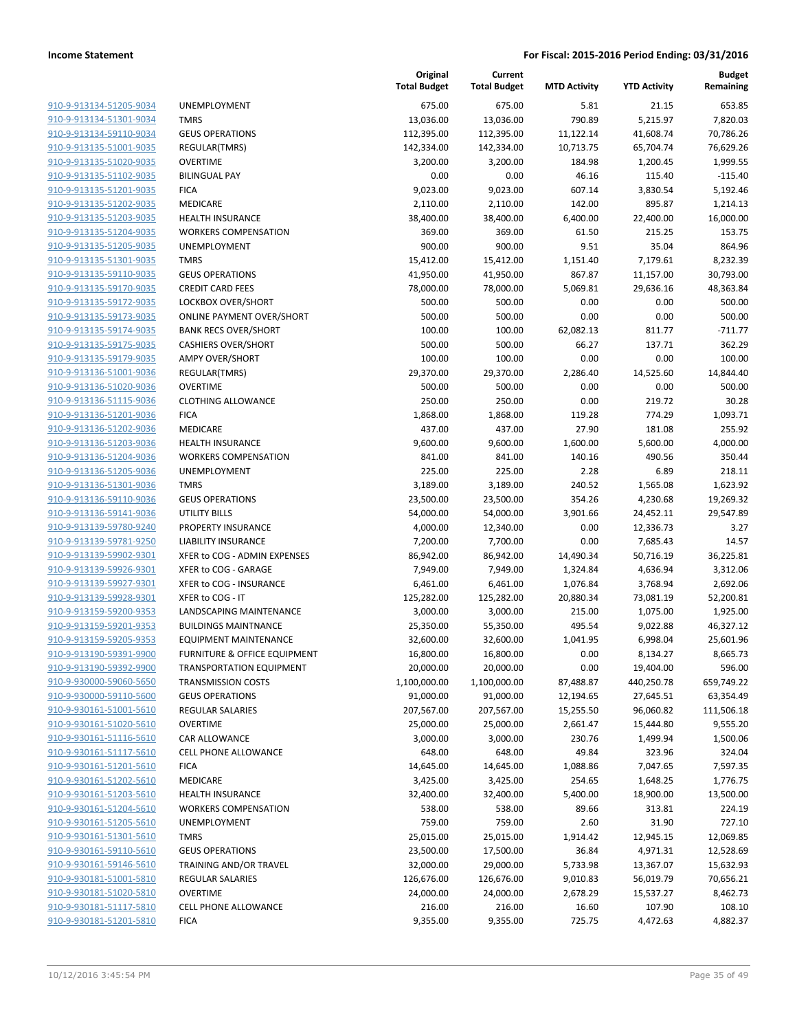**Income Statement** **For Fiscal: 2015-2016 Period Ending: 03/31/2016**

| | | Original Total Budget | Current Total Budget | MTD Activity | YTD Activity | Budget Remaining |
|---|---|---|---|---|---|---|
| 910-9-913134-51205-9034 | UNEMPLOYMENT | 675.00 | 675.00 | 5.81 | 21.15 | 653.85 |
| 910-9-913134-51301-9034 | TMRS | 13,036.00 | 13,036.00 | 790.89 | 5,215.97 | 7,820.03 |
| 910-9-913134-59110-9034 | GEUS OPERATIONS | 112,395.00 | 112,395.00 | 11,122.14 | 41,608.74 | 70,786.26 |
| 910-9-913135-51001-9035 | REGULAR(TMRS) | 142,334.00 | 142,334.00 | 10,713.75 | 65,704.74 | 76,629.26 |
| 910-9-913135-51020-9035 | OVERTIME | 3,200.00 | 3,200.00 | 184.98 | 1,200.45 | 1,999.55 |
| 910-9-913135-51102-9035 | BILINGUAL PAY | 0.00 | 0.00 | 46.16 | 115.40 | -115.40 |
| 910-9-913135-51201-9035 | FICA | 9,023.00 | 9,023.00 | 607.14 | 3,830.54 | 5,192.46 |
| 910-9-913135-51202-9035 | MEDICARE | 2,110.00 | 2,110.00 | 142.00 | 895.87 | 1,214.13 |
| 910-9-913135-51203-9035 | HEALTH INSURANCE | 38,400.00 | 38,400.00 | 6,400.00 | 22,400.00 | 16,000.00 |
| 910-9-913135-51204-9035 | WORKERS COMPENSATION | 369.00 | 369.00 | 61.50 | 215.25 | 153.75 |
| 910-9-913135-51205-9035 | UNEMPLOYMENT | 900.00 | 900.00 | 9.51 | 35.04 | 864.96 |
| 910-9-913135-51301-9035 | TMRS | 15,412.00 | 15,412.00 | 1,151.40 | 7,179.61 | 8,232.39 |
| 910-9-913135-59110-9035 | GEUS OPERATIONS | 41,950.00 | 41,950.00 | 867.87 | 11,157.00 | 30,793.00 |
| 910-9-913135-59170-9035 | CREDIT CARD FEES | 78,000.00 | 78,000.00 | 5,069.81 | 29,636.16 | 48,363.84 |
| 910-9-913135-59172-9035 | LOCKBOX OVER/SHORT | 500.00 | 500.00 | 0.00 | 0.00 | 500.00 |
| 910-9-913135-59173-9035 | ONLINE PAYMENT OVER/SHORT | 500.00 | 500.00 | 0.00 | 0.00 | 500.00 |
| 910-9-913135-59174-9035 | BANK RECS OVER/SHORT | 100.00 | 100.00 | 62,082.13 | 811.77 | -711.77 |
| 910-9-913135-59175-9035 | CASHIERS OVER/SHORT | 500.00 | 500.00 | 66.27 | 137.71 | 362.29 |
| 910-9-913135-59179-9035 | AMPY OVER/SHORT | 100.00 | 100.00 | 0.00 | 0.00 | 100.00 |
| 910-9-913136-51001-9036 | REGULAR(TMRS) | 29,370.00 | 29,370.00 | 2,286.40 | 14,525.60 | 14,844.40 |
| 910-9-913136-51020-9036 | OVERTIME | 500.00 | 500.00 | 0.00 | 0.00 | 500.00 |
| 910-9-913136-51115-9036 | CLOTHING ALLOWANCE | 250.00 | 250.00 | 0.00 | 219.72 | 30.28 |
| 910-9-913136-51201-9036 | FICA | 1,868.00 | 1,868.00 | 119.28 | 774.29 | 1,093.71 |
| 910-9-913136-51202-9036 | MEDICARE | 437.00 | 437.00 | 27.90 | 181.08 | 255.92 |
| 910-9-913136-51203-9036 | HEALTH INSURANCE | 9,600.00 | 9,600.00 | 1,600.00 | 5,600.00 | 4,000.00 |
| 910-9-913136-51204-9036 | WORKERS COMPENSATION | 841.00 | 841.00 | 140.16 | 490.56 | 350.44 |
| 910-9-913136-51205-9036 | UNEMPLOYMENT | 225.00 | 225.00 | 2.28 | 6.89 | 218.11 |
| 910-9-913136-51301-9036 | TMRS | 3,189.00 | 3,189.00 | 240.52 | 1,565.08 | 1,623.92 |
| 910-9-913136-59110-9036 | GEUS OPERATIONS | 23,500.00 | 23,500.00 | 354.26 | 4,230.68 | 19,269.32 |
| 910-9-913136-59141-9036 | UTILITY BILLS | 54,000.00 | 54,000.00 | 3,901.66 | 24,452.11 | 29,547.89 |
| 910-9-913139-59780-9240 | PROPERTY INSURANCE | 4,000.00 | 12,340.00 | 0.00 | 12,336.73 | 3.27 |
| 910-9-913139-59781-9250 | LIABILITY INSURANCE | 7,200.00 | 7,700.00 | 0.00 | 7,685.43 | 14.57 |
| 910-9-913139-59902-9301 | XFER to COG - ADMIN EXPENSES | 86,942.00 | 86,942.00 | 14,490.34 | 50,716.19 | 36,225.81 |
| 910-9-913139-59926-9301 | XFER to COG - GARAGE | 7,949.00 | 7,949.00 | 1,324.84 | 4,636.94 | 3,312.06 |
| 910-9-913139-59927-9301 | XFER to COG - INSURANCE | 6,461.00 | 6,461.00 | 1,076.84 | 3,768.94 | 2,692.06 |
| 910-9-913139-59928-9301 | XFER to COG - IT | 125,282.00 | 125,282.00 | 20,880.34 | 73,081.19 | 52,200.81 |
| 910-9-913159-59200-9353 | LANDSCAPING MAINTENANCE | 3,000.00 | 3,000.00 | 215.00 | 1,075.00 | 1,925.00 |
| 910-9-913159-59201-9353 | BUILDINGS MAINTNANCE | 25,350.00 | 55,350.00 | 495.54 | 9,022.88 | 46,327.12 |
| 910-9-913159-59205-9353 | EQUIPMENT MAINTENANCE | 32,600.00 | 32,600.00 | 1,041.95 | 6,998.04 | 25,601.96 |
| 910-9-913190-59391-9900 | FURNITURE & OFFICE EQUIPMENT | 16,800.00 | 16,800.00 | 0.00 | 8,134.27 | 8,665.73 |
| 910-9-913190-59392-9900 | TRANSPORTATION EQUIPMENT | 20,000.00 | 20,000.00 | 0.00 | 19,404.00 | 596.00 |
| 910-9-930000-59060-5650 | TRANSMISSION COSTS | 1,100,000.00 | 1,100,000.00 | 87,488.87 | 440,250.78 | 659,749.22 |
| 910-9-930000-59110-5600 | GEUS OPERATIONS | 91,000.00 | 91,000.00 | 12,194.65 | 27,645.51 | 63,354.49 |
| 910-9-930161-51001-5610 | REGULAR SALARIES | 207,567.00 | 207,567.00 | 15,255.50 | 96,060.82 | 111,506.18 |
| 910-9-930161-51020-5610 | OVERTIME | 25,000.00 | 25,000.00 | 2,661.47 | 15,444.80 | 9,555.20 |
| 910-9-930161-51116-5610 | CAR ALLOWANCE | 3,000.00 | 3,000.00 | 230.76 | 1,499.94 | 1,500.06 |
| 910-9-930161-51117-5610 | CELL PHONE ALLOWANCE | 648.00 | 648.00 | 49.84 | 323.96 | 324.04 |
| 910-9-930161-51201-5610 | FICA | 14,645.00 | 14,645.00 | 1,088.86 | 7,047.65 | 7,597.35 |
| 910-9-930161-51202-5610 | MEDICARE | 3,425.00 | 3,425.00 | 254.65 | 1,648.25 | 1,776.75 |
| 910-9-930161-51203-5610 | HEALTH INSURANCE | 32,400.00 | 32,400.00 | 5,400.00 | 18,900.00 | 13,500.00 |
| 910-9-930161-51204-5610 | WORKERS COMPENSATION | 538.00 | 538.00 | 89.66 | 313.81 | 224.19 |
| 910-9-930161-51205-5610 | UNEMPLOYMENT | 759.00 | 759.00 | 2.60 | 31.90 | 727.10 |
| 910-9-930161-51301-5610 | TMRS | 25,015.00 | 25,015.00 | 1,914.42 | 12,945.15 | 12,069.85 |
| 910-9-930161-59110-5610 | GEUS OPERATIONS | 23,500.00 | 17,500.00 | 36.84 | 4,971.31 | 12,528.69 |
| 910-9-930161-59146-5610 | TRAINING AND/OR TRAVEL | 32,000.00 | 29,000.00 | 5,733.98 | 13,367.07 | 15,632.93 |
| 910-9-930181-51001-5810 | REGULAR SALARIES | 126,676.00 | 126,676.00 | 9,010.83 | 56,019.79 | 70,656.21 |
| 910-9-930181-51020-5810 | OVERTIME | 24,000.00 | 24,000.00 | 2,678.29 | 15,537.27 | 8,462.73 |
| 910-9-930181-51117-5810 | CELL PHONE ALLOWANCE | 216.00 | 216.00 | 16.60 | 107.90 | 108.10 |
| 910-9-930181-51201-5810 | FICA | 9,355.00 | 9,355.00 | 725.75 | 4,472.63 | 4,882.37 |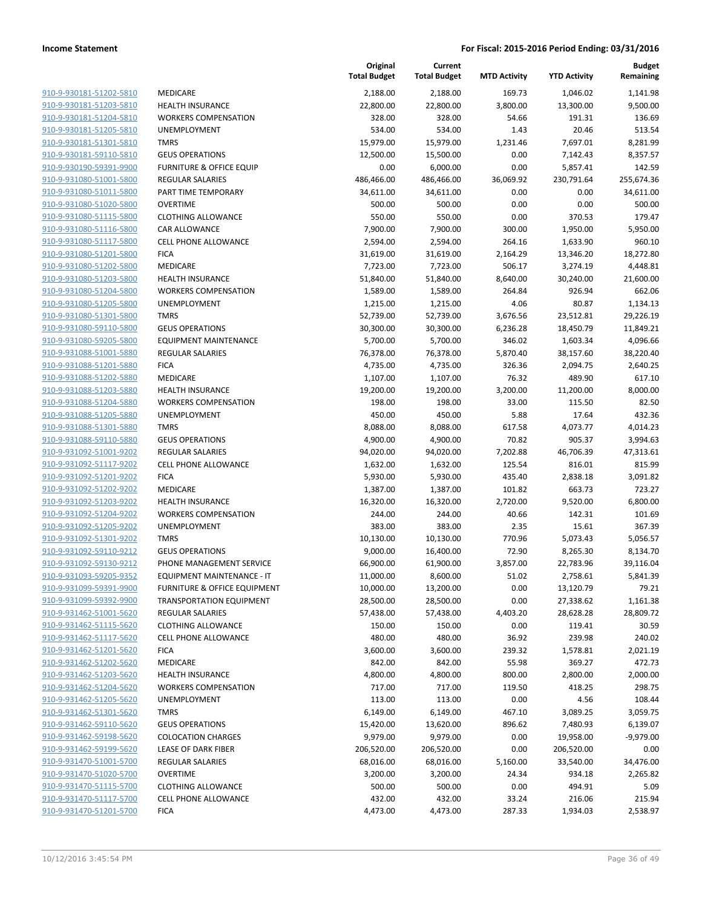**Income Statement** — **For Fiscal: 2015-2016 Period Ending: 03/31/2016**

| | | Original Total Budget | Current Total Budget | MTD Activity | YTD Activity | Budget Remaining |
|---|---|---|---|---|---|---|
| 910-9-930181-51202-5810 | MEDICARE | 2,188.00 | 2,188.00 | 169.73 | 1,046.02 | 1,141.98 |
| 910-9-930181-51203-5810 | HEALTH INSURANCE | 22,800.00 | 22,800.00 | 3,800.00 | 13,300.00 | 9,500.00 |
| 910-9-930181-51204-5810 | WORKERS COMPENSATION | 328.00 | 328.00 | 54.66 | 191.31 | 136.69 |
| 910-9-930181-51205-5810 | UNEMPLOYMENT | 534.00 | 534.00 | 1.43 | 20.46 | 513.54 |
| 910-9-930181-51301-5810 | TMRS | 15,979.00 | 15,979.00 | 1,231.46 | 7,697.01 | 8,281.99 |
| 910-9-930181-59110-5810 | GEUS OPERATIONS | 12,500.00 | 15,500.00 | 0.00 | 7,142.43 | 8,357.57 |
| 910-9-930190-59391-9900 | FURNITURE & OFFICE EQUIP | 0.00 | 6,000.00 | 0.00 | 5,857.41 | 142.59 |
| 910-9-931080-51001-5800 | REGULAR SALARIES | 486,466.00 | 486,466.00 | 36,069.92 | 230,791.64 | 255,674.36 |
| 910-9-931080-51011-5800 | PART TIME TEMPORARY | 34,611.00 | 34,611.00 | 0.00 | 0.00 | 34,611.00 |
| 910-9-931080-51020-5800 | OVERTIME | 500.00 | 500.00 | 0.00 | 0.00 | 500.00 |
| 910-9-931080-51115-5800 | CLOTHING ALLOWANCE | 550.00 | 550.00 | 0.00 | 370.53 | 179.47 |
| 910-9-931080-51116-5800 | CAR ALLOWANCE | 7,900.00 | 7,900.00 | 300.00 | 1,950.00 | 5,950.00 |
| 910-9-931080-51117-5800 | CELL PHONE ALLOWANCE | 2,594.00 | 2,594.00 | 264.16 | 1,633.90 | 960.10 |
| 910-9-931080-51201-5800 | FICA | 31,619.00 | 31,619.00 | 2,164.29 | 13,346.20 | 18,272.80 |
| 910-9-931080-51202-5800 | MEDICARE | 7,723.00 | 7,723.00 | 506.17 | 3,274.19 | 4,448.81 |
| 910-9-931080-51203-5800 | HEALTH INSURANCE | 51,840.00 | 51,840.00 | 8,640.00 | 30,240.00 | 21,600.00 |
| 910-9-931080-51204-5800 | WORKERS COMPENSATION | 1,589.00 | 1,589.00 | 264.84 | 926.94 | 662.06 |
| 910-9-931080-51205-5800 | UNEMPLOYMENT | 1,215.00 | 1,215.00 | 4.06 | 80.87 | 1,134.13 |
| 910-9-931080-51301-5800 | TMRS | 52,739.00 | 52,739.00 | 3,676.56 | 23,512.81 | 29,226.19 |
| 910-9-931080-59110-5800 | GEUS OPERATIONS | 30,300.00 | 30,300.00 | 6,236.28 | 18,450.79 | 11,849.21 |
| 910-9-931080-59205-5800 | EQUIPMENT MAINTENANCE | 5,700.00 | 5,700.00 | 346.02 | 1,603.34 | 4,096.66 |
| 910-9-931088-51001-5880 | REGULAR SALARIES | 76,378.00 | 76,378.00 | 5,870.40 | 38,157.60 | 38,220.40 |
| 910-9-931088-51201-5880 | FICA | 4,735.00 | 4,735.00 | 326.36 | 2,094.75 | 2,640.25 |
| 910-9-931088-51202-5880 | MEDICARE | 1,107.00 | 1,107.00 | 76.32 | 489.90 | 617.10 |
| 910-9-931088-51203-5880 | HEALTH INSURANCE | 19,200.00 | 19,200.00 | 3,200.00 | 11,200.00 | 8,000.00 |
| 910-9-931088-51204-5880 | WORKERS COMPENSATION | 198.00 | 198.00 | 33.00 | 115.50 | 82.50 |
| 910-9-931088-51205-5880 | UNEMPLOYMENT | 450.00 | 450.00 | 5.88 | 17.64 | 432.36 |
| 910-9-931088-51301-5880 | TMRS | 8,088.00 | 8,088.00 | 617.58 | 4,073.77 | 4,014.23 |
| 910-9-931088-59110-5880 | GEUS OPERATIONS | 4,900.00 | 4,900.00 | 70.82 | 905.37 | 3,994.63 |
| 910-9-931092-51001-9202 | REGULAR SALARIES | 94,020.00 | 94,020.00 | 7,202.88 | 46,706.39 | 47,313.61 |
| 910-9-931092-51117-9202 | CELL PHONE ALLOWANCE | 1,632.00 | 1,632.00 | 125.54 | 816.01 | 815.99 |
| 910-9-931092-51201-9202 | FICA | 5,930.00 | 5,930.00 | 435.40 | 2,838.18 | 3,091.82 |
| 910-9-931092-51202-9202 | MEDICARE | 1,387.00 | 1,387.00 | 101.82 | 663.73 | 723.27 |
| 910-9-931092-51203-9202 | HEALTH INSURANCE | 16,320.00 | 16,320.00 | 2,720.00 | 9,520.00 | 6,800.00 |
| 910-9-931092-51204-9202 | WORKERS COMPENSATION | 244.00 | 244.00 | 40.66 | 142.31 | 101.69 |
| 910-9-931092-51205-9202 | UNEMPLOYMENT | 383.00 | 383.00 | 2.35 | 15.61 | 367.39 |
| 910-9-931092-51301-9202 | TMRS | 10,130.00 | 10,130.00 | 770.96 | 5,073.43 | 5,056.57 |
| 910-9-931092-59110-9212 | GEUS OPERATIONS | 9,000.00 | 16,400.00 | 72.90 | 8,265.30 | 8,134.70 |
| 910-9-931092-59130-9212 | PHONE MANAGEMENT SERVICE | 66,900.00 | 61,900.00 | 3,857.00 | 22,783.96 | 39,116.04 |
| 910-9-931093-59205-9352 | EQUIPMENT MAINTENANCE - IT | 11,000.00 | 8,600.00 | 51.02 | 2,758.61 | 5,841.39 |
| 910-9-931099-59391-9900 | FURNITURE & OFFICE EQUIPMENT | 10,000.00 | 13,200.00 | 0.00 | 13,120.79 | 79.21 |
| 910-9-931099-59392-9900 | TRANSPORTATION EQUIPMENT | 28,500.00 | 28,500.00 | 0.00 | 27,338.62 | 1,161.38 |
| 910-9-931462-51001-5620 | REGULAR SALARIES | 57,438.00 | 57,438.00 | 4,403.20 | 28,628.28 | 28,809.72 |
| 910-9-931462-51115-5620 | CLOTHING ALLOWANCE | 150.00 | 150.00 | 0.00 | 119.41 | 30.59 |
| 910-9-931462-51117-5620 | CELL PHONE ALLOWANCE | 480.00 | 480.00 | 36.92 | 239.98 | 240.02 |
| 910-9-931462-51201-5620 | FICA | 3,600.00 | 3,600.00 | 239.32 | 1,578.81 | 2,021.19 |
| 910-9-931462-51202-5620 | MEDICARE | 842.00 | 842.00 | 55.98 | 369.27 | 472.73 |
| 910-9-931462-51203-5620 | HEALTH INSURANCE | 4,800.00 | 4,800.00 | 800.00 | 2,800.00 | 2,000.00 |
| 910-9-931462-51204-5620 | WORKERS COMPENSATION | 717.00 | 717.00 | 119.50 | 418.25 | 298.75 |
| 910-9-931462-51205-5620 | UNEMPLOYMENT | 113.00 | 113.00 | 0.00 | 4.56 | 108.44 |
| 910-9-931462-51301-5620 | TMRS | 6,149.00 | 6,149.00 | 467.10 | 3,089.25 | 3,059.75 |
| 910-9-931462-59110-5620 | GEUS OPERATIONS | 15,420.00 | 13,620.00 | 896.62 | 7,480.93 | 6,139.07 |
| 910-9-931462-59198-5620 | COLOCATION CHARGES | 9,979.00 | 9,979.00 | 0.00 | 19,958.00 | -9,979.00 |
| 910-9-931462-59199-5620 | LEASE OF DARK FIBER | 206,520.00 | 206,520.00 | 0.00 | 206,520.00 | 0.00 |
| 910-9-931470-51001-5700 | REGULAR SALARIES | 68,016.00 | 68,016.00 | 5,160.00 | 33,540.00 | 34,476.00 |
| 910-9-931470-51020-5700 | OVERTIME | 3,200.00 | 3,200.00 | 24.34 | 934.18 | 2,265.82 |
| 910-9-931470-51115-5700 | CLOTHING ALLOWANCE | 500.00 | 500.00 | 0.00 | 494.91 | 5.09 |
| 910-9-931470-51117-5700 | CELL PHONE ALLOWANCE | 432.00 | 432.00 | 33.24 | 216.06 | 215.94 |
| 910-9-931470-51201-5700 | FICA | 4,473.00 | 4,473.00 | 287.33 | 1,934.03 | 2,538.97 |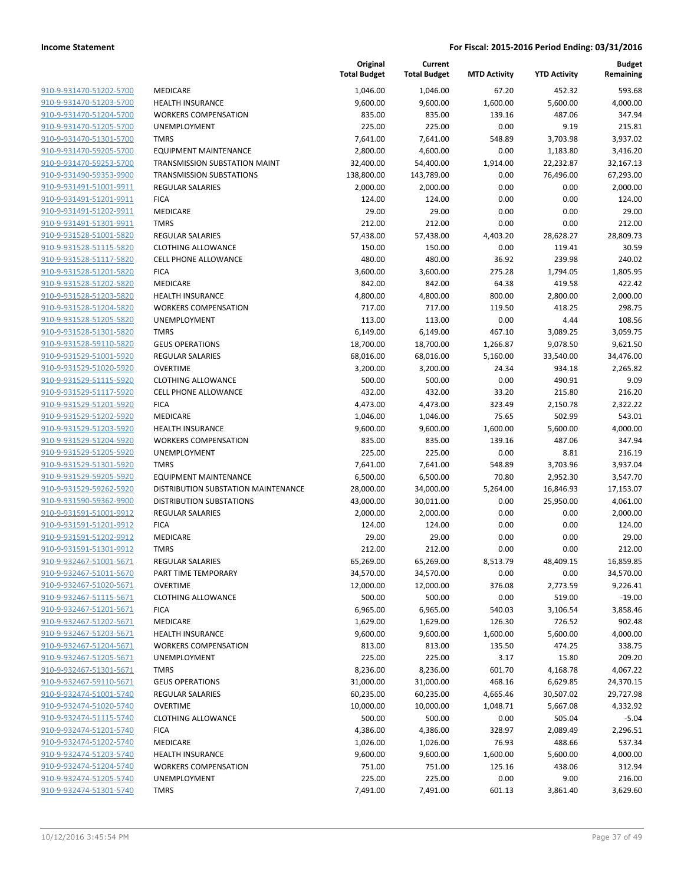**Income Statement** | **For Fiscal: 2015-2016 Period Ending: 03/31/2016**

| | | Original Total Budget | Current Total Budget | MTD Activity | YTD Activity | Budget Remaining |
|---|---|---|---|---|---|---|
| 910-9-931470-51202-5700 | MEDICARE | 1,046.00 | 1,046.00 | 67.20 | 452.32 | 593.68 |
| 910-9-931470-51203-5700 | HEALTH INSURANCE | 9,600.00 | 9,600.00 | 1,600.00 | 5,600.00 | 4,000.00 |
| 910-9-931470-51204-5700 | WORKERS COMPENSATION | 835.00 | 835.00 | 139.16 | 487.06 | 347.94 |
| 910-9-931470-51205-5700 | UNEMPLOYMENT | 225.00 | 225.00 | 0.00 | 9.19 | 215.81 |
| 910-9-931470-51301-5700 | TMRS | 7,641.00 | 7,641.00 | 548.89 | 3,703.98 | 3,937.02 |
| 910-9-931470-59205-5700 | EQUIPMENT MAINTENANCE | 2,800.00 | 4,600.00 | 0.00 | 1,183.80 | 3,416.20 |
| 910-9-931470-59253-5700 | TRANSMISSION SUBSTATION MAINT | 32,400.00 | 54,400.00 | 1,914.00 | 22,232.87 | 32,167.13 |
| 910-9-931490-59353-9900 | TRANSMISSION SUBSTATIONS | 138,800.00 | 143,789.00 | 0.00 | 76,496.00 | 67,293.00 |
| 910-9-931491-51001-9911 | REGULAR SALARIES | 2,000.00 | 2,000.00 | 0.00 | 0.00 | 2,000.00 |
| 910-9-931491-51201-9911 | FICA | 124.00 | 124.00 | 0.00 | 0.00 | 124.00 |
| 910-9-931491-51202-9911 | MEDICARE | 29.00 | 29.00 | 0.00 | 0.00 | 29.00 |
| 910-9-931491-51301-9911 | TMRS | 212.00 | 212.00 | 0.00 | 0.00 | 212.00 |
| 910-9-931528-51001-5820 | REGULAR SALARIES | 57,438.00 | 57,438.00 | 4,403.20 | 28,628.27 | 28,809.73 |
| 910-9-931528-51115-5820 | CLOTHING ALLOWANCE | 150.00 | 150.00 | 0.00 | 119.41 | 30.59 |
| 910-9-931528-51117-5820 | CELL PHONE ALLOWANCE | 480.00 | 480.00 | 36.92 | 239.98 | 240.02 |
| 910-9-931528-51201-5820 | FICA | 3,600.00 | 3,600.00 | 275.28 | 1,794.05 | 1,805.95 |
| 910-9-931528-51202-5820 | MEDICARE | 842.00 | 842.00 | 64.38 | 419.58 | 422.42 |
| 910-9-931528-51203-5820 | HEALTH INSURANCE | 4,800.00 | 4,800.00 | 800.00 | 2,800.00 | 2,000.00 |
| 910-9-931528-51204-5820 | WORKERS COMPENSATION | 717.00 | 717.00 | 119.50 | 418.25 | 298.75 |
| 910-9-931528-51205-5820 | UNEMPLOYMENT | 113.00 | 113.00 | 0.00 | 4.44 | 108.56 |
| 910-9-931528-51301-5820 | TMRS | 6,149.00 | 6,149.00 | 467.10 | 3,089.25 | 3,059.75 |
| 910-9-931528-59110-5820 | GEUS OPERATIONS | 18,700.00 | 18,700.00 | 1,266.87 | 9,078.50 | 9,621.50 |
| 910-9-931529-51001-5920 | REGULAR SALARIES | 68,016.00 | 68,016.00 | 5,160.00 | 33,540.00 | 34,476.00 |
| 910-9-931529-51020-5920 | OVERTIME | 3,200.00 | 3,200.00 | 24.34 | 934.18 | 2,265.82 |
| 910-9-931529-51115-5920 | CLOTHING ALLOWANCE | 500.00 | 500.00 | 0.00 | 490.91 | 9.09 |
| 910-9-931529-51117-5920 | CELL PHONE ALLOWANCE | 432.00 | 432.00 | 33.20 | 215.80 | 216.20 |
| 910-9-931529-51201-5920 | FICA | 4,473.00 | 4,473.00 | 323.49 | 2,150.78 | 2,322.22 |
| 910-9-931529-51202-5920 | MEDICARE | 1,046.00 | 1,046.00 | 75.65 | 502.99 | 543.01 |
| 910-9-931529-51203-5920 | HEALTH INSURANCE | 9,600.00 | 9,600.00 | 1,600.00 | 5,600.00 | 4,000.00 |
| 910-9-931529-51204-5920 | WORKERS COMPENSATION | 835.00 | 835.00 | 139.16 | 487.06 | 347.94 |
| 910-9-931529-51205-5920 | UNEMPLOYMENT | 225.00 | 225.00 | 0.00 | 8.81 | 216.19 |
| 910-9-931529-51301-5920 | TMRS | 7,641.00 | 7,641.00 | 548.89 | 3,703.96 | 3,937.04 |
| 910-9-931529-59205-5920 | EQUIPMENT MAINTENANCE | 6,500.00 | 6,500.00 | 70.80 | 2,952.30 | 3,547.70 |
| 910-9-931529-59262-5920 | DISTRIBUTION SUBSTATION MAINTENANCE | 28,000.00 | 34,000.00 | 5,264.00 | 16,846.93 | 17,153.07 |
| 910-9-931590-59362-9900 | DISTRIBUTION SUBSTATIONS | 43,000.00 | 30,011.00 | 0.00 | 25,950.00 | 4,061.00 |
| 910-9-931591-51001-9912 | REGULAR SALARIES | 2,000.00 | 2,000.00 | 0.00 | 0.00 | 2,000.00 |
| 910-9-931591-51201-9912 | FICA | 124.00 | 124.00 | 0.00 | 0.00 | 124.00 |
| 910-9-931591-51202-9912 | MEDICARE | 29.00 | 29.00 | 0.00 | 0.00 | 29.00 |
| 910-9-931591-51301-9912 | TMRS | 212.00 | 212.00 | 0.00 | 0.00 | 212.00 |
| 910-9-932467-51001-5671 | REGULAR SALARIES | 65,269.00 | 65,269.00 | 8,513.79 | 48,409.15 | 16,859.85 |
| 910-9-932467-51011-5670 | PART TIME TEMPORARY | 34,570.00 | 34,570.00 | 0.00 | 0.00 | 34,570.00 |
| 910-9-932467-51020-5671 | OVERTIME | 12,000.00 | 12,000.00 | 376.08 | 2,773.59 | 9,226.41 |
| 910-9-932467-51115-5671 | CLOTHING ALLOWANCE | 500.00 | 500.00 | 0.00 | 519.00 | -19.00 |
| 910-9-932467-51201-5671 | FICA | 6,965.00 | 6,965.00 | 540.03 | 3,106.54 | 3,858.46 |
| 910-9-932467-51202-5671 | MEDICARE | 1,629.00 | 1,629.00 | 126.30 | 726.52 | 902.48 |
| 910-9-932467-51203-5671 | HEALTH INSURANCE | 9,600.00 | 9,600.00 | 1,600.00 | 5,600.00 | 4,000.00 |
| 910-9-932467-51204-5671 | WORKERS COMPENSATION | 813.00 | 813.00 | 135.50 | 474.25 | 338.75 |
| 910-9-932467-51205-5671 | UNEMPLOYMENT | 225.00 | 225.00 | 3.17 | 15.80 | 209.20 |
| 910-9-932467-51301-5671 | TMRS | 8,236.00 | 8,236.00 | 601.70 | 4,168.78 | 4,067.22 |
| 910-9-932467-59110-5671 | GEUS OPERATIONS | 31,000.00 | 31,000.00 | 468.16 | 6,629.85 | 24,370.15 |
| 910-9-932474-51001-5740 | REGULAR SALARIES | 60,235.00 | 60,235.00 | 4,665.46 | 30,507.02 | 29,727.98 |
| 910-9-932474-51020-5740 | OVERTIME | 10,000.00 | 10,000.00 | 1,048.71 | 5,667.08 | 4,332.92 |
| 910-9-932474-51115-5740 | CLOTHING ALLOWANCE | 500.00 | 500.00 | 0.00 | 505.04 | -5.04 |
| 910-9-932474-51201-5740 | FICA | 4,386.00 | 4,386.00 | 328.97 | 2,089.49 | 2,296.51 |
| 910-9-932474-51202-5740 | MEDICARE | 1,026.00 | 1,026.00 | 76.93 | 488.66 | 537.34 |
| 910-9-932474-51203-5740 | HEALTH INSURANCE | 9,600.00 | 9,600.00 | 1,600.00 | 5,600.00 | 4,000.00 |
| 910-9-932474-51204-5740 | WORKERS COMPENSATION | 751.00 | 751.00 | 125.16 | 438.06 | 312.94 |
| 910-9-932474-51205-5740 | UNEMPLOYMENT | 225.00 | 225.00 | 0.00 | 9.00 | 216.00 |
| 910-9-932474-51301-5740 | TMRS | 7,491.00 | 7,491.00 | 601.13 | 3,861.40 | 3,629.60 |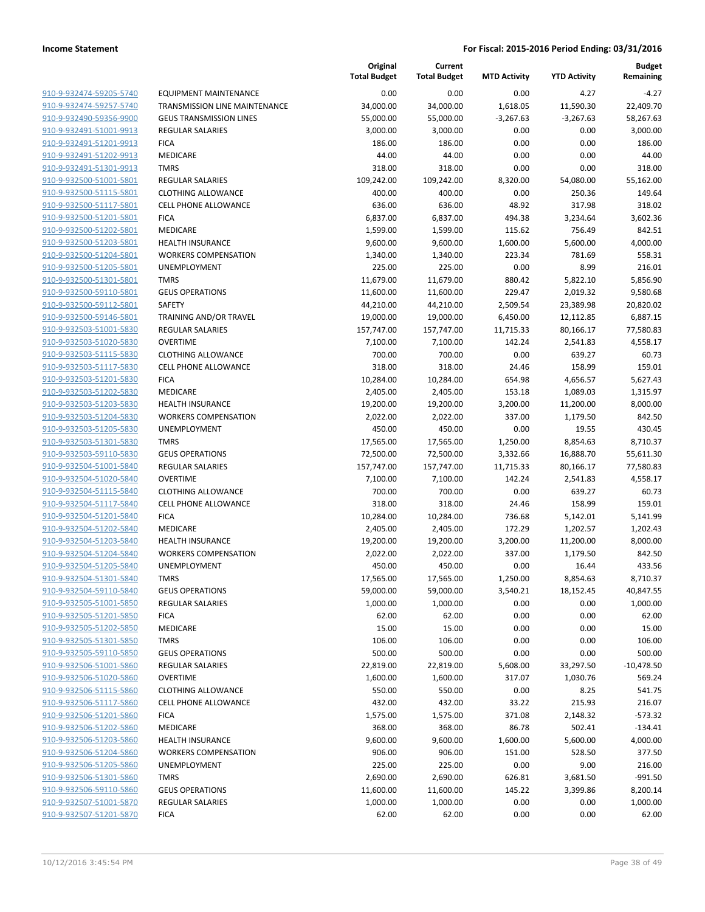**Income Statement** — For Fiscal: 2015-2016 Period Ending: 03/31/2016

| | | Original Total Budget | Current Total Budget | MTD Activity | YTD Activity | Budget Remaining |
|---|---|---|---|---|---|---|
| 910-9-932474-59205-5740 | EQUIPMENT MAINTENANCE | 0.00 | 0.00 | 0.00 | 4.27 | -4.27 |
| 910-9-932474-59257-5740 | TRANSMISSION LINE MAINTENANCE | 34,000.00 | 34,000.00 | 1,618.05 | 11,590.30 | 22,409.70 |
| 910-9-932490-59356-9900 | GEUS TRANSMISSION LINES | 55,000.00 | 55,000.00 | -3,267.63 | -3,267.63 | 58,267.63 |
| 910-9-932491-51001-9913 | REGULAR SALARIES | 3,000.00 | 3,000.00 | 0.00 | 0.00 | 3,000.00 |
| 910-9-932491-51201-9913 | FICA | 186.00 | 186.00 | 0.00 | 0.00 | 186.00 |
| 910-9-932491-51202-9913 | MEDICARE | 44.00 | 44.00 | 0.00 | 0.00 | 44.00 |
| 910-9-932491-51301-9913 | TMRS | 318.00 | 318.00 | 0.00 | 0.00 | 318.00 |
| 910-9-932500-51001-5801 | REGULAR SALARIES | 109,242.00 | 109,242.00 | 8,320.00 | 54,080.00 | 55,162.00 |
| 910-9-932500-51115-5801 | CLOTHING ALLOWANCE | 400.00 | 400.00 | 0.00 | 250.36 | 149.64 |
| 910-9-932500-51117-5801 | CELL PHONE ALLOWANCE | 636.00 | 636.00 | 48.92 | 317.98 | 318.02 |
| 910-9-932500-51201-5801 | FICA | 6,837.00 | 6,837.00 | 494.38 | 3,234.64 | 3,602.36 |
| 910-9-932500-51202-5801 | MEDICARE | 1,599.00 | 1,599.00 | 115.62 | 756.49 | 842.51 |
| 910-9-932500-51203-5801 | HEALTH INSURANCE | 9,600.00 | 9,600.00 | 1,600.00 | 5,600.00 | 4,000.00 |
| 910-9-932500-51204-5801 | WORKERS COMPENSATION | 1,340.00 | 1,340.00 | 223.34 | 781.69 | 558.31 |
| 910-9-932500-51205-5801 | UNEMPLOYMENT | 225.00 | 225.00 | 0.00 | 8.99 | 216.01 |
| 910-9-932500-51301-5801 | TMRS | 11,679.00 | 11,679.00 | 880.42 | 5,822.10 | 5,856.90 |
| 910-9-932500-59110-5801 | GEUS OPERATIONS | 11,600.00 | 11,600.00 | 229.47 | 2,019.32 | 9,580.68 |
| 910-9-932500-59112-5801 | SAFETY | 44,210.00 | 44,210.00 | 2,509.54 | 23,389.98 | 20,820.02 |
| 910-9-932500-59146-5801 | TRAINING AND/OR TRAVEL | 19,000.00 | 19,000.00 | 6,450.00 | 12,112.85 | 6,887.15 |
| 910-9-932503-51001-5830 | REGULAR SALARIES | 157,747.00 | 157,747.00 | 11,715.33 | 80,166.17 | 77,580.83 |
| 910-9-932503-51020-5830 | OVERTIME | 7,100.00 | 7,100.00 | 142.24 | 2,541.83 | 4,558.17 |
| 910-9-932503-51115-5830 | CLOTHING ALLOWANCE | 700.00 | 700.00 | 0.00 | 639.27 | 60.73 |
| 910-9-932503-51117-5830 | CELL PHONE ALLOWANCE | 318.00 | 318.00 | 24.46 | 158.99 | 159.01 |
| 910-9-932503-51201-5830 | FICA | 10,284.00 | 10,284.00 | 654.98 | 4,656.57 | 5,627.43 |
| 910-9-932503-51202-5830 | MEDICARE | 2,405.00 | 2,405.00 | 153.18 | 1,089.03 | 1,315.97 |
| 910-9-932503-51203-5830 | HEALTH INSURANCE | 19,200.00 | 19,200.00 | 3,200.00 | 11,200.00 | 8,000.00 |
| 910-9-932503-51204-5830 | WORKERS COMPENSATION | 2,022.00 | 2,022.00 | 337.00 | 1,179.50 | 842.50 |
| 910-9-932503-51205-5830 | UNEMPLOYMENT | 450.00 | 450.00 | 0.00 | 19.55 | 430.45 |
| 910-9-932503-51301-5830 | TMRS | 17,565.00 | 17,565.00 | 1,250.00 | 8,854.63 | 8,710.37 |
| 910-9-932503-59110-5830 | GEUS OPERATIONS | 72,500.00 | 72,500.00 | 3,332.66 | 16,888.70 | 55,611.30 |
| 910-9-932504-51001-5840 | REGULAR SALARIES | 157,747.00 | 157,747.00 | 11,715.33 | 80,166.17 | 77,580.83 |
| 910-9-932504-51020-5840 | OVERTIME | 7,100.00 | 7,100.00 | 142.24 | 2,541.83 | 4,558.17 |
| 910-9-932504-51115-5840 | CLOTHING ALLOWANCE | 700.00 | 700.00 | 0.00 | 639.27 | 60.73 |
| 910-9-932504-51117-5840 | CELL PHONE ALLOWANCE | 318.00 | 318.00 | 24.46 | 158.99 | 159.01 |
| 910-9-932504-51201-5840 | FICA | 10,284.00 | 10,284.00 | 736.68 | 5,142.01 | 5,141.99 |
| 910-9-932504-51202-5840 | MEDICARE | 2,405.00 | 2,405.00 | 172.29 | 1,202.57 | 1,202.43 |
| 910-9-932504-51203-5840 | HEALTH INSURANCE | 19,200.00 | 19,200.00 | 3,200.00 | 11,200.00 | 8,000.00 |
| 910-9-932504-51204-5840 | WORKERS COMPENSATION | 2,022.00 | 2,022.00 | 337.00 | 1,179.50 | 842.50 |
| 910-9-932504-51205-5840 | UNEMPLOYMENT | 450.00 | 450.00 | 0.00 | 16.44 | 433.56 |
| 910-9-932504-51301-5840 | TMRS | 17,565.00 | 17,565.00 | 1,250.00 | 8,854.63 | 8,710.37 |
| 910-9-932504-59110-5840 | GEUS OPERATIONS | 59,000.00 | 59,000.00 | 3,540.21 | 18,152.45 | 40,847.55 |
| 910-9-932505-51001-5850 | REGULAR SALARIES | 1,000.00 | 1,000.00 | 0.00 | 0.00 | 1,000.00 |
| 910-9-932505-51201-5850 | FICA | 62.00 | 62.00 | 0.00 | 0.00 | 62.00 |
| 910-9-932505-51202-5850 | MEDICARE | 15.00 | 15.00 | 0.00 | 0.00 | 15.00 |
| 910-9-932505-51301-5850 | TMRS | 106.00 | 106.00 | 0.00 | 0.00 | 106.00 |
| 910-9-932505-59110-5850 | GEUS OPERATIONS | 500.00 | 500.00 | 0.00 | 0.00 | 500.00 |
| 910-9-932506-51001-5860 | REGULAR SALARIES | 22,819.00 | 22,819.00 | 5,608.00 | 33,297.50 | -10,478.50 |
| 910-9-932506-51020-5860 | OVERTIME | 1,600.00 | 1,600.00 | 317.07 | 1,030.76 | 569.24 |
| 910-9-932506-51115-5860 | CLOTHING ALLOWANCE | 550.00 | 550.00 | 0.00 | 8.25 | 541.75 |
| 910-9-932506-51117-5860 | CELL PHONE ALLOWANCE | 432.00 | 432.00 | 33.22 | 215.93 | 216.07 |
| 910-9-932506-51201-5860 | FICA | 1,575.00 | 1,575.00 | 371.08 | 2,148.32 | -573.32 |
| 910-9-932506-51202-5860 | MEDICARE | 368.00 | 368.00 | 86.78 | 502.41 | -134.41 |
| 910-9-932506-51203-5860 | HEALTH INSURANCE | 9,600.00 | 9,600.00 | 1,600.00 | 5,600.00 | 4,000.00 |
| 910-9-932506-51204-5860 | WORKERS COMPENSATION | 906.00 | 906.00 | 151.00 | 528.50 | 377.50 |
| 910-9-932506-51205-5860 | UNEMPLOYMENT | 225.00 | 225.00 | 0.00 | 9.00 | 216.00 |
| 910-9-932506-51301-5860 | TMRS | 2,690.00 | 2,690.00 | 626.81 | 3,681.50 | -991.50 |
| 910-9-932506-59110-5860 | GEUS OPERATIONS | 11,600.00 | 11,600.00 | 145.22 | 3,399.86 | 8,200.14 |
| 910-9-932507-51001-5870 | REGULAR SALARIES | 1,000.00 | 1,000.00 | 0.00 | 0.00 | 1,000.00 |
| 910-9-932507-51201-5870 | FICA | 62.00 | 62.00 | 0.00 | 0.00 | 62.00 |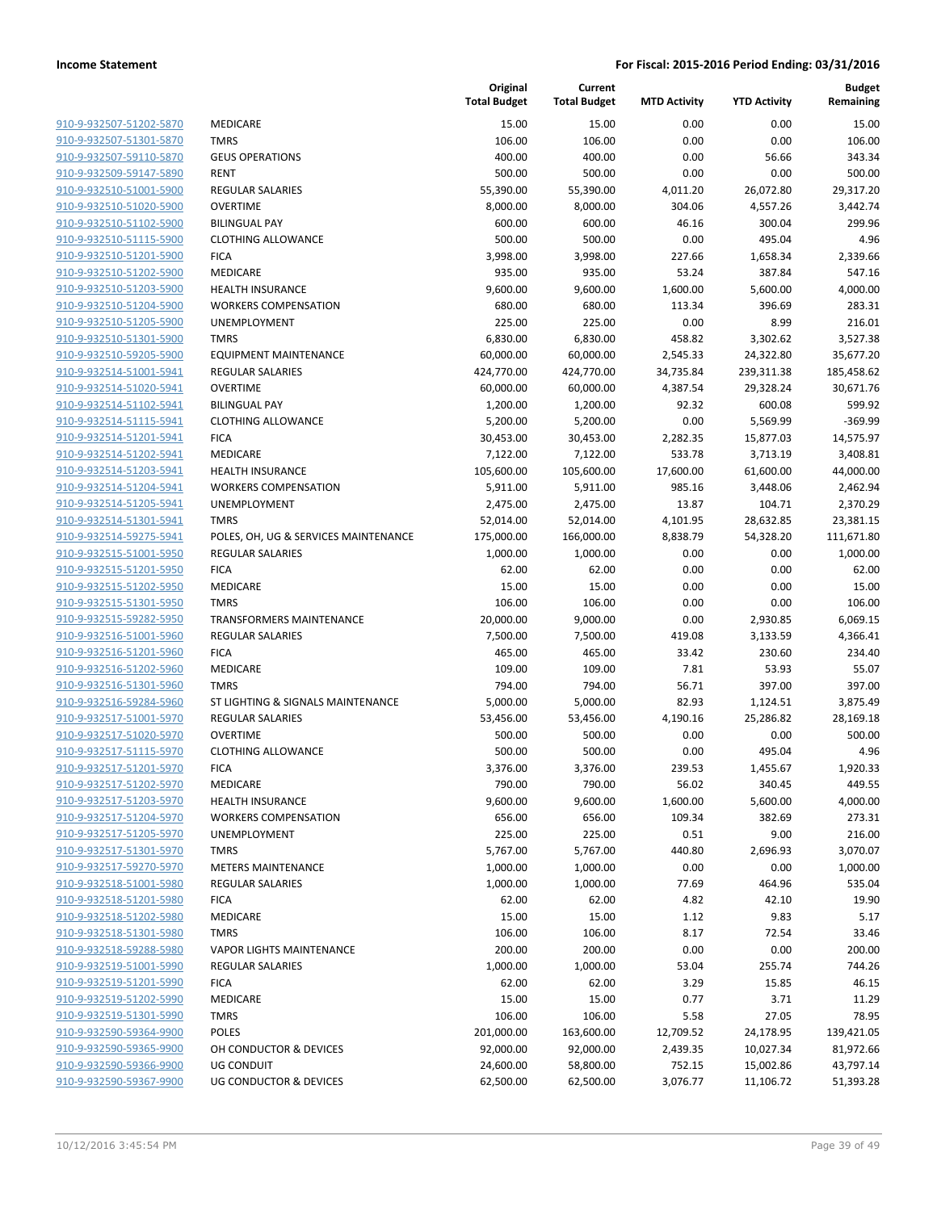**Income Statement** | **For Fiscal: 2015-2016 Period Ending: 03/31/2016**

| | | Original Total Budget | Current Total Budget | MTD Activity | YTD Activity | Budget Remaining |
|---|---|---|---|---|---|---|
| 910-9-932507-51202-5870 | MEDICARE | 15.00 | 15.00 | 0.00 | 0.00 | 15.00 |
| 910-9-932507-51301-5870 | TMRS | 106.00 | 106.00 | 0.00 | 0.00 | 106.00 |
| 910-9-932507-59110-5870 | GEUS OPERATIONS | 400.00 | 400.00 | 0.00 | 56.66 | 343.34 |
| 910-9-932509-59147-5890 | RENT | 500.00 | 500.00 | 0.00 | 0.00 | 500.00 |
| 910-9-932510-51001-5900 | REGULAR SALARIES | 55,390.00 | 55,390.00 | 4,011.20 | 26,072.80 | 29,317.20 |
| 910-9-932510-51020-5900 | OVERTIME | 8,000.00 | 8,000.00 | 304.06 | 4,557.26 | 3,442.74 |
| 910-9-932510-51102-5900 | BILINGUAL PAY | 600.00 | 600.00 | 46.16 | 300.04 | 299.96 |
| 910-9-932510-51115-5900 | CLOTHING ALLOWANCE | 500.00 | 500.00 | 0.00 | 495.04 | 4.96 |
| 910-9-932510-51201-5900 | FICA | 3,998.00 | 3,998.00 | 227.66 | 1,658.34 | 2,339.66 |
| 910-9-932510-51202-5900 | MEDICARE | 935.00 | 935.00 | 53.24 | 387.84 | 547.16 |
| 910-9-932510-51203-5900 | HEALTH INSURANCE | 9,600.00 | 9,600.00 | 1,600.00 | 5,600.00 | 4,000.00 |
| 910-9-932510-51204-5900 | WORKERS COMPENSATION | 680.00 | 680.00 | 113.34 | 396.69 | 283.31 |
| 910-9-932510-51205-5900 | UNEMPLOYMENT | 225.00 | 225.00 | 0.00 | 8.99 | 216.01 |
| 910-9-932510-51301-5900 | TMRS | 6,830.00 | 6,830.00 | 458.82 | 3,302.62 | 3,527.38 |
| 910-9-932510-59205-5900 | EQUIPMENT MAINTENANCE | 60,000.00 | 60,000.00 | 2,545.33 | 24,322.80 | 35,677.20 |
| 910-9-932514-51001-5941 | REGULAR SALARIES | 424,770.00 | 424,770.00 | 34,735.84 | 239,311.38 | 185,458.62 |
| 910-9-932514-51020-5941 | OVERTIME | 60,000.00 | 60,000.00 | 4,387.54 | 29,328.24 | 30,671.76 |
| 910-9-932514-51102-5941 | BILINGUAL PAY | 1,200.00 | 1,200.00 | 92.32 | 600.08 | 599.92 |
| 910-9-932514-51115-5941 | CLOTHING ALLOWANCE | 5,200.00 | 5,200.00 | 0.00 | 5,569.99 | -369.99 |
| 910-9-932514-51201-5941 | FICA | 30,453.00 | 30,453.00 | 2,282.35 | 15,877.03 | 14,575.97 |
| 910-9-932514-51202-5941 | MEDICARE | 7,122.00 | 7,122.00 | 533.78 | 3,713.19 | 3,408.81 |
| 910-9-932514-51203-5941 | HEALTH INSURANCE | 105,600.00 | 105,600.00 | 17,600.00 | 61,600.00 | 44,000.00 |
| 910-9-932514-51204-5941 | WORKERS COMPENSATION | 5,911.00 | 5,911.00 | 985.16 | 3,448.06 | 2,462.94 |
| 910-9-932514-51205-5941 | UNEMPLOYMENT | 2,475.00 | 2,475.00 | 13.87 | 104.71 | 2,370.29 |
| 910-9-932514-51301-5941 | TMRS | 52,014.00 | 52,014.00 | 4,101.95 | 28,632.85 | 23,381.15 |
| 910-9-932514-59275-5941 | POLES, OH, UG & SERVICES MAINTENANCE | 175,000.00 | 166,000.00 | 8,838.79 | 54,328.20 | 111,671.80 |
| 910-9-932515-51001-5950 | REGULAR SALARIES | 1,000.00 | 1,000.00 | 0.00 | 0.00 | 1,000.00 |
| 910-9-932515-51201-5950 | FICA | 62.00 | 62.00 | 0.00 | 0.00 | 62.00 |
| 910-9-932515-51202-5950 | MEDICARE | 15.00 | 15.00 | 0.00 | 0.00 | 15.00 |
| 910-9-932515-51301-5950 | TMRS | 106.00 | 106.00 | 0.00 | 0.00 | 106.00 |
| 910-9-932515-59282-5950 | TRANSFORMERS MAINTENANCE | 20,000.00 | 9,000.00 | 0.00 | 2,930.85 | 6,069.15 |
| 910-9-932516-51001-5960 | REGULAR SALARIES | 7,500.00 | 7,500.00 | 419.08 | 3,133.59 | 4,366.41 |
| 910-9-932516-51201-5960 | FICA | 465.00 | 465.00 | 33.42 | 230.60 | 234.40 |
| 910-9-932516-51202-5960 | MEDICARE | 109.00 | 109.00 | 7.81 | 53.93 | 55.07 |
| 910-9-932516-51301-5960 | TMRS | 794.00 | 794.00 | 56.71 | 397.00 | 397.00 |
| 910-9-932516-59284-5960 | ST LIGHTING & SIGNALS MAINTENANCE | 5,000.00 | 5,000.00 | 82.93 | 1,124.51 | 3,875.49 |
| 910-9-932517-51001-5970 | REGULAR SALARIES | 53,456.00 | 53,456.00 | 4,190.16 | 25,286.82 | 28,169.18 |
| 910-9-932517-51020-5970 | OVERTIME | 500.00 | 500.00 | 0.00 | 0.00 | 500.00 |
| 910-9-932517-51115-5970 | CLOTHING ALLOWANCE | 500.00 | 500.00 | 0.00 | 495.04 | 4.96 |
| 910-9-932517-51201-5970 | FICA | 3,376.00 | 3,376.00 | 239.53 | 1,455.67 | 1,920.33 |
| 910-9-932517-51202-5970 | MEDICARE | 790.00 | 790.00 | 56.02 | 340.45 | 449.55 |
| 910-9-932517-51203-5970 | HEALTH INSURANCE | 9,600.00 | 9,600.00 | 1,600.00 | 5,600.00 | 4,000.00 |
| 910-9-932517-51204-5970 | WORKERS COMPENSATION | 656.00 | 656.00 | 109.34 | 382.69 | 273.31 |
| 910-9-932517-51205-5970 | UNEMPLOYMENT | 225.00 | 225.00 | 0.51 | 9.00 | 216.00 |
| 910-9-932517-51301-5970 | TMRS | 5,767.00 | 5,767.00 | 440.80 | 2,696.93 | 3,070.07 |
| 910-9-932517-59270-5970 | METERS MAINTENANCE | 1,000.00 | 1,000.00 | 0.00 | 0.00 | 1,000.00 |
| 910-9-932518-51001-5980 | REGULAR SALARIES | 1,000.00 | 1,000.00 | 77.69 | 464.96 | 535.04 |
| 910-9-932518-51201-5980 | FICA | 62.00 | 62.00 | 4.82 | 42.10 | 19.90 |
| 910-9-932518-51202-5980 | MEDICARE | 15.00 | 15.00 | 1.12 | 9.83 | 5.17 |
| 910-9-932518-51301-5980 | TMRS | 106.00 | 106.00 | 8.17 | 72.54 | 33.46 |
| 910-9-932518-59288-5980 | VAPOR LIGHTS MAINTENANCE | 200.00 | 200.00 | 0.00 | 0.00 | 200.00 |
| 910-9-932519-51001-5990 | REGULAR SALARIES | 1,000.00 | 1,000.00 | 53.04 | 255.74 | 744.26 |
| 910-9-932519-51201-5990 | FICA | 62.00 | 62.00 | 3.29 | 15.85 | 46.15 |
| 910-9-932519-51202-5990 | MEDICARE | 15.00 | 15.00 | 0.77 | 3.71 | 11.29 |
| 910-9-932519-51301-5990 | TMRS | 106.00 | 106.00 | 5.58 | 27.05 | 78.95 |
| 910-9-932590-59364-9900 | POLES | 201,000.00 | 163,600.00 | 12,709.52 | 24,178.95 | 139,421.05 |
| 910-9-932590-59365-9900 | OH CONDUCTOR & DEVICES | 92,000.00 | 92,000.00 | 2,439.35 | 10,027.34 | 81,972.66 |
| 910-9-932590-59366-9900 | UG CONDUIT | 24,600.00 | 58,800.00 | 752.15 | 15,002.86 | 43,797.14 |
| 910-9-932590-59367-9900 | UG CONDUCTOR & DEVICES | 62,500.00 | 62,500.00 | 3,076.77 | 11,106.72 | 51,393.28 |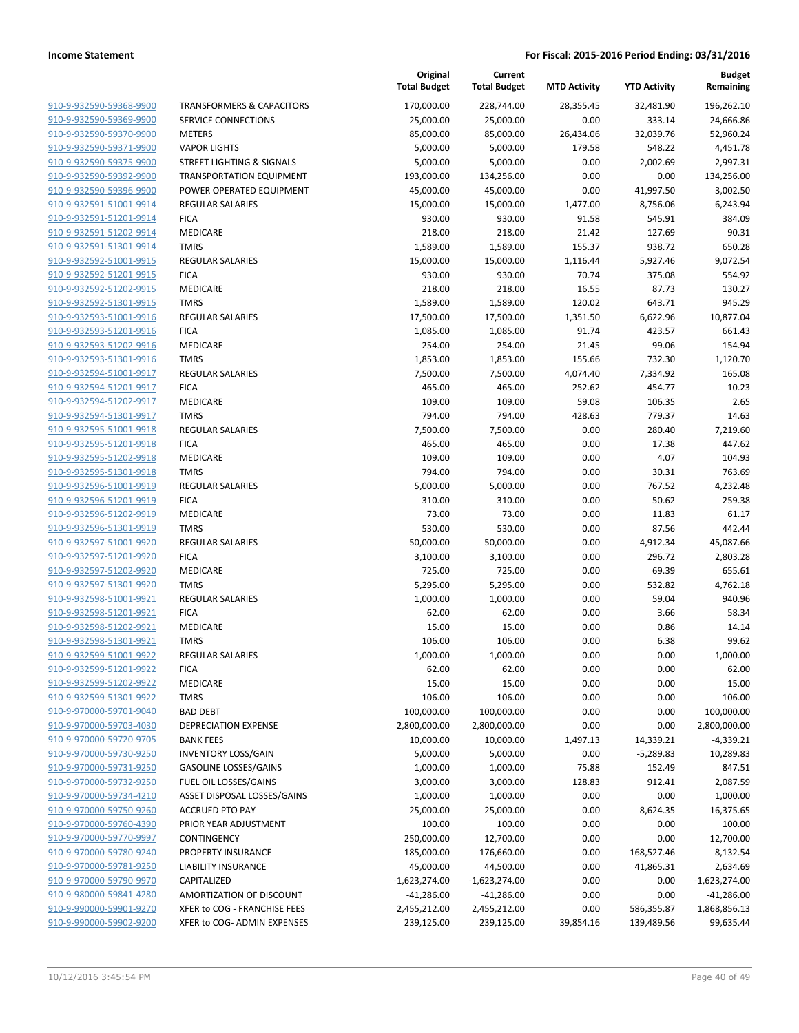**Income Statement** **For Fiscal: 2015-2016 Period Ending: 03/31/2016**

| | | Original Total Budget | Current Total Budget | MTD Activity | YTD Activity | Budget Remaining |
|---|---|---|---|---|---|---|
| 910-9-932590-59368-9900 | TRANSFORMERS & CAPACITORS | 170,000.00 | 228,744.00 | 28,355.45 | 32,481.90 | 196,262.10 |
| 910-9-932590-59369-9900 | SERVICE CONNECTIONS | 25,000.00 | 25,000.00 | 0.00 | 333.14 | 24,666.86 |
| 910-9-932590-59370-9900 | METERS | 85,000.00 | 85,000.00 | 26,434.06 | 32,039.76 | 52,960.24 |
| 910-9-932590-59371-9900 | VAPOR LIGHTS | 5,000.00 | 5,000.00 | 179.58 | 548.22 | 4,451.78 |
| 910-9-932590-59375-9900 | STREET LIGHTING & SIGNALS | 5,000.00 | 5,000.00 | 0.00 | 2,002.69 | 2,997.31 |
| 910-9-932590-59392-9900 | TRANSPORTATION EQUIPMENT | 193,000.00 | 134,256.00 | 0.00 | 0.00 | 134,256.00 |
| 910-9-932590-59396-9900 | POWER OPERATED EQUIPMENT | 45,000.00 | 45,000.00 | 0.00 | 41,997.50 | 3,002.50 |
| 910-9-932591-51001-9914 | REGULAR SALARIES | 15,000.00 | 15,000.00 | 1,477.00 | 8,756.06 | 6,243.94 |
| 910-9-932591-51201-9914 | FICA | 930.00 | 930.00 | 91.58 | 545.91 | 384.09 |
| 910-9-932591-51202-9914 | MEDICARE | 218.00 | 218.00 | 21.42 | 127.69 | 90.31 |
| 910-9-932591-51301-9914 | TMRS | 1,589.00 | 1,589.00 | 155.37 | 938.72 | 650.28 |
| 910-9-932592-51001-9915 | REGULAR SALARIES | 15,000.00 | 15,000.00 | 1,116.44 | 5,927.46 | 9,072.54 |
| 910-9-932592-51201-9915 | FICA | 930.00 | 930.00 | 70.74 | 375.08 | 554.92 |
| 910-9-932592-51202-9915 | MEDICARE | 218.00 | 218.00 | 16.55 | 87.73 | 130.27 |
| 910-9-932592-51301-9915 | TMRS | 1,589.00 | 1,589.00 | 120.02 | 643.71 | 945.29 |
| 910-9-932593-51001-9916 | REGULAR SALARIES | 17,500.00 | 17,500.00 | 1,351.50 | 6,622.96 | 10,877.04 |
| 910-9-932593-51201-9916 | FICA | 1,085.00 | 1,085.00 | 91.74 | 423.57 | 661.43 |
| 910-9-932593-51202-9916 | MEDICARE | 254.00 | 254.00 | 21.45 | 99.06 | 154.94 |
| 910-9-932593-51301-9916 | TMRS | 1,853.00 | 1,853.00 | 155.66 | 732.30 | 1,120.70 |
| 910-9-932594-51001-9917 | REGULAR SALARIES | 7,500.00 | 7,500.00 | 4,074.40 | 7,334.92 | 165.08 |
| 910-9-932594-51201-9917 | FICA | 465.00 | 465.00 | 252.62 | 454.77 | 10.23 |
| 910-9-932594-51202-9917 | MEDICARE | 109.00 | 109.00 | 59.08 | 106.35 | 2.65 |
| 910-9-932594-51301-9917 | TMRS | 794.00 | 794.00 | 428.63 | 779.37 | 14.63 |
| 910-9-932595-51001-9918 | REGULAR SALARIES | 7,500.00 | 7,500.00 | 0.00 | 280.40 | 7,219.60 |
| 910-9-932595-51201-9918 | FICA | 465.00 | 465.00 | 0.00 | 17.38 | 447.62 |
| 910-9-932595-51202-9918 | MEDICARE | 109.00 | 109.00 | 0.00 | 4.07 | 104.93 |
| 910-9-932595-51301-9918 | TMRS | 794.00 | 794.00 | 0.00 | 30.31 | 763.69 |
| 910-9-932596-51001-9919 | REGULAR SALARIES | 5,000.00 | 5,000.00 | 0.00 | 767.52 | 4,232.48 |
| 910-9-932596-51201-9919 | FICA | 310.00 | 310.00 | 0.00 | 50.62 | 259.38 |
| 910-9-932596-51202-9919 | MEDICARE | 73.00 | 73.00 | 0.00 | 11.83 | 61.17 |
| 910-9-932596-51301-9919 | TMRS | 530.00 | 530.00 | 0.00 | 87.56 | 442.44 |
| 910-9-932597-51001-9920 | REGULAR SALARIES | 50,000.00 | 50,000.00 | 0.00 | 4,912.34 | 45,087.66 |
| 910-9-932597-51201-9920 | FICA | 3,100.00 | 3,100.00 | 0.00 | 296.72 | 2,803.28 |
| 910-9-932597-51202-9920 | MEDICARE | 725.00 | 725.00 | 0.00 | 69.39 | 655.61 |
| 910-9-932597-51301-9920 | TMRS | 5,295.00 | 5,295.00 | 0.00 | 532.82 | 4,762.18 |
| 910-9-932598-51001-9921 | REGULAR SALARIES | 1,000.00 | 1,000.00 | 0.00 | 59.04 | 940.96 |
| 910-9-932598-51201-9921 | FICA | 62.00 | 62.00 | 0.00 | 3.66 | 58.34 |
| 910-9-932598-51202-9921 | MEDICARE | 15.00 | 15.00 | 0.00 | 0.86 | 14.14 |
| 910-9-932598-51301-9921 | TMRS | 106.00 | 106.00 | 0.00 | 6.38 | 99.62 |
| 910-9-932599-51001-9922 | REGULAR SALARIES | 1,000.00 | 1,000.00 | 0.00 | 0.00 | 1,000.00 |
| 910-9-932599-51201-9922 | FICA | 62.00 | 62.00 | 0.00 | 0.00 | 62.00 |
| 910-9-932599-51202-9922 | MEDICARE | 15.00 | 15.00 | 0.00 | 0.00 | 15.00 |
| 910-9-932599-51301-9922 | TMRS | 106.00 | 106.00 | 0.00 | 0.00 | 106.00 |
| 910-9-970000-59701-9040 | BAD DEBT | 100,000.00 | 100,000.00 | 0.00 | 0.00 | 100,000.00 |
| 910-9-970000-59703-4030 | DEPRECIATION EXPENSE | 2,800,000.00 | 2,800,000.00 | 0.00 | 0.00 | 2,800,000.00 |
| 910-9-970000-59720-9705 | BANK FEES | 10,000.00 | 10,000.00 | 1,497.13 | 14,339.21 | -4,339.21 |
| 910-9-970000-59730-9250 | INVENTORY LOSS/GAIN | 5,000.00 | 5,000.00 | 0.00 | -5,289.83 | 10,289.83 |
| 910-9-970000-59731-9250 | GASOLINE LOSSES/GAINS | 1,000.00 | 1,000.00 | 75.88 | 152.49 | 847.51 |
| 910-9-970000-59732-9250 | FUEL OIL LOSSES/GAINS | 3,000.00 | 3,000.00 | 128.83 | 912.41 | 2,087.59 |
| 910-9-970000-59734-4210 | ASSET DISPOSAL LOSSES/GAINS | 1,000.00 | 1,000.00 | 0.00 | 0.00 | 1,000.00 |
| 910-9-970000-59750-9260 | ACCRUED PTO PAY | 25,000.00 | 25,000.00 | 0.00 | 8,624.35 | 16,375.65 |
| 910-9-970000-59760-4390 | PRIOR YEAR ADJUSTMENT | 100.00 | 100.00 | 0.00 | 0.00 | 100.00 |
| 910-9-970000-59770-9997 | CONTINGENCY | 250,000.00 | 12,700.00 | 0.00 | 0.00 | 12,700.00 |
| 910-9-970000-59780-9240 | PROPERTY INSURANCE | 185,000.00 | 176,660.00 | 0.00 | 168,527.46 | 8,132.54 |
| 910-9-970000-59781-9250 | LIABILITY INSURANCE | 45,000.00 | 44,500.00 | 0.00 | 41,865.31 | 2,634.69 |
| 910-9-970000-59790-9970 | CAPITALIZED | -1,623,274.00 | -1,623,274.00 | 0.00 | 0.00 | -1,623,274.00 |
| 910-9-980000-59841-4280 | AMORTIZATION OF DISCOUNT | -41,286.00 | -41,286.00 | 0.00 | 0.00 | -41,286.00 |
| 910-9-990000-59901-9270 | XFER to COG - FRANCHISE FEES | 2,455,212.00 | 2,455,212.00 | 0.00 | 586,355.87 | 1,868,856.13 |
| 910-9-990000-59902-9200 | XFER to COG- ADMIN EXPENSES | 239,125.00 | 239,125.00 | 39,854.16 | 139,489.56 | 99,635.44 |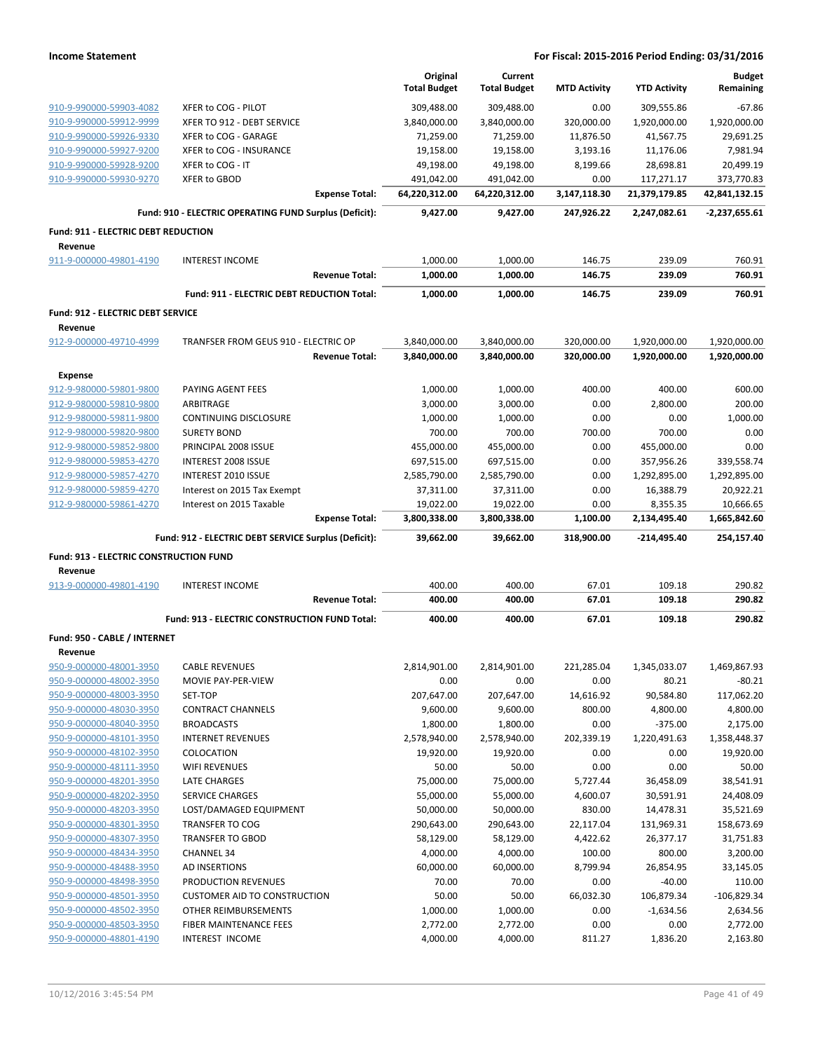**Income Statement** | **For Fiscal: 2015-2016 Period Ending: 03/31/2016**

| | | Original Total Budget | Current Total Budget | MTD Activity | YTD Activity | Budget Remaining |
|---|---|---|---|---|---|---|
| 910-9-990000-59903-4082 | XFER to COG - PILOT | 309,488.00 | 309,488.00 | 0.00 | 309,555.86 | -67.86 |
| 910-9-990000-59912-9999 | XFER TO 912 - DEBT SERVICE | 3,840,000.00 | 3,840,000.00 | 320,000.00 | 1,920,000.00 | 1,920,000.00 |
| 910-9-990000-59926-9330 | XFER to COG - GARAGE | 71,259.00 | 71,259.00 | 11,876.50 | 41,567.75 | 29,691.25 |
| 910-9-990000-59927-9200 | XFER to COG - INSURANCE | 19,158.00 | 19,158.00 | 3,193.16 | 11,176.06 | 7,981.94 |
| 910-9-990000-59928-9200 | XFER to COG - IT | 49,198.00 | 49,198.00 | 8,199.66 | 28,698.81 | 20,499.19 |
| 910-9-990000-59930-9270 | XFER to GBOD | 491,042.00 | 491,042.00 | 0.00 | 117,271.17 | 373,770.83 |
| | **Expense Total:** | **64,220,312.00** | **64,220,312.00** | **3,147,118.30** | **21,379,179.85** | **42,841,132.15** |
| | **Fund: 910 - ELECTRIC OPERATING FUND Surplus (Deficit):** | **9,427.00** | **9,427.00** | **247,926.22** | **2,247,082.61** | **-2,237,655.61** |
| **Fund: 911 - ELECTRIC DEBT REDUCTION** | | | | | | |
| **Revenue** | | | | | | |
| 911-9-000000-49801-4190 | INTEREST INCOME | 1,000.00 | 1,000.00 | 146.75 | 239.09 | 760.91 |
| | **Revenue Total:** | **1,000.00** | **1,000.00** | **146.75** | **239.09** | **760.91** |
| | **Fund: 911 - ELECTRIC DEBT REDUCTION Total:** | **1,000.00** | **1,000.00** | **146.75** | **239.09** | **760.91** |
| **Fund: 912 - ELECTRIC DEBT SERVICE** | | | | | | |
| **Revenue** | | | | | | |
| 912-9-000000-49710-4999 | TRANFSER FROM GEUS 910 - ELECTRIC OP | 3,840,000.00 | 3,840,000.00 | 320,000.00 | 1,920,000.00 | 1,920,000.00 |
| | **Revenue Total:** | **3,840,000.00** | **3,840,000.00** | **320,000.00** | **1,920,000.00** | **1,920,000.00** |
| **Expense** | | | | | | |
| 912-9-980000-59801-9800 | PAYING AGENT FEES | 1,000.00 | 1,000.00 | 400.00 | 400.00 | 600.00 |
| 912-9-980000-59810-9800 | ARBITRAGE | 3,000.00 | 3,000.00 | 0.00 | 2,800.00 | 200.00 |
| 912-9-980000-59811-9800 | CONTINUING DISCLOSURE | 1,000.00 | 1,000.00 | 0.00 | 0.00 | 1,000.00 |
| 912-9-980000-59820-9800 | SURETY BOND | 700.00 | 700.00 | 700.00 | 700.00 | 0.00 |
| 912-9-980000-59852-9800 | PRINCIPAL 2008 ISSUE | 455,000.00 | 455,000.00 | 0.00 | 455,000.00 | 0.00 |
| 912-9-980000-59853-4270 | INTEREST 2008 ISSUE | 697,515.00 | 697,515.00 | 0.00 | 357,956.26 | 339,558.74 |
| 912-9-980000-59857-4270 | INTEREST 2010 ISSUE | 2,585,790.00 | 2,585,790.00 | 0.00 | 1,292,895.00 | 1,292,895.00 |
| 912-9-980000-59859-4270 | Interest on 2015 Tax Exempt | 37,311.00 | 37,311.00 | 0.00 | 16,388.79 | 20,922.21 |
| 912-9-980000-59861-4270 | Interest on 2015 Taxable | 19,022.00 | 19,022.00 | 0.00 | 8,355.35 | 10,666.65 |
| | **Expense Total:** | **3,800,338.00** | **3,800,338.00** | **1,100.00** | **2,134,495.40** | **1,665,842.60** |
| | **Fund: 912 - ELECTRIC DEBT SERVICE Surplus (Deficit):** | **39,662.00** | **39,662.00** | **318,900.00** | **-214,495.40** | **254,157.40** |
| **Fund: 913 - ELECTRIC CONSTRUCTION FUND** | | | | | | |
| **Revenue** | | | | | | |
| 913-9-000000-49801-4190 | INTEREST INCOME | 400.00 | 400.00 | 67.01 | 109.18 | 290.82 |
| | **Revenue Total:** | **400.00** | **400.00** | **67.01** | **109.18** | **290.82** |
| | **Fund: 913 - ELECTRIC CONSTRUCTION FUND Total:** | **400.00** | **400.00** | **67.01** | **109.18** | **290.82** |
| **Fund: 950 - CABLE / INTERNET** | | | | | | |
| **Revenue** | | | | | | |
| 950-9-000000-48001-3950 | CABLE REVENUES | 2,814,901.00 | 2,814,901.00 | 221,285.04 | 1,345,033.07 | 1,469,867.93 |
| 950-9-000000-48002-3950 | MOVIE PAY-PER-VIEW | 0.00 | 0.00 | 0.00 | 80.21 | -80.21 |
| 950-9-000000-48003-3950 | SET-TOP | 207,647.00 | 207,647.00 | 14,616.92 | 90,584.80 | 117,062.20 |
| 950-9-000000-48030-3950 | CONTRACT CHANNELS | 9,600.00 | 9,600.00 | 800.00 | 4,800.00 | 4,800.00 |
| 950-9-000000-48040-3950 | BROADCASTS | 1,800.00 | 1,800.00 | 0.00 | -375.00 | 2,175.00 |
| 950-9-000000-48101-3950 | INTERNET REVENUES | 2,578,940.00 | 2,578,940.00 | 202,339.19 | 1,220,491.63 | 1,358,448.37 |
| 950-9-000000-48102-3950 | COLOCATION | 19,920.00 | 19,920.00 | 0.00 | 0.00 | 19,920.00 |
| 950-9-000000-48111-3950 | WIFI REVENUES | 50.00 | 50.00 | 0.00 | 0.00 | 50.00 |
| 950-9-000000-48201-3950 | LATE CHARGES | 75,000.00 | 75,000.00 | 5,727.44 | 36,458.09 | 38,541.91 |
| 950-9-000000-48202-3950 | SERVICE CHARGES | 55,000.00 | 55,000.00 | 4,600.07 | 30,591.91 | 24,408.09 |
| 950-9-000000-48203-3950 | LOST/DAMAGED EQUIPMENT | 50,000.00 | 50,000.00 | 830.00 | 14,478.31 | 35,521.69 |
| 950-9-000000-48301-3950 | TRANSFER TO COG | 290,643.00 | 290,643.00 | 22,117.04 | 131,969.31 | 158,673.69 |
| 950-9-000000-48307-3950 | TRANSFER TO GBOD | 58,129.00 | 58,129.00 | 4,422.62 | 26,377.17 | 31,751.83 |
| 950-9-000000-48434-3950 | CHANNEL 34 | 4,000.00 | 4,000.00 | 100.00 | 800.00 | 3,200.00 |
| 950-9-000000-48488-3950 | AD INSERTIONS | 60,000.00 | 60,000.00 | 8,799.94 | 26,854.95 | 33,145.05 |
| 950-9-000000-48498-3950 | PRODUCTION REVENUES | 70.00 | 70.00 | 0.00 | -40.00 | 110.00 |
| 950-9-000000-48501-3950 | CUSTOMER AID TO CONSTRUCTION | 50.00 | 50.00 | 66,032.30 | 106,879.34 | -106,829.34 |
| 950-9-000000-48502-3950 | OTHER REIMBURSEMENTS | 1,000.00 | 1,000.00 | 0.00 | -1,634.56 | 2,634.56 |
| 950-9-000000-48503-3950 | FIBER MAINTENANCE FEES | 2,772.00 | 2,772.00 | 0.00 | 0.00 | 2,772.00 |
| 950-9-000000-48801-4190 | INTEREST INCOME | 4,000.00 | 4,000.00 | 811.27 | 1,836.20 | 2,163.80 |

10/12/2016 3:45:54 PM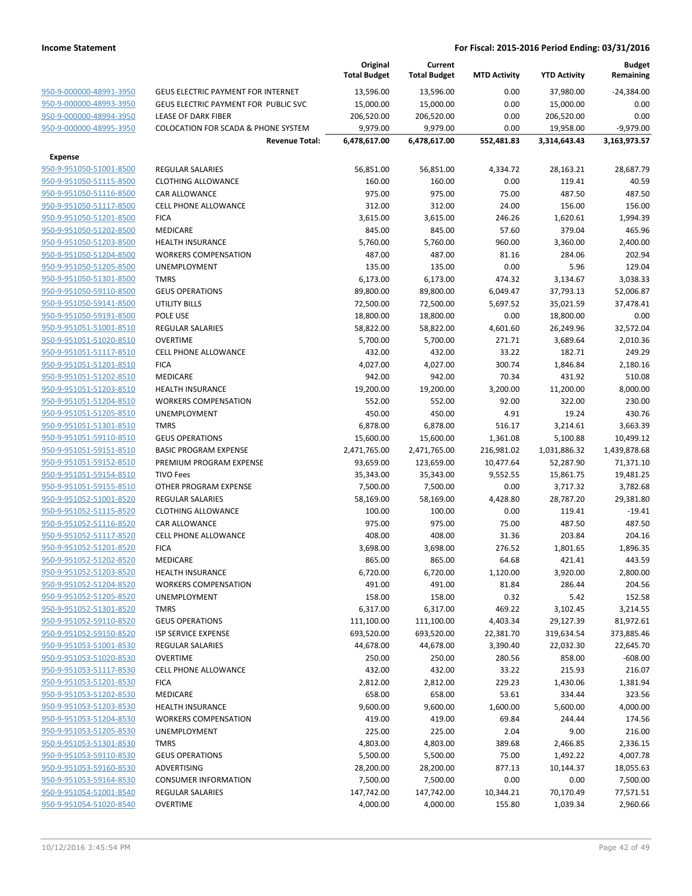**Income Statement** — For Fiscal: 2015-2016 Period Ending: 03/31/2016

| | | Original Total Budget | Current Total Budget | MTD Activity | YTD Activity | Budget Remaining |
|---|---|---|---|---|---|---|
| 950-9-000000-48991-3950 | GEUS ELECTRIC PAYMENT FOR INTERNET | 13,596.00 | 13,596.00 | 0.00 | 37,980.00 | -24,384.00 |
| 950-9-000000-48993-3950 | GEUS ELECTRIC PAYMENT FOR PUBLIC SVC | 15,000.00 | 15,000.00 | 0.00 | 15,000.00 | 0.00 |
| 950-9-000000-48994-3950 | LEASE OF DARK FIBER | 206,520.00 | 206,520.00 | 0.00 | 206,520.00 | 0.00 |
| 950-9-000000-48995-3950 | COLOCATION FOR SCADA & PHONE SYSTEM | 9,979.00 | 9,979.00 | 0.00 | 19,958.00 | -9,979.00 |
| | **Revenue Total:** | **6,478,617.00** | **6,478,617.00** | **552,481.83** | **3,314,643.43** | **3,163,973.57** |
| **Expense** | | | | | | |
| 950-9-951050-51001-8500 | REGULAR SALARIES | 56,851.00 | 56,851.00 | 4,334.72 | 28,163.21 | 28,687.79 |
| 950-9-951050-51115-8500 | CLOTHING ALLOWANCE | 160.00 | 160.00 | 0.00 | 119.41 | 40.59 |
| 950-9-951050-51116-8500 | CAR ALLOWANCE | 975.00 | 975.00 | 75.00 | 487.50 | 487.50 |
| 950-9-951050-51117-8500 | CELL PHONE ALLOWANCE | 312.00 | 312.00 | 24.00 | 156.00 | 156.00 |
| 950-9-951050-51201-8500 | FICA | 3,615.00 | 3,615.00 | 246.26 | 1,620.61 | 1,994.39 |
| 950-9-951050-51202-8500 | MEDICARE | 845.00 | 845.00 | 57.60 | 379.04 | 465.96 |
| 950-9-951050-51203-8500 | HEALTH INSURANCE | 5,760.00 | 5,760.00 | 960.00 | 3,360.00 | 2,400.00 |
| 950-9-951050-51204-8500 | WORKERS COMPENSATION | 487.00 | 487.00 | 81.16 | 284.06 | 202.94 |
| 950-9-951050-51205-8500 | UNEMPLOYMENT | 135.00 | 135.00 | 0.00 | 5.96 | 129.04 |
| 950-9-951050-51301-8500 | TMRS | 6,173.00 | 6,173.00 | 474.32 | 3,134.67 | 3,038.33 |
| 950-9-951050-59110-8500 | GEUS OPERATIONS | 89,800.00 | 89,800.00 | 6,049.47 | 37,793.13 | 52,006.87 |
| 950-9-951050-59141-8500 | UTILITY BILLS | 72,500.00 | 72,500.00 | 5,697.52 | 35,021.59 | 37,478.41 |
| 950-9-951050-59191-8500 | POLE USE | 18,800.00 | 18,800.00 | 0.00 | 18,800.00 | 0.00 |
| 950-9-951051-51001-8510 | REGULAR SALARIES | 58,822.00 | 58,822.00 | 4,601.60 | 26,249.96 | 32,572.04 |
| 950-9-951051-51020-8510 | OVERTIME | 5,700.00 | 5,700.00 | 271.71 | 3,689.64 | 2,010.36 |
| 950-9-951051-51117-8510 | CELL PHONE ALLOWANCE | 432.00 | 432.00 | 33.22 | 182.71 | 249.29 |
| 950-9-951051-51201-8510 | FICA | 4,027.00 | 4,027.00 | 300.74 | 1,846.84 | 2,180.16 |
| 950-9-951051-51202-8510 | MEDICARE | 942.00 | 942.00 | 70.34 | 431.92 | 510.08 |
| 950-9-951051-51203-8510 | HEALTH INSURANCE | 19,200.00 | 19,200.00 | 3,200.00 | 11,200.00 | 8,000.00 |
| 950-9-951051-51204-8510 | WORKERS COMPENSATION | 552.00 | 552.00 | 92.00 | 322.00 | 230.00 |
| 950-9-951051-51205-8510 | UNEMPLOYMENT | 450.00 | 450.00 | 4.91 | 19.24 | 430.76 |
| 950-9-951051-51301-8510 | TMRS | 6,878.00 | 6,878.00 | 516.17 | 3,214.61 | 3,663.39 |
| 950-9-951051-59110-8510 | GEUS OPERATIONS | 15,600.00 | 15,600.00 | 1,361.08 | 5,100.88 | 10,499.12 |
| 950-9-951051-59151-8510 | BASIC PROGRAM EXPENSE | 2,471,765.00 | 2,471,765.00 | 216,981.02 | 1,031,886.32 | 1,439,878.68 |
| 950-9-951051-59152-8510 | PREMIUM PROGRAM EXPENSE | 93,659.00 | 123,659.00 | 10,477.64 | 52,287.90 | 71,371.10 |
| 950-9-951051-59154-8510 | TIVO Fees | 35,343.00 | 35,343.00 | 9,552.55 | 15,861.75 | 19,481.25 |
| 950-9-951051-59155-8510 | OTHER PROGRAM EXPENSE | 7,500.00 | 7,500.00 | 0.00 | 3,717.32 | 3,782.68 |
| 950-9-951052-51001-8520 | REGULAR SALARIES | 58,169.00 | 58,169.00 | 4,428.80 | 28,787.20 | 29,381.80 |
| 950-9-951052-51115-8520 | CLOTHING ALLOWANCE | 100.00 | 100.00 | 0.00 | 119.41 | -19.41 |
| 950-9-951052-51116-8520 | CAR ALLOWANCE | 975.00 | 975.00 | 75.00 | 487.50 | 487.50 |
| 950-9-951052-51117-8520 | CELL PHONE ALLOWANCE | 408.00 | 408.00 | 31.36 | 203.84 | 204.16 |
| 950-9-951052-51201-8520 | FICA | 3,698.00 | 3,698.00 | 276.52 | 1,801.65 | 1,896.35 |
| 950-9-951052-51202-8520 | MEDICARE | 865.00 | 865.00 | 64.68 | 421.41 | 443.59 |
| 950-9-951052-51203-8520 | HEALTH INSURANCE | 6,720.00 | 6,720.00 | 1,120.00 | 3,920.00 | 2,800.00 |
| 950-9-951052-51204-8520 | WORKERS COMPENSATION | 491.00 | 491.00 | 81.84 | 286.44 | 204.56 |
| 950-9-951052-51205-8520 | UNEMPLOYMENT | 158.00 | 158.00 | 0.32 | 5.42 | 152.58 |
| 950-9-951052-51301-8520 | TMRS | 6,317.00 | 6,317.00 | 469.22 | 3,102.45 | 3,214.55 |
| 950-9-951052-59110-8520 | GEUS OPERATIONS | 111,100.00 | 111,100.00 | 4,403.34 | 29,127.39 | 81,972.61 |
| 950-9-951052-59150-8520 | ISP SERVICE EXPENSE | 693,520.00 | 693,520.00 | 22,381.70 | 319,634.54 | 373,885.46 |
| 950-9-951053-51001-8530 | REGULAR SALARIES | 44,678.00 | 44,678.00 | 3,390.40 | 22,032.30 | 22,645.70 |
| 950-9-951053-51020-8530 | OVERTIME | 250.00 | 250.00 | 280.56 | 858.00 | -608.00 |
| 950-9-951053-51117-8530 | CELL PHONE ALLOWANCE | 432.00 | 432.00 | 33.22 | 215.93 | 216.07 |
| 950-9-951053-51201-8530 | FICA | 2,812.00 | 2,812.00 | 229.23 | 1,430.06 | 1,381.94 |
| 950-9-951053-51202-8530 | MEDICARE | 658.00 | 658.00 | 53.61 | 334.44 | 323.56 |
| 950-9-951053-51203-8530 | HEALTH INSURANCE | 9,600.00 | 9,600.00 | 1,600.00 | 5,600.00 | 4,000.00 |
| 950-9-951053-51204-8530 | WORKERS COMPENSATION | 419.00 | 419.00 | 69.84 | 244.44 | 174.56 |
| 950-9-951053-51205-8530 | UNEMPLOYMENT | 225.00 | 225.00 | 2.04 | 9.00 | 216.00 |
| 950-9-951053-51301-8530 | TMRS | 4,803.00 | 4,803.00 | 389.68 | 2,466.85 | 2,336.15 |
| 950-9-951053-59110-8530 | GEUS OPERATIONS | 5,500.00 | 5,500.00 | 75.00 | 1,492.22 | 4,007.78 |
| 950-9-951053-59160-8530 | ADVERTISING | 28,200.00 | 28,200.00 | 877.13 | 10,144.37 | 18,055.63 |
| 950-9-951053-59164-8530 | CONSUMER INFORMATION | 7,500.00 | 7,500.00 | 0.00 | 0.00 | 7,500.00 |
| 950-9-951054-51001-8540 | REGULAR SALARIES | 147,742.00 | 147,742.00 | 10,344.21 | 70,170.49 | 77,571.51 |
| 950-9-951054-51020-8540 | OVERTIME | 4,000.00 | 4,000.00 | 155.80 | 1,039.34 | 2,960.66 |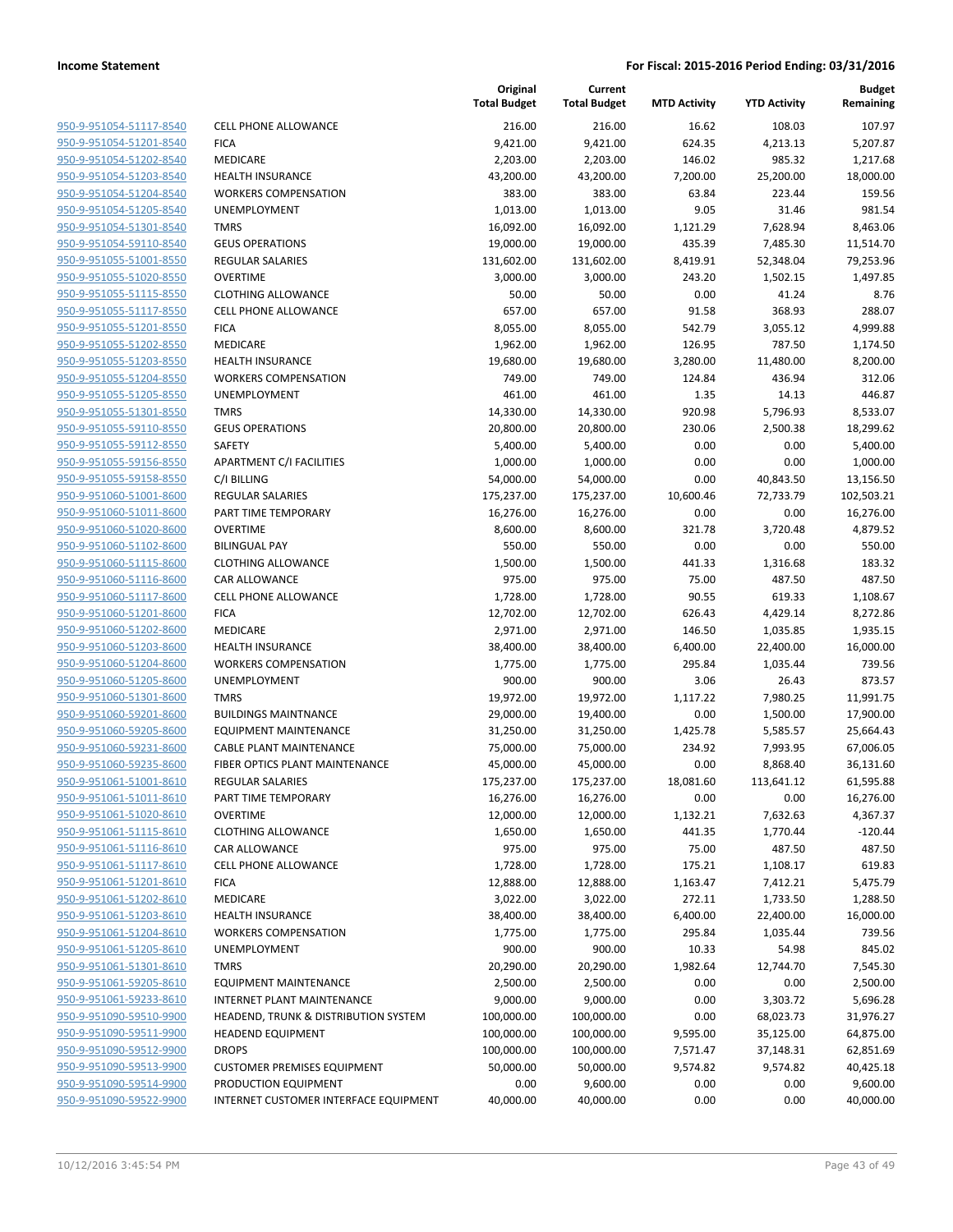| | | Original Total Budget | Current Total Budget | MTD Activity | YTD Activity | Budget Remaining |
|---|---|---|---|---|---|---|
| 950-9-951054-51117-8540 | CELL PHONE ALLOWANCE | 216.00 | 216.00 | 16.62 | 108.03 | 107.97 |
| 950-9-951054-51201-8540 | FICA | 9,421.00 | 9,421.00 | 624.35 | 4,213.13 | 5,207.87 |
| 950-9-951054-51202-8540 | MEDICARE | 2,203.00 | 2,203.00 | 146.02 | 985.32 | 1,217.68 |
| 950-9-951054-51203-8540 | HEALTH INSURANCE | 43,200.00 | 43,200.00 | 7,200.00 | 25,200.00 | 18,000.00 |
| 950-9-951054-51204-8540 | WORKERS COMPENSATION | 383.00 | 383.00 | 63.84 | 223.44 | 159.56 |
| 950-9-951054-51205-8540 | UNEMPLOYMENT | 1,013.00 | 1,013.00 | 9.05 | 31.46 | 981.54 |
| 950-9-951054-51301-8540 | TMRS | 16,092.00 | 16,092.00 | 1,121.29 | 7,628.94 | 8,463.06 |
| 950-9-951054-59110-8540 | GEUS OPERATIONS | 19,000.00 | 19,000.00 | 435.39 | 7,485.30 | 11,514.70 |
| 950-9-951055-51001-8550 | REGULAR SALARIES | 131,602.00 | 131,602.00 | 8,419.91 | 52,348.04 | 79,253.96 |
| 950-9-951055-51020-8550 | OVERTIME | 3,000.00 | 3,000.00 | 243.20 | 1,502.15 | 1,497.85 |
| 950-9-951055-51115-8550 | CLOTHING ALLOWANCE | 50.00 | 50.00 | 0.00 | 41.24 | 8.76 |
| 950-9-951055-51117-8550 | CELL PHONE ALLOWANCE | 657.00 | 657.00 | 91.58 | 368.93 | 288.07 |
| 950-9-951055-51201-8550 | FICA | 8,055.00 | 8,055.00 | 542.79 | 3,055.12 | 4,999.88 |
| 950-9-951055-51202-8550 | MEDICARE | 1,962.00 | 1,962.00 | 126.95 | 787.50 | 1,174.50 |
| 950-9-951055-51203-8550 | HEALTH INSURANCE | 19,680.00 | 19,680.00 | 3,280.00 | 11,480.00 | 8,200.00 |
| 950-9-951055-51204-8550 | WORKERS COMPENSATION | 749.00 | 749.00 | 124.84 | 436.94 | 312.06 |
| 950-9-951055-51205-8550 | UNEMPLOYMENT | 461.00 | 461.00 | 1.35 | 14.13 | 446.87 |
| 950-9-951055-51301-8550 | TMRS | 14,330.00 | 14,330.00 | 920.98 | 5,796.93 | 8,533.07 |
| 950-9-951055-59110-8550 | GEUS OPERATIONS | 20,800.00 | 20,800.00 | 230.06 | 2,500.38 | 18,299.62 |
| 950-9-951055-59112-8550 | SAFETY | 5,400.00 | 5,400.00 | 0.00 | 0.00 | 5,400.00 |
| 950-9-951055-59156-8550 | APARTMENT C/I FACILITIES | 1,000.00 | 1,000.00 | 0.00 | 0.00 | 1,000.00 |
| 950-9-951055-59158-8550 | C/I BILLING | 54,000.00 | 54,000.00 | 0.00 | 40,843.50 | 13,156.50 |
| 950-9-951060-51001-8600 | REGULAR SALARIES | 175,237.00 | 175,237.00 | 10,600.46 | 72,733.79 | 102,503.21 |
| 950-9-951060-51011-8600 | PART TIME TEMPORARY | 16,276.00 | 16,276.00 | 0.00 | 0.00 | 16,276.00 |
| 950-9-951060-51020-8600 | OVERTIME | 8,600.00 | 8,600.00 | 321.78 | 3,720.48 | 4,879.52 |
| 950-9-951060-51102-8600 | BILINGUAL PAY | 550.00 | 550.00 | 0.00 | 0.00 | 550.00 |
| 950-9-951060-51115-8600 | CLOTHING ALLOWANCE | 1,500.00 | 1,500.00 | 441.33 | 1,316.68 | 183.32 |
| 950-9-951060-51116-8600 | CAR ALLOWANCE | 975.00 | 975.00 | 75.00 | 487.50 | 487.50 |
| 950-9-951060-51117-8600 | CELL PHONE ALLOWANCE | 1,728.00 | 1,728.00 | 90.55 | 619.33 | 1,108.67 |
| 950-9-951060-51201-8600 | FICA | 12,702.00 | 12,702.00 | 626.43 | 4,429.14 | 8,272.86 |
| 950-9-951060-51202-8600 | MEDICARE | 2,971.00 | 2,971.00 | 146.50 | 1,035.85 | 1,935.15 |
| 950-9-951060-51203-8600 | HEALTH INSURANCE | 38,400.00 | 38,400.00 | 6,400.00 | 22,400.00 | 16,000.00 |
| 950-9-951060-51204-8600 | WORKERS COMPENSATION | 1,775.00 | 1,775.00 | 295.84 | 1,035.44 | 739.56 |
| 950-9-951060-51205-8600 | UNEMPLOYMENT | 900.00 | 900.00 | 3.06 | 26.43 | 873.57 |
| 950-9-951060-51301-8600 | TMRS | 19,972.00 | 19,972.00 | 1,117.22 | 7,980.25 | 11,991.75 |
| 950-9-951060-59201-8600 | BUILDINGS MAINTNANCE | 29,000.00 | 19,400.00 | 0.00 | 1,500.00 | 17,900.00 |
| 950-9-951060-59205-8600 | EQUIPMENT MAINTENANCE | 31,250.00 | 31,250.00 | 1,425.78 | 5,585.57 | 25,664.43 |
| 950-9-951060-59231-8600 | CABLE PLANT MAINTENANCE | 75,000.00 | 75,000.00 | 234.92 | 7,993.95 | 67,006.05 |
| 950-9-951060-59235-8600 | FIBER OPTICS PLANT MAINTENANCE | 45,000.00 | 45,000.00 | 0.00 | 8,868.40 | 36,131.60 |
| 950-9-951061-51001-8610 | REGULAR SALARIES | 175,237.00 | 175,237.00 | 18,081.60 | 113,641.12 | 61,595.88 |
| 950-9-951061-51011-8610 | PART TIME TEMPORARY | 16,276.00 | 16,276.00 | 0.00 | 0.00 | 16,276.00 |
| 950-9-951061-51020-8610 | OVERTIME | 12,000.00 | 12,000.00 | 1,132.21 | 7,632.63 | 4,367.37 |
| 950-9-951061-51115-8610 | CLOTHING ALLOWANCE | 1,650.00 | 1,650.00 | 441.35 | 1,770.44 | -120.44 |
| 950-9-951061-51116-8610 | CAR ALLOWANCE | 975.00 | 975.00 | 75.00 | 487.50 | 487.50 |
| 950-9-951061-51117-8610 | CELL PHONE ALLOWANCE | 1,728.00 | 1,728.00 | 175.21 | 1,108.17 | 619.83 |
| 950-9-951061-51201-8610 | FICA | 12,888.00 | 12,888.00 | 1,163.47 | 7,412.21 | 5,475.79 |
| 950-9-951061-51202-8610 | MEDICARE | 3,022.00 | 3,022.00 | 272.11 | 1,733.50 | 1,288.50 |
| 950-9-951061-51203-8610 | HEALTH INSURANCE | 38,400.00 | 38,400.00 | 6,400.00 | 22,400.00 | 16,000.00 |
| 950-9-951061-51204-8610 | WORKERS COMPENSATION | 1,775.00 | 1,775.00 | 295.84 | 1,035.44 | 739.56 |
| 950-9-951061-51205-8610 | UNEMPLOYMENT | 900.00 | 900.00 | 10.33 | 54.98 | 845.02 |
| 950-9-951061-51301-8610 | TMRS | 20,290.00 | 20,290.00 | 1,982.64 | 12,744.70 | 7,545.30 |
| 950-9-951061-59205-8610 | EQUIPMENT MAINTENANCE | 2,500.00 | 2,500.00 | 0.00 | 0.00 | 2,500.00 |
| 950-9-951061-59233-8610 | INTERNET PLANT MAINTENANCE | 9,000.00 | 9,000.00 | 0.00 | 3,303.72 | 5,696.28 |
| 950-9-951090-59510-9900 | HEADEND, TRUNK & DISTRIBUTION SYSTEM | 100,000.00 | 100,000.00 | 0.00 | 68,023.73 | 31,976.27 |
| 950-9-951090-59511-9900 | HEADEND EQUIPMENT | 100,000.00 | 100,000.00 | 9,595.00 | 35,125.00 | 64,875.00 |
| 950-9-951090-59512-9900 | DROPS | 100,000.00 | 100,000.00 | 7,571.47 | 37,148.31 | 62,851.69 |
| 950-9-951090-59513-9900 | CUSTOMER PREMISES EQUIPMENT | 50,000.00 | 50,000.00 | 9,574.82 | 9,574.82 | 40,425.18 |
| 950-9-951090-59514-9900 | PRODUCTION EQUIPMENT | 0.00 | 9,600.00 | 0.00 | 0.00 | 9,600.00 |
| 950-9-951090-59522-9900 | INTERNET CUSTOMER INTERFACE EQUIPMENT | 40,000.00 | 40,000.00 | 0.00 | 0.00 | 40,000.00 |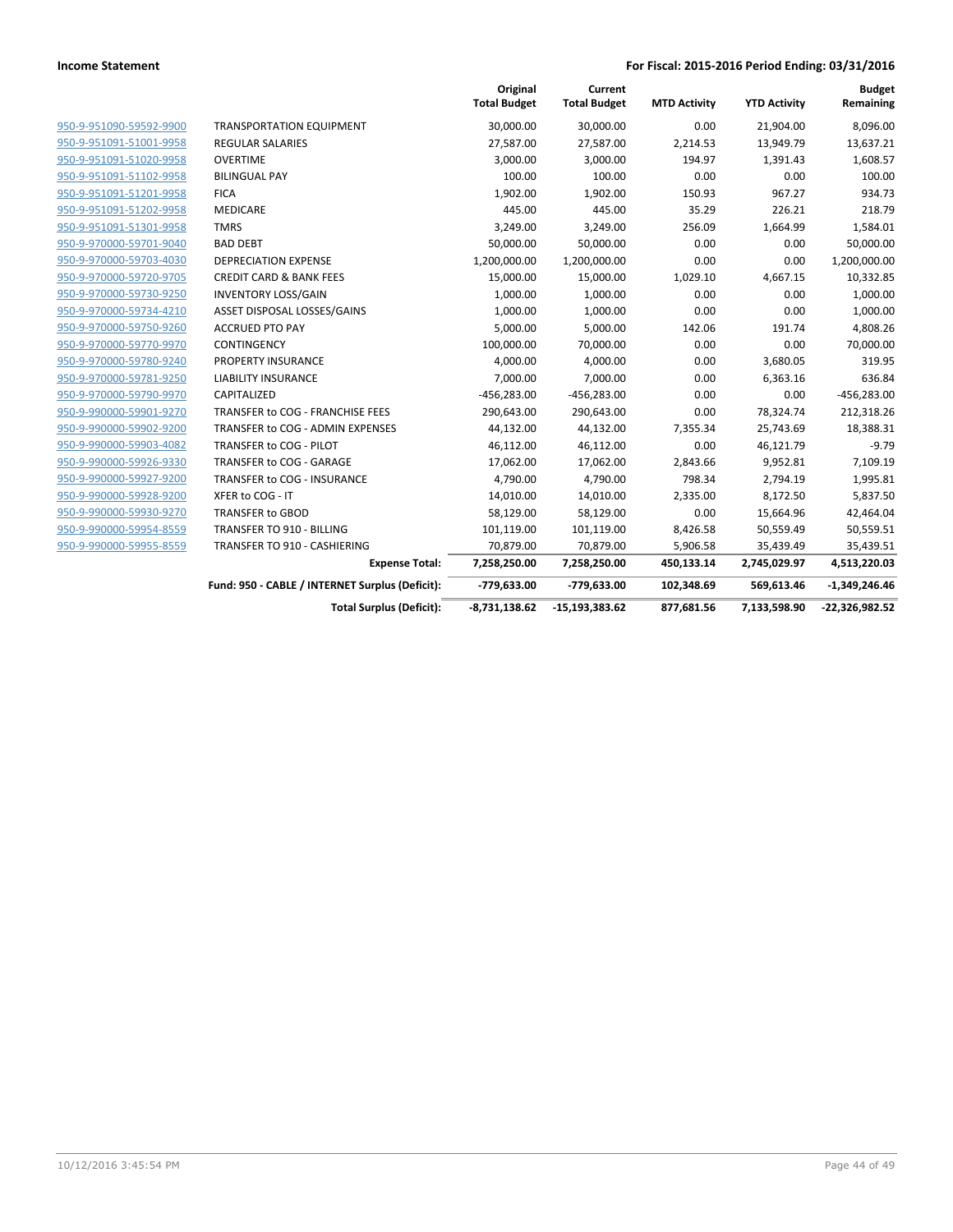**Income Statement** | **For Fiscal: 2015-2016 Period Ending: 03/31/2016**

| | | Original Total Budget | Current Total Budget | MTD Activity | YTD Activity | Budget Remaining |
|---|---|---|---|---|---|---|
| 950-9-951090-59592-9900 | TRANSPORTATION EQUIPMENT | 30,000.00 | 30,000.00 | 0.00 | 21,904.00 | 8,096.00 |
| 950-9-951091-51001-9958 | REGULAR SALARIES | 27,587.00 | 27,587.00 | 2,214.53 | 13,949.79 | 13,637.21 |
| 950-9-951091-51020-9958 | OVERTIME | 3,000.00 | 3,000.00 | 194.97 | 1,391.43 | 1,608.57 |
| 950-9-951091-51102-9958 | BILINGUAL PAY | 100.00 | 100.00 | 0.00 | 0.00 | 100.00 |
| 950-9-951091-51201-9958 | FICA | 1,902.00 | 1,902.00 | 150.93 | 967.27 | 934.73 |
| 950-9-951091-51202-9958 | MEDICARE | 445.00 | 445.00 | 35.29 | 226.21 | 218.79 |
| 950-9-951091-51301-9958 | TMRS | 3,249.00 | 3,249.00 | 256.09 | 1,664.99 | 1,584.01 |
| 950-9-970000-59701-9040 | BAD DEBT | 50,000.00 | 50,000.00 | 0.00 | 0.00 | 50,000.00 |
| 950-9-970000-59703-4030 | DEPRECIATION EXPENSE | 1,200,000.00 | 1,200,000.00 | 0.00 | 0.00 | 1,200,000.00 |
| 950-9-970000-59720-9705 | CREDIT CARD & BANK FEES | 15,000.00 | 15,000.00 | 1,029.10 | 4,667.15 | 10,332.85 |
| 950-9-970000-59730-9250 | INVENTORY LOSS/GAIN | 1,000.00 | 1,000.00 | 0.00 | 0.00 | 1,000.00 |
| 950-9-970000-59734-4210 | ASSET DISPOSAL LOSSES/GAINS | 1,000.00 | 1,000.00 | 0.00 | 0.00 | 1,000.00 |
| 950-9-970000-59750-9260 | ACCRUED PTO PAY | 5,000.00 | 5,000.00 | 142.06 | 191.74 | 4,808.26 |
| 950-9-970000-59770-9970 | CONTINGENCY | 100,000.00 | 70,000.00 | 0.00 | 0.00 | 70,000.00 |
| 950-9-970000-59780-9240 | PROPERTY INSURANCE | 4,000.00 | 4,000.00 | 0.00 | 3,680.05 | 319.95 |
| 950-9-970000-59781-9250 | LIABILITY INSURANCE | 7,000.00 | 7,000.00 | 0.00 | 6,363.16 | 636.84 |
| 950-9-970000-59790-9970 | CAPITALIZED | -456,283.00 | -456,283.00 | 0.00 | 0.00 | -456,283.00 |
| 950-9-990000-59901-9270 | TRANSFER to COG - FRANCHISE FEES | 290,643.00 | 290,643.00 | 0.00 | 78,324.74 | 212,318.26 |
| 950-9-990000-59902-9200 | TRANSFER to COG - ADMIN EXPENSES | 44,132.00 | 44,132.00 | 7,355.34 | 25,743.69 | 18,388.31 |
| 950-9-990000-59903-4082 | TRANSFER to COG - PILOT | 46,112.00 | 46,112.00 | 0.00 | 46,121.79 | -9.79 |
| 950-9-990000-59926-9330 | TRANSFER to COG - GARAGE | 17,062.00 | 17,062.00 | 2,843.66 | 9,952.81 | 7,109.19 |
| 950-9-990000-59927-9200 | TRANSFER to COG - INSURANCE | 4,790.00 | 4,790.00 | 798.34 | 2,794.19 | 1,995.81 |
| 950-9-990000-59928-9200 | XFER to COG - IT | 14,010.00 | 14,010.00 | 2,335.00 | 8,172.50 | 5,837.50 |
| 950-9-990000-59930-9270 | TRANSFER to GBOD | 58,129.00 | 58,129.00 | 0.00 | 15,664.96 | 42,464.04 |
| 950-9-990000-59954-8559 | TRANSFER TO 910 - BILLING | 101,119.00 | 101,119.00 | 8,426.58 | 50,559.49 | 50,559.51 |
| 950-9-990000-59955-8559 | TRANSFER TO 910 - CASHIERING | 70,879.00 | 70,879.00 | 5,906.58 | 35,439.49 | 35,439.51 |
| | **Expense Total:** | **7,258,250.00** | **7,258,250.00** | **450,133.14** | **2,745,029.97** | **4,513,220.03** |
| | **Fund: 950 - CABLE / INTERNET Surplus (Deficit):** | **-779,633.00** | **-779,633.00** | **102,348.69** | **569,613.46** | **-1,349,246.46** |
| | **Total Surplus (Deficit):** | **-8,731,138.62** | **-15,193,383.62** | **877,681.56** | **7,133,598.90** | **-22,326,982.52** |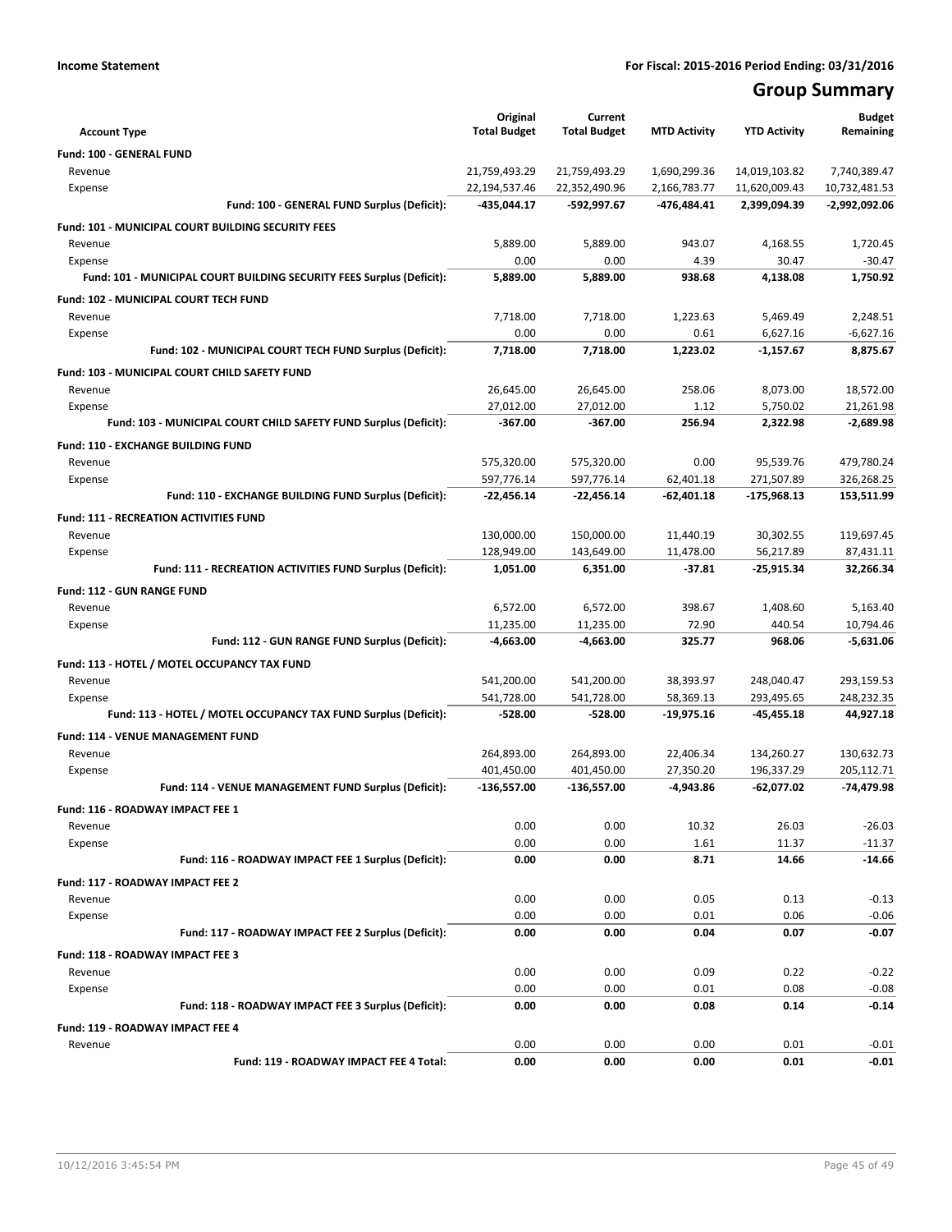**Income Statement** | **For Fiscal: 2015-2016 Period Ending: 03/31/2016**

# Group Summary

| Account Type | Original Total Budget | Current Total Budget | MTD Activity | YTD Activity | Budget Remaining |
|---|---|---|---|---|---|
| **Fund: 100 - GENERAL FUND** | | | | | |
| Revenue | 21,759,493.29 | 21,759,493.29 | 1,690,299.36 | 14,019,103.82 | 7,740,389.47 |
| Expense | 22,194,537.46 | 22,352,490.96 | 2,166,783.77 | 11,620,009.43 | 10,732,481.53 |
| **Fund: 100 - GENERAL FUND Surplus (Deficit):** | **-435,044.17** | **-592,997.67** | **-476,484.41** | **2,399,094.39** | **-2,992,092.06** |
| **Fund: 101 - MUNICIPAL COURT BUILDING SECURITY FEES** | | | | | |
| Revenue | 5,889.00 | 5,889.00 | 943.07 | 4,168.55 | 1,720.45 |
| Expense | 0.00 | 0.00 | 4.39 | 30.47 | -30.47 |
| **Fund: 101 - MUNICIPAL COURT BUILDING SECURITY FEES Surplus (Deficit):** | **5,889.00** | **5,889.00** | **938.68** | **4,138.08** | **1,750.92** |
| **Fund: 102 - MUNICIPAL COURT TECH FUND** | | | | | |
| Revenue | 7,718.00 | 7,718.00 | 1,223.63 | 5,469.49 | 2,248.51 |
| Expense | 0.00 | 0.00 | 0.61 | 6,627.16 | -6,627.16 |
| **Fund: 102 - MUNICIPAL COURT TECH FUND Surplus (Deficit):** | **7,718.00** | **7,718.00** | **1,223.02** | **-1,157.67** | **8,875.67** |
| **Fund: 103 - MUNICIPAL COURT CHILD SAFETY FUND** | | | | | |
| Revenue | 26,645.00 | 26,645.00 | 258.06 | 8,073.00 | 18,572.00 |
| Expense | 27,012.00 | 27,012.00 | 1.12 | 5,750.02 | 21,261.98 |
| **Fund: 103 - MUNICIPAL COURT CHILD SAFETY FUND Surplus (Deficit):** | **-367.00** | **-367.00** | **256.94** | **2,322.98** | **-2,689.98** |
| **Fund: 110 - EXCHANGE BUILDING FUND** | | | | | |
| Revenue | 575,320.00 | 575,320.00 | 0.00 | 95,539.76 | 479,780.24 |
| Expense | 597,776.14 | 597,776.14 | 62,401.18 | 271,507.89 | 326,268.25 |
| **Fund: 110 - EXCHANGE BUILDING FUND Surplus (Deficit):** | **-22,456.14** | **-22,456.14** | **-62,401.18** | **-175,968.13** | **153,511.99** |
| **Fund: 111 - RECREATION ACTIVITIES FUND** | | | | | |
| Revenue | 130,000.00 | 150,000.00 | 11,440.19 | 30,302.55 | 119,697.45 |
| Expense | 128,949.00 | 143,649.00 | 11,478.00 | 56,217.89 | 87,431.11 |
| **Fund: 111 - RECREATION ACTIVITIES FUND Surplus (Deficit):** | **1,051.00** | **6,351.00** | **-37.81** | **-25,915.34** | **32,266.34** |
| **Fund: 112 - GUN RANGE FUND** | | | | | |
| Revenue | 6,572.00 | 6,572.00 | 398.67 | 1,408.60 | 5,163.40 |
| Expense | 11,235.00 | 11,235.00 | 72.90 | 440.54 | 10,794.46 |
| **Fund: 112 - GUN RANGE FUND Surplus (Deficit):** | **-4,663.00** | **-4,663.00** | **325.77** | **968.06** | **-5,631.06** |
| **Fund: 113 - HOTEL / MOTEL OCCUPANCY TAX FUND** | | | | | |
| Revenue | 541,200.00 | 541,200.00 | 38,393.97 | 248,040.47 | 293,159.53 |
| Expense | 541,728.00 | 541,728.00 | 58,369.13 | 293,495.65 | 248,232.35 |
| **Fund: 113 - HOTEL / MOTEL OCCUPANCY TAX FUND Surplus (Deficit):** | **-528.00** | **-528.00** | **-19,975.16** | **-45,455.18** | **44,927.18** |
| **Fund: 114 - VENUE MANAGEMENT FUND** | | | | | |
| Revenue | 264,893.00 | 264,893.00 | 22,406.34 | 134,260.27 | 130,632.73 |
| Expense | 401,450.00 | 401,450.00 | 27,350.20 | 196,337.29 | 205,112.71 |
| **Fund: 114 - VENUE MANAGEMENT FUND Surplus (Deficit):** | **-136,557.00** | **-136,557.00** | **-4,943.86** | **-62,077.02** | **-74,479.98** |
| **Fund: 116 - ROADWAY IMPACT FEE 1** | | | | | |
| Revenue | 0.00 | 0.00 | 10.32 | 26.03 | -26.03 |
| Expense | 0.00 | 0.00 | 1.61 | 11.37 | -11.37 |
| **Fund: 116 - ROADWAY IMPACT FEE 1 Surplus (Deficit):** | **0.00** | **0.00** | **8.71** | **14.66** | **-14.66** |
| **Fund: 117 - ROADWAY IMPACT FEE 2** | | | | | |
| Revenue | 0.00 | 0.00 | 0.05 | 0.13 | -0.13 |
| Expense | 0.00 | 0.00 | 0.01 | 0.06 | -0.06 |
| **Fund: 117 - ROADWAY IMPACT FEE 2 Surplus (Deficit):** | **0.00** | **0.00** | **0.04** | **0.07** | **-0.07** |
| **Fund: 118 - ROADWAY IMPACT FEE 3** | | | | | |
| Revenue | 0.00 | 0.00 | 0.09 | 0.22 | -0.22 |
| Expense | 0.00 | 0.00 | 0.01 | 0.08 | -0.08 |
| **Fund: 118 - ROADWAY IMPACT FEE 3 Surplus (Deficit):** | **0.00** | **0.00** | **0.08** | **0.14** | **-0.14** |
| **Fund: 119 - ROADWAY IMPACT FEE 4** | | | | | |
| Revenue | 0.00 | 0.00 | 0.00 | 0.01 | -0.01 |
| **Fund: 119 - ROADWAY IMPACT FEE 4 Total:** | **0.00** | **0.00** | **0.00** | **0.01** | **-0.01** |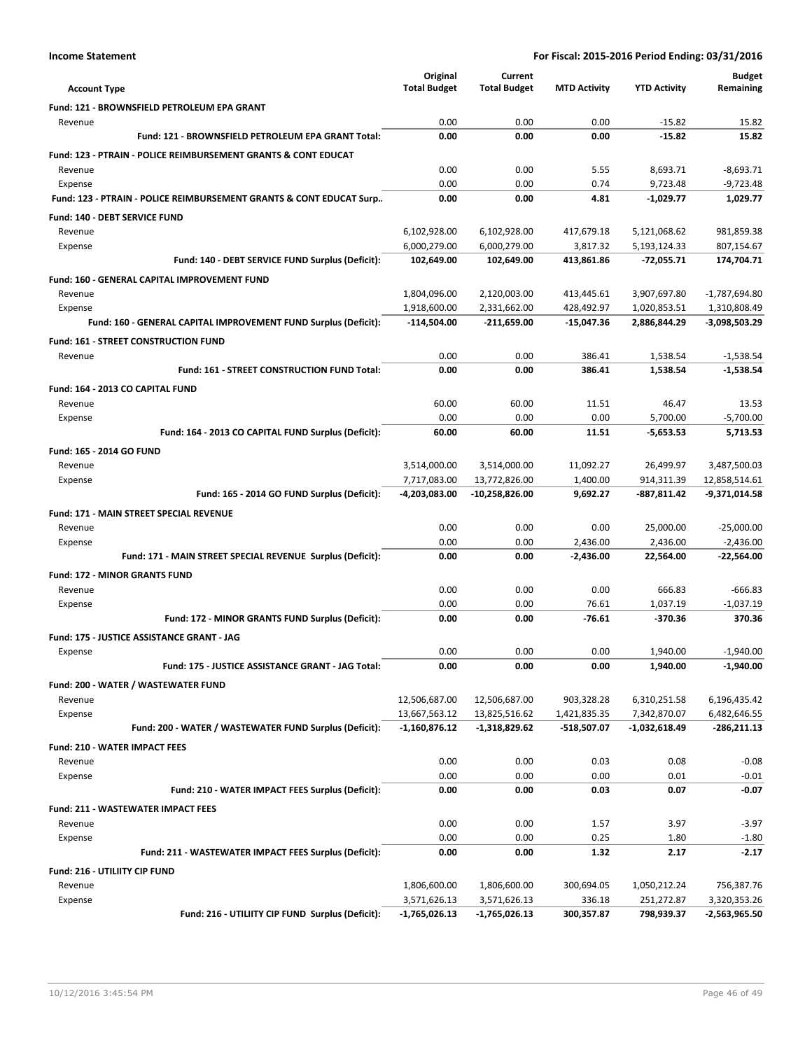**Income Statement** — **For Fiscal: 2015-2016 Period Ending: 03/31/2016**

| Account Type | Original Total Budget | Current Total Budget | MTD Activity | YTD Activity | Budget Remaining |
|---|---|---|---|---|---|
| **Fund: 121 - BROWNSFIELD PETROLEUM EPA GRANT** | | | | | |
| Revenue | 0.00 | 0.00 | 0.00 | -15.82 | 15.82 |
| **Fund: 121 - BROWNSFIELD PETROLEUM EPA GRANT Total:** | **0.00** | **0.00** | **0.00** | **-15.82** | **15.82** |
| **Fund: 123 - PTRAIN - POLICE REIMBURSEMENT GRANTS & CONT EDUCAT** | | | | | |
| Revenue | 0.00 | 0.00 | 5.55 | 8,693.71 | -8,693.71 |
| Expense | 0.00 | 0.00 | 0.74 | 9,723.48 | -9,723.48 |
| **Fund: 123 - PTRAIN - POLICE REIMBURSEMENT GRANTS & CONT EDUCAT Surp..** | **0.00** | **0.00** | **4.81** | **-1,029.77** | **1,029.77** |
| **Fund: 140 - DEBT SERVICE FUND** | | | | | |
| Revenue | 6,102,928.00 | 6,102,928.00 | 417,679.18 | 5,121,068.62 | 981,859.38 |
| Expense | 6,000,279.00 | 6,000,279.00 | 3,817.32 | 5,193,124.33 | 807,154.67 |
| **Fund: 140 - DEBT SERVICE FUND Surplus (Deficit):** | **102,649.00** | **102,649.00** | **413,861.86** | **-72,055.71** | **174,704.71** |
| **Fund: 160 - GENERAL CAPITAL IMPROVEMENT FUND** | | | | | |
| Revenue | 1,804,096.00 | 2,120,003.00 | 413,445.61 | 3,907,697.80 | -1,787,694.80 |
| Expense | 1,918,600.00 | 2,331,662.00 | 428,492.97 | 1,020,853.51 | 1,310,808.49 |
| **Fund: 160 - GENERAL CAPITAL IMPROVEMENT FUND Surplus (Deficit):** | **-114,504.00** | **-211,659.00** | **-15,047.36** | **2,886,844.29** | **-3,098,503.29** |
| **Fund: 161 - STREET CONSTRUCTION FUND** | | | | | |
| Revenue | 0.00 | 0.00 | 386.41 | 1,538.54 | -1,538.54 |
| **Fund: 161 - STREET CONSTRUCTION FUND Total:** | **0.00** | **0.00** | **386.41** | **1,538.54** | **-1,538.54** |
| **Fund: 164 - 2013 CO CAPITAL FUND** | | | | | |
| Revenue | 60.00 | 60.00 | 11.51 | 46.47 | 13.53 |
| Expense | 0.00 | 0.00 | 0.00 | 5,700.00 | -5,700.00 |
| **Fund: 164 - 2013 CO CAPITAL FUND Surplus (Deficit):** | **60.00** | **60.00** | **11.51** | **-5,653.53** | **5,713.53** |
| **Fund: 165 - 2014 GO FUND** | | | | | |
| Revenue | 3,514,000.00 | 3,514,000.00 | 11,092.27 | 26,499.97 | 3,487,500.03 |
| Expense | 7,717,083.00 | 13,772,826.00 | 1,400.00 | 914,311.39 | 12,858,514.61 |
| **Fund: 165 - 2014 GO FUND Surplus (Deficit):** | **-4,203,083.00** | **-10,258,826.00** | **9,692.27** | **-887,811.42** | **-9,371,014.58** |
| **Fund: 171 - MAIN STREET SPECIAL REVENUE** | | | | | |
| Revenue | 0.00 | 0.00 | 0.00 | 25,000.00 | -25,000.00 |
| Expense | 0.00 | 0.00 | 2,436.00 | 2,436.00 | -2,436.00 |
| **Fund: 171 - MAIN STREET SPECIAL REVENUE Surplus (Deficit):** | **0.00** | **0.00** | **-2,436.00** | **22,564.00** | **-22,564.00** |
| **Fund: 172 - MINOR GRANTS FUND** | | | | | |
| Revenue | 0.00 | 0.00 | 0.00 | 666.83 | -666.83 |
| Expense | 0.00 | 0.00 | 76.61 | 1,037.19 | -1,037.19 |
| **Fund: 172 - MINOR GRANTS FUND Surplus (Deficit):** | **0.00** | **0.00** | **-76.61** | **-370.36** | **370.36** |
| **Fund: 175 - JUSTICE ASSISTANCE GRANT - JAG** | | | | | |
| Expense | 0.00 | 0.00 | 0.00 | 1,940.00 | -1,940.00 |
| **Fund: 175 - JUSTICE ASSISTANCE GRANT - JAG Total:** | **0.00** | **0.00** | **0.00** | **1,940.00** | **-1,940.00** |
| **Fund: 200 - WATER / WASTEWATER FUND** | | | | | |
| Revenue | 12,506,687.00 | 12,506,687.00 | 903,328.28 | 6,310,251.58 | 6,196,435.42 |
| Expense | 13,667,563.12 | 13,825,516.62 | 1,421,835.35 | 7,342,870.07 | 6,482,646.55 |
| **Fund: 200 - WATER / WASTEWATER FUND Surplus (Deficit):** | **-1,160,876.12** | **-1,318,829.62** | **-518,507.07** | **-1,032,618.49** | **-286,211.13** |
| **Fund: 210 - WATER IMPACT FEES** | | | | | |
| Revenue | 0.00 | 0.00 | 0.03 | 0.08 | -0.08 |
| Expense | 0.00 | 0.00 | 0.00 | 0.01 | -0.01 |
| **Fund: 210 - WATER IMPACT FEES Surplus (Deficit):** | **0.00** | **0.00** | **0.03** | **0.07** | **-0.07** |
| **Fund: 211 - WASTEWATER IMPACT FEES** | | | | | |
| Revenue | 0.00 | 0.00 | 1.57 | 3.97 | -3.97 |
| Expense | 0.00 | 0.00 | 0.25 | 1.80 | -1.80 |
| **Fund: 211 - WASTEWATER IMPACT FEES Surplus (Deficit):** | **0.00** | **0.00** | **1.32** | **2.17** | **-2.17** |
| **Fund: 216 - UTILIITY CIP FUND** | | | | | |
| Revenue | 1,806,600.00 | 1,806,600.00 | 300,694.05 | 1,050,212.24 | 756,387.76 |
| Expense | 3,571,626.13 | 3,571,626.13 | 336.18 | 251,272.87 | 3,320,353.26 |
| **Fund: 216 - UTILIITY CIP FUND Surplus (Deficit):** | **-1,765,026.13** | **-1,765,026.13** | **300,357.87** | **798,939.37** | **-2,563,965.50** |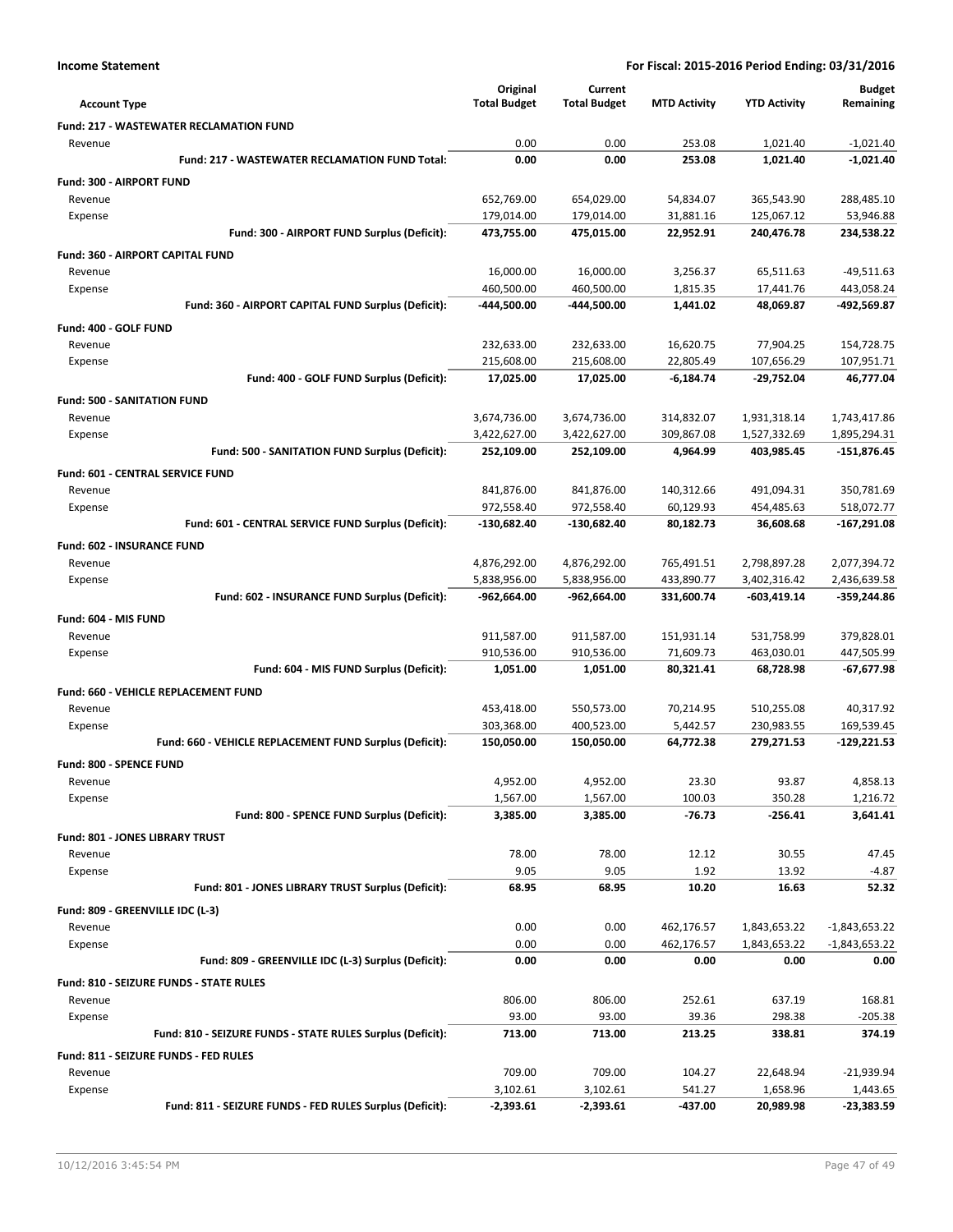**Income Statement** — For Fiscal: 2015-2016 Period Ending: 03/31/2016

| Account Type | Original Total Budget | Current Total Budget | MTD Activity | YTD Activity | Budget Remaining |
|---|---|---|---|---|---|
| **Fund: 217 - WASTEWATER RECLAMATION FUND** | | | | | |
| Revenue | 0.00 | 0.00 | 253.08 | 1,021.40 | -1,021.40 |
| **Fund: 217 - WASTEWATER RECLAMATION FUND Total:** | **0.00** | **0.00** | **253.08** | **1,021.40** | **-1,021.40** |
| **Fund: 300 - AIRPORT FUND** | | | | | |
| Revenue | 652,769.00 | 654,029.00 | 54,834.07 | 365,543.90 | 288,485.10 |
| Expense | 179,014.00 | 179,014.00 | 31,881.16 | 125,067.12 | 53,946.88 |
| **Fund: 300 - AIRPORT FUND Surplus (Deficit):** | **473,755.00** | **475,015.00** | **22,952.91** | **240,476.78** | **234,538.22** |
| **Fund: 360 - AIRPORT CAPITAL FUND** | | | | | |
| Revenue | 16,000.00 | 16,000.00 | 3,256.37 | 65,511.63 | -49,511.63 |
| Expense | 460,500.00 | 460,500.00 | 1,815.35 | 17,441.76 | 443,058.24 |
| **Fund: 360 - AIRPORT CAPITAL FUND Surplus (Deficit):** | **-444,500.00** | **-444,500.00** | **1,441.02** | **48,069.87** | **-492,569.87** |
| **Fund: 400 - GOLF FUND** | | | | | |
| Revenue | 232,633.00 | 232,633.00 | 16,620.75 | 77,904.25 | 154,728.75 |
| Expense | 215,608.00 | 215,608.00 | 22,805.49 | 107,656.29 | 107,951.71 |
| **Fund: 400 - GOLF FUND Surplus (Deficit):** | **17,025.00** | **17,025.00** | **-6,184.74** | **-29,752.04** | **46,777.04** |
| **Fund: 500 - SANITATION FUND** | | | | | |
| Revenue | 3,674,736.00 | 3,674,736.00 | 314,832.07 | 1,931,318.14 | 1,743,417.86 |
| Expense | 3,422,627.00 | 3,422,627.00 | 309,867.08 | 1,527,332.69 | 1,895,294.31 |
| **Fund: 500 - SANITATION FUND Surplus (Deficit):** | **252,109.00** | **252,109.00** | **4,964.99** | **403,985.45** | **-151,876.45** |
| **Fund: 601 - CENTRAL SERVICE FUND** | | | | | |
| Revenue | 841,876.00 | 841,876.00 | 140,312.66 | 491,094.31 | 350,781.69 |
| Expense | 972,558.40 | 972,558.40 | 60,129.93 | 454,485.63 | 518,072.77 |
| **Fund: 601 - CENTRAL SERVICE FUND Surplus (Deficit):** | **-130,682.40** | **-130,682.40** | **80,182.73** | **36,608.68** | **-167,291.08** |
| **Fund: 602 - INSURANCE FUND** | | | | | |
| Revenue | 4,876,292.00 | 4,876,292.00 | 765,491.51 | 2,798,897.28 | 2,077,394.72 |
| Expense | 5,838,956.00 | 5,838,956.00 | 433,890.77 | 3,402,316.42 | 2,436,639.58 |
| **Fund: 602 - INSURANCE FUND Surplus (Deficit):** | **-962,664.00** | **-962,664.00** | **331,600.74** | **-603,419.14** | **-359,244.86** |
| **Fund: 604 - MIS FUND** | | | | | |
| Revenue | 911,587.00 | 911,587.00 | 151,931.14 | 531,758.99 | 379,828.01 |
| Expense | 910,536.00 | 910,536.00 | 71,609.73 | 463,030.01 | 447,505.99 |
| **Fund: 604 - MIS FUND Surplus (Deficit):** | **1,051.00** | **1,051.00** | **80,321.41** | **68,728.98** | **-67,677.98** |
| **Fund: 660 - VEHICLE REPLACEMENT FUND** | | | | | |
| Revenue | 453,418.00 | 550,573.00 | 70,214.95 | 510,255.08 | 40,317.92 |
| Expense | 303,368.00 | 400,523.00 | 5,442.57 | 230,983.55 | 169,539.45 |
| **Fund: 660 - VEHICLE REPLACEMENT FUND Surplus (Deficit):** | **150,050.00** | **150,050.00** | **64,772.38** | **279,271.53** | **-129,221.53** |
| **Fund: 800 - SPENCE FUND** | | | | | |
| Revenue | 4,952.00 | 4,952.00 | 23.30 | 93.87 | 4,858.13 |
| Expense | 1,567.00 | 1,567.00 | 100.03 | 350.28 | 1,216.72 |
| **Fund: 800 - SPENCE FUND Surplus (Deficit):** | **3,385.00** | **3,385.00** | **-76.73** | **-256.41** | **3,641.41** |
| **Fund: 801 - JONES LIBRARY TRUST** | | | | | |
| Revenue | 78.00 | 78.00 | 12.12 | 30.55 | 47.45 |
| Expense | 9.05 | 9.05 | 1.92 | 13.92 | -4.87 |
| **Fund: 801 - JONES LIBRARY TRUST Surplus (Deficit):** | **68.95** | **68.95** | **10.20** | **16.63** | **52.32** |
| **Fund: 809 - GREENVILLE IDC (L-3)** | | | | | |
| Revenue | 0.00 | 0.00 | 462,176.57 | 1,843,653.22 | -1,843,653.22 |
| Expense | 0.00 | 0.00 | 462,176.57 | 1,843,653.22 | -1,843,653.22 |
| **Fund: 809 - GREENVILLE IDC (L-3) Surplus (Deficit):** | **0.00** | **0.00** | **0.00** | **0.00** | **0.00** |
| **Fund: 810 - SEIZURE FUNDS - STATE RULES** | | | | | |
| Revenue | 806.00 | 806.00 | 252.61 | 637.19 | 168.81 |
| Expense | 93.00 | 93.00 | 39.36 | 298.38 | -205.38 |
| **Fund: 810 - SEIZURE FUNDS - STATE RULES Surplus (Deficit):** | **713.00** | **713.00** | **213.25** | **338.81** | **374.19** |
| **Fund: 811 - SEIZURE FUNDS - FED RULES** | | | | | |
| Revenue | 709.00 | 709.00 | 104.27 | 22,648.94 | -21,939.94 |
| Expense | 3,102.61 | 3,102.61 | 541.27 | 1,658.96 | 1,443.65 |
| **Fund: 811 - SEIZURE FUNDS - FED RULES Surplus (Deficit):** | **-2,393.61** | **-2,393.61** | **-437.00** | **20,989.98** | **-23,383.59** |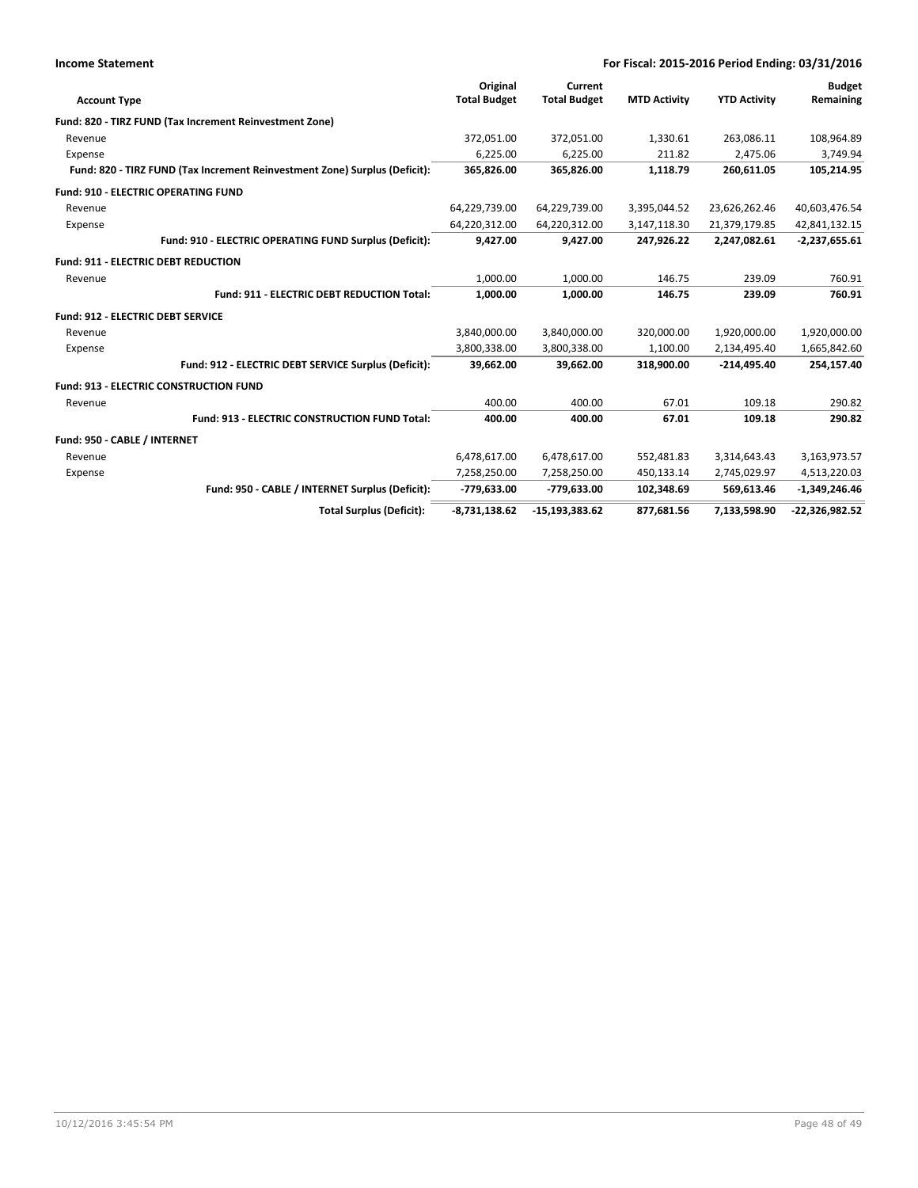| Account Type | Original Total Budget | Current Total Budget | MTD Activity | YTD Activity | Budget Remaining |
|---|---|---|---|---|---|
| **Fund: 820 - TIRZ FUND (Tax Increment Reinvestment Zone)** | | | | | |
| Revenue | 372,051.00 | 372,051.00 | 1,330.61 | 263,086.11 | 108,964.89 |
| Expense | 6,225.00 | 6,225.00 | 211.82 | 2,475.06 | 3,749.94 |
| **Fund: 820 - TIRZ FUND (Tax Increment Reinvestment Zone) Surplus (Deficit):** | **365,826.00** | **365,826.00** | **1,118.79** | **260,611.05** | **105,214.95** |
| **Fund: 910 - ELECTRIC OPERATING FUND** | | | | | |
| Revenue | 64,229,739.00 | 64,229,739.00 | 3,395,044.52 | 23,626,262.46 | 40,603,476.54 |
| Expense | 64,220,312.00 | 64,220,312.00 | 3,147,118.30 | 21,379,179.85 | 42,841,132.15 |
| **Fund: 910 - ELECTRIC OPERATING FUND Surplus (Deficit):** | **9,427.00** | **9,427.00** | **247,926.22** | **2,247,082.61** | **-2,237,655.61** |
| **Fund: 911 - ELECTRIC DEBT REDUCTION** | | | | | |
| Revenue | 1,000.00 | 1,000.00 | 146.75 | 239.09 | 760.91 |
| **Fund: 911 - ELECTRIC DEBT REDUCTION Total:** | **1,000.00** | **1,000.00** | **146.75** | **239.09** | **760.91** |
| **Fund: 912 - ELECTRIC DEBT SERVICE** | | | | | |
| Revenue | 3,840,000.00 | 3,840,000.00 | 320,000.00 | 1,920,000.00 | 1,920,000.00 |
| Expense | 3,800,338.00 | 3,800,338.00 | 1,100.00 | 2,134,495.40 | 1,665,842.60 |
| **Fund: 912 - ELECTRIC DEBT SERVICE Surplus (Deficit):** | **39,662.00** | **39,662.00** | **318,900.00** | **-214,495.40** | **254,157.40** |
| **Fund: 913 - ELECTRIC CONSTRUCTION FUND** | | | | | |
| Revenue | 400.00 | 400.00 | 67.01 | 109.18 | 290.82 |
| **Fund: 913 - ELECTRIC CONSTRUCTION FUND Total:** | **400.00** | **400.00** | **67.01** | **109.18** | **290.82** |
| **Fund: 950 - CABLE / INTERNET** | | | | | |
| Revenue | 6,478,617.00 | 6,478,617.00 | 552,481.83 | 3,314,643.43 | 3,163,973.57 |
| Expense | 7,258,250.00 | 7,258,250.00 | 450,133.14 | 2,745,029.97 | 4,513,220.03 |
| **Fund: 950 - CABLE / INTERNET Surplus (Deficit):** | **-779,633.00** | **-779,633.00** | **102,348.69** | **569,613.46** | **-1,349,246.46** |
| **Total Surplus (Deficit):** | **-8,731,138.62** | **-15,193,383.62** | **877,681.56** | **7,133,598.90** | **-22,326,982.52** |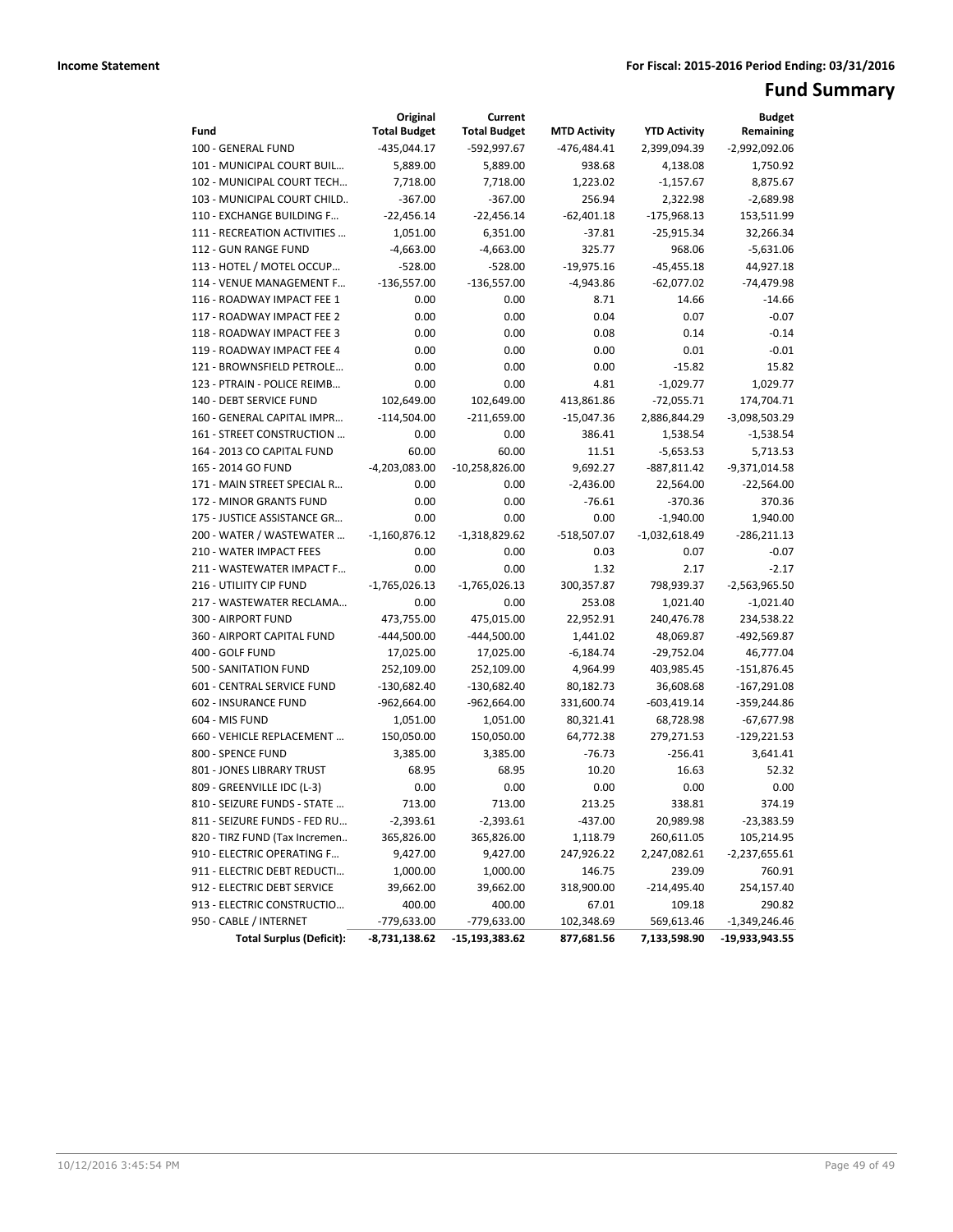**Income Statement** **For Fiscal: 2015-2016 Period Ending: 03/31/2016**

# Fund Summary

| Fund | Original Total Budget | Current Total Budget | MTD Activity | YTD Activity | Budget Remaining |
|---|---|---|---|---|---|
| 100 - GENERAL FUND | -435,044.17 | -592,997.67 | -476,484.41 | 2,399,094.39 | -2,992,092.06 |
| 101 - MUNICIPAL COURT BUIL… | 5,889.00 | 5,889.00 | 938.68 | 4,138.08 | 1,750.92 |
| 102 - MUNICIPAL COURT TECH… | 7,718.00 | 7,718.00 | 1,223.02 | -1,157.67 | 8,875.67 |
| 103 - MUNICIPAL COURT CHILD.. | -367.00 | -367.00 | 256.94 | 2,322.98 | -2,689.98 |
| 110 - EXCHANGE BUILDING F… | -22,456.14 | -22,456.14 | -62,401.18 | -175,968.13 | 153,511.99 |
| 111 - RECREATION ACTIVITIES … | 1,051.00 | 6,351.00 | -37.81 | -25,915.34 | 32,266.34 |
| 112 - GUN RANGE FUND | -4,663.00 | -4,663.00 | 325.77 | 968.06 | -5,631.06 |
| 113 - HOTEL / MOTEL OCCUP… | -528.00 | -528.00 | -19,975.16 | -45,455.18 | 44,927.18 |
| 114 - VENUE MANAGEMENT F… | -136,557.00 | -136,557.00 | -4,943.86 | -62,077.02 | -74,479.98 |
| 116 - ROADWAY IMPACT FEE 1 | 0.00 | 0.00 | 8.71 | 14.66 | -14.66 |
| 117 - ROADWAY IMPACT FEE 2 | 0.00 | 0.00 | 0.04 | 0.07 | -0.07 |
| 118 - ROADWAY IMPACT FEE 3 | 0.00 | 0.00 | 0.08 | 0.14 | -0.14 |
| 119 - ROADWAY IMPACT FEE 4 | 0.00 | 0.00 | 0.00 | 0.01 | -0.01 |
| 121 - BROWNSFIELD PETROLE… | 0.00 | 0.00 | 0.00 | -15.82 | 15.82 |
| 123 - PTRAIN - POLICE REIMB… | 0.00 | 0.00 | 4.81 | -1,029.77 | 1,029.77 |
| 140 - DEBT SERVICE FUND | 102,649.00 | 102,649.00 | 413,861.86 | -72,055.71 | 174,704.71 |
| 160 - GENERAL CAPITAL IMPR… | -114,504.00 | -211,659.00 | -15,047.36 | 2,886,844.29 | -3,098,503.29 |
| 161 - STREET CONSTRUCTION … | 0.00 | 0.00 | 386.41 | 1,538.54 | -1,538.54 |
| 164 - 2013 CO CAPITAL FUND | 60.00 | 60.00 | 11.51 | -5,653.53 | 5,713.53 |
| 165 - 2014 GO FUND | -4,203,083.00 | -10,258,826.00 | 9,692.27 | -887,811.42 | -9,371,014.58 |
| 171 - MAIN STREET SPECIAL R… | 0.00 | 0.00 | -2,436.00 | 22,564.00 | -22,564.00 |
| 172 - MINOR GRANTS FUND | 0.00 | 0.00 | -76.61 | -370.36 | 370.36 |
| 175 - JUSTICE ASSISTANCE GR… | 0.00 | 0.00 | 0.00 | -1,940.00 | 1,940.00 |
| 200 - WATER / WASTEWATER … | -1,160,876.12 | -1,318,829.62 | -518,507.07 | -1,032,618.49 | -286,211.13 |
| 210 - WATER IMPACT FEES | 0.00 | 0.00 | 0.03 | 0.07 | -0.07 |
| 211 - WASTEWATER IMPACT F… | 0.00 | 0.00 | 1.32 | 2.17 | -2.17 |
| 216 - UTILIITY CIP FUND | -1,765,026.13 | -1,765,026.13 | 300,357.87 | 798,939.37 | -2,563,965.50 |
| 217 - WASTEWATER RECLAMA… | 0.00 | 0.00 | 253.08 | 1,021.40 | -1,021.40 |
| 300 - AIRPORT FUND | 473,755.00 | 475,015.00 | 22,952.91 | 240,476.78 | 234,538.22 |
| 360 - AIRPORT CAPITAL FUND | -444,500.00 | -444,500.00 | 1,441.02 | 48,069.87 | -492,569.87 |
| 400 - GOLF FUND | 17,025.00 | 17,025.00 | -6,184.74 | -29,752.04 | 46,777.04 |
| 500 - SANITATION FUND | 252,109.00 | 252,109.00 | 4,964.99 | 403,985.45 | -151,876.45 |
| 601 - CENTRAL SERVICE FUND | -130,682.40 | -130,682.40 | 80,182.73 | 36,608.68 | -167,291.08 |
| 602 - INSURANCE FUND | -962,664.00 | -962,664.00 | 331,600.74 | -603,419.14 | -359,244.86 |
| 604 - MIS FUND | 1,051.00 | 1,051.00 | 80,321.41 | 68,728.98 | -67,677.98 |
| 660 - VEHICLE REPLACEMENT … | 150,050.00 | 150,050.00 | 64,772.38 | 279,271.53 | -129,221.53 |
| 800 - SPENCE FUND | 3,385.00 | 3,385.00 | -76.73 | -256.41 | 3,641.41 |
| 801 - JONES LIBRARY TRUST | 68.95 | 68.95 | 10.20 | 16.63 | 52.32 |
| 809 - GREENVILLE IDC (L-3) | 0.00 | 0.00 | 0.00 | 0.00 | 0.00 |
| 810 - SEIZURE FUNDS - STATE … | 713.00 | 713.00 | 213.25 | 338.81 | 374.19 |
| 811 - SEIZURE FUNDS - FED RU… | -2,393.61 | -2,393.61 | -437.00 | 20,989.98 | -23,383.59 |
| 820 - TIRZ FUND (Tax Incremen.. | 365,826.00 | 365,826.00 | 1,118.79 | 260,611.05 | 105,214.95 |
| 910 - ELECTRIC OPERATING F… | 9,427.00 | 9,427.00 | 247,926.22 | 2,247,082.61 | -2,237,655.61 |
| 911 - ELECTRIC DEBT REDUCTI… | 1,000.00 | 1,000.00 | 146.75 | 239.09 | 760.91 |
| 912 - ELECTRIC DEBT SERVICE | 39,662.00 | 39,662.00 | 318,900.00 | -214,495.40 | 254,157.40 |
| 913 - ELECTRIC CONSTRUCTIO… | 400.00 | 400.00 | 67.01 | 109.18 | 290.82 |
| 950 - CABLE / INTERNET | -779,633.00 | -779,633.00 | 102,348.69 | 569,613.46 | -1,349,246.46 |
| **Total Surplus (Deficit):** | **-8,731,138.62** | **-15,193,383.62** | **877,681.56** | **7,133,598.90** | **-19,933,943.55** |